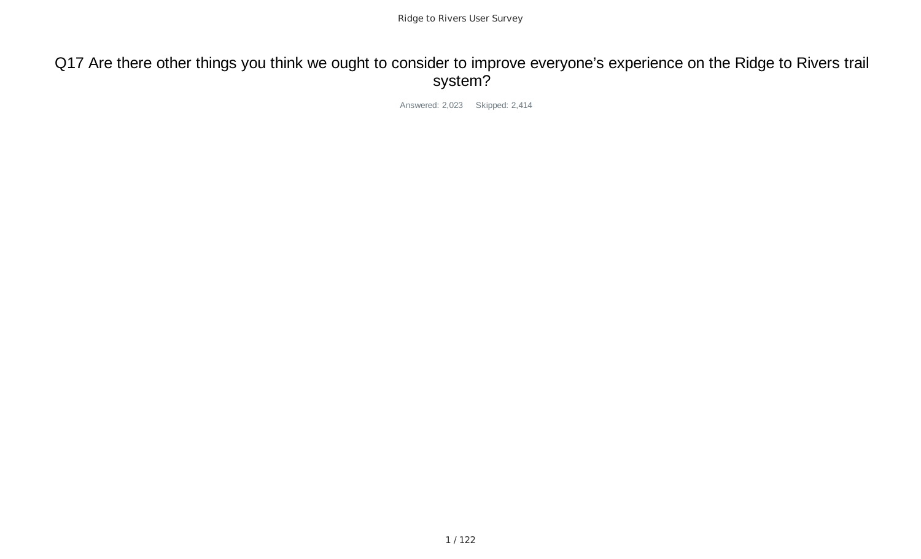# Q17 Are there other things you think we ought to consider to improve everyone's experience on the Ridge to Rivers trail system?

Answered: 2,023 Skipped: 2,414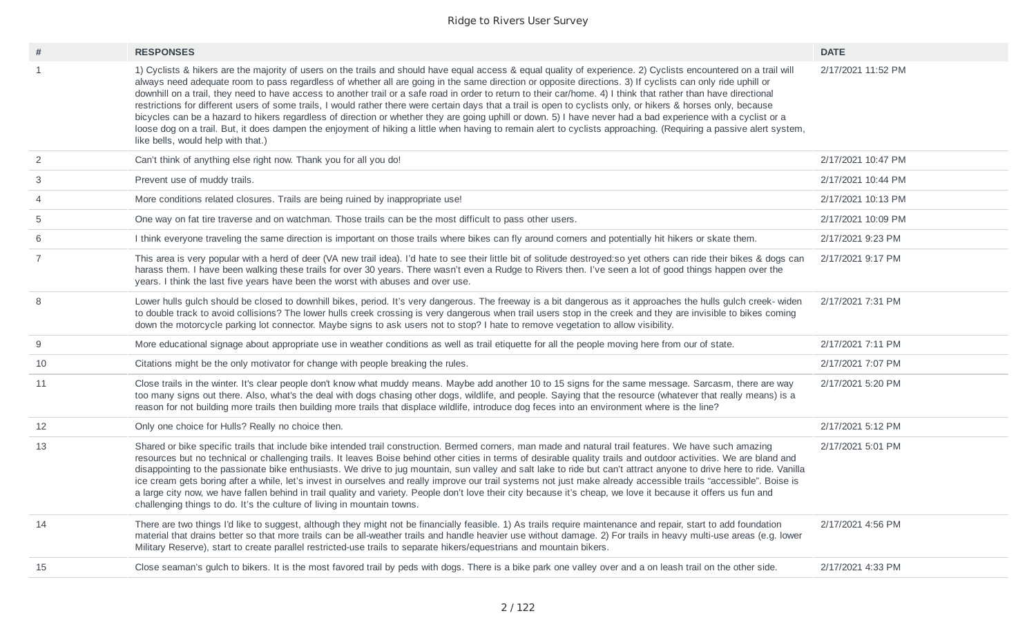| # | RESPONSES | DATE |
|---|---|---|
| 1 | 1) Cyclists & hikers are the majority of users on the trails and should have equal access & equal quality of experience. 2) Cyclists encountered on a trail will always need adequate room to pass regardless of whether all are going in the same direction or opposite directions. 3) If cyclists can only ride uphill or downhill on a trail, they need to have access to another trail or a safe road in order to return to their car/home. 4) I think that rather than have directional restrictions for different users of some trails, I would rather there were certain days that a trail is open to cyclists only, or hikers & horses only, because bicycles can be a hazard to hikers regardless of direction or whether they are going uphill or down. 5) I have never had a bad experience with a cyclist or a loose dog on a trail. But, it does dampen the enjoyment of hiking a little when having to remain alert to cyclists approaching. (Requiring a passive alert system, like bells, would help with that.) | 2/17/2021 11:52 PM |
| 2 | Can't think of anything else right now. Thank you for all you do! | 2/17/2021 10:47 PM |
| 3 | Prevent use of muddy trails. | 2/17/2021 10:44 PM |
| 4 | More conditions related closures. Trails are being ruined by inappropriate use! | 2/17/2021 10:13 PM |
| 5 | One way on fat tire traverse and on watchman. Those trails can be the most difficult to pass other users. | 2/17/2021 10:09 PM |
| 6 | I think everyone traveling the same direction is important on those trails where bikes can fly around corners and potentially hit hikers or skate them. | 2/17/2021 9:23 PM |
| 7 | This area is very popular with a herd of deer (VA new trail idea). I'd hate to see their little bit of solitude destroyed:so yet others can ride their bikes & dogs can harass them. I have been walking these trails for over 30 years. There wasn't even a Rudge to Rivers then. I've seen a lot of good things happen over the years. I think the last five years have been the worst with abuses and over use. | 2/17/2021 9:17 PM |
| 8 | Lower hulls gulch should be closed to downhill bikes, period. It's very dangerous. The freeway is a bit dangerous as it approaches the hulls gulch creek- widen to double track to avoid collisions? The lower hulls creek crossing is very dangerous when trail users stop in the creek and they are invisible to bikes coming down the motorcycle parking lot connector. Maybe signs to ask users not to stop? I hate to remove vegetation to allow visibility. | 2/17/2021 7:31 PM |
| 9 | More educational signage about appropriate use in weather conditions as well as trail etiquette for all the people moving here from our of state. | 2/17/2021 7:11 PM |
| 10 | Citations might be the only motivator for change with people breaking the rules. | 2/17/2021 7:07 PM |
| 11 | Close trails in the winter. It's clear people don't know what muddy means. Maybe add another 10 to 15 signs for the same message. Sarcasm, there are way too many signs out there. Also, what's the deal with dogs chasing other dogs, wildlife, and people. Saying that the resource (whatever that really means) is a reason for not building more trails then building more trails that displace wildlife, introduce dog feces into an environment where is the line? | 2/17/2021 5:20 PM |
| 12 | Only one choice for Hulls? Really no choice then. | 2/17/2021 5:12 PM |
| 13 | Shared or bike specific trails that include bike intended trail construction. Bermed corners, man made and natural trail features. We have such amazing resources but no technical or challenging trails. It leaves Boise behind other cities in terms of desirable quality trails and outdoor activities. We are bland and disappointing to the passionate bike enthusiasts. We drive to jug mountain, sun valley and salt lake to ride but can't attract anyone to drive here to ride. Vanilla ice cream gets boring after a while, let's invest in ourselves and really improve our trail systems not just make already accessible trails "accessible". Boise is a large city now, we have fallen behind in trail quality and variety. People don't love their city because it's cheap, we love it because it offers us fun and challenging things to do. It's the culture of living in mountain towns. | 2/17/2021 5:01 PM |
| 14 | There are two things I'd like to suggest, although they might not be financially feasible. 1) As trails require maintenance and repair, start to add foundation material that drains better so that more trails can be all-weather trails and handle heavier use without damage. 2) For trails in heavy multi-use areas (e.g. lower Military Reserve), start to create parallel restricted-use trails to separate hikers/equestrians and mountain bikers. | 2/17/2021 4:56 PM |
| 15 | Close seaman's gulch to bikers. It is the most favored trail by peds with dogs. There is a bike park one valley over and a on leash trail on the other side. | 2/17/2021 4:33 PM |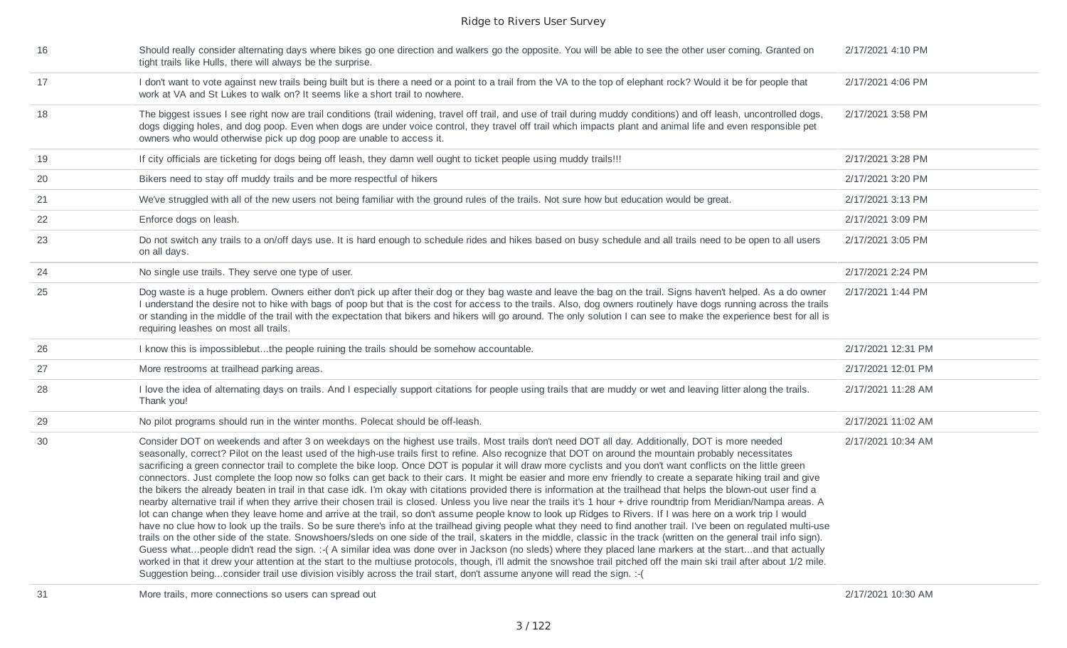| | | |
|---|---|---|
| 16 | Should really consider alternating days where bikes go one direction and walkers go the opposite. You will be able to see the other user coming. Granted on tight trails like Hulls, there will always be the surprise. | 2/17/2021 4:10 PM |
| 17 | I don't want to vote against new trails being built but is there a need or a point to a trail from the VA to the top of elephant rock? Would it be for people that work at VA and St Lukes to walk on? It seems like a short trail to nowhere. | 2/17/2021 4:06 PM |
| 18 | The biggest issues I see right now are trail conditions (trail widening, travel off trail, and use of trail during muddy conditions) and off leash, uncontrolled dogs, dogs digging holes, and dog poop. Even when dogs are under voice control, they travel off trail which impacts plant and animal life and even responsible pet owners who would otherwise pick up dog poop are unable to access it. | 2/17/2021 3:58 PM |
| 19 | If city officials are ticketing for dogs being off leash, they damn well ought to ticket people using muddy trails!!! | 2/17/2021 3:28 PM |
| 20 | Bikers need to stay off muddy trails and be more respectful of hikers | 2/17/2021 3:20 PM |
| 21 | We've struggled with all of the new users not being familiar with the ground rules of the trails. Not sure how but education would be great. | 2/17/2021 3:13 PM |
| 22 | Enforce dogs on leash. | 2/17/2021 3:09 PM |
| 23 | Do not switch any trails to a on/off days use. It is hard enough to schedule rides and hikes based on busy schedule and all trails need to be open to all users on all days. | 2/17/2021 3:05 PM |
| 24 | No single use trails. They serve one type of user. | 2/17/2021 2:24 PM |
| 25 | Dog waste is a huge problem. Owners either don't pick up after their dog or they bag waste and leave the bag on the trail. Signs haven't helped. As a do owner I understand the desire not to hike with bags of poop but that is the cost for access to the trails. Also, dog owners routinely have dogs running across the trails or standing in the middle of the trail with the expectation that bikers and hikers will go around. The only solution I can see to make the experience best for all is requiring leashes on most all trails. | 2/17/2021 1:44 PM |
| 26 | I know this is impossiblebut...the people ruining the trails should be somehow accountable. | 2/17/2021 12:31 PM |
| 27 | More restrooms at trailhead parking areas. | 2/17/2021 12:01 PM |
| 28 | I love the idea of alternating days on trails. And I especially support citations for people using trails that are muddy or wet and leaving litter along the trails. Thank you! | 2/17/2021 11:28 AM |
| 29 | No pilot programs should run in the winter months. Polecat should be off-leash. | 2/17/2021 11:02 AM |
| 30 | Consider DOT on weekends and after 3 on weekdays on the highest use trails. Most trails don't need DOT all day. Additionally, DOT is more needed seasonally, correct? Pilot on the least used of the high-use trails first to refine. Also recognize that DOT on around the mountain probably necessitates sacrificing a green connector trail to complete the bike loop. Once DOT is popular it will draw more cyclists and you don't want conflicts on the little green connectors. Just complete the loop now so folks can get back to their cars. It might be easier and more env friendly to create a separate hiking trail and give the bikers the already beaten in trail in that case idk. I'm okay with citations provided there is information at the trailhead that helps the blown-out user find a nearby alternative trail if when they arrive their chosen trail is closed. Unless you live near the trails it's 1 hour + drive roundtrip from Meridian/Nampa areas. A lot can change when they leave home and arrive at the trail, so don't assume people know to look up Ridges to Rivers. If I was here on a work trip I would have no clue how to look up the trails. So be sure there's info at the trailhead giving people what they need to find another trail. I've been on regulated multi-use trails on the other side of the state. Snowshoers/sleds on one side of the trail, skaters in the middle, classic in the track (written on the general trail info sign). Guess what...people didn't read the sign. :-( A similar idea was done over in Jackson (no sleds) where they placed lane markers at the start...and that actually worked in that it drew your attention at the start to the multiuse protocols, though, i'll admit the snowshoe trail pitched off the main ski trail after about 1/2 mile. Suggestion being...consider trail use division visibly across the trail start, don't assume anyone will read the sign. :-( | 2/17/2021 10:34 AM |
| 31 | More trails, more connections so users can spread out | 2/17/2021 10:30 AM |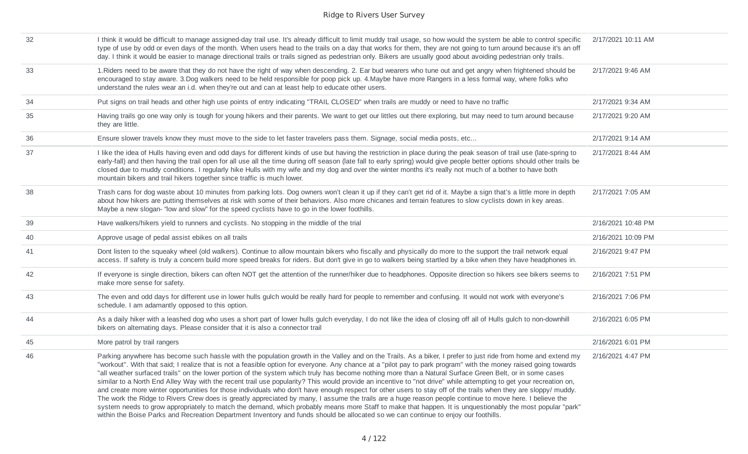| | | |
|---|---|---|
| 32 | I think it would be difficult to manage assigned-day trail use. It's already difficult to limit muddy trail usage, so how would the system be able to control specific type of use by odd or even days of the month. When users head to the trails on a day that works for them, they are not going to turn around because it's an off day. I think it would be easier to manage directional trails or trails signed as pedestrian only. Bikers are usually good about avoiding pedestrian only trails. | 2/17/2021 10:11 AM |
| 33 | 1.Riders need to be aware that they do not have the right of way when descending. 2. Ear bud wearers who tune out and get angry when frightened should be encouraged to stay aware. 3.Dog walkers need to be held responsible for poop pick up. 4.Maybe have more Rangers in a less formal way, where folks who understand the rules wear an i.d. when they're out and can at least help to educate other users. | 2/17/2021 9:46 AM |
| 34 | Put signs on trail heads and other high use points of entry indicating "TRAIL CLOSED" when trails are muddy or need to have no traffic | 2/17/2021 9:34 AM |
| 35 | Having trails go one way only is tough for young hikers and their parents. We want to get our littles out there exploring, but may need to turn around because they are little. | 2/17/2021 9:20 AM |
| 36 | Ensure slower travels know they must move to the side to let faster travelers pass them. Signage, social media posts, etc... | 2/17/2021 9:14 AM |
| 37 | I like the idea of Hulls having even and odd days for different kinds of use but having the restriction in place during the peak season of trail use (late-spring to early-fall) and then having the trail open for all use all the time during off season (late fall to early spring) would give people better options should other trails be closed due to muddy conditions. I regularly hike Hulls with my wife and my dog and over the winter months it's really not much of a bother to have both mountain bikers and trail hikers together since traffic is much lower. | 2/17/2021 8:44 AM |
| 38 | Trash cans for dog waste about 10 minutes from parking lots. Dog owners won't clean it up if they can't get rid of it. Maybe a sign that's a little more in depth about how hikers are putting themselves at risk with some of their behaviors. Also more chicanes and terrain features to slow cyclists down in key areas. Maybe a new slogan- "low and slow" for the speed cyclists have to go in the lower foothills. | 2/17/2021 7:05 AM |
| 39 | Have walkers/hikers yield to runners and cyclists. No stopping in the middle of the trial | 2/16/2021 10:48 PM |
| 40 | Approve usage of pedal assist ebikes on all trails | 2/16/2021 10:09 PM |
| 41 | Dont listen to the squeaky wheel (old walkers). Continue to allow mountain bikers who fiscally and physically do more to the support the trail network equal access. If safety is truly a concern build more speed breaks for riders. But don't give in go to walkers being startled by a bike when they have headphones in. | 2/16/2021 9:47 PM |
| 42 | If everyone is single direction, bikers can often NOT get the attention of the runner/hiker due to headphones. Opposite direction so hikers see bikers seems to make more sense for safety. | 2/16/2021 7:51 PM |
| 43 | The even and odd days for different use in lower hulls gulch would be really hard for people to remember and confusing. It would not work with everyone's schedule. I am adamantly opposed to this option. | 2/16/2021 7:06 PM |
| 44 | As a daily hiker with a leashed dog who uses a short part of lower hulls gulch everyday, I do not like the idea of closing off all of Hulls gulch to non-downhill bikers on alternating days. Please consider that it is also a connector trail | 2/16/2021 6:05 PM |
| 45 | More patrol by trail rangers | 2/16/2021 6:01 PM |
| 46 | Parking anywhere has become such hassle with the population growth in the Valley and on the Trails. As a biker, I prefer to just ride from home and extend my "workout". With that said; I realize that is not a feasible option for everyone. Any chance at a "pilot pay to park program" with the money raised going towards "all weather surfaced trails" on the lower portion of the system which truly has become nothing more than a Natural Surface Green Belt, or in some cases similar to a North End Alley Way with the recent trail use popularity? This would provide an incentive to "not drive" while attempting to get your recreation on, and create more winter opportunities for those individuals who don't have enough respect for other users to stay off of the trails when they are sloppy/ muddy. The work the Ridge to Rivers Crew does is greatly appreciated by many, I assume the trails are a huge reason people continue to move here. I believe the system needs to grow appropriately to match the demand, which probably means more Staff to make that happen. It is unquestionably the most popular "park" within the Boise Parks and Recreation Department Inventory and funds should be allocated so we can continue to enjoy our foothills. | 2/16/2021 4:47 PM |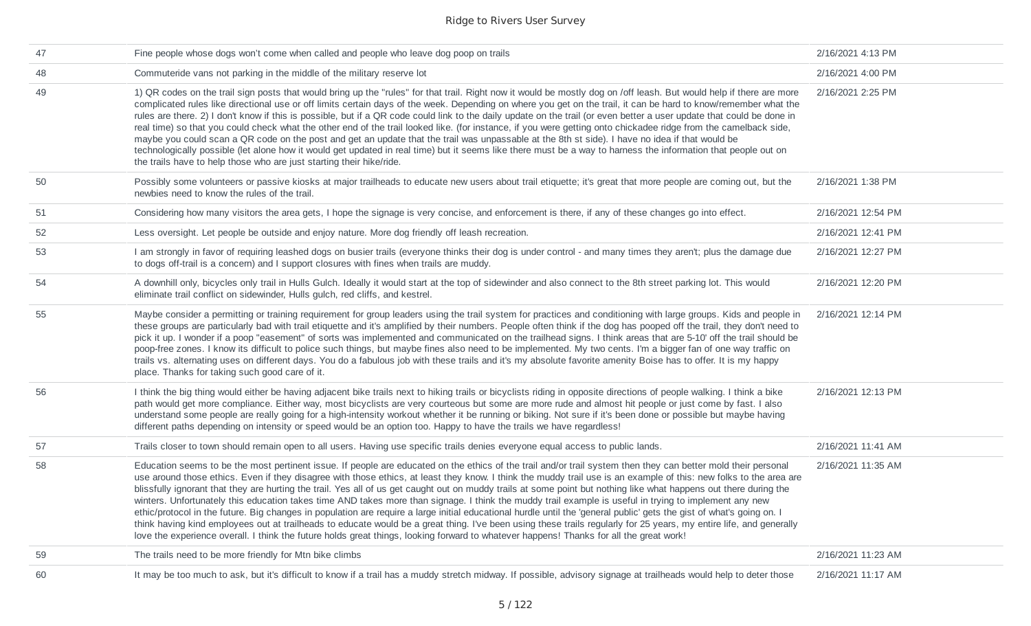| | | |
|---|---|---|
| 47 | Fine people whose dogs won't come when called and people who leave dog poop on trails | 2/16/2021 4:13 PM |
| 48 | Commuteride vans not parking in the middle of the military reserve lot | 2/16/2021 4:00 PM |
| 49 | 1) QR codes on the trail sign posts that would bring up the "rules" for that trail. Right now it would be mostly dog on /off leash. But would help if there are more complicated rules like directional use or off limits certain days of the week. Depending on where you get on the trail, it can be hard to know/remember what the rules are there. 2) I don't know if this is possible, but if a QR code could link to the daily update on the trail (or even better a user update that could be done in real time) so that you could check what the other end of the trail looked like. (for instance, if you were getting onto chickadee ridge from the camelback side, maybe you could scan a QR code on the post and get an update that the trail was unpassable at the 8th st side). I have no idea if that would be technologically possible (let alone how it would get updated in real time) but it seems like there must be a way to harness the information that people out on the trails have to help those who are just starting their hike/ride. | 2/16/2021 2:25 PM |
| 50 | Possibly some volunteers or passive kiosks at major trailheads to educate new users about trail etiquette; it's great that more people are coming out, but the newbies need to know the rules of the trail. | 2/16/2021 1:38 PM |
| 51 | Considering how many visitors the area gets, I hope the signage is very concise, and enforcement is there, if any of these changes go into effect. | 2/16/2021 12:54 PM |
| 52 | Less oversight. Let people be outside and enjoy nature. More dog friendly off leash recreation. | 2/16/2021 12:41 PM |
| 53 | I am strongly in favor of requiring leashed dogs on busier trails (everyone thinks their dog is under control - and many times they aren't; plus the damage due to dogs off-trail is a concern) and I support closures with fines when trails are muddy. | 2/16/2021 12:27 PM |
| 54 | A downhill only, bicycles only trail in Hulls Gulch. Ideally it would start at the top of sidewinder and also connect to the 8th street parking lot. This would eliminate trail conflict on sidewinder, Hulls gulch, red cliffs, and kestrel. | 2/16/2021 12:20 PM |
| 55 | Maybe consider a permitting or training requirement for group leaders using the trail system for practices and conditioning with large groups. Kids and people in these groups are particularly bad with trail etiquette and it's amplified by their numbers. People often think if the dog has pooped off the trail, they don't need to pick it up. I wonder if a poop "easement" of sorts was implemented and communicated on the trailhead signs. I think areas that are 5-10' off the trail should be poop-free zones. I know its difficult to police such things, but maybe fines also need to be implemented. My two cents. I'm a bigger fan of one way traffic on trails vs. alternating uses on different days. You do a fabulous job with these trails and it's my absolute favorite amenity Boise has to offer. It is my happy place. Thanks for taking such good care of it. | 2/16/2021 12:14 PM |
| 56 | I think the big thing would either be having adjacent bike trails next to hiking trails or bicyclists riding in opposite directions of people walking. I think a bike path would get more compliance. Either way, most bicyclists are very courteous but some are more rude and almost hit people or just come by fast. I also understand some people are really going for a high-intensity workout whether it be running or biking. Not sure if it's been done or possible but maybe having different paths depending on intensity or speed would be an option too. Happy to have the trails we have regardless! | 2/16/2021 12:13 PM |
| 57 | Trails closer to town should remain open to all users. Having use specific trails denies everyone equal access to public lands. | 2/16/2021 11:41 AM |
| 58 | Education seems to be the most pertinent issue. If people are educated on the ethics of the trail and/or trail system then they can better mold their personal use around those ethics. Even if they disagree with those ethics, at least they know. I think the muddy trail use is an example of this: new folks to the area are blissfully ignorant that they are hurting the trail. Yes all of us get caught out on muddy trails at some point but nothing like what happens out there during the winters. Unfortunately this education takes time AND takes more than signage. I think the muddy trail example is useful in trying to implement any new ethic/protocol in the future. Big changes in population are require a large initial educational hurdle until the 'general public' gets the gist of what's going on. I think having kind employees out at trailheads to educate would be a great thing. I've been using these trails regularly for 25 years, my entire life, and generally love the experience overall. I think the future holds great things, looking forward to whatever happens! Thanks for all the great work! | 2/16/2021 11:35 AM |
| 59 | The trails need to be more friendly for Mtn bike climbs | 2/16/2021 11:23 AM |
| 60 | It may be too much to ask, but it's difficult to know if a trail has a muddy stretch midway. If possible, advisory signage at trailheads would help to deter those | 2/16/2021 11:17 AM |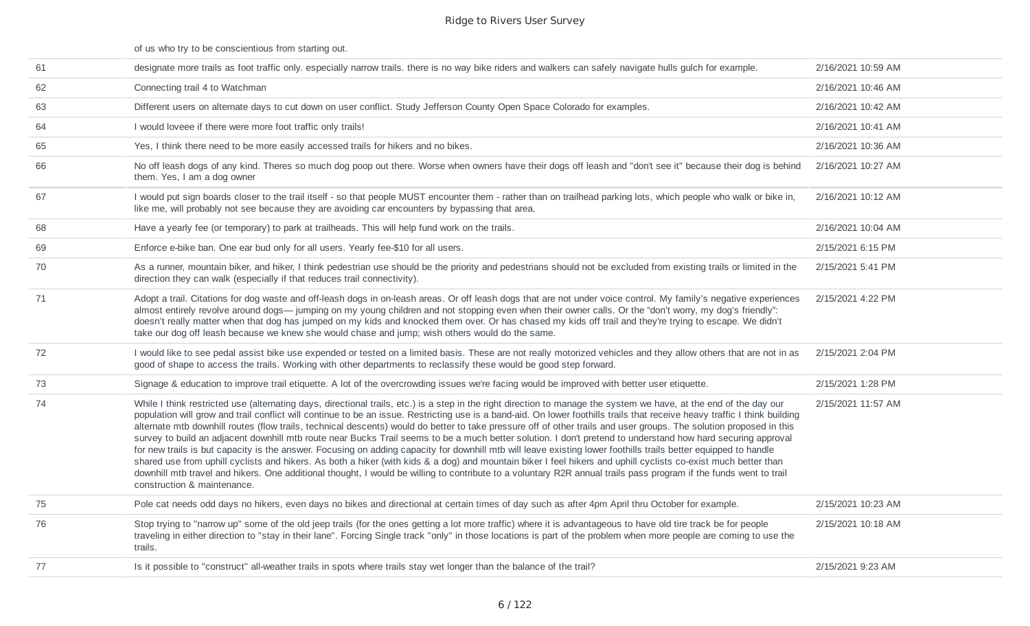| | | |
|---|---|---|
| | of us who try to be conscientious from starting out. | |
| 61 | designate more trails as foot traffic only. especially narrow trails. there is no way bike riders and walkers can safely navigate hulls gulch for example. | 2/16/2021 10:59 AM |
| 62 | Connecting trail 4 to Watchman | 2/16/2021 10:46 AM |
| 63 | Different users on alternate days to cut down on user conflict. Study Jefferson County Open Space Colorado for examples. | 2/16/2021 10:42 AM |
| 64 | I would loveee if there were more foot traffic only trails! | 2/16/2021 10:41 AM |
| 65 | Yes, I think there need to be more easily accessed trails for hikers and no bikes. | 2/16/2021 10:36 AM |
| 66 | No off leash dogs of any kind. Theres so much dog poop out there. Worse when owners have their dogs off leash and "don't see it" because their dog is behind them. Yes, I am a dog owner | 2/16/2021 10:27 AM |
| 67 | I would put sign boards closer to the trail itself - so that people MUST encounter them - rather than on trailhead parking lots, which people who walk or bike in, like me, will probably not see because they are avoiding car encounters by bypassing that area. | 2/16/2021 10:12 AM |
| 68 | Have a yearly fee (or temporary) to park at trailheads. This will help fund work on the trails. | 2/16/2021 10:04 AM |
| 69 | Enforce e-bike ban. One ear bud only for all users. Yearly fee-$10 for all users. | 2/15/2021 6:15 PM |
| 70 | As a runner, mountain biker, and hiker, I think pedestrian use should be the priority and pedestrians should not be excluded from existing trails or limited in the direction they can walk (especially if that reduces trail connectivity). | 2/15/2021 5:41 PM |
| 71 | Adopt a trail. Citations for dog waste and off-leash dogs in on-leash areas. Or off leash dogs that are not under voice control. My family's negative experiences almost entirely revolve around dogs— jumping on my young children and not stopping even when their owner calls. Or the "don't worry, my dog's friendly": doesn't really matter when that dog has jumped on my kids and knocked them over. Or has chased my kids off trail and they're trying to escape. We didn't take our dog off leash because we knew she would chase and jump; wish others would do the same. | 2/15/2021 4:22 PM |
| 72 | I would like to see pedal assist bike use expended or tested on a limited basis. These are not really motorized vehicles and they allow others that are not in as good of shape to access the trails. Working with other departments to reclassify these would be good step forward. | 2/15/2021 2:04 PM |
| 73 | Signage & education to improve trail etiquette. A lot of the overcrowding issues we're facing would be improved with better user etiquette. | 2/15/2021 1:28 PM |
| 74 | While I think restricted use (alternating days, directional trails, etc.) is a step in the right direction to manage the system we have, at the end of the day our population will grow and trail conflict will continue to be an issue. Restricting use is a band-aid. On lower foothills trails that receive heavy traffic I think building alternate mtb downhill routes (flow trails, technical descents) would do better to take pressure off of other trails and user groups. The solution proposed in this survey to build an adjacent downhill mtb route near Bucks Trail seems to be a much better solution. I don't pretend to understand how hard securing approval for new trails is but capacity is the answer. Focusing on adding capacity for downhill mtb will leave existing lower foothills trails better equipped to handle shared use from uphill cyclists and hikers. As both a hiker (with kids & a dog) and mountain biker I feel hikers and uphill cyclists co-exist much better than downhill mtb travel and hikers. One additional thought, I would be willing to contribute to a voluntary R2R annual trails pass program if the funds went to trail construction & maintenance. | 2/15/2021 11:57 AM |
| 75 | Pole cat needs odd days no hikers, even days no bikes and directional at certain times of day such as after 4pm April thru October for example. | 2/15/2021 10:23 AM |
| 76 | Stop trying to "narrow up" some of the old jeep trails (for the ones getting a lot more traffic) where it is advantageous to have old tire track be for people traveling in either direction to "stay in their lane". Forcing Single track "only" in those locations is part of the problem when more people are coming to use the trails. | 2/15/2021 10:18 AM |
| 77 | Is it possible to "construct" all-weather trails in spots where trails stay wet longer than the balance of the trail? | 2/15/2021 9:23 AM |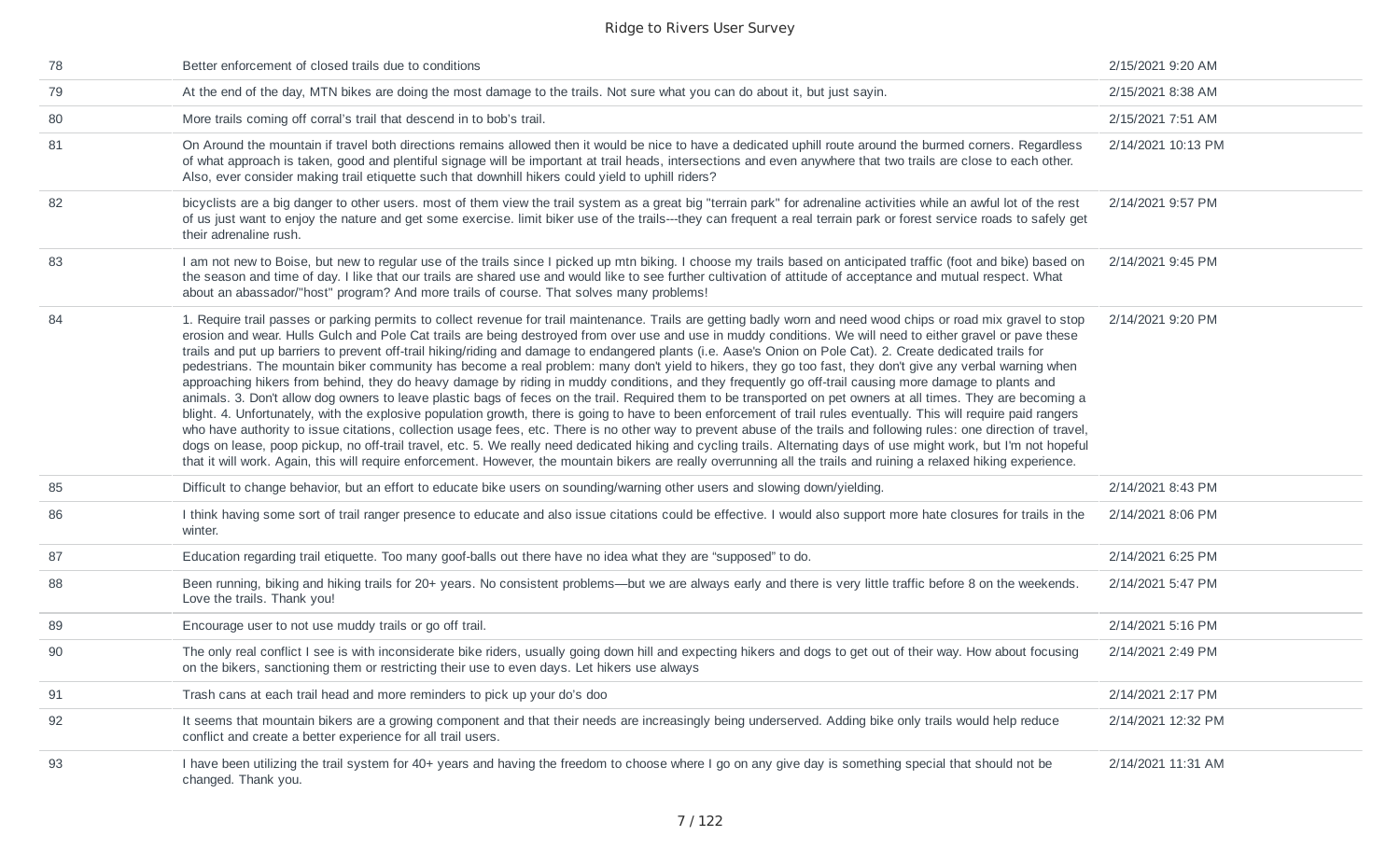| | | |
|---|---|---|
| 78 | Better enforcement of closed trails due to conditions | 2/15/2021 9:20 AM |
| 79 | At the end of the day, MTN bikes are doing the most damage to the trails. Not sure what you can do about it, but just sayin. | 2/15/2021 8:38 AM |
| 80 | More trails coming off corral's trail that descend in to bob's trail. | 2/15/2021 7:51 AM |
| 81 | On Around the mountain if travel both directions remains allowed then it would be nice to have a dedicated uphill route around the burmed corners. Regardless of what approach is taken, good and plentiful signage will be important at trail heads, intersections and even anywhere that two trails are close to each other. Also, ever consider making trail etiquette such that downhill hikers could yield to uphill riders? | 2/14/2021 10:13 PM |
| 82 | bicyclists are a big danger to other users. most of them view the trail system as a great big "terrain park" for adrenaline activities while an awful lot of the rest of us just want to enjoy the nature and get some exercise. limit biker use of the trails---they can frequent a real terrain park or forest service roads to safely get their adrenaline rush. | 2/14/2021 9:57 PM |
| 83 | I am not new to Boise, but new to regular use of the trails since I picked up mtn biking. I choose my trails based on anticipated traffic (foot and bike) based on the season and time of day. I like that our trails are shared use and would like to see further cultivation of attitude of acceptance and mutual respect. What about an abassador/"host" program? And more trails of course. That solves many problems! | 2/14/2021 9:45 PM |
| 84 | 1. Require trail passes or parking permits to collect revenue for trail maintenance. Trails are getting badly worn and need wood chips or road mix gravel to stop erosion and wear. Hulls Gulch and Pole Cat trails are being destroyed from over use and use in muddy conditions. We will need to either gravel or pave these trails and put up barriers to prevent off-trail hiking/riding and damage to endangered plants (i.e. Aase's Onion on Pole Cat). 2. Create dedicated trails for pedestrians. The mountain biker community has become a real problem: many don't yield to hikers, they go too fast, they don't give any verbal warning when approaching hikers from behind, they do heavy damage by riding in muddy conditions, and they frequently go off-trail causing more damage to plants and animals. 3. Don't allow dog owners to leave plastic bags of feces on the trail. Required them to be transported on pet owners at all times. They are becoming a blight. 4. Unfortunately, with the explosive population growth, there is going to have to been enforcement of trail rules eventually. This will require paid rangers who have authority to issue citations, collection usage fees, etc. There is no other way to prevent abuse of the trails and following rules: one direction of travel, dogs on lease, poop pickup, no off-trail travel, etc. 5. We really need dedicated hiking and cycling trails. Alternating days of use might work, but I'm not hopeful that it will work. Again, this will require enforcement. However, the mountain bikers are really overrunning all the trails and ruining a relaxed hiking experience. | 2/14/2021 9:20 PM |
| 85 | Difficult to change behavior, but an effort to educate bike users on sounding/warning other users and slowing down/yielding. | 2/14/2021 8:43 PM |
| 86 | I think having some sort of trail ranger presence to educate and also issue citations could be effective. I would also support more hate closures for trails in the winter. | 2/14/2021 8:06 PM |
| 87 | Education regarding trail etiquette. Too many goof-balls out there have no idea what they are "supposed" to do. | 2/14/2021 6:25 PM |
| 88 | Been running, biking and hiking trails for 20+ years. No consistent problems—but we are always early and there is very little traffic before 8 on the weekends. Love the trails. Thank you! | 2/14/2021 5:47 PM |
| 89 | Encourage user to not use muddy trails or go off trail. | 2/14/2021 5:16 PM |
| 90 | The only real conflict I see is with inconsiderate bike riders, usually going down hill and expecting hikers and dogs to get out of their way. How about focusing on the bikers, sanctioning them or restricting their use to even days. Let hikers use always | 2/14/2021 2:49 PM |
| 91 | Trash cans at each trail head and more reminders to pick up your do's doo | 2/14/2021 2:17 PM |
| 92 | It seems that mountain bikers are a growing component and that their needs are increasingly being underserved. Adding bike only trails would help reduce conflict and create a better experience for all trail users. | 2/14/2021 12:32 PM |
| 93 | I have been utilizing the trail system for 40+ years and having the freedom to choose where I go on any give day is something special that should not be changed. Thank you. | 2/14/2021 11:31 AM |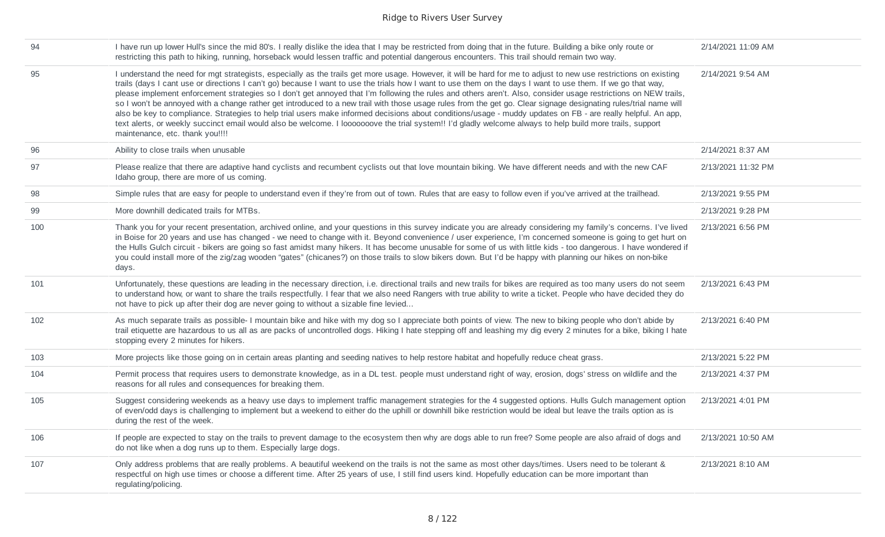| | | |
|---|---|---|
| 94 | I have run up lower Hull's since the mid 80's. I really dislike the idea that I may be restricted from doing that in the future. Building a bike only route or restricting this path to hiking, running, horseback would lessen traffic and potential dangerous encounters. This trail should remain two way. | 2/14/2021 11:09 AM |
| 95 | I understand the need for mgt strategists, especially as the trails get more usage. However, it will be hard for me to adjust to new use restrictions on existing trails (days I cant use or directions I can't go) because I want to use the trials how I want to use them on the days I want to use them. If we go that way, please implement enforcement strategies so I don't get annoyed that I'm following the rules and others aren't. Also, consider use restrictions on NEW trails, so I won't be annoyed with a change rather get introduced to a new trail with those usage rules from the get go. Clear signage designating rules/trial name will also be key to compliance. Strategies to help trial users make informed decisions about conditions/usage - muddy updates on FB - are really helpful. An app, text alerts, or weekly succinct email would also be welcome. I looooooove the trial system!! I'd gladly welcome always to help build more trails, support maintenance, etc. thank you!!!! | 2/14/2021 9:54 AM |
| 96 | Ability to close trails when unusable | 2/14/2021 8:37 AM |
| 97 | Please realize that there are adaptive hand cyclists and recumbent cyclists out that love mountain biking. We have different needs and with the new CAF Idaho group, there are more of us coming. | 2/13/2021 11:32 PM |
| 98 | Simple rules that are easy for people to understand even if they're from out of town. Rules that are easy to follow even if you've arrived at the trailhead. | 2/13/2021 9:55 PM |
| 99 | More downhill dedicated trails for MTBs. | 2/13/2021 9:28 PM |
| 100 | Thank you for your recent presentation, archived online, and your questions in this survey indicate you are already considering my family's concerns. I've lived in Boise for 20 years and use has changed - we need to change with it. Beyond convenience / user experience, I'm concerned someone is going to get hurt on the Hulls Gulch circuit - bikers are going so fast amidst many hikers. It has become unusable for some of us with little kids - too dangerous. I have wondered if you could install more of the zig/zag wooden "gates" (chicanes?) on those trails to slow bikers down. But I'd be happy with planning our hikes on non-bike days. | 2/13/2021 6:56 PM |
| 101 | Unfortunately, these questions are leading in the necessary direction, i.e. directional trails and new trails for bikes are required as too many users do not seem to understand how, or want to share the trails respectfully. I fear that we also need Rangers with true ability to write a ticket. People who have decided they do not have to pick up after their dog are never going to without a sizable fine levied... | 2/13/2021 6:43 PM |
| 102 | As much separate trails as possible- I mountain bike and hike with my dog so I appreciate both points of view. The new to biking people who don't abide by trail etiquette are hazardous to us all as are packs of uncontrolled dogs. Hiking I hate stepping off and leashing my dig every 2 minutes for a bike, biking I hate stopping every 2 minutes for hikers. | 2/13/2021 6:40 PM |
| 103 | More projects like those going on in certain areas planting and seeding natives to help restore habitat and hopefully reduce cheat grass. | 2/13/2021 5:22 PM |
| 104 | Permit process that requires users to demonstrate knowledge, as in a DL test. people must understand right of way, erosion, dogs' stress on wildlife and the reasons for all rules and consequences for breaking them. | 2/13/2021 4:37 PM |
| 105 | Suggest considering weekends as a heavy use days to implement traffic management strategies for the 4 suggested options. Hulls Gulch management option of even/odd days is challenging to implement but a weekend to either do the uphill or downhill bike restriction would be ideal but leave the trails option as is during the rest of the week. | 2/13/2021 4:01 PM |
| 106 | If people are expected to stay on the trails to prevent damage to the ecosystem then why are dogs able to run free? Some people are also afraid of dogs and do not like when a dog runs up to them. Especially large dogs. | 2/13/2021 10:50 AM |
| 107 | Only address problems that are really problems. A beautiful weekend on the trails is not the same as most other days/times. Users need to be tolerant & respectful on high use times or choose a different time. After 25 years of use, I still find users kind. Hopefully education can be more important than regulating/policing. | 2/13/2021 8:10 AM |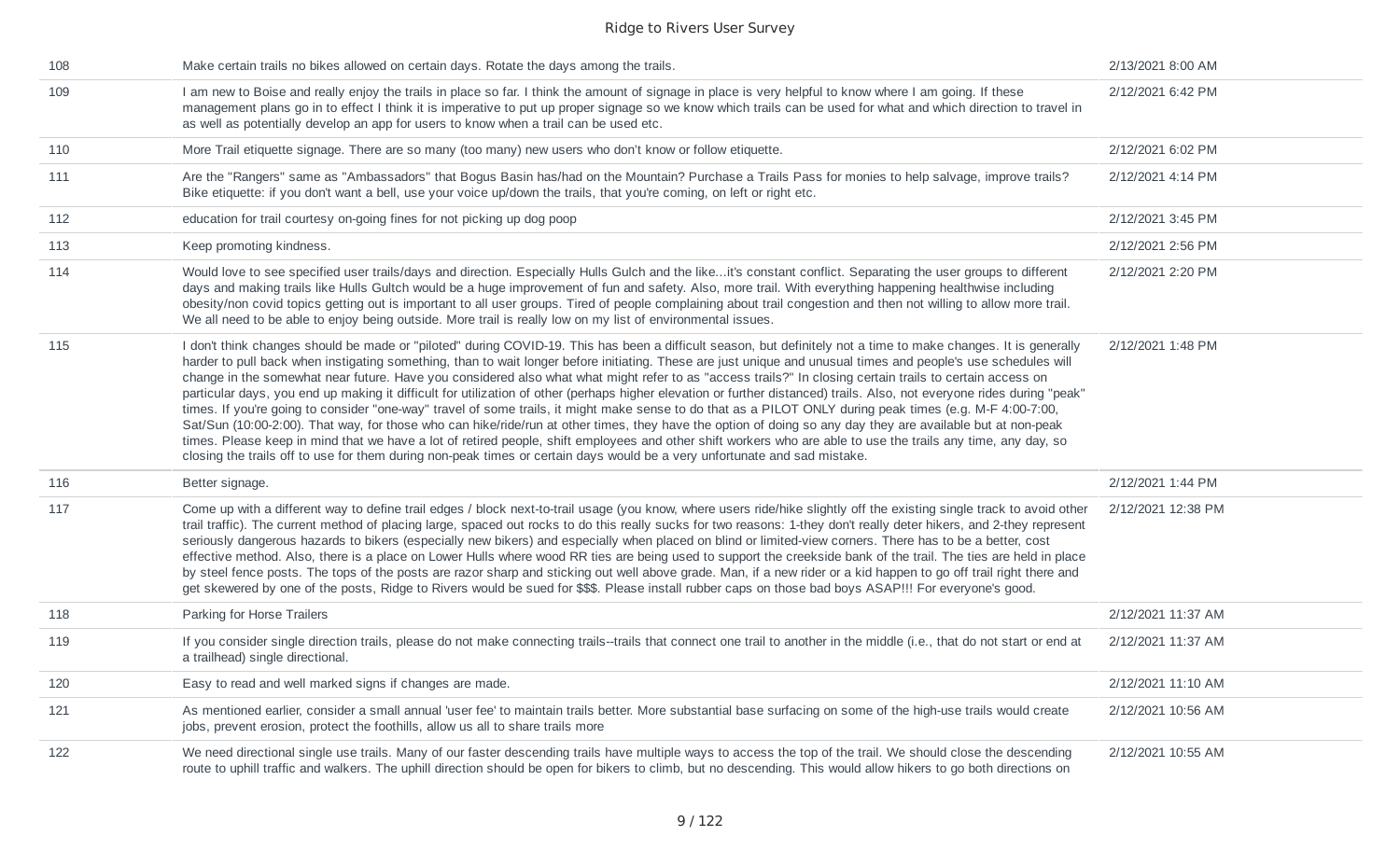| | | |
|---|---|---|
| 108 | Make certain trails no bikes allowed on certain days. Rotate the days among the trails. | 2/13/2021 8:00 AM |
| 109 | I am new to Boise and really enjoy the trails in place so far. I think the amount of signage in place is very helpful to know where I am going. If these management plans go in to effect I think it is imperative to put up proper signage so we know which trails can be used for what and which direction to travel in as well as potentially develop an app for users to know when a trail can be used etc. | 2/12/2021 6:42 PM |
| 110 | More Trail etiquette signage. There are so many (too many) new users who don't know or follow etiquette. | 2/12/2021 6:02 PM |
| 111 | Are the "Rangers" same as "Ambassadors" that Bogus Basin has/had on the Mountain? Purchase a Trails Pass for monies to help salvage, improve trails? Bike etiquette: if you don't want a bell, use your voice up/down the trails, that you're coming, on left or right etc. | 2/12/2021 4:14 PM |
| 112 | education for trail courtesy on-going fines for not picking up dog poop | 2/12/2021 3:45 PM |
| 113 | Keep promoting kindness. | 2/12/2021 2:56 PM |
| 114 | Would love to see specified user trails/days and direction. Especially Hulls Gulch and the like...it's constant conflict. Separating the user groups to different days and making trails like Hulls Gultch would be a huge improvement of fun and safety. Also, more trail. With everything happening healthwise including obesity/non covid topics getting out is important to all user groups. Tired of people complaining about trail congestion and then not willing to allow more trail. We all need to be able to enjoy being outside. More trail is really low on my list of environmental issues. | 2/12/2021 2:20 PM |
| 115 | I don't think changes should be made or "piloted" during COVID-19. This has been a difficult season, but definitely not a time to make changes. It is generally harder to pull back when instigating something, than to wait longer before initiating. These are just unique and unusual times and people's use schedules will change in the somewhat near future. Have you considered also what what might refer to as "access trails?" In closing certain trails to certain access on particular days, you end up making it difficult for utilization of other (perhaps higher elevation or further distanced) trails. Also, not everyone rides during "peak" times. If you're going to consider "one-way" travel of some trails, it might make sense to do that as a PILOT ONLY during peak times (e.g. M-F 4:00-7:00, Sat/Sun (10:00-2:00). That way, for those who can hike/ride/run at other times, they have the option of doing so any day they are available but at non-peak times. Please keep in mind that we have a lot of retired people, shift employees and other shift workers who are able to use the trails any time, any day, so closing the trails off to use for them during non-peak times or certain days would be a very unfortunate and sad mistake. | 2/12/2021 1:48 PM |
| 116 | Better signage. | 2/12/2021 1:44 PM |
| 117 | Come up with a different way to define trail edges / block next-to-trail usage (you know, where users ride/hike slightly off the existing single track to avoid other trail traffic). The current method of placing large, spaced out rocks to do this really sucks for two reasons: 1-they don't really deter hikers, and 2-they represent seriously dangerous hazards to bikers (especially new bikers) and especially when placed on blind or limited-view corners. There has to be a better, cost effective method. Also, there is a place on Lower Hulls where wood RR ties are being used to support the creekside bank of the trail. The ties are held in place by steel fence posts. The tops of the posts are razor sharp and sticking out well above grade. Man, if a new rider or a kid happen to go off trail right there and get skewered by one of the posts, Ridge to Rivers would be sued for $$$. Please install rubber caps on those bad boys ASAP!!! For everyone's good. | 2/12/2021 12:38 PM |
| 118 | Parking for Horse Trailers | 2/12/2021 11:37 AM |
| 119 | If you consider single direction trails, please do not make connecting trails--trails that connect one trail to another in the middle (i.e., that do not start or end at a trailhead) single directional. | 2/12/2021 11:37 AM |
| 120 | Easy to read and well marked signs if changes are made. | 2/12/2021 11:10 AM |
| 121 | As mentioned earlier, consider a small annual 'user fee' to maintain trails better. More substantial base surfacing on some of the high-use trails would create jobs, prevent erosion, protect the foothills, allow us all to share trails more | 2/12/2021 10:56 AM |
| 122 | We need directional single use trails. Many of our faster descending trails have multiple ways to access the top of the trail. We should close the descending route to uphill traffic and walkers. The uphill direction should be open for bikers to climb, but no descending. This would allow hikers to go both directions on | 2/12/2021 10:55 AM |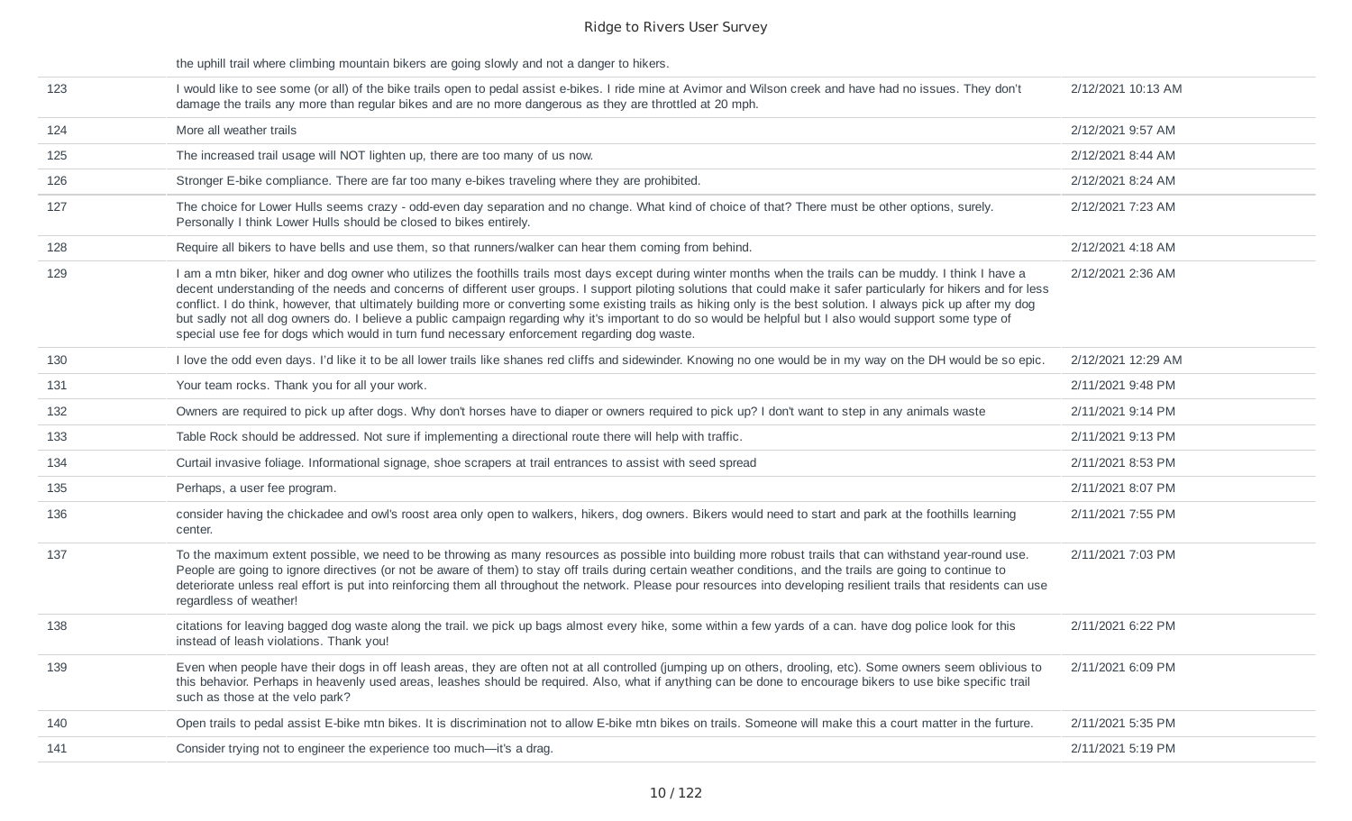| | | |
|---|---|---|
| | the uphill trail where climbing mountain bikers are going slowly and not a danger to hikers. | |
| 123 | I would like to see some (or all) of the bike trails open to pedal assist e-bikes. I ride mine at Avimor and Wilson creek and have had no issues. They don't damage the trails any more than regular bikes and are no more dangerous as they are throttled at 20 mph. | 2/12/2021 10:13 AM |
| 124 | More all weather trails | 2/12/2021 9:57 AM |
| 125 | The increased trail usage will NOT lighten up, there are too many of us now. | 2/12/2021 8:44 AM |
| 126 | Stronger E-bike compliance. There are far too many e-bikes traveling where they are prohibited. | 2/12/2021 8:24 AM |
| 127 | The choice for Lower Hulls seems crazy - odd-even day separation and no change. What kind of choice of that? There must be other options, surely. Personally I think Lower Hulls should be closed to bikes entirely. | 2/12/2021 7:23 AM |
| 128 | Require all bikers to have bells and use them, so that runners/walker can hear them coming from behind. | 2/12/2021 4:18 AM |
| 129 | I am a mtn biker, hiker and dog owner who utilizes the foothills trails most days except during winter months when the trails can be muddy. I think I have a decent understanding of the needs and concerns of different user groups. I support piloting solutions that could make it safer particularly for hikers and for less conflict. I do think, however, that ultimately building more or converting some existing trails as hiking only is the best solution. I always pick up after my dog but sadly not all dog owners do. I believe a public campaign regarding why it's important to do so would be helpful but I also would support some type of special use fee for dogs which would in turn fund necessary enforcement regarding dog waste. | 2/12/2021 2:36 AM |
| 130 | I love the odd even days. I'd like it to be all lower trails like shanes red cliffs and sidewinder. Knowing no one would be in my way on the DH would be so epic. | 2/12/2021 12:29 AM |
| 131 | Your team rocks. Thank you for all your work. | 2/11/2021 9:48 PM |
| 132 | Owners are required to pick up after dogs. Why don't horses have to diaper or owners required to pick up? I don't want to step in any animals waste | 2/11/2021 9:14 PM |
| 133 | Table Rock should be addressed. Not sure if implementing a directional route there will help with traffic. | 2/11/2021 9:13 PM |
| 134 | Curtail invasive foliage. Informational signage, shoe scrapers at trail entrances to assist with seed spread | 2/11/2021 8:53 PM |
| 135 | Perhaps, a user fee program. | 2/11/2021 8:07 PM |
| 136 | consider having the chickadee and owl's roost area only open to walkers, hikers, dog owners. Bikers would need to start and park at the foothills learning center. | 2/11/2021 7:55 PM |
| 137 | To the maximum extent possible, we need to be throwing as many resources as possible into building more robust trails that can withstand year-round use. People are going to ignore directives (or not be aware of them) to stay off trails during certain weather conditions, and the trails are going to continue to deteriorate unless real effort is put into reinforcing them all throughout the network. Please pour resources into developing resilient trails that residents can use regardless of weather! | 2/11/2021 7:03 PM |
| 138 | citations for leaving bagged dog waste along the trail. we pick up bags almost every hike, some within a few yards of a can. have dog police look for this instead of leash violations. Thank you! | 2/11/2021 6:22 PM |
| 139 | Even when people have their dogs in off leash areas, they are often not at all controlled (jumping up on others, drooling, etc). Some owners seem oblivious to this behavior. Perhaps in heavenly used areas, leashes should be required. Also, what if anything can be done to encourage bikers to use bike specific trail such as those at the velo park? | 2/11/2021 6:09 PM |
| 140 | Open trails to pedal assist E-bike mtn bikes. It is discrimination not to allow E-bike mtn bikes on trails. Someone will make this a court matter in the furture. | 2/11/2021 5:35 PM |
| 141 | Consider trying not to engineer the experience too much—it's a drag. | 2/11/2021 5:19 PM |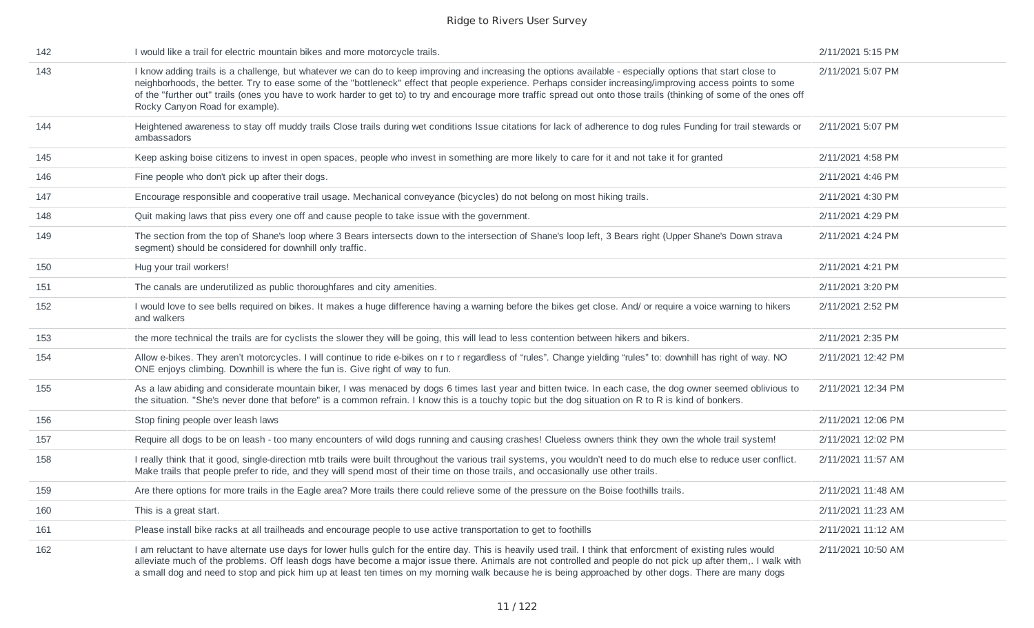| | | |
|---|---|---|
| 142 | I would like a trail for electric mountain bikes and more motorcycle trails. | 2/11/2021 5:15 PM |
| 143 | I know adding trails is a challenge, but whatever we can do to keep improving and increasing the options available - especially options that start close to neighborhoods, the better. Try to ease some of the "bottleneck" effect that people experience. Perhaps consider increasing/improving access points to some of the "further out" trails (ones you have to work harder to get to) to try and encourage more traffic spread out onto those trails (thinking of some of the ones off Rocky Canyon Road for example). | 2/11/2021 5:07 PM |
| 144 | Heightened awareness to stay off muddy trails Close trails during wet conditions Issue citations for lack of adherence to dog rules Funding for trail stewards or ambassadors | 2/11/2021 5:07 PM |
| 145 | Keep asking boise citizens to invest in open spaces, people who invest in something are more likely to care for it and not take it for granted | 2/11/2021 4:58 PM |
| 146 | Fine people who don't pick up after their dogs. | 2/11/2021 4:46 PM |
| 147 | Encourage responsible and cooperative trail usage. Mechanical conveyance (bicycles) do not belong on most hiking trails. | 2/11/2021 4:30 PM |
| 148 | Quit making laws that piss every one off and cause people to take issue with the government. | 2/11/2021 4:29 PM |
| 149 | The section from the top of Shane's loop where 3 Bears intersects down to the intersection of Shane's loop left, 3 Bears right (Upper Shane's Down strava segment) should be considered for downhill only traffic. | 2/11/2021 4:24 PM |
| 150 | Hug your trail workers! | 2/11/2021 4:21 PM |
| 151 | The canals are underutilized as public thoroughfares and city amenities. | 2/11/2021 3:20 PM |
| 152 | I would love to see bells required on bikes. It makes a huge difference having a warning before the bikes get close. And/ or require a voice warning to hikers and walkers | 2/11/2021 2:52 PM |
| 153 | the more technical the trails are for cyclists the slower they will be going, this will lead to less contention between hikers and bikers. | 2/11/2021 2:35 PM |
| 154 | Allow e-bikes. They aren't motorcycles. I will continue to ride e-bikes on r to r regardless of "rules". Change yielding "rules" to: downhill has right of way. NO ONE enjoys climbing. Downhill is where the fun is. Give right of way to fun. | 2/11/2021 12:42 PM |
| 155 | As a law abiding and considerate mountain biker, I was menaced by dogs 6 times last year and bitten twice. In each case, the dog owner seemed oblivious to the situation. "She's never done that before" is a common refrain. I know this is a touchy topic but the dog situation on R to R is kind of bonkers. | 2/11/2021 12:34 PM |
| 156 | Stop fining people over leash laws | 2/11/2021 12:06 PM |
| 157 | Require all dogs to be on leash - too many encounters of wild dogs running and causing crashes! Clueless owners think they own the whole trail system! | 2/11/2021 12:02 PM |
| 158 | I really think that it good, single-direction mtb trails were built throughout the various trail systems, you wouldn't need to do much else to reduce user conflict. Make trails that people prefer to ride, and they will spend most of their time on those trails, and occasionally use other trails. | 2/11/2021 11:57 AM |
| 159 | Are there options for more trails in the Eagle area? More trails there could relieve some of the pressure on the Boise foothills trails. | 2/11/2021 11:48 AM |
| 160 | This is a great start. | 2/11/2021 11:23 AM |
| 161 | Please install bike racks at all trailheads and encourage people to use active transportation to get to foothills | 2/11/2021 11:12 AM |
| 162 | I am reluctant to have alternate use days for lower hulls gulch for the entire day. This is heavily used trail. I think that enforcment of existing rules would alleviate much of the problems. Off leash dogs have become a major issue there. Animals are not controlled and people do not pick up after them,. I walk with a small dog and need to stop and pick him up at least ten times on my morning walk because he is being approached by other dogs. There are many dogs | 2/11/2021 10:50 AM |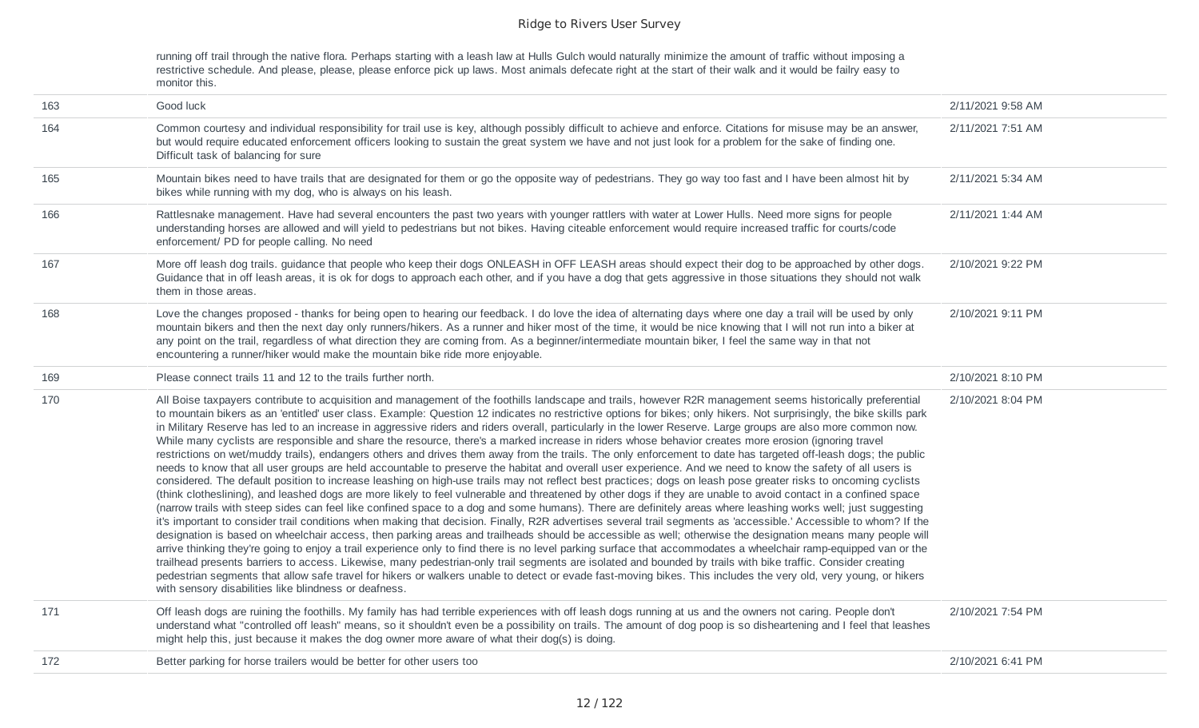running off trail through the native flora. Perhaps starting with a leash law at Hulls Gulch would naturally minimize the amount of traffic without imposing a restrictive schedule. And please, please, please enforce pick up laws. Most animals defecate right at the start of their walk and it would be failry easy to monitor this.

| | | |
|---|---|---|
| 163 | Good luck | 2/11/2021 9:58 AM |
| 164 | Common courtesy and individual responsibility for trail use is key, although possibly difficult to achieve and enforce. Citations for misuse may be an answer, but would require educated enforcement officers looking to sustain the great system we have and not just look for a problem for the sake of finding one. Difficult task of balancing for sure | 2/11/2021 7:51 AM |
| 165 | Mountain bikes need to have trails that are designated for them or go the opposite way of pedestrians. They go way too fast and I have been almost hit by bikes while running with my dog, who is always on his leash. | 2/11/2021 5:34 AM |
| 166 | Rattlesnake management. Have had several encounters the past two years with younger rattlers with water at Lower Hulls. Need more signs for people understanding horses are allowed and will yield to pedestrians but not bikes. Having citeable enforcement would require increased traffic for courts/code enforcement/ PD for people calling. No need | 2/11/2021 1:44 AM |
| 167 | More off leash dog trails. guidance that people who keep their dogs ONLEASH in OFF LEASH areas should expect their dog to be approached by other dogs. Guidance that in off leash areas, it is ok for dogs to approach each other, and if you have a dog that gets aggressive in those situations they should not walk them in those areas. | 2/10/2021 9:22 PM |
| 168 | Love the changes proposed - thanks for being open to hearing our feedback. I do love the idea of alternating days where one day a trail will be used by only mountain bikers and then the next day only runners/hikers. As a runner and hiker most of the time, it would be nice knowing that I will not run into a biker at any point on the trail, regardless of what direction they are coming from. As a beginner/intermediate mountain biker, I feel the same way in that not encountering a runner/hiker would make the mountain bike ride more enjoyable. | 2/10/2021 9:11 PM |
| 169 | Please connect trails 11 and 12 to the trails further north. | 2/10/2021 8:10 PM |
| 170 | All Boise taxpayers contribute to acquisition and management of the foothills landscape and trails, however R2R management seems historically preferential to mountain bikers as an 'entitled' user class. Example: Question 12 indicates no restrictive options for bikes; only hikers. Not surprisingly, the bike skills park in Military Reserve has led to an increase in aggressive riders and riders overall, particularly in the lower Reserve. Large groups are also more common now. While many cyclists are responsible and share the resource, there's a marked increase in riders whose behavior creates more erosion (ignoring travel restrictions on wet/muddy trails), endangers others and drives them away from the trails. The only enforcement to date has targeted off-leash dogs; the public needs to know that all user groups are held accountable to preserve the habitat and overall user experience. And we need to know the safety of all users is considered. The default position to increase leashing on high-use trails may not reflect best practices; dogs on leash pose greater risks to oncoming cyclists (think clotheslining), and leashed dogs are more likely to feel vulnerable and threatened by other dogs if they are unable to avoid contact in a confined space (narrow trails with steep sides can feel like confined space to a dog and some humans). There are definitely areas where leashing works well; just suggesting it's important to consider trail conditions when making that decision. Finally, R2R advertises several trail segments as 'accessible.' Accessible to whom? If the designation is based on wheelchair access, then parking areas and trailheads should be accessible as well; otherwise the designation means many people will arrive thinking they're going to enjoy a trail experience only to find there is no level parking surface that accommodates a wheelchair ramp-equipped van or the trailhead presents barriers to access. Likewise, many pedestrian-only trail segments are isolated and bounded by trails with bike traffic. Consider creating pedestrian segments that allow safe travel for hikers or walkers unable to detect or evade fast-moving bikes. This includes the very old, very young, or hikers with sensory disabilities like blindness or deafness. | 2/10/2021 8:04 PM |
| 171 | Off leash dogs are ruining the foothills. My family has had terrible experiences with off leash dogs running at us and the owners not caring. People don't understand what "controlled off leash" means, so it shouldn't even be a possibility on trails. The amount of dog poop is so disheartening and I feel that leashes might help this, just because it makes the dog owner more aware of what their dog(s) is doing. | 2/10/2021 7:54 PM |
| 172 | Better parking for horse trailers would be better for other users too | 2/10/2021 6:41 PM |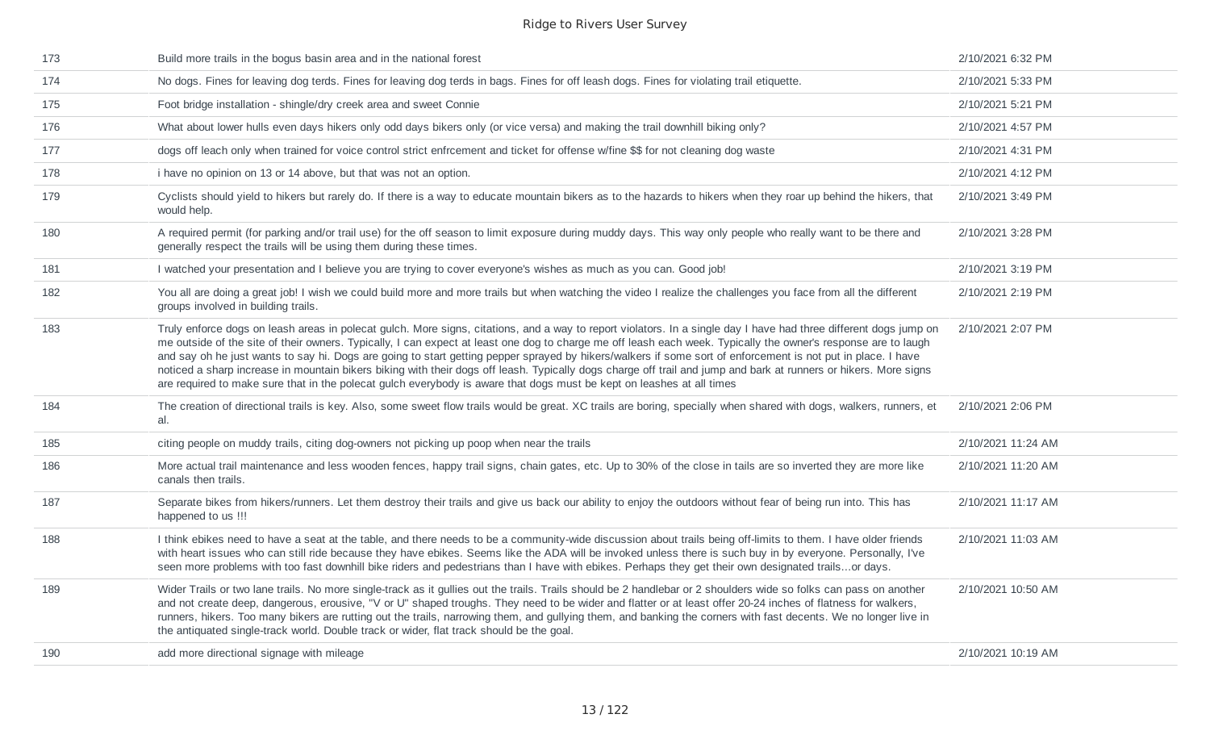| | | |
|---|---|---|
| 173 | Build more trails in the bogus basin area and in the national forest | 2/10/2021 6:32 PM |
| 174 | No dogs. Fines for leaving dog terds. Fines for leaving dog terds in bags. Fines for off leash dogs. Fines for violating trail etiquette. | 2/10/2021 5:33 PM |
| 175 | Foot bridge installation - shingle/dry creek area and sweet Connie | 2/10/2021 5:21 PM |
| 176 | What about lower hulls even days hikers only odd days bikers only (or vice versa) and making the trail downhill biking only? | 2/10/2021 4:57 PM |
| 177 | dogs off leach only when trained for voice control strict enfrcement and ticket for offense w/fine $$ for not cleaning dog waste | 2/10/2021 4:31 PM |
| 178 | i have no opinion on 13 or 14 above, but that was not an option. | 2/10/2021 4:12 PM |
| 179 | Cyclists should yield to hikers but rarely do. If there is a way to educate mountain bikers as to the hazards to hikers when they roar up behind the hikers, that would help. | 2/10/2021 3:49 PM |
| 180 | A required permit (for parking and/or trail use) for the off season to limit exposure during muddy days. This way only people who really want to be there and generally respect the trails will be using them during these times. | 2/10/2021 3:28 PM |
| 181 | I watched your presentation and I believe you are trying to cover everyone's wishes as much as you can. Good job! | 2/10/2021 3:19 PM |
| 182 | You all are doing a great job! I wish we could build more and more trails but when watching the video I realize the challenges you face from all the different groups involved in building trails. | 2/10/2021 2:19 PM |
| 183 | Truly enforce dogs on leash areas in polecat gulch. More signs, citations, and a way to report violators. In a single day I have had three different dogs jump on me outside of the site of their owners. Typically, I can expect at least one dog to charge me off leash each week. Typically the owner's response are to laugh and say oh he just wants to say hi. Dogs are going to start getting pepper sprayed by hikers/walkers if some sort of enforcement is not put in place. I have noticed a sharp increase in mountain bikers biking with their dogs off leash. Typically dogs charge off trail and jump and bark at runners or hikers. More signs are required to make sure that in the polecat gulch everybody is aware that dogs must be kept on leashes at all times | 2/10/2021 2:07 PM |
| 184 | The creation of directional trails is key. Also, some sweet flow trails would be great. XC trails are boring, specially when shared with dogs, walkers, runners, et al. | 2/10/2021 2:06 PM |
| 185 | citing people on muddy trails, citing dog-owners not picking up poop when near the trails | 2/10/2021 11:24 AM |
| 186 | More actual trail maintenance and less wooden fences, happy trail signs, chain gates, etc. Up to 30% of the close in tails are so inverted they are more like canals then trails. | 2/10/2021 11:20 AM |
| 187 | Separate bikes from hikers/runners. Let them destroy their trails and give us back our ability to enjoy the outdoors without fear of being run into. This has happened to us !!! | 2/10/2021 11:17 AM |
| 188 | I think ebikes need to have a seat at the table, and there needs to be a community-wide discussion about trails being off-limits to them. I have older friends with heart issues who can still ride because they have ebikes. Seems like the ADA will be invoked unless there is such buy in by everyone. Personally, I've seen more problems with too fast downhill bike riders and pedestrians than I have with ebikes. Perhaps they get their own designated trails...or days. | 2/10/2021 11:03 AM |
| 189 | Wider Trails or two lane trails. No more single-track as it gullies out the trails. Trails should be 2 handlebar or 2 shoulders wide so folks can pass on another and not create deep, dangerous, erousive, "V or U" shaped troughs. They need to be wider and flatter or at least offer 20-24 inches of flatness for walkers, runners, hikers. Too many bikers are rutting out the trails, narrowing them, and gullying them, and banking the corners with fast decents. We no longer live in the antiquated single-track world. Double track or wider, flat track should be the goal. | 2/10/2021 10:50 AM |
| 190 | add more directional signage with mileage | 2/10/2021 10:19 AM |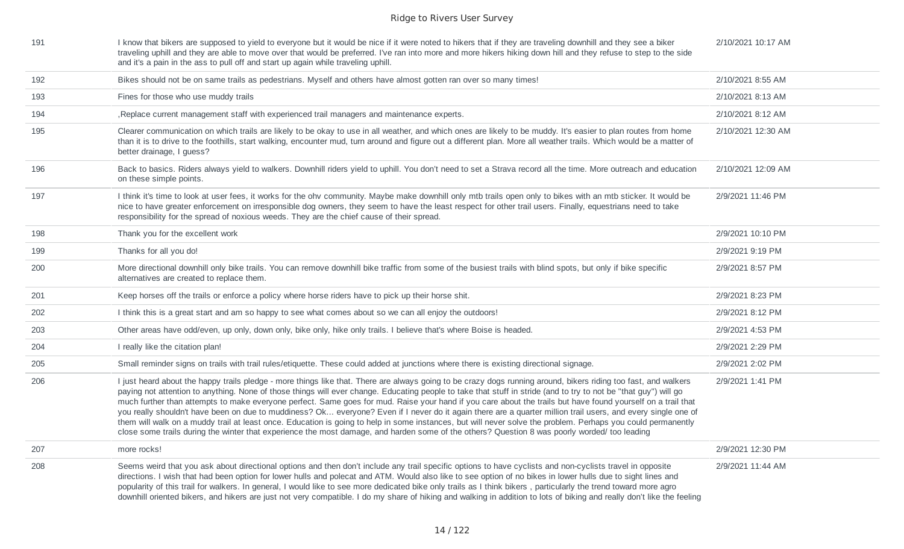| | | |
|---|---|---|
| 191 | I know that bikers are supposed to yield to everyone but it would be nice if it were noted to hikers that if they are traveling downhill and they see a biker traveling uphill and they are able to move over that would be preferred. I've ran into more and more hikers hiking down hill and they refuse to step to the side and it's a pain in the ass to pull off and start up again while traveling uphill. | 2/10/2021 10:17 AM |
| 192 | Bikes should not be on same trails as pedestrians. Myself and others have almost gotten ran over so many times! | 2/10/2021 8:55 AM |
| 193 | Fines for those who use muddy trails | 2/10/2021 8:13 AM |
| 194 | ,Replace current management staff with experienced trail managers and maintenance experts. | 2/10/2021 8:12 AM |
| 195 | Clearer communication on which trails are likely to be okay to use in all weather, and which ones are likely to be muddy. It's easier to plan routes from home than it is to drive to the foothills, start walking, encounter mud, turn around and figure out a different plan. More all weather trails. Which would be a matter of better drainage, I guess? | 2/10/2021 12:30 AM |
| 196 | Back to basics. Riders always yield to walkers. Downhill riders yield to uphill. You don't need to set a Strava record all the time. More outreach and education on these simple points. | 2/10/2021 12:09 AM |
| 197 | I think it's time to look at user fees, it works for the ohv community. Maybe make downhill only mtb trails open only to bikes with an mtb sticker. It would be nice to have greater enforcement on irresponsible dog owners, they seem to have the least respect for other trail users. Finally, equestrians need to take responsibility for the spread of noxious weeds. They are the chief cause of their spread. | 2/9/2021 11:46 PM |
| 198 | Thank you for the excellent work | 2/9/2021 10:10 PM |
| 199 | Thanks for all you do! | 2/9/2021 9:19 PM |
| 200 | More directional downhill only bike trails. You can remove downhill bike traffic from some of the busiest trails with blind spots, but only if bike specific alternatives are created to replace them. | 2/9/2021 8:57 PM |
| 201 | Keep horses off the trails or enforce a policy where horse riders have to pick up their horse shit. | 2/9/2021 8:23 PM |
| 202 | I think this is a great start and am so happy to see what comes about so we can all enjoy the outdoors! | 2/9/2021 8:12 PM |
| 203 | Other areas have odd/even, up only, down only, bike only, hike only trails. I believe that's where Boise is headed. | 2/9/2021 4:53 PM |
| 204 | I really like the citation plan! | 2/9/2021 2:29 PM |
| 205 | Small reminder signs on trails with trail rules/etiquette. These could added at junctions where there is existing directional signage. | 2/9/2021 2:02 PM |
| 206 | I just heard about the happy trails pledge - more things like that. There are always going to be crazy dogs running around, bikers riding too fast, and walkers paying not attention to anything. None of those things will ever change. Educating people to take that stuff in stride (and to try to not be "that guy") will go much further than attempts to make everyone perfect. Same goes for mud. Raise your hand if you care about the trails but have found yourself on a trail that you really shouldn't have been on due to muddiness? Ok... everyone? Even if I never do it again there are a quarter million trail users, and every single one of them will walk on a muddy trail at least once. Education is going to help in some instances, but will never solve the problem. Perhaps you could permanently close some trails during the winter that experience the most damage, and harden some of the others? Question 8 was poorly worded/ too leading | 2/9/2021 1:41 PM |
| 207 | more rocks! | 2/9/2021 12:30 PM |
| 208 | Seems weird that you ask about directional options and then don't include any trail specific options to have cyclists and non-cyclists travel in opposite directions. I wish that had been option for lower hulls and polecat and ATM. Would also like to see option of no bikes in lower hulls due to sight lines and popularity of this trail for walkers. In general, I would like to see more dedicated bike only trails as I think bikers , particularly the trend toward more agro downhill oriented bikers, and hikers are just not very compatible. I do my share of hiking and walking in addition to lots of biking and really don't like the feeling | 2/9/2021 11:44 AM |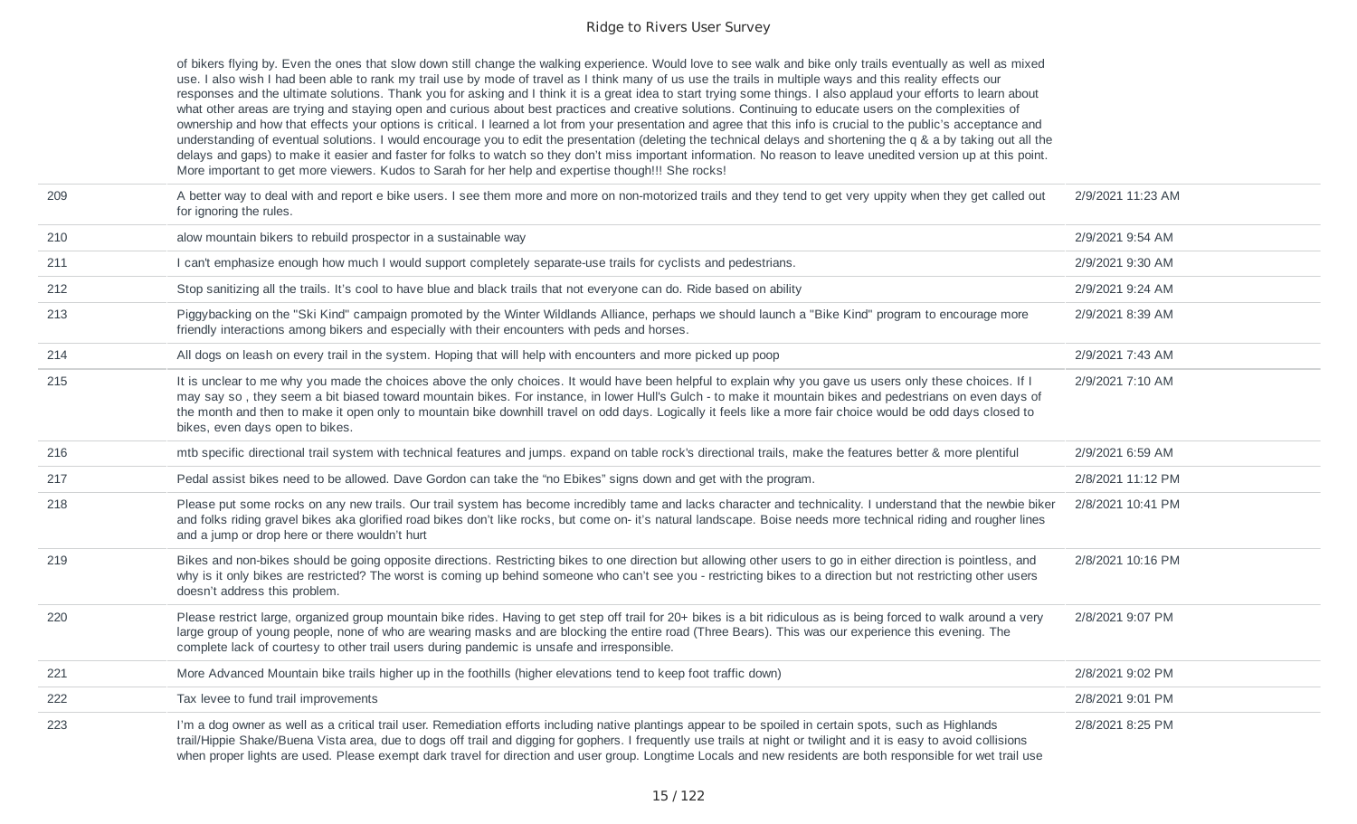|  |  |  |
|---|---|---|
|  | of bikers flying by. Even the ones that slow down still change the walking experience. Would love to see walk and bike only trails eventually as well as mixed use. I also wish I had been able to rank my trail use by mode of travel as I think many of us use the trails in multiple ways and this reality effects our responses and the ultimate solutions. Thank you for asking and I think it is a great idea to start trying some things. I also applaud your efforts to learn about what other areas are trying and staying open and curious about best practices and creative solutions. Continuing to educate users on the complexities of ownership and how that effects your options is critical. I learned a lot from your presentation and agree that this info is crucial to the public's acceptance and understanding of eventual solutions. I would encourage you to edit the presentation (deleting the technical delays and shortening the q & a by taking out all the delays and gaps) to make it easier and faster for folks to watch so they don't miss important information. No reason to leave unedited version up at this point. More important to get more viewers. Kudos to Sarah for her help and expertise though!!! She rocks! |  |
| 209 | A better way to deal with and report e bike users. I see them more and more on non-motorized trails and they tend to get very uppity when they get called out for ignoring the rules. | 2/9/2021 11:23 AM |
| 210 | alow mountain bikers to rebuild prospector in a sustainable way | 2/9/2021 9:54 AM |
| 211 | I can't emphasize enough how much I would support completely separate-use trails for cyclists and pedestrians. | 2/9/2021 9:30 AM |
| 212 | Stop sanitizing all the trails. It's cool to have blue and black trails that not everyone can do. Ride based on ability | 2/9/2021 9:24 AM |
| 213 | Piggybacking on the "Ski Kind" campaign promoted by the Winter Wildlands Alliance, perhaps we should launch a "Bike Kind" program to encourage more friendly interactions among bikers and especially with their encounters with peds and horses. | 2/9/2021 8:39 AM |
| 214 | All dogs on leash on every trail in the system. Hoping that will help with encounters and more picked up poop | 2/9/2021 7:43 AM |
| 215 | It is unclear to me why you made the choices above the only choices. It would have been helpful to explain why you gave us users only these choices. If I may say so , they seem a bit biased toward mountain bikes. For instance, in lower Hull's Gulch - to make it mountain bikes and pedestrians on even days of the month and then to make it open only to mountain bike downhill travel on odd days. Logically it feels like a more fair choice would be odd days closed to bikes, even days open to bikes. | 2/9/2021 7:10 AM |
| 216 | mtb specific directional trail system with technical features and jumps. expand on table rock's directional trails, make the features better & more plentiful | 2/9/2021 6:59 AM |
| 217 | Pedal assist bikes need to be allowed. Dave Gordon can take the "no Ebikes" signs down and get with the program. | 2/8/2021 11:12 PM |
| 218 | Please put some rocks on any new trails. Our trail system has become incredibly tame and lacks character and technicality. I understand that the newbie biker and folks riding gravel bikes aka glorified road bikes don't like rocks, but come on- it's natural landscape. Boise needs more technical riding and rougher lines and a jump or drop here or there wouldn't hurt | 2/8/2021 10:41 PM |
| 219 | Bikes and non-bikes should be going opposite directions. Restricting bikes to one direction but allowing other users to go in either direction is pointless, and why is it only bikes are restricted? The worst is coming up behind someone who can't see you - restricting bikes to a direction but not restricting other users doesn't address this problem. | 2/8/2021 10:16 PM |
| 220 | Please restrict large, organized group mountain bike rides. Having to get step off trail for 20+ bikes is a bit ridiculous as is being forced to walk around a very large group of young people, none of who are wearing masks and are blocking the entire road (Three Bears). This was our experience this evening. The complete lack of courtesy to other trail users during pandemic is unsafe and irresponsible. | 2/8/2021 9:07 PM |
| 221 | More Advanced Mountain bike trails higher up in the foothills (higher elevations tend to keep foot traffic down) | 2/8/2021 9:02 PM |
| 222 | Tax levee to fund trail improvements | 2/8/2021 9:01 PM |
| 223 | I'm a dog owner as well as a critical trail user. Remediation efforts including native plantings appear to be spoiled in certain spots, such as Highlands trail/Hippie Shake/Buena Vista area, due to dogs off trail and digging for gophers. I frequently use trails at night or twilight and it is easy to avoid collisions when proper lights are used. Please exempt dark travel for direction and user group. Longtime Locals and new residents are both responsible for wet trail use | 2/8/2021 8:25 PM |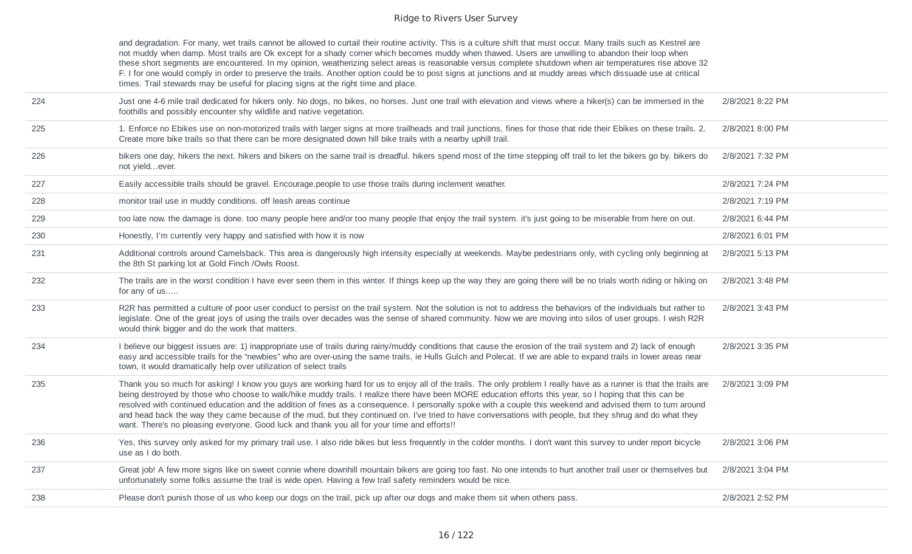| | | |
|---|---|---|
| | and degradation. For many, wet trails cannot be allowed to curtail their routine activity. This is a culture shift that must occur. Many trails such as Kestrel are not muddy when damp. Most trails are Ok except for a shady corner which becomes muddy when thawed. Users are unwilling to abandon their loop when these short segments are encountered. In my opinion, weatherizing select areas is reasonable versus complete shutdown when air temperatures rise above 32 F. I for one would comply in order to preserve the trails. Another option could be to post signs at junctions and at muddy areas which dissuade use at critical times. Trail stewards may be useful for placing signs at the right time and place. | |
| 224 | Just one 4-6 mile trail dedicated for hikers only. No dogs, no bikes, no horses. Just one trail with elevation and views where a hiker(s) can be immersed in the foothills and possibly encounter shy wildlife and native vegetation. | 2/8/2021 8:22 PM |
| 225 | 1. Enforce no Ebikes use on non-motorized trails with larger signs at more trailheads and trail junctions, fines for those that ride their Ebikes on these trails. 2. Create more bike trails so that there can be more designated down hill bike trails with a nearby uphill trail. | 2/8/2021 8:00 PM |
| 226 | bikers one day, hikers the next. hikers and bikers on the same trail is dreadful. hikers spend most of the time stepping off trail to let the bikers go by. bikers do not yield...ever. | 2/8/2021 7:32 PM |
| 227 | Easily accessible trails should be gravel. Encourage.people to use those trails during inclement weather. | 2/8/2021 7:24 PM |
| 228 | monitor trail use in muddy conditions. off leash areas continue | 2/8/2021 7:19 PM |
| 229 | too late now. the damage is done. too many people here and/or too many people that enjoy the trail system. it's just going to be miserable from here on out. | 2/8/2021 6:44 PM |
| 230 | Honestly, I'm currently very happy and satisfied with how it is now | 2/8/2021 6:01 PM |
| 231 | Additional controls around Camelsback. This area is dangerously high intensity especially at weekends. Maybe pedestrians only, with cycling only beginning at the 8th St parking lot at Gold Finch /Owls Roost. | 2/8/2021 5:13 PM |
| 232 | The trails are in the worst condition I have ever seen them in this winter. If things keep up the way they are going there will be no trials worth riding or hiking on for any of us..... | 2/8/2021 3:48 PM |
| 233 | R2R has permitted a culture of poor user conduct to persist on the trail system. Not the solution is not to address the behaviors of the individuals but rather to legislate. One of the great joys of using the trails over decades was the sense of shared community. Now we are moving into silos of user groups. I wish R2R would think bigger and do the work that matters. | 2/8/2021 3:43 PM |
| 234 | I believe our biggest issues are: 1) inappropriate use of trails during rainy/muddy conditions that cause the erosion of the trail system and 2) lack of enough easy and accessible trails for the "newbies" who are over-using the same trails, ie Hulls Gulch and Polecat. If we are able to expand trails in lower areas near town, it would dramatically help over utilization of select trails | 2/8/2021 3:35 PM |
| 235 | Thank you so much for asking! I know you guys are working hard for us to enjoy all of the trails. The only problem I really have as a runner is that the trails are being destroyed by those who choose to walk/hike muddy trails. I realize there have been MORE education efforts this year, so I hoping that this can be resolved with continued education and the addition of fines as a consequence. I personally spoke with a couple this weekend and advised them to turn around and head back the way they came because of the mud, but they continued on. I've tried to have conversations with people, but they shrug and do what they want. There's no pleasing everyone. Good luck and thank you all for your time and efforts!! | 2/8/2021 3:09 PM |
| 236 | Yes, this survey only asked for my primary trail use. I also ride bikes but less frequently in the colder months. I don't want this survey to under report bicycle use as I do both. | 2/8/2021 3:06 PM |
| 237 | Great job! A few more signs like on sweet connie where downhill mountain bikers are going too fast. No one intends to hurt another trail user or themselves but unfortunately some folks assume the trail is wide open. Having a few trail safety reminders would be nice. | 2/8/2021 3:04 PM |
| 238 | Please don't punish those of us who keep our dogs on the trail, pick up after our dogs and make them sit when others pass. | 2/8/2021 2:52 PM |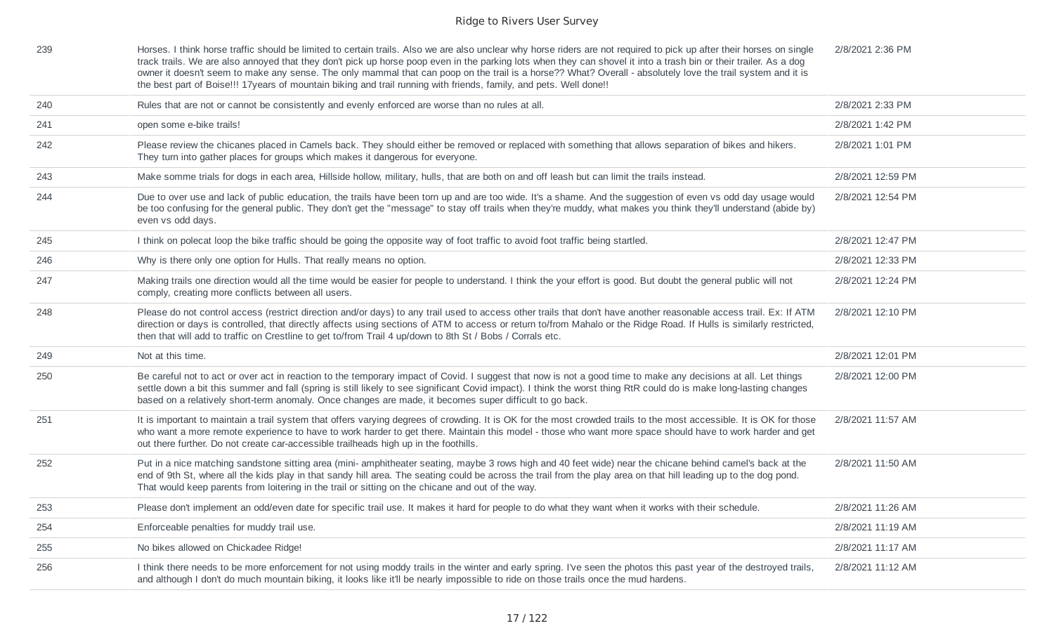| | | |
|---|---|---|
| 239 | Horses. I think horse traffic should be limited to certain trails. Also we are also unclear why horse riders are not required to pick up after their horses on single track trails. We are also annoyed that they don't pick up horse poop even in the parking lots when they can shovel it into a trash bin or their trailer. As a dog owner it doesn't seem to make any sense. The only mammal that can poop on the trail is a horse?? What? Overall - absolutely love the trail system and it is the best part of Boise!!! 17years of mountain biking and trail running with friends, family, and pets. Well done!! | 2/8/2021 2:36 PM |
| 240 | Rules that are not or cannot be consistently and evenly enforced are worse than no rules at all. | 2/8/2021 2:33 PM |
| 241 | open some e-bike trails! | 2/8/2021 1:42 PM |
| 242 | Please review the chicanes placed in Camels back. They should either be removed or replaced with something that allows separation of bikes and hikers. They turn into gather places for groups which makes it dangerous for everyone. | 2/8/2021 1:01 PM |
| 243 | Make somme trials for dogs in each area, Hillside hollow, military, hulls, that are both on and off leash but can limit the trails instead. | 2/8/2021 12:59 PM |
| 244 | Due to over use and lack of public education, the trails have been torn up and are too wide. It's a shame. And the suggestion of even vs odd day usage would be too confusing for the general public. They don't get the "message" to stay off trails when they're muddy, what makes you think they'll understand (abide by) even vs odd days. | 2/8/2021 12:54 PM |
| 245 | I think on polecat loop the bike traffic should be going the opposite way of foot traffic to avoid foot traffic being startled. | 2/8/2021 12:47 PM |
| 246 | Why is there only one option for Hulls. That really means no option. | 2/8/2021 12:33 PM |
| 247 | Making trails one direction would all the time would be easier for people to understand. I think the your effort is good. But doubt the general public will not comply, creating more conflicts between all users. | 2/8/2021 12:24 PM |
| 248 | Please do not control access (restrict direction and/or days) to any trail used to access other trails that don't have another reasonable access trail. Ex: If ATM direction or days is controlled, that directly affects using sections of ATM to access or return to/from Mahalo or the Ridge Road. If Hulls is similarly restricted, then that will add to traffic on Crestline to get to/from Trail 4 up/down to 8th St / Bobs / Corrals etc. | 2/8/2021 12:10 PM |
| 249 | Not at this time. | 2/8/2021 12:01 PM |
| 250 | Be careful not to act or over act in reaction to the temporary impact of Covid. I suggest that now is not a good time to make any decisions at all. Let things settle down a bit this summer and fall (spring is still likely to see significant Covid impact). I think the worst thing RtR could do is make long-lasting changes based on a relatively short-term anomaly. Once changes are made, it becomes super difficult to go back. | 2/8/2021 12:00 PM |
| 251 | It is important to maintain a trail system that offers varying degrees of crowding. It is OK for the most crowded trails to the most accessible. It is OK for those who want a more remote experience to have to work harder to get there. Maintain this model - those who want more space should have to work harder and get out there further. Do not create car-accessible trailheads high up in the foothills. | 2/8/2021 11:57 AM |
| 252 | Put in a nice matching sandstone sitting area (mini- amphitheater seating, maybe 3 rows high and 40 feet wide) near the chicane behind camel's back at the end of 9th St, where all the kids play in that sandy hill area. The seating could be across the trail from the play area on that hill leading up to the dog pond. That would keep parents from loitering in the trail or sitting on the chicane and out of the way. | 2/8/2021 11:50 AM |
| 253 | Please don't implement an odd/even date for specific trail use. It makes it hard for people to do what they want when it works with their schedule. | 2/8/2021 11:26 AM |
| 254 | Enforceable penalties for muddy trail use. | 2/8/2021 11:19 AM |
| 255 | No bikes allowed on Chickadee Ridge! | 2/8/2021 11:17 AM |
| 256 | I think there needs to be more enforcement for not using moddy trails in the winter and early spring. I've seen the photos this past year of the destroyed trails, and although I don't do much mountain biking, it looks like it'll be nearly impossible to ride on those trails once the mud hardens. | 2/8/2021 11:12 AM |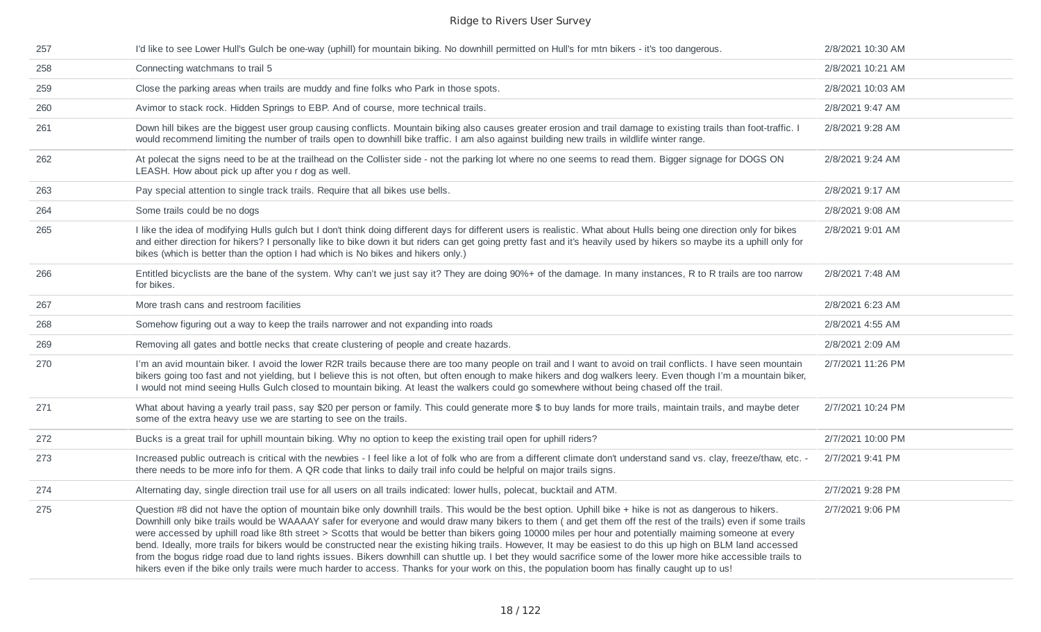| | | |
|---|---|---|
| 257 | I'd like to see Lower Hull's Gulch be one-way (uphill) for mountain biking. No downhill permitted on Hull's for mtn bikers - it's too dangerous. | 2/8/2021 10:30 AM |
| 258 | Connecting watchmans to trail 5 | 2/8/2021 10:21 AM |
| 259 | Close the parking areas when trails are muddy and fine folks who Park in those spots. | 2/8/2021 10:03 AM |
| 260 | Avimor to stack rock. Hidden Springs to EBP. And of course, more technical trails. | 2/8/2021 9:47 AM |
| 261 | Down hill bikes are the biggest user group causing conflicts. Mountain biking also causes greater erosion and trail damage to existing trails than foot-traffic. I would recommend limiting the number of trails open to downhill bike traffic. I am also against building new trails in wildlife winter range. | 2/8/2021 9:28 AM |
| 262 | At polecat the signs need to be at the trailhead on the Collister side - not the parking lot where no one seems to read them. Bigger signage for DOGS ON LEASH. How about pick up after you r dog as well. | 2/8/2021 9:24 AM |
| 263 | Pay special attention to single track trails. Require that all bikes use bells. | 2/8/2021 9:17 AM |
| 264 | Some trails could be no dogs | 2/8/2021 9:08 AM |
| 265 | I like the idea of modifying Hulls gulch but I don't think doing different days for different users is realistic. What about Hulls being one direction only for bikes and either direction for hikers? I personally like to bike down it but riders can get going pretty fast and it's heavily used by hikers so maybe its a uphill only for bikes (which is better than the option I had which is No bikes and hikers only.) | 2/8/2021 9:01 AM |
| 266 | Entitled bicyclists are the bane of the system. Why can't we just say it? They are doing 90%+ of the damage. In many instances, R to R trails are too narrow for bikes. | 2/8/2021 7:48 AM |
| 267 | More trash cans and restroom facilities | 2/8/2021 6:23 AM |
| 268 | Somehow figuring out a way to keep the trails narrower and not expanding into roads | 2/8/2021 4:55 AM |
| 269 | Removing all gates and bottle necks that create clustering of people and create hazards. | 2/8/2021 2:09 AM |
| 270 | I'm an avid mountain biker. I avoid the lower R2R trails because there are too many people on trail and I want to avoid on trail conflicts. I have seen mountain bikers going too fast and not yielding, but I believe this is not often, but often enough to make hikers and dog walkers leery. Even though I'm a mountain biker, I would not mind seeing Hulls Gulch closed to mountain biking. At least the walkers could go somewhere without being chased off the trail. | 2/7/2021 11:26 PM |
| 271 | What about having a yearly trail pass, say $20 per person or family. This could generate more $ to buy lands for more trails, maintain trails, and maybe deter some of the extra heavy use we are starting to see on the trails. | 2/7/2021 10:24 PM |
| 272 | Bucks is a great trail for uphill mountain biking. Why no option to keep the existing trail open for uphill riders? | 2/7/2021 10:00 PM |
| 273 | Increased public outreach is critical with the newbies - I feel like a lot of folk who are from a different climate don't understand sand vs. clay, freeze/thaw, etc. - there needs to be more info for them. A QR code that links to daily trail info could be helpful on major trails signs. | 2/7/2021 9:41 PM |
| 274 | Alternating day, single direction trail use for all users on all trails indicated: lower hulls, polecat, bucktail and ATM. | 2/7/2021 9:28 PM |
| 275 | Question #8 did not have the option of mountain bike only downhill trails. This would be the best option. Uphill bike + hike is not as dangerous to hikers. Downhill only bike trails would be WAAAAY safer for everyone and would draw many bikers to them ( and get them off the rest of the trails) even if some trails were accessed by uphill road like 8th street > Scotts that would be better than bikers going 10000 miles per hour and potentially maiming someone at every bend. Ideally, more trails for bikers would be constructed near the existing hiking trails. However, It may be easiest to do this up high on BLM land accessed from the bogus ridge road due to land rights issues. Bikers downhill can shuttle up. I bet they would sacrifice some of the lower more hike accessible trails to hikers even if the bike only trails were much harder to access. Thanks for your work on this, the population boom has finally caught up to us! | 2/7/2021 9:06 PM |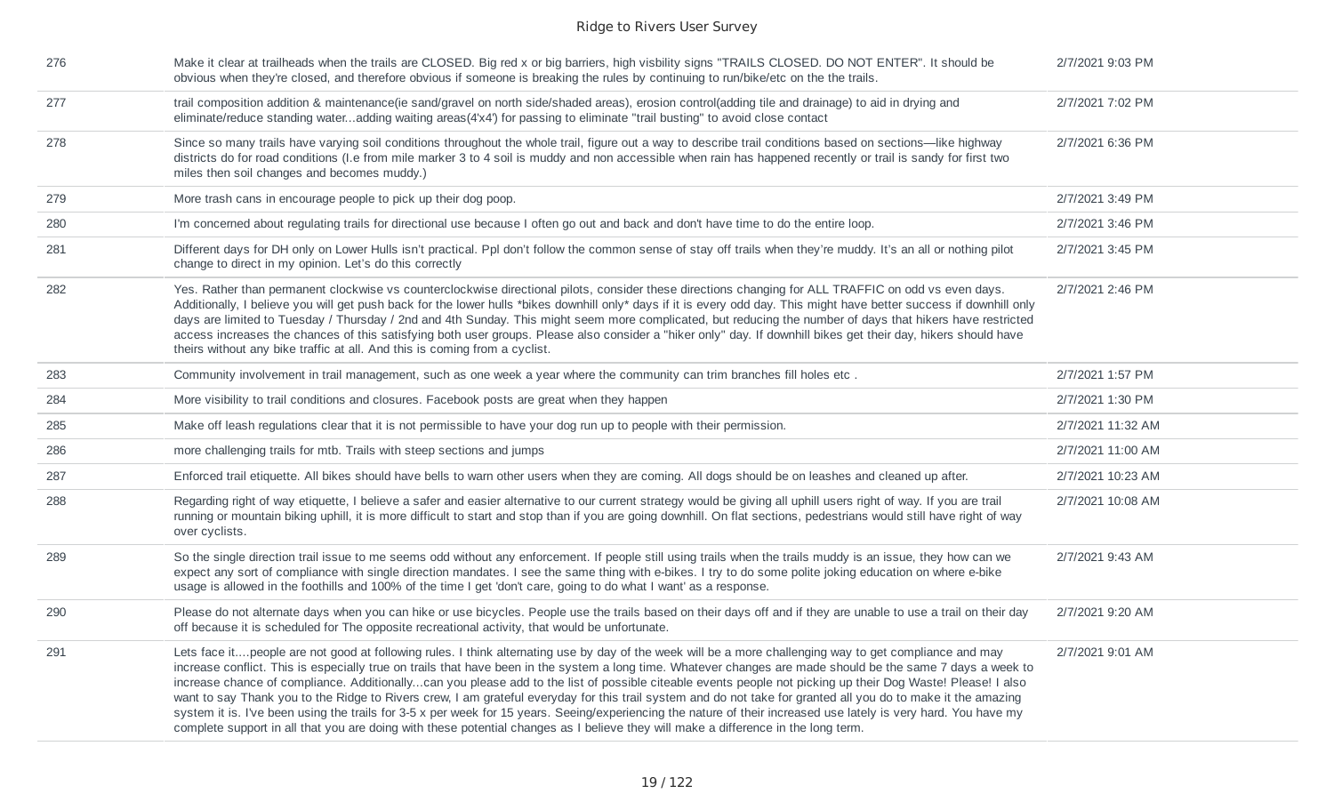| | | |
|---|---|---|
| 276 | Make it clear at trailheads when the trails are CLOSED. Big red x or big barriers, high visbility signs "TRAILS CLOSED. DO NOT ENTER". It should be obvious when they're closed, and therefore obvious if someone is breaking the rules by continuing to run/bike/etc on the the trails. | 2/7/2021 9:03 PM |
| 277 | trail composition addition & maintenance(ie sand/gravel on north side/shaded areas), erosion control(adding tile and drainage) to aid in drying and eliminate/reduce standing water...adding waiting areas(4'x4') for passing to eliminate "trail busting" to avoid close contact | 2/7/2021 7:02 PM |
| 278 | Since so many trails have varying soil conditions throughout the whole trail, figure out a way to describe trail conditions based on sections—like highway districts do for road conditions (I.e from mile marker 3 to 4 soil is muddy and non accessible when rain has happened recently or trail is sandy for first two miles then soil changes and becomes muddy.) | 2/7/2021 6:36 PM |
| 279 | More trash cans in encourage people to pick up their dog poop. | 2/7/2021 3:49 PM |
| 280 | I'm concerned about regulating trails for directional use because I often go out and back and don't have time to do the entire loop. | 2/7/2021 3:46 PM |
| 281 | Different days for DH only on Lower Hulls isn't practical. Ppl don't follow the common sense of stay off trails when they're muddy. It's an all or nothing pilot change to direct in my opinion. Let's do this correctly | 2/7/2021 3:45 PM |
| 282 | Yes. Rather than permanent clockwise vs counterclockwise directional pilots, consider these directions changing for ALL TRAFFIC on odd vs even days. Additionally, I believe you will get push back for the lower hulls *bikes downhill only* days if it is every odd day. This might have better success if downhill only days are limited to Tuesday / Thursday / 2nd and 4th Sunday. This might seem more complicated, but reducing the number of days that hikers have restricted access increases the chances of this satisfying both user groups. Please also consider a "hiker only" day. If downhill bikes get their day, hikers should have theirs without any bike traffic at all. And this is coming from a cyclist. | 2/7/2021 2:46 PM |
| 283 | Community involvement in trail management, such as one week a year where the community can trim branches fill holes etc . | 2/7/2021 1:57 PM |
| 284 | More visibility to trail conditions and closures. Facebook posts are great when they happen | 2/7/2021 1:30 PM |
| 285 | Make off leash regulations clear that it is not permissible to have your dog run up to people with their permission. | 2/7/2021 11:32 AM |
| 286 | more challenging trails for mtb. Trails with steep sections and jumps | 2/7/2021 11:00 AM |
| 287 | Enforced trail etiquette. All bikes should have bells to warn other users when they are coming. All dogs should be on leashes and cleaned up after. | 2/7/2021 10:23 AM |
| 288 | Regarding right of way etiquette, I believe a safer and easier alternative to our current strategy would be giving all uphill users right of way. If you are trail running or mountain biking uphill, it is more difficult to start and stop than if you are going downhill. On flat sections, pedestrians would still have right of way over cyclists. | 2/7/2021 10:08 AM |
| 289 | So the single direction trail issue to me seems odd without any enforcement. If people still using trails when the trails muddy is an issue, they how can we expect any sort of compliance with single direction mandates. I see the same thing with e-bikes. I try to do some polite joking education on where e-bike usage is allowed in the foothills and 100% of the time I get 'don't care, going to do what I want' as a response. | 2/7/2021 9:43 AM |
| 290 | Please do not alternate days when you can hike or use bicycles. People use the trails based on their days off and if they are unable to use a trail on their day off because it is scheduled for The opposite recreational activity, that would be unfortunate. | 2/7/2021 9:20 AM |
| 291 | Lets face it....people are not good at following rules. I think alternating use by day of the week will be a more challenging way to get compliance and may increase conflict. This is especially true on trails that have been in the system a long time. Whatever changes are made should be the same 7 days a week to increase chance of compliance. Additionally...can you please add to the list of possible citeable events people not picking up their Dog Waste! Please! I also want to say Thank you to the Ridge to Rivers crew, I am grateful everyday for this trail system and do not take for granted all you do to make it the amazing system it is. I've been using the trails for 3-5 x per week for 15 years. Seeing/experiencing the nature of their increased use lately is very hard. You have my complete support in all that you are doing with these potential changes as I believe they will make a difference in the long term. | 2/7/2021 9:01 AM |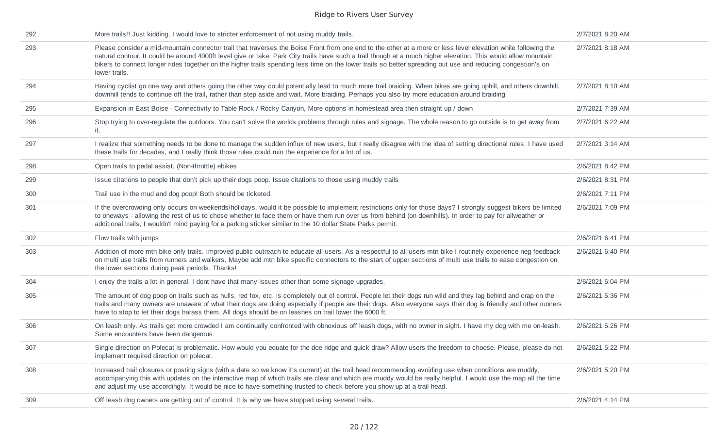| | | |
|---|---|---|
| 292 | More trails!! Just kidding, I would love to stricter enforcement of not using muddy trails. | 2/7/2021 8:20 AM |
| 293 | Please consider a mid-mountain connector trail that traverses the Boise Front from one end to the other at a more or less level elevation while following the natural contour. It could be around 4000ft level give or take. Park City trails have such a trail though at a much higher elevation. This would allow mountain bikers to connect longer rides together on the higher trails spending less time on the lower trails so better spreading out use and reducing congestion's on lower trails. | 2/7/2021 8:18 AM |
| 294 | Having cyclist go one way and others going the other way could potentially lead to much more trail braiding. When bikes are going uphill, and others downhill, downhill tends to continue off the trail, rather than step aside and wait. More braiding. Perhaps you also try more education around braiding. | 2/7/2021 8:10 AM |
| 295 | Expansion in East Boise - Connectivity to Table Rock / Rocky Canyon, More options in homestead area then straight up / down | 2/7/2021 7:39 AM |
| 296 | Stop trying to over-regulate the outdoors. You can't solve the worlds problems through rules and signage. The whole reason to go outside is to get away from it. | 2/7/2021 6:22 AM |
| 297 | I realize that something needs to be done to manage the sudden influx of new users, but I really disagree with the idea of setting directional rules. I have used these trails for decades, and I really think those rules could ruin the experience for a lot of us. | 2/7/2021 3:14 AM |
| 298 | Open trails to pedal assist, (Non-throttle) ebikes | 2/6/2021 8:42 PM |
| 299 | Issue citations to people that don't pick up their dogs poop. Issue citations to those using muddy trails | 2/6/2021 8:31 PM |
| 300 | Trail use in the mud and dog poop! Both should be ticketed. | 2/6/2021 7:11 PM |
| 301 | If the overcrowding only occurs on weekends/holidays, would it be possible to implement restrictions only for those days? I strongly suggest bikers be limited to oneways - allowing the rest of us to chose whether to face them or have them run over us from behind (on downhills). In order to pay for allweather or additional trails, I wouldn't mind paying for a parking sticker similar to the 10 dollar State Parks permit. | 2/6/2021 7:09 PM |
| 302 | Flow trails with jumps | 2/6/2021 6:41 PM |
| 303 | Addition of more mtn bike only trails. Improved public outreach to educate all users. As a respectful to all users mtn bike I routinely experience neg feedback on multi use trails from runners and walkers. Maybe add mtn bike specific connectors to the start of upper sections of multi use trails to ease congestion on the lower sections during peak periods. Thanks! | 2/6/2021 6:40 PM |
| 304 | I enjoy the trails a lot in general. I dont have that many issues other than some signage upgrades. | 2/6/2021 6:04 PM |
| 305 | The amount of dog poop on trails such as hulls, red fox, etc. is completely out of control. People let their dogs run wild and they lag behind and crap on the trails and many owners are unaware of what their dogs are doing especially if people are their dogs. Also everyone says their dog is friendly and other runners have to stop to let their dogs harass them. All dogs should be on leashes on trail lower the 6000 ft. | 2/6/2021 5:36 PM |
| 306 | On leash only. As trails get more crowded I am continually confronted with obnoxious off leash dogs, with no owner in sight. I have my dog with me on-leash. Some encounters have been dangerous. | 2/6/2021 5:26 PM |
| 307 | Single direction on Polecat is problematic. How would you equate for the doe ridge and quick draw? Allow users the freedom to choose. Please, please do not implement required direction on polecat. | 2/6/2021 5:22 PM |
| 308 | Increased trail closures or posting signs (with a date so we know it's current) at the trail head recommending avoiding use when conditions are muddy, accompanying this with updates on the interactive map of which trails are clear and which are muddy would be really helpful. I would use the map all the time and adjust my use accordingly. It would be nice to have something trusted to check before you show up at a trail head. | 2/6/2021 5:20 PM |
| 309 | Off leash dog owners are getting out of control. It is why we have stopped using several trails. | 2/6/2021 4:14 PM |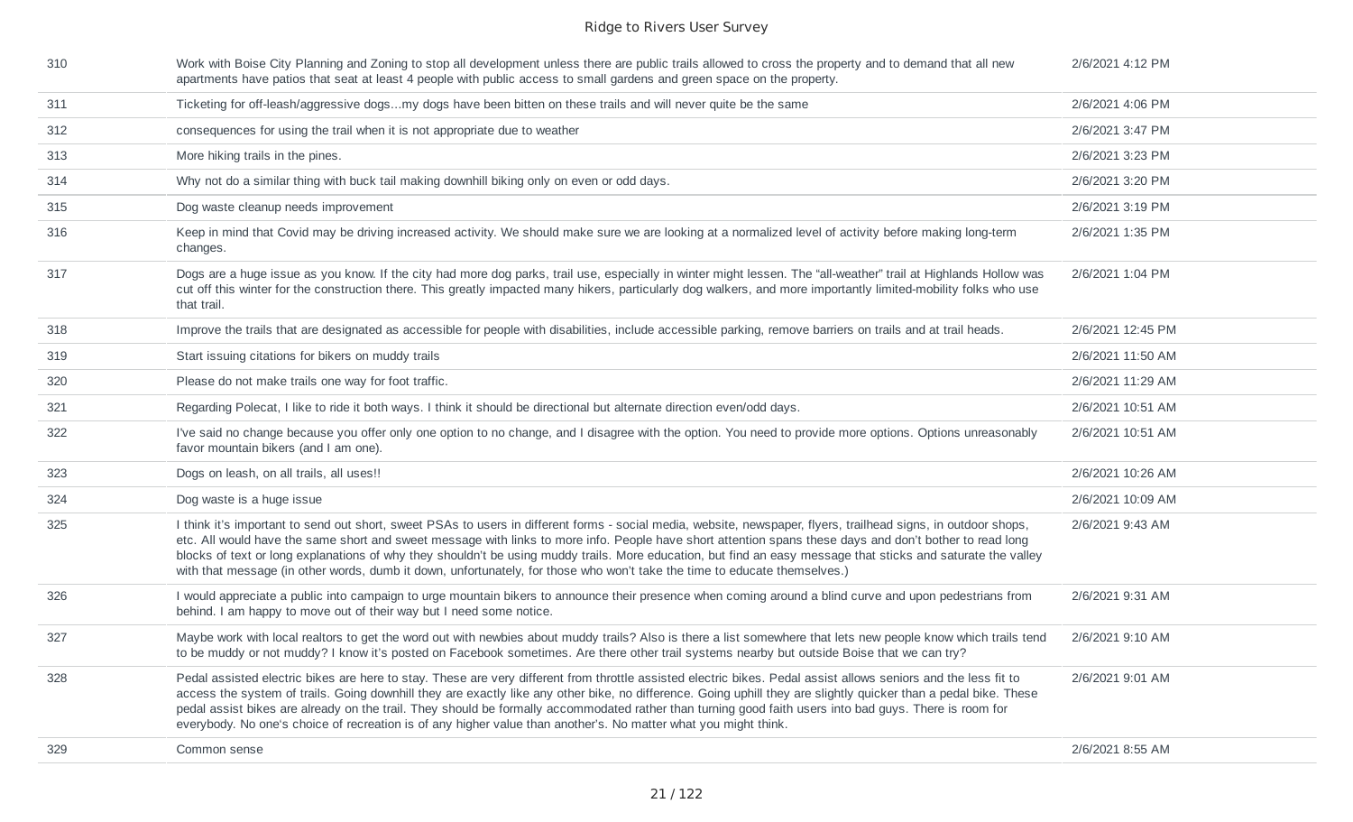| | | |
|---|---|---|
| 310 | Work with Boise City Planning and Zoning to stop all development unless there are public trails allowed to cross the property and to demand that all new apartments have patios that seat at least 4 people with public access to small gardens and green space on the property. | 2/6/2021 4:12 PM |
| 311 | Ticketing for off-leash/aggressive dogs...my dogs have been bitten on these trails and will never quite be the same | 2/6/2021 4:06 PM |
| 312 | consequences for using the trail when it is not appropriate due to weather | 2/6/2021 3:47 PM |
| 313 | More hiking trails in the pines. | 2/6/2021 3:23 PM |
| 314 | Why not do a similar thing with buck tail making downhill biking only on even or odd days. | 2/6/2021 3:20 PM |
| 315 | Dog waste cleanup needs improvement | 2/6/2021 3:19 PM |
| 316 | Keep in mind that Covid may be driving increased activity. We should make sure we are looking at a normalized level of activity before making long-term changes. | 2/6/2021 1:35 PM |
| 317 | Dogs are a huge issue as you know. If the city had more dog parks, trail use, especially in winter might lessen. The "all-weather" trail at Highlands Hollow was cut off this winter for the construction there. This greatly impacted many hikers, particularly dog walkers, and more importantly limited-mobility folks who use that trail. | 2/6/2021 1:04 PM |
| 318 | Improve the trails that are designated as accessible for people with disabilities, include accessible parking, remove barriers on trails and at trail heads. | 2/6/2021 12:45 PM |
| 319 | Start issuing citations for bikers on muddy trails | 2/6/2021 11:50 AM |
| 320 | Please do not make trails one way for foot traffic. | 2/6/2021 11:29 AM |
| 321 | Regarding Polecat, I like to ride it both ways. I think it should be directional but alternate direction even/odd days. | 2/6/2021 10:51 AM |
| 322 | I've said no change because you offer only one option to no change, and I disagree with the option. You need to provide more options. Options unreasonably favor mountain bikers (and I am one). | 2/6/2021 10:51 AM |
| 323 | Dogs on leash, on all trails, all uses!! | 2/6/2021 10:26 AM |
| 324 | Dog waste is a huge issue | 2/6/2021 10:09 AM |
| 325 | I think it's important to send out short, sweet PSAs to users in different forms - social media, website, newspaper, flyers, trailhead signs, in outdoor shops, etc. All would have the same short and sweet message with links to more info. People have short attention spans these days and don't bother to read long blocks of text or long explanations of why they shouldn't be using muddy trails. More education, but find an easy message that sticks and saturate the valley with that message (in other words, dumb it down, unfortunately, for those who won't take the time to educate themselves.) | 2/6/2021 9:43 AM |
| 326 | I would appreciate a public into campaign to urge mountain bikers to announce their presence when coming around a blind curve and upon pedestrians from behind. I am happy to move out of their way but I need some notice. | 2/6/2021 9:31 AM |
| 327 | Maybe work with local realtors to get the word out with newbies about muddy trails? Also is there a list somewhere that lets new people know which trails tend to be muddy or not muddy? I know it's posted on Facebook sometimes. Are there other trail systems nearby but outside Boise that we can try? | 2/6/2021 9:10 AM |
| 328 | Pedal assisted electric bikes are here to stay. These are very different from throttle assisted electric bikes. Pedal assist allows seniors and the less fit to access the system of trails. Going downhill they are exactly like any other bike, no difference. Going uphill they are slightly quicker than a pedal bike. These pedal assist bikes are already on the trail. They should be formally accommodated rather than turning good faith users into bad guys. There is room for everybody. No one's choice of recreation is of any higher value than another's. No matter what you might think. | 2/6/2021 9:01 AM |
| 329 | Common sense | 2/6/2021 8:55 AM |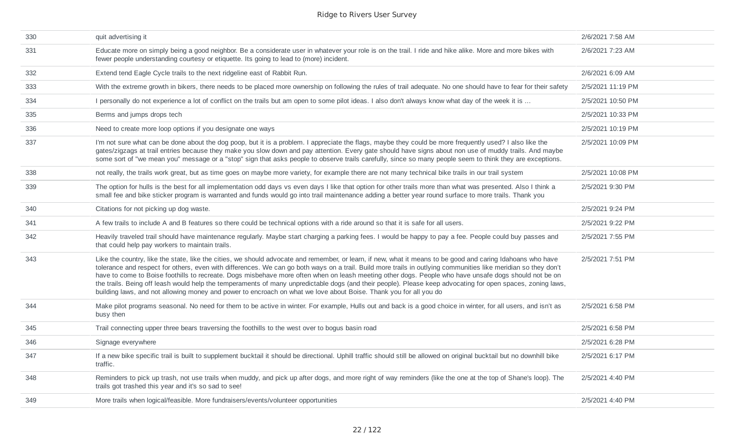| | | |
|---|---|---|
| 330 | quit advertising it | 2/6/2021 7:58 AM |
| 331 | Educate more on simply being a good neighbor. Be a considerate user in whatever your role is on the trail. I ride and hike alike. More and more bikes with fewer people understanding courtesy or etiquette. Its going to lead to (more) incident. | 2/6/2021 7:23 AM |
| 332 | Extend tend Eagle Cycle trails to the next ridgeline east of Rabbit Run. | 2/6/2021 6:09 AM |
| 333 | With the extreme growth in bikers, there needs to be placed more ownership on following the rules of trail adequate. No one should have to fear for their safety | 2/5/2021 11:19 PM |
| 334 | I personally do not experience a lot of conflict on the trails but am open to some pilot ideas. I also don't always know what day of the week it is ... | 2/5/2021 10:50 PM |
| 335 | Berms and jumps drops tech | 2/5/2021 10:33 PM |
| 336 | Need to create more loop options if you designate one ways | 2/5/2021 10:19 PM |
| 337 | I'm not sure what can be done about the dog poop, but it is a problem. I appreciate the flags, maybe they could be more frequently used? I also like the gates/zigzags at trail entries because they make you slow down and pay attention. Every gate should have signs about non use of muddy trails. And maybe some sort of "we mean you" message or a "stop" sign that asks people to observe trails carefully, since so many people seem to think they are exceptions. | 2/5/2021 10:09 PM |
| 338 | not really, the trails work great, but as time goes on maybe more variety, for example there are not many technical bike trails in our trail system | 2/5/2021 10:08 PM |
| 339 | The option for hulls is the best for all implementation odd days vs even days I like that option for other trails more than what was presented. Also I think a small fee and bike sticker program is warranted and funds would go into trail maintenance adding a better year round surface to more trails. Thank you | 2/5/2021 9:30 PM |
| 340 | Citations for not picking up dog waste. | 2/5/2021 9:24 PM |
| 341 | A few trails to include A and B features so there could be technical options with a ride around so that it is safe for all users. | 2/5/2021 9:22 PM |
| 342 | Heavily traveled trail should have maintenance regularly. Maybe start charging a parking fees. I would be happy to pay a fee. People could buy passes and that could help pay workers to maintain trails. | 2/5/2021 7:55 PM |
| 343 | Like the country, like the state, like the cities, we should advocate and remember, or learn, if new, what it means to be good and caring Idahoans who have tolerance and respect for others, even with differences. We can go both ways on a trail. Build more trails in outlying communities like meridian so they don't have to come to Boise foothills to recreate. Dogs misbehave more often when on leash meeting other dogs. People who have unsafe dogs should not be on the trails. Being off leash would help the temperaments of many unpredictable dogs (and their people). Please keep advocating for open spaces, zoning laws, building laws, and not allowing money and power to encroach on what we love about Boise. Thank you for all you do | 2/5/2021 7:51 PM |
| 344 | Make pilot programs seasonal. No need for them to be active in winter. For example, Hulls out and back is a good choice in winter, for all users, and isn't as busy then | 2/5/2021 6:58 PM |
| 345 | Trail connecting upper three bears traversing the foothills to the west over to bogus basin road | 2/5/2021 6:58 PM |
| 346 | Signage everywhere | 2/5/2021 6:28 PM |
| 347 | If a new bike specific trail is built to supplement bucktail it should be directional. Uphill traffic should still be allowed on original bucktail but no downhill bike traffic. | 2/5/2021 6:17 PM |
| 348 | Reminders to pick up trash, not use trails when muddy, and pick up after dogs, and more right of way reminders (like the one at the top of Shane's loop). The trails got trashed this year and it's so sad to see! | 2/5/2021 4:40 PM |
| 349 | More trails when logical/feasible. More fundraisers/events/volunteer opportunities | 2/5/2021 4:40 PM |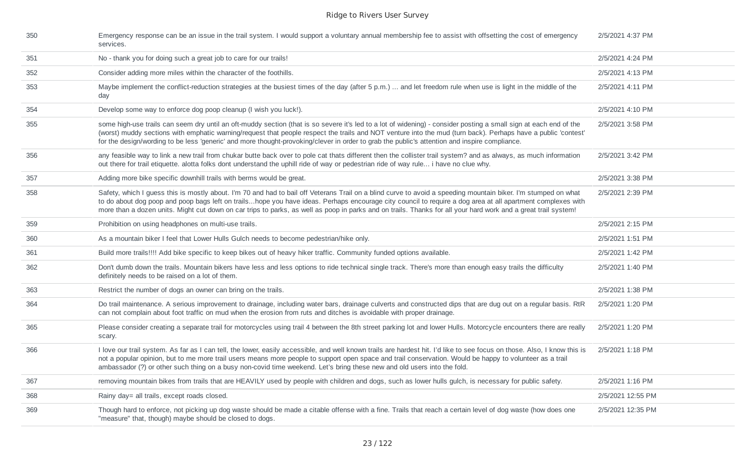| | | |
|---|---|---|
| 350 | Emergency response can be an issue in the trail system. I would support a voluntary annual membership fee to assist with offsetting the cost of emergency services. | 2/5/2021 4:37 PM |
| 351 | No - thank you for doing such a great job to care for our trails! | 2/5/2021 4:24 PM |
| 352 | Consider adding more miles within the character of the foothills. | 2/5/2021 4:13 PM |
| 353 | Maybe implement the conflict-reduction strategies at the busiest times of the day (after 5 p.m.) ... and let freedom rule when use is light in the middle of the day | 2/5/2021 4:11 PM |
| 354 | Develop some way to enforce dog poop cleanup (I wish you luck!). | 2/5/2021 4:10 PM |
| 355 | some high-use trails can seem dry until an oft-muddy section (that is so severe it's led to a lot of widening) - consider posting a small sign at each end of the (worst) muddy sections with emphatic warning/request that people respect the trails and NOT venture into the mud (turn back). Perhaps have a public 'contest' for the design/wording to be less 'generic' and more thought-provoking/clever in order to grab the public's attention and inspire compliance. | 2/5/2021 3:58 PM |
| 356 | any feasible way to link a new trail from chukar butte back over to pole cat thats different then the collister trail system? and as always, as much information out there for trail etiquette. alotta folks dont understand the uphill ride of way or pedestrian ride of way rule... i have no clue why. | 2/5/2021 3:42 PM |
| 357 | Adding more bike specific downhill trails with berms would be great. | 2/5/2021 3:38 PM |
| 358 | Safety, which I guess this is mostly about. I'm 70 and had to bail off Veterans Trail on a blind curve to avoid a speeding mountain biker. I'm stumped on what to do about dog poop and poop bags left on trails...hope you have ideas. Perhaps encourage city council to require a dog area at all apartment complexes with more than a dozen units. Might cut down on car trips to parks, as well as poop in parks and on trails. Thanks for all your hard work and a great trail system! | 2/5/2021 2:39 PM |
| 359 | Prohibition on using headphones on multi-use trails. | 2/5/2021 2:15 PM |
| 360 | As a mountain biker I feel that Lower Hulls Gulch needs to become pedestrian/hike only. | 2/5/2021 1:51 PM |
| 361 | Build more trails!!!! Add bike specific to keep bikes out of heavy hiker traffic. Community funded options available. | 2/5/2021 1:42 PM |
| 362 | Don't dumb down the trails. Mountain bikers have less and less options to ride technical single track. There's more than enough easy trails the difficulty definitely needs to be raised on a lot of them. | 2/5/2021 1:40 PM |
| 363 | Restrict the number of dogs an owner can bring on the trails. | 2/5/2021 1:38 PM |
| 364 | Do trail maintenance. A serious improvement to drainage, including water bars, drainage culverts and constructed dips that are dug out on a regular basis. RtR can not complain about foot traffic on mud when the erosion from ruts and ditches is avoidable with proper drainage. | 2/5/2021 1:20 PM |
| 365 | Please consider creating a separate trail for motorcycles using trail 4 between the 8th street parking lot and lower Hulls. Motorcycle encounters there are really scary. | 2/5/2021 1:20 PM |
| 366 | I love our trail system. As far as I can tell, the lower, easily accessible, and well known trails are hardest hit. I'd like to see focus on those. Also, I know this is not a popular opinion, but to me more trail users means more people to support open space and trail conservation. Would be happy to volunteer as a trail ambassador (?) or other such thing on a busy non-covid time weekend. Let's bring these new and old users into the fold. | 2/5/2021 1:18 PM |
| 367 | removing mountain bikes from trails that are HEAVILY used by people with children and dogs, such as lower hulls gulch, is necessary for public safety. | 2/5/2021 1:16 PM |
| 368 | Rainy day= all trails, except roads closed. | 2/5/2021 12:55 PM |
| 369 | Though hard to enforce, not picking up dog waste should be made a citable offense with a fine. Trails that reach a certain level of dog waste (how does one "measure" that, though) maybe should be closed to dogs. | 2/5/2021 12:35 PM |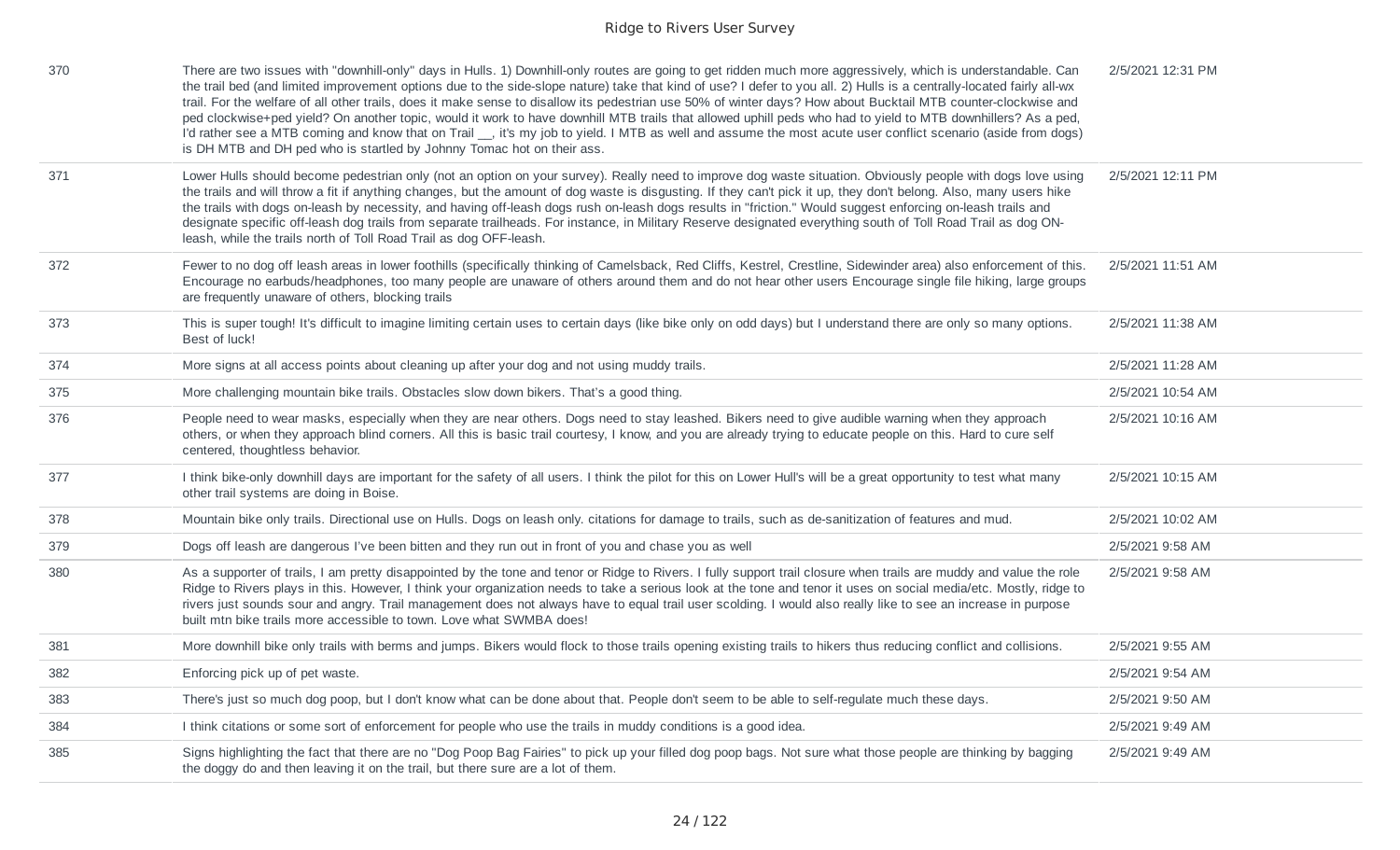| | | |
|---|---|---|
| 370 | There are two issues with "downhill-only" days in Hulls. 1) Downhill-only routes are going to get ridden much more aggressively, which is understandable. Can the trail bed (and limited improvement options due to the side-slope nature) take that kind of use? I defer to you all. 2) Hulls is a centrally-located fairly all-wx trail. For the welfare of all other trails, does it make sense to disallow its pedestrian use 50% of winter days? How about Bucktail MTB counter-clockwise and ped clockwise+ped yield? On another topic, would it work to have downhill MTB trails that allowed uphill peds who had to yield to MTB downhillers? As a ped, I'd rather see a MTB coming and know that on Trail __, it's my job to yield. I MTB as well and assume the most acute user conflict scenario (aside from dogs) is DH MTB and DH ped who is startled by Johnny Tomac hot on their ass. | 2/5/2021 12:31 PM |
| 371 | Lower Hulls should become pedestrian only (not an option on your survey). Really need to improve dog waste situation. Obviously people with dogs love using the trails and will throw a fit if anything changes, but the amount of dog waste is disgusting. If they can't pick it up, they don't belong. Also, many users hike the trails with dogs on-leash by necessity, and having off-leash dogs rush on-leash dogs results in "friction." Would suggest enforcing on-leash trails and designate specific off-leash dog trails from separate trailheads. For instance, in Military Reserve designated everything south of Toll Road Trail as dog ON-leash, while the trails north of Toll Road Trail as dog OFF-leash. | 2/5/2021 12:11 PM |
| 372 | Fewer to no dog off leash areas in lower foothills (specifically thinking of Camelsback, Red Cliffs, Kestrel, Crestline, Sidewinder area) also enforcement of this. Encourage no earbuds/headphones, too many people are unaware of others around them and do not hear other users Encourage single file hiking, large groups are frequently unaware of others, blocking trails | 2/5/2021 11:51 AM |
| 373 | This is super tough! It's difficult to imagine limiting certain uses to certain days (like bike only on odd days) but I understand there are only so many options. Best of luck! | 2/5/2021 11:38 AM |
| 374 | More signs at all access points about cleaning up after your dog and not using muddy trails. | 2/5/2021 11:28 AM |
| 375 | More challenging mountain bike trails. Obstacles slow down bikers. That's a good thing. | 2/5/2021 10:54 AM |
| 376 | People need to wear masks, especially when they are near others. Dogs need to stay leashed. Bikers need to give audible warning when they approach others, or when they approach blind corners. All this is basic trail courtesy, I know, and you are already trying to educate people on this. Hard to cure self centered, thoughtless behavior. | 2/5/2021 10:16 AM |
| 377 | I think bike-only downhill days are important for the safety of all users. I think the pilot for this on Lower Hull's will be a great opportunity to test what many other trail systems are doing in Boise. | 2/5/2021 10:15 AM |
| 378 | Mountain bike only trails. Directional use on Hulls. Dogs on leash only. citations for damage to trails, such as de-sanitization of features and mud. | 2/5/2021 10:02 AM |
| 379 | Dogs off leash are dangerous I've been bitten and they run out in front of you and chase you as well | 2/5/2021 9:58 AM |
| 380 | As a supporter of trails, I am pretty disappointed by the tone and tenor or Ridge to Rivers. I fully support trail closure when trails are muddy and value the role Ridge to Rivers plays in this. However, I think your organization needs to take a serious look at the tone and tenor it uses on social media/etc. Mostly, ridge to rivers just sounds sour and angry. Trail management does not always have to equal trail user scolding. I would also really like to see an increase in purpose built mtn bike trails more accessible to town. Love what SWMBA does! | 2/5/2021 9:58 AM |
| 381 | More downhill bike only trails with berms and jumps. Bikers would flock to those trails opening existing trails to hikers thus reducing conflict and collisions. | 2/5/2021 9:55 AM |
| 382 | Enforcing pick up of pet waste. | 2/5/2021 9:54 AM |
| 383 | There's just so much dog poop, but I don't know what can be done about that. People don't seem to be able to self-regulate much these days. | 2/5/2021 9:50 AM |
| 384 | I think citations or some sort of enforcement for people who use the trails in muddy conditions is a good idea. | 2/5/2021 9:49 AM |
| 385 | Signs highlighting the fact that there are no "Dog Poop Bag Fairies" to pick up your filled dog poop bags. Not sure what those people are thinking by bagging the doggy do and then leaving it on the trail, but there sure are a lot of them. | 2/5/2021 9:49 AM |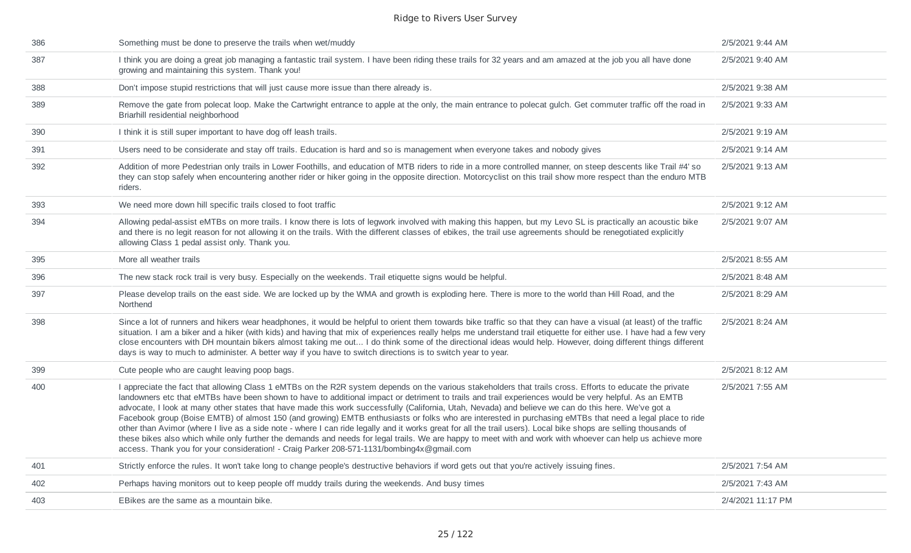| | | |
|---|---|---|
| 386 | Something must be done to preserve the trails when wet/muddy | 2/5/2021 9:44 AM |
| 387 | I think you are doing a great job managing a fantastic trail system. I have been riding these trails for 32 years and am amazed at the job you all have done growing and maintaining this system. Thank you! | 2/5/2021 9:40 AM |
| 388 | Don't impose stupid restrictions that will just cause more issue than there already is. | 2/5/2021 9:38 AM |
| 389 | Remove the gate from polecat loop. Make the Cartwright entrance to apple at the only, the main entrance to polecat gulch. Get commuter traffic off the road in Briarhill residential neighborhood | 2/5/2021 9:33 AM |
| 390 | I think it is still super important to have dog off leash trails. | 2/5/2021 9:19 AM |
| 391 | Users need to be considerate and stay off trails. Education is hard and so is management when everyone takes and nobody gives | 2/5/2021 9:14 AM |
| 392 | Addition of more Pedestrian only trails in Lower Foothills, and education of MTB riders to ride in a more controlled manner, on steep descents like Trail #4' so they can stop safely when encountering another rider or hiker going in the opposite direction. Motorcyclist on this trail show more respect than the enduro MTB riders. | 2/5/2021 9:13 AM |
| 393 | We need more down hill specific trails closed to foot traffic | 2/5/2021 9:12 AM |
| 394 | Allowing pedal-assist eMTBs on more trails. I know there is lots of legwork involved with making this happen, but my Levo SL is practically an acoustic bike and there is no legit reason for not allowing it on the trails. With the different classes of ebikes, the trail use agreements should be renegotiated explicitly allowing Class 1 pedal assist only. Thank you. | 2/5/2021 9:07 AM |
| 395 | More all weather trails | 2/5/2021 8:55 AM |
| 396 | The new stack rock trail is very busy. Especially on the weekends. Trail etiquette signs would be helpful. | 2/5/2021 8:48 AM |
| 397 | Please develop trails on the east side. We are locked up by the WMA and growth is exploding here. There is more to the world than Hill Road, and the Northend | 2/5/2021 8:29 AM |
| 398 | Since a lot of runners and hikers wear headphones, it would be helpful to orient them towards bike traffic so that they can have a visual (at least) of the traffic situation. I am a biker and a hiker (with kids) and having that mix of experiences really helps me understand trail etiquette for either use. I have had a few very close encounters with DH mountain bikers almost taking me out... I do think some of the directional ideas would help. However, doing different things different days is way to much to administer. A better way if you have to switch directions is to switch year to year. | 2/5/2021 8:24 AM |
| 399 | Cute people who are caught leaving poop bags. | 2/5/2021 8:12 AM |
| 400 | I appreciate the fact that allowing Class 1 eMTBs on the R2R system depends on the various stakeholders that trails cross. Efforts to educate the private landowners etc that eMTBs have been shown to have to additional impact or detriment to trails and trail experiences would be very helpful. As an EMTB advocate, I look at many other states that have made this work successfully (California, Utah, Nevada) and believe we can do this here. We've got a Facebook group (Boise EMTB) of almost 150 (and growing) EMTB enthusiasts or folks who are interested in purchasing eMTBs that need a legal place to ride other than Avimor (where I live as a side note - where I can ride legally and it works great for all the trail users). Local bike shops are selling thousands of these bikes also which while only further the demands and needs for legal trails. We are happy to meet with and work with whoever can help us achieve more access. Thank you for your consideration! - Craig Parker 208-571-1131/bombing4x@gmail.com | 2/5/2021 7:55 AM |
| 401 | Strictly enforce the rules. It won't take long to change people's destructive behaviors if word gets out that you're actively issuing fines. | 2/5/2021 7:54 AM |
| 402 | Perhaps having monitors out to keep people off muddy trails during the weekends. And busy times | 2/5/2021 7:43 AM |
| 403 | EBikes are the same as a mountain bike. | 2/4/2021 11:17 PM |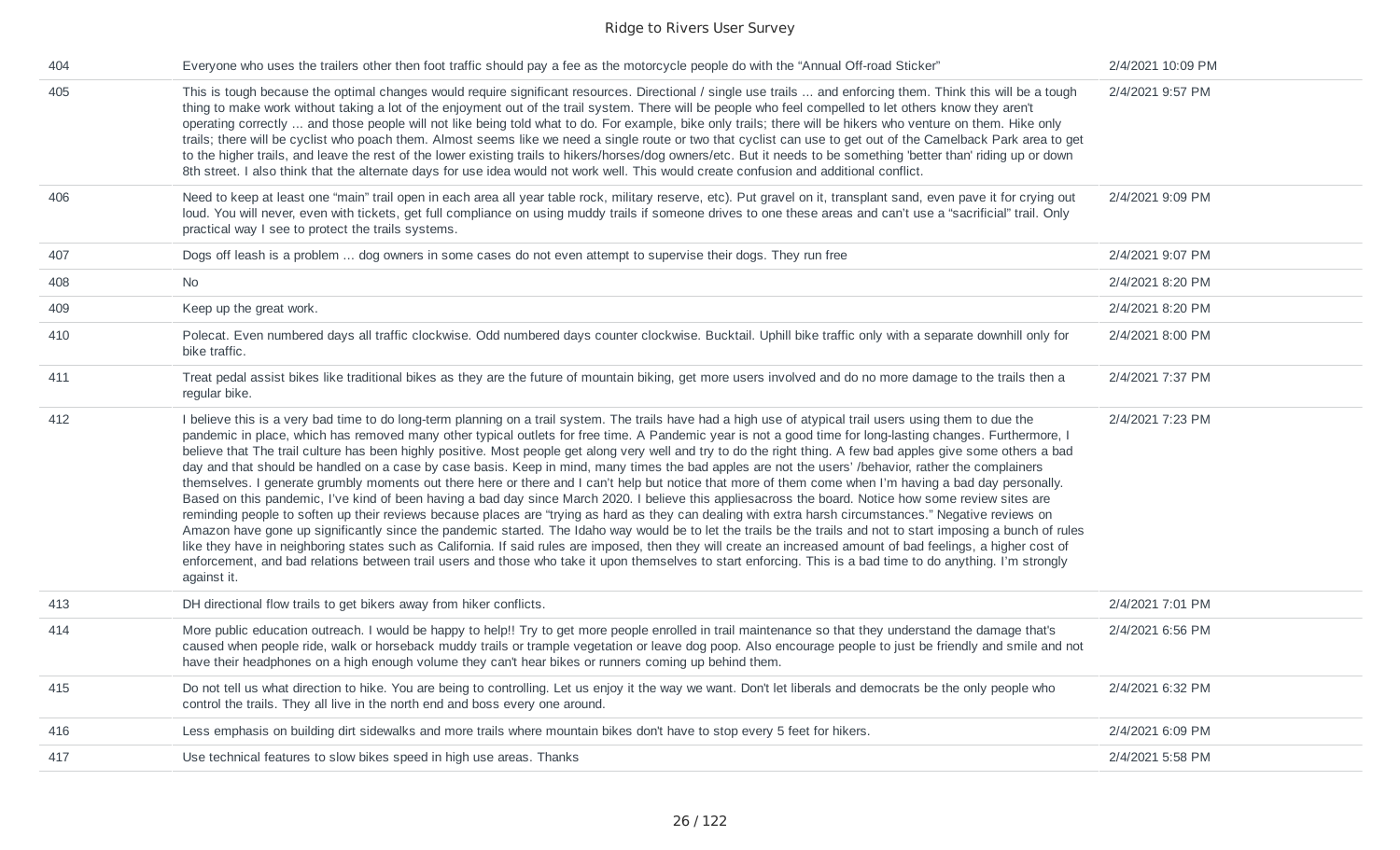| | | |
|---|---|---|
| 404 | Everyone who uses the trailers other then foot traffic should pay a fee as the motorcycle people do with the "Annual Off-road Sticker" | 2/4/2021 10:09 PM |
| 405 | This is tough because the optimal changes would require significant resources. Directional / single use trails ... and enforcing them. Think this will be a tough thing to make work without taking a lot of the enjoyment out of the trail system. There will be people who feel compelled to let others know they aren't operating correctly ... and those people will not like being told what to do. For example, bike only trails; there will be hikers who venture on them. Hike only trails; there will be cyclist who poach them. Almost seems like we need a single route or two that cyclist can use to get out of the Camelback Park area to get to the higher trails, and leave the rest of the lower existing trails to hikers/horses/dog owners/etc. But it needs to be something 'better than' riding up or down 8th street. I also think that the alternate days for use idea would not work well. This would create confusion and additional conflict. | 2/4/2021 9:57 PM |
| 406 | Need to keep at least one "main" trail open in each area all year table rock, military reserve, etc). Put gravel on it, transplant sand, even pave it for crying out loud. You will never, even with tickets, get full compliance on using muddy trails if someone drives to one these areas and can't use a "sacrificial" trail. Only practical way I see to protect the trails systems. | 2/4/2021 9:09 PM |
| 407 | Dogs off leash is a problem ... dog owners in some cases do not even attempt to supervise their dogs. They run free | 2/4/2021 9:07 PM |
| 408 | No | 2/4/2021 8:20 PM |
| 409 | Keep up the great work. | 2/4/2021 8:20 PM |
| 410 | Polecat. Even numbered days all traffic clockwise. Odd numbered days counter clockwise. Bucktail. Uphill bike traffic only with a separate downhill only for bike traffic. | 2/4/2021 8:00 PM |
| 411 | Treat pedal assist bikes like traditional bikes as they are the future of mountain biking, get more users involved and do no more damage to the trails then a regular bike. | 2/4/2021 7:37 PM |
| 412 | I believe this is a very bad time to do long-term planning on a trail system. The trails have had a high use of atypical trail users using them to due the pandemic in place, which has removed many other typical outlets for free time. A Pandemic year is not a good time for long-lasting changes. Furthermore, I believe that The trail culture has been highly positive. Most people get along very well and try to do the right thing. A few bad apples give some others a bad day and that should be handled on a case by case basis. Keep in mind, many times the bad apples are not the users' /behavior, rather the complainers themselves. I generate grumbly moments out there here or there and I can't help but notice that more of them come when I'm having a bad day personally. Based on this pandemic, I've kind of been having a bad day since March 2020. I believe this appliesacross the board. Notice how some review sites are reminding people to soften up their reviews because places are "trying as hard as they can dealing with extra harsh circumstances." Negative reviews on Amazon have gone up significantly since the pandemic started. The Idaho way would be to let the trails be the trails and not to start imposing a bunch of rules like they have in neighboring states such as California. If said rules are imposed, then they will create an increased amount of bad feelings, a higher cost of enforcement, and bad relations between trail users and those who take it upon themselves to start enforcing. This is a bad time to do anything. I'm strongly against it. | 2/4/2021 7:23 PM |
| 413 | DH directional flow trails to get bikers away from hiker conflicts. | 2/4/2021 7:01 PM |
| 414 | More public education outreach. I would be happy to help!! Try to get more people enrolled in trail maintenance so that they understand the damage that's caused when people ride, walk or horseback muddy trails or trample vegetation or leave dog poop. Also encourage people to just be friendly and smile and not have their headphones on a high enough volume they can't hear bikes or runners coming up behind them. | 2/4/2021 6:56 PM |
| 415 | Do not tell us what direction to hike. You are being to controlling. Let us enjoy it the way we want. Don't let liberals and democrats be the only people who control the trails. They all live in the north end and boss every one around. | 2/4/2021 6:32 PM |
| 416 | Less emphasis on building dirt sidewalks and more trails where mountain bikes don't have to stop every 5 feet for hikers. | 2/4/2021 6:09 PM |
| 417 | Use technical features to slow bikes speed in high use areas. Thanks | 2/4/2021 5:58 PM |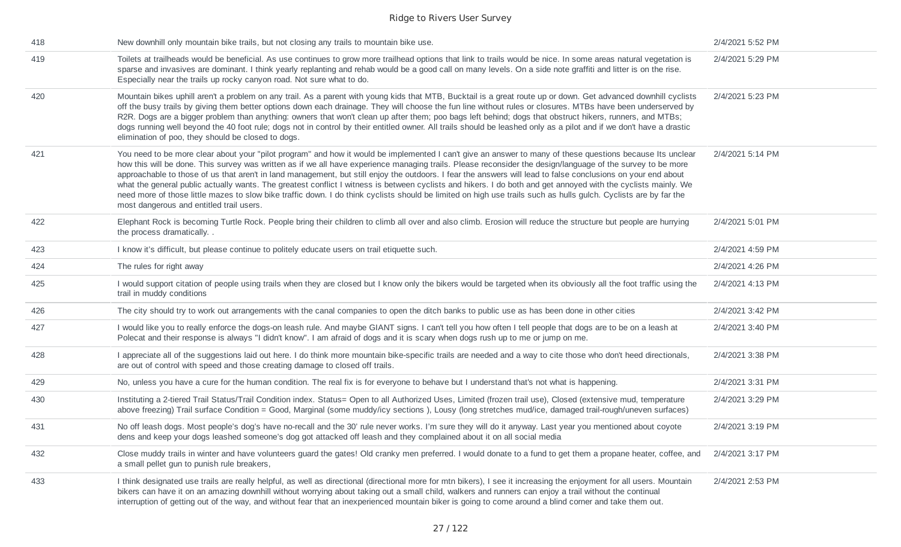| | | |
|---|---|---|
| 418 | New downhill only mountain bike trails, but not closing any trails to mountain bike use. | 2/4/2021 5:52 PM |
| 419 | Toilets at trailheads would be beneficial. As use continues to grow more trailhead options that link to trails would be nice. In some areas natural vegetation is sparse and invasives are dominant. I think yearly replanting and rehab would be a good call on many levels. On a side note graffiti and litter is on the rise. Especially near the trails up rocky canyon road. Not sure what to do. | 2/4/2021 5:29 PM |
| 420 | Mountain bikes uphill aren't a problem on any trail. As a parent with young kids that MTB, Bucktail is a great route up or down. Get advanced downhill cyclists off the busy trails by giving them better options down each drainage. They will choose the fun line without rules or closures. MTBs have been underserved by R2R. Dogs are a bigger problem than anything: owners that won't clean up after them; poo bags left behind; dogs that obstruct hikers, runners, and MTBs; dogs running well beyond the 40 foot rule; dogs not in control by their entitled owner. All trails should be leashed only as a pilot and if we don't have a drastic elimination of poo, they should be closed to dogs. | 2/4/2021 5:23 PM |
| 421 | You need to be more clear about your "pilot program" and how it would be implemented I can't give an answer to many of these questions because Its unclear how this will be done. This survey was written as if we all have experience managing trails. Please reconsider the design/language of the survey to be more approachable to those of us that aren't in land management, but still enjoy the outdoors. I fear the answers will lead to false conclusions on your end about what the general public actually wants. The greatest conflict I witness is between cyclists and hikers. I do both and get annoyed with the cyclists mainly. We need more of those little mazes to slow bike traffic down. I do think cyclists should be limited on high use trails such as hulls gulch. Cyclists are by far the most dangerous and entitled trail users. | 2/4/2021 5:14 PM |
| 422 | Elephant Rock is becoming Turtle Rock. People bring their children to climb all over and also climb. Erosion will reduce the structure but people are hurrying the process dramatically. . | 2/4/2021 5:01 PM |
| 423 | I know it's difficult, but please continue to politely educate users on trail etiquette such. | 2/4/2021 4:59 PM |
| 424 | The rules for right away | 2/4/2021 4:26 PM |
| 425 | I would support citation of people using trails when they are closed but I know only the bikers would be targeted when its obviously all the foot traffic using the trail in muddy conditions | 2/4/2021 4:13 PM |
| 426 | The city should try to work out arrangements with the canal companies to open the ditch banks to public use as has been done in other cities | 2/4/2021 3:42 PM |
| 427 | I would like you to really enforce the dogs-on leash rule. And maybe GIANT signs. I can't tell you how often I tell people that dogs are to be on a leash at Polecat and their response is always "I didn't know". I am afraid of dogs and it is scary when dogs rush up to me or jump on me. | 2/4/2021 3:40 PM |
| 428 | I appreciate all of the suggestions laid out here. I do think more mountain bike-specific trails are needed and a way to cite those who don't heed directionals, are out of control with speed and those creating damage to closed off trails. | 2/4/2021 3:38 PM |
| 429 | No, unless you have a cure for the human condition. The real fix is for everyone to behave but I understand that's not what is happening. | 2/4/2021 3:31 PM |
| 430 | Instituting a 2-tiered Trail Status/Trail Condition index. Status= Open to all Authorized Uses, Limited (frozen trail use), Closed (extensive mud, temperature above freezing) Trail surface Condition = Good, Marginal (some muddy/icy sections ), Lousy (long stretches mud/ice, damaged trail-rough/uneven surfaces) | 2/4/2021 3:29 PM |
| 431 | No off leash dogs. Most people's dog's have no-recall and the 30' rule never works. I'm sure they will do it anyway. Last year you mentioned about coyote dens and keep your dogs leashed someone's dog got attacked off leash and they complained about it on all social media | 2/4/2021 3:19 PM |
| 432 | Close muddy trails in winter and have volunteers guard the gates! Old cranky men preferred. I would donate to a fund to get them a propane heater, coffee, and a small pellet gun to punish rule breakers, | 2/4/2021 3:17 PM |
| 433 | I think designated use trails are really helpful, as well as directional (directional more for mtn bikers), I see it increasing the enjoyment for all users. Mountain bikers can have it on an amazing downhill without worrying about taking out a small child, walkers and runners can enjoy a trail without the continual interruption of getting out of the way, and without fear that an inexperienced mountain biker is going to come around a blind corner and take them out. | 2/4/2021 2:53 PM |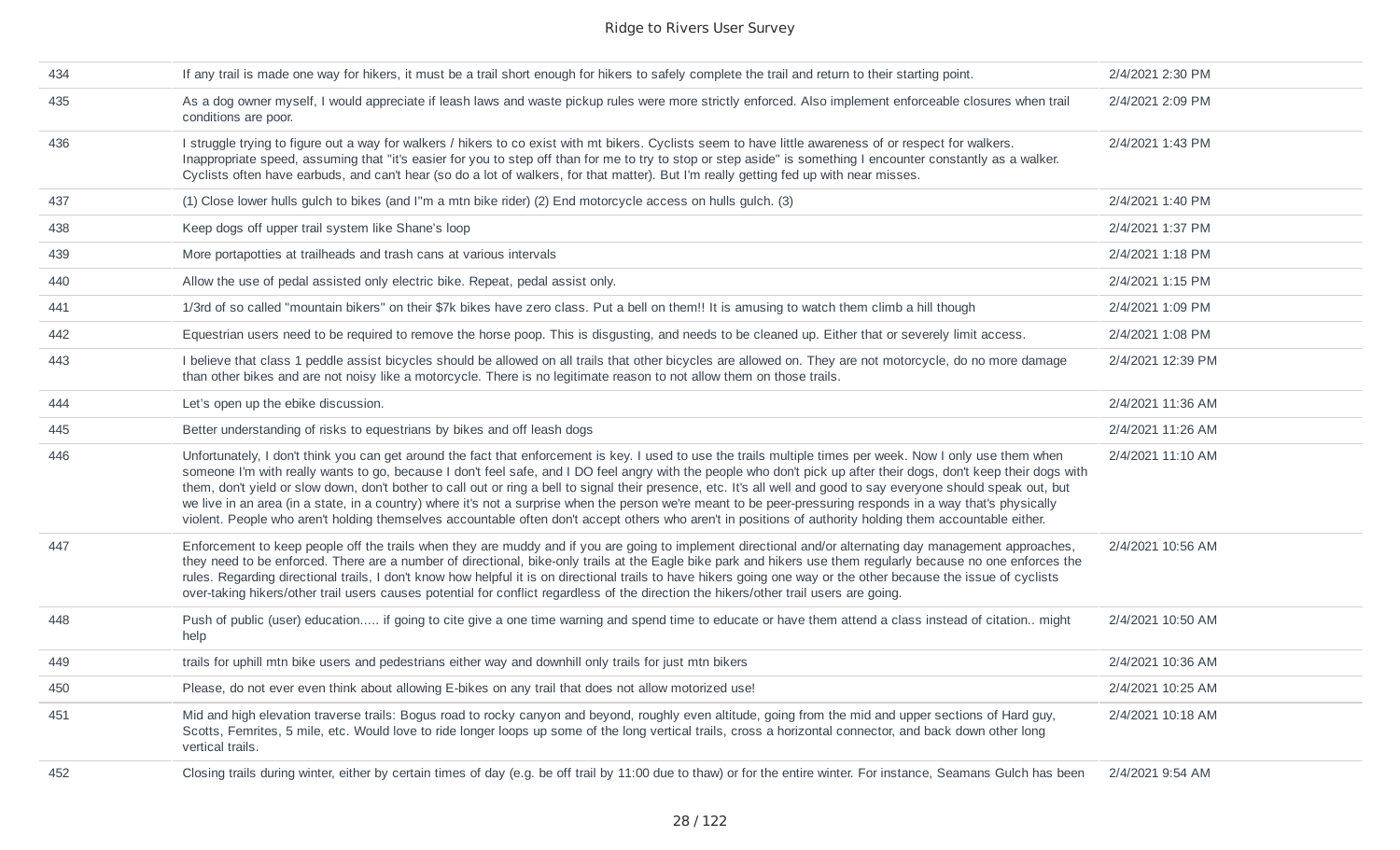| | | |
|---|---|---|
| 434 | If any trail is made one way for hikers, it must be a trail short enough for hikers to safely complete the trail and return to their starting point. | 2/4/2021 2:30 PM |
| 435 | As a dog owner myself, I would appreciate if leash laws and waste pickup rules were more strictly enforced. Also implement enforceable closures when trail conditions are poor. | 2/4/2021 2:09 PM |
| 436 | I struggle trying to figure out a way for walkers / hikers to co exist with mt bikers. Cyclists seem to have little awareness of or respect for walkers. Inappropriate speed, assuming that "it's easier for you to step off than for me to try to stop or step aside" is something I encounter constantly as a walker. Cyclists often have earbuds, and can't hear (so do a lot of walkers, for that matter). But I'm really getting fed up with near misses. | 2/4/2021 1:43 PM |
| 437 | (1) Close lower hulls gulch to bikes (and I"m a mtn bike rider) (2) End motorcycle access on hulls gulch. (3) | 2/4/2021 1:40 PM |
| 438 | Keep dogs off upper trail system like Shane's loop | 2/4/2021 1:37 PM |
| 439 | More portapotties at trailheads and trash cans at various intervals | 2/4/2021 1:18 PM |
| 440 | Allow the use of pedal assisted only electric bike. Repeat, pedal assist only. | 2/4/2021 1:15 PM |
| 441 | 1/3rd of so called "mountain bikers" on their $7k bikes have zero class. Put a bell on them!! It is amusing to watch them climb a hill though | 2/4/2021 1:09 PM |
| 442 | Equestrian users need to be required to remove the horse poop. This is disgusting, and needs to be cleaned up. Either that or severely limit access. | 2/4/2021 1:08 PM |
| 443 | I believe that class 1 peddle assist bicycles should be allowed on all trails that other bicycles are allowed on. They are not motorcycle, do no more damage than other bikes and are not noisy like a motorcycle. There is no legitimate reason to not allow them on those trails. | 2/4/2021 12:39 PM |
| 444 | Let's open up the ebike discussion. | 2/4/2021 11:36 AM |
| 445 | Better understanding of risks to equestrians by bikes and off leash dogs | 2/4/2021 11:26 AM |
| 446 | Unfortunately, I don't think you can get around the fact that enforcement is key. I used to use the trails multiple times per week. Now I only use them when someone I'm with really wants to go, because I don't feel safe, and I DO feel angry with the people who don't pick up after their dogs, don't keep their dogs with them, don't yield or slow down, don't bother to call out or ring a bell to signal their presence, etc. It's all well and good to say everyone should speak out, but we live in an area (in a state, in a country) where it's not a surprise when the person we're meant to be peer-pressuring responds in a way that's physically violent. People who aren't holding themselves accountable often don't accept others who aren't in positions of authority holding them accountable either. | 2/4/2021 11:10 AM |
| 447 | Enforcement to keep people off the trails when they are muddy and if you are going to implement directional and/or alternating day management approaches, they need to be enforced. There are a number of directional, bike-only trails at the Eagle bike park and hikers use them regularly because no one enforces the rules. Regarding directional trails, I don't know how helpful it is on directional trails to have hikers going one way or the other because the issue of cyclists over-taking hikers/other trail users causes potential for conflict regardless of the direction the hikers/other trail users are going. | 2/4/2021 10:56 AM |
| 448 | Push of public (user) education..... if going to cite give a one time warning and spend time to educate or have them attend a class instead of citation.. might help | 2/4/2021 10:50 AM |
| 449 | trails for uphill mtn bike users and pedestrians either way and downhill only trails for just mtn bikers | 2/4/2021 10:36 AM |
| 450 | Please, do not ever even think about allowing E-bikes on any trail that does not allow motorized use! | 2/4/2021 10:25 AM |
| 451 | Mid and high elevation traverse trails: Bogus road to rocky canyon and beyond, roughly even altitude, going from the mid and upper sections of Hard guy, Scotts, Femrites, 5 mile, etc. Would love to ride longer loops up some of the long vertical trails, cross a horizontal connector, and back down other long vertical trails. | 2/4/2021 10:18 AM |
| 452 | Closing trails during winter, either by certain times of day (e.g. be off trail by 11:00 due to thaw) or for the entire winter. For instance, Seamans Gulch has been | 2/4/2021 9:54 AM |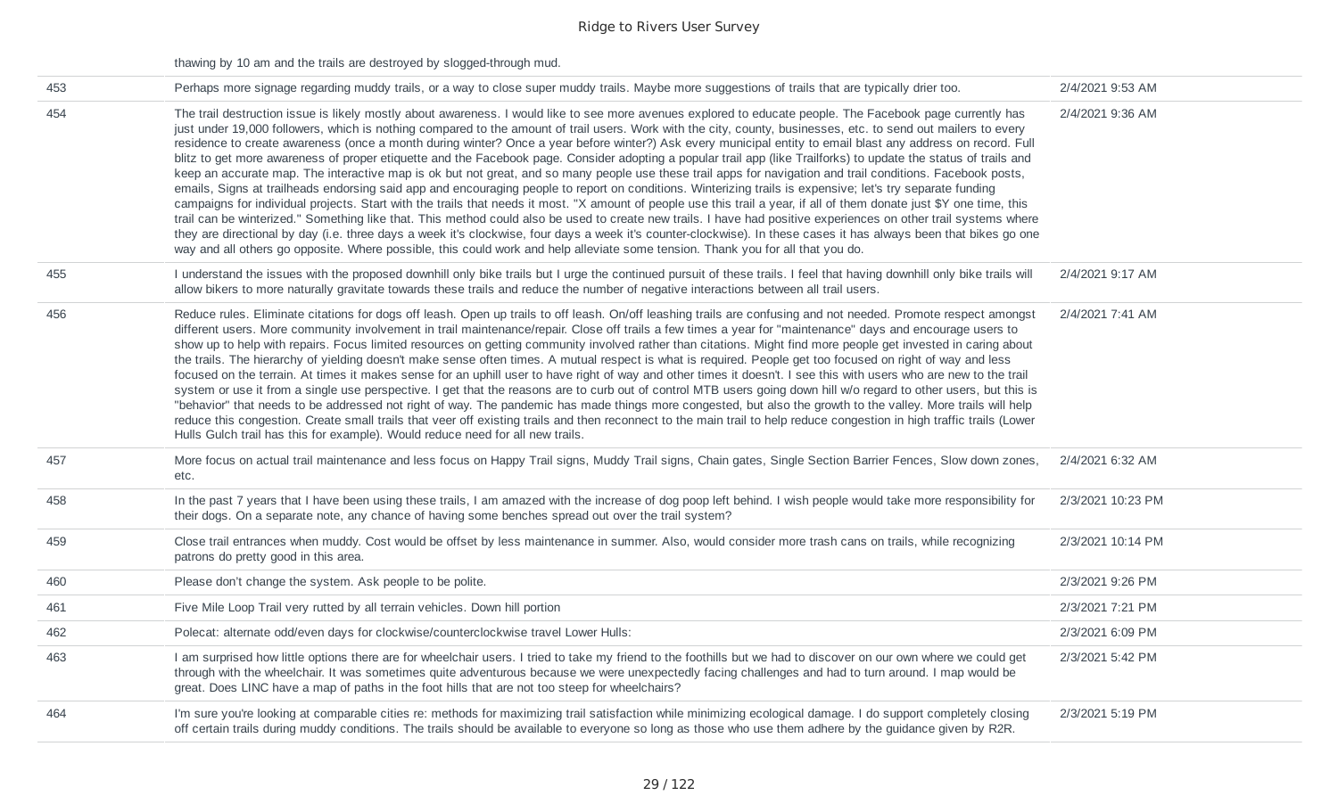| | | |
|---|---|---|
| | thawing by 10 am and the trails are destroyed by slogged-through mud. | |
| 453 | Perhaps more signage regarding muddy trails, or a way to close super muddy trails. Maybe more suggestions of trails that are typically drier too. | 2/4/2021 9:53 AM |
| 454 | The trail destruction issue is likely mostly about awareness. I would like to see more avenues explored to educate people. The Facebook page currently has just under 19,000 followers, which is nothing compared to the amount of trail users. Work with the city, county, businesses, etc. to send out mailers to every residence to create awareness (once a month during winter? Once a year before winter?) Ask every municipal entity to email blast any address on record. Full blitz to get more awareness of proper etiquette and the Facebook page. Consider adopting a popular trail app (like Trailforks) to update the status of trails and keep an accurate map. The interactive map is ok but not great, and so many people use these trail apps for navigation and trail conditions. Facebook posts, emails, Signs at trailheads endorsing said app and encouraging people to report on conditions. Winterizing trails is expensive; let's try separate funding campaigns for individual projects. Start with the trails that needs it most. "X amount of people use this trail a year, if all of them donate just $Y one time, this trail can be winterized." Something like that. This method could also be used to create new trails. I have had positive experiences on other trail systems where they are directional by day (i.e. three days a week it's clockwise, four days a week it's counter-clockwise). In these cases it has always been that bikes go one way and all others go opposite. Where possible, this could work and help alleviate some tension. Thank you for all that you do. | 2/4/2021 9:36 AM |
| 455 | I understand the issues with the proposed downhill only bike trails but I urge the continued pursuit of these trails. I feel that having downhill only bike trails will allow bikers to more naturally gravitate towards these trails and reduce the number of negative interactions between all trail users. | 2/4/2021 9:17 AM |
| 456 | Reduce rules. Eliminate citations for dogs off leash. Open up trails to off leash. On/off leashing trails are confusing and not needed. Promote respect amongst different users. More community involvement in trail maintenance/repair. Close off trails a few times a year for "maintenance" days and encourage users to show up to help with repairs. Focus limited resources on getting community involved rather than citations. Might find more people get invested in caring about the trails. The hierarchy of yielding doesn't make sense often times. A mutual respect is what is required. People get too focused on right of way and less focused on the terrain. At times it makes sense for an uphill user to have right of way and other times it doesn't. I see this with users who are new to the trail system or use it from a single use perspective. I get that the reasons are to curb out of control MTB users going down hill w/o regard to other users, but this is "behavior" that needs to be addressed not right of way. The pandemic has made things more congested, but also the growth to the valley. More trails will help reduce this congestion. Create small trails that veer off existing trails and then reconnect to the main trail to help reduce congestion in high traffic trails (Lower Hulls Gulch trail has this for example). Would reduce need for all new trails. | 2/4/2021 7:41 AM |
| 457 | More focus on actual trail maintenance and less focus on Happy Trail signs, Muddy Trail signs, Chain gates, Single Section Barrier Fences, Slow down zones, etc. | 2/4/2021 6:32 AM |
| 458 | In the past 7 years that I have been using these trails, I am amazed with the increase of dog poop left behind. I wish people would take more responsibility for their dogs. On a separate note, any chance of having some benches spread out over the trail system? | 2/3/2021 10:23 PM |
| 459 | Close trail entrances when muddy. Cost would be offset by less maintenance in summer. Also, would consider more trash cans on trails, while recognizing patrons do pretty good in this area. | 2/3/2021 10:14 PM |
| 460 | Please don't change the system. Ask people to be polite. | 2/3/2021 9:26 PM |
| 461 | Five Mile Loop Trail very rutted by all terrain vehicles. Down hill portion | 2/3/2021 7:21 PM |
| 462 | Polecat: alternate odd/even days for clockwise/counterclockwise travel Lower Hulls: | 2/3/2021 6:09 PM |
| 463 | I am surprised how little options there are for wheelchair users. I tried to take my friend to the foothills but we had to discover on our own where we could get through with the wheelchair. It was sometimes quite adventurous because we were unexpectedly facing challenges and had to turn around. I map would be great. Does LINC have a map of paths in the foot hills that are not too steep for wheelchairs? | 2/3/2021 5:42 PM |
| 464 | I'm sure you're looking at comparable cities re: methods for maximizing trail satisfaction while minimizing ecological damage. I do support completely closing off certain trails during muddy conditions. The trails should be available to everyone so long as those who use them adhere by the guidance given by R2R. | 2/3/2021 5:19 PM |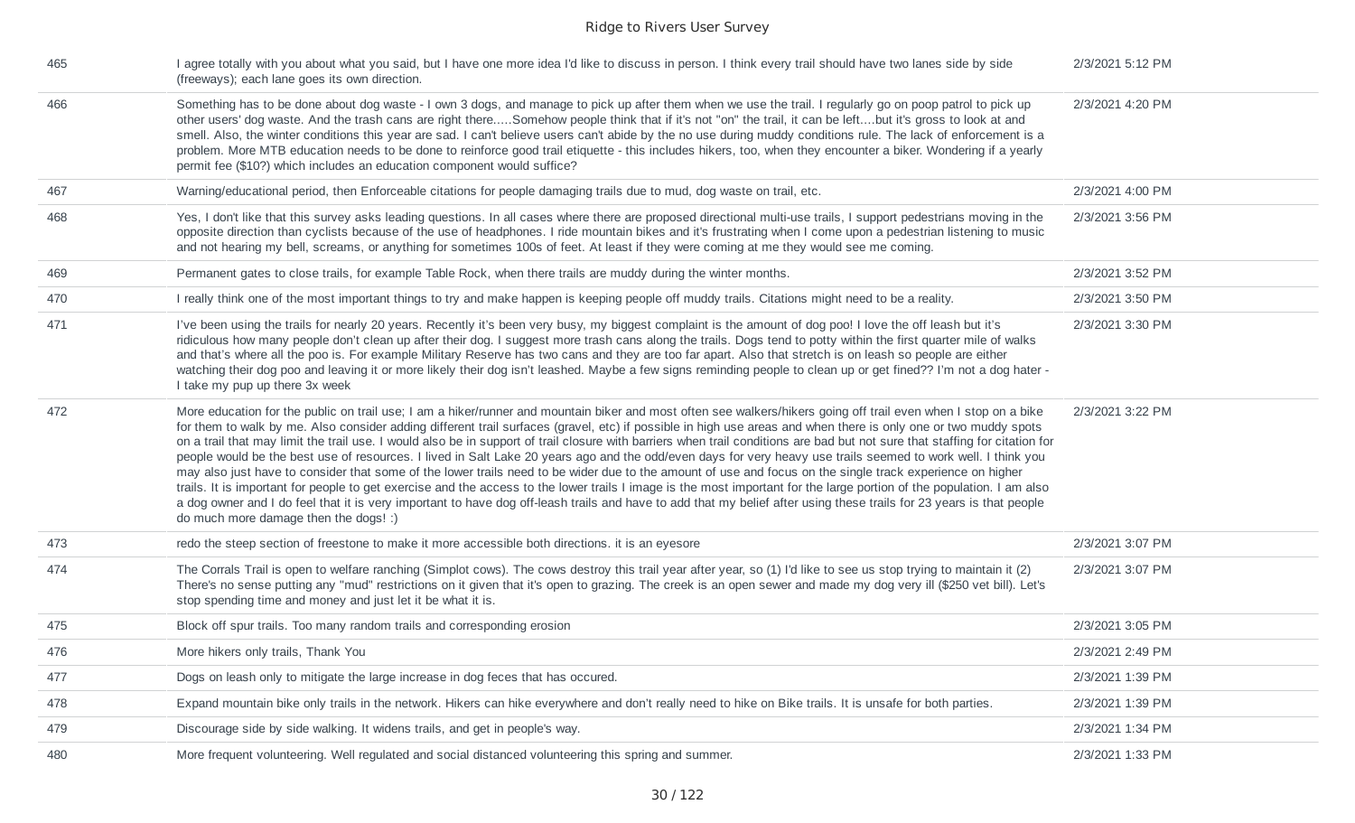| | | |
|---|---|---|
| 465 | I agree totally with you about what you said, but I have one more idea I'd like to discuss in person. I think every trail should have two lanes side by side (freeways); each lane goes its own direction. | 2/3/2021 5:12 PM |
| 466 | Something has to be done about dog waste - I own 3 dogs, and manage to pick up after them when we use the trail. I regularly go on poop patrol to pick up other users' dog waste. And the trash cans are right there.....Somehow people think that if it's not "on" the trail, it can be left....but it's gross to look at and smell. Also, the winter conditions this year are sad. I can't believe users can't abide by the no use during muddy conditions rule. The lack of enforcement is a problem. More MTB education needs to be done to reinforce good trail etiquette - this includes hikers, too, when they encounter a biker. Wondering if a yearly permit fee ($10?) which includes an education component would suffice? | 2/3/2021 4:20 PM |
| 467 | Warning/educational period, then Enforceable citations for people damaging trails due to mud, dog waste on trail, etc. | 2/3/2021 4:00 PM |
| 468 | Yes, I don't like that this survey asks leading questions. In all cases where there are proposed directional multi-use trails, I support pedestrians moving in the opposite direction than cyclists because of the use of headphones. I ride mountain bikes and it's frustrating when I come upon a pedestrian listening to music and not hearing my bell, screams, or anything for sometimes 100s of feet. At least if they were coming at me they would see me coming. | 2/3/2021 3:56 PM |
| 469 | Permanent gates to close trails, for example Table Rock, when there trails are muddy during the winter months. | 2/3/2021 3:52 PM |
| 470 | I really think one of the most important things to try and make happen is keeping people off muddy trails. Citations might need to be a reality. | 2/3/2021 3:50 PM |
| 471 | I've been using the trails for nearly 20 years. Recently it's been very busy, my biggest complaint is the amount of dog poo! I love the off leash but it's ridiculous how many people don't clean up after their dog. I suggest more trash cans along the trails. Dogs tend to potty within the first quarter mile of walks and that's where all the poo is. For example Military Reserve has two cans and they are too far apart. Also that stretch is on leash so people are either watching their dog poo and leaving it or more likely their dog isn't leashed. Maybe a few signs reminding people to clean up or get fined?? I'm not a dog hater - I take my pup up there 3x week | 2/3/2021 3:30 PM |
| 472 | More education for the public on trail use; I am a hiker/runner and mountain biker and most often see walkers/hikers going off trail even when I stop on a bike for them to walk by me. Also consider adding different trail surfaces (gravel, etc) if possible in high use areas and when there is only one or two muddy spots on a trail that may limit the trail use. I would also be in support of trail closure with barriers when trail conditions are bad but not sure that staffing for citation for people would be the best use of resources. I lived in Salt Lake 20 years ago and the odd/even days for very heavy use trails seemed to work well. I think you may also just have to consider that some of the lower trails need to be wider due to the amount of use and focus on the single track experience on higher trails. It is important for people to get exercise and the access to the lower trails I image is the most important for the large portion of the population. I am also a dog owner and I do feel that it is very important to have dog off-leash trails and have to add that my belief after using these trails for 23 years is that people do much more damage then the dogs! :) | 2/3/2021 3:22 PM |
| 473 | redo the steep section of freestone to make it more accessible both directions. it is an eyesore | 2/3/2021 3:07 PM |
| 474 | The Corrals Trail is open to welfare ranching (Simplot cows). The cows destroy this trail year after year, so (1) I'd like to see us stop trying to maintain it (2) There's no sense putting any "mud" restrictions on it given that it's open to grazing. The creek is an open sewer and made my dog very ill ($250 vet bill). Let's stop spending time and money and just let it be what it is. | 2/3/2021 3:07 PM |
| 475 | Block off spur trails. Too many random trails and corresponding erosion | 2/3/2021 3:05 PM |
| 476 | More hikers only trails, Thank You | 2/3/2021 2:49 PM |
| 477 | Dogs on leash only to mitigate the large increase in dog feces that has occured. | 2/3/2021 1:39 PM |
| 478 | Expand mountain bike only trails in the network. Hikers can hike everywhere and don't really need to hike on Bike trails. It is unsafe for both parties. | 2/3/2021 1:39 PM |
| 479 | Discourage side by side walking. It widens trails, and get in people's way. | 2/3/2021 1:34 PM |
| 480 | More frequent volunteering. Well regulated and social distanced volunteering this spring and summer. | 2/3/2021 1:33 PM |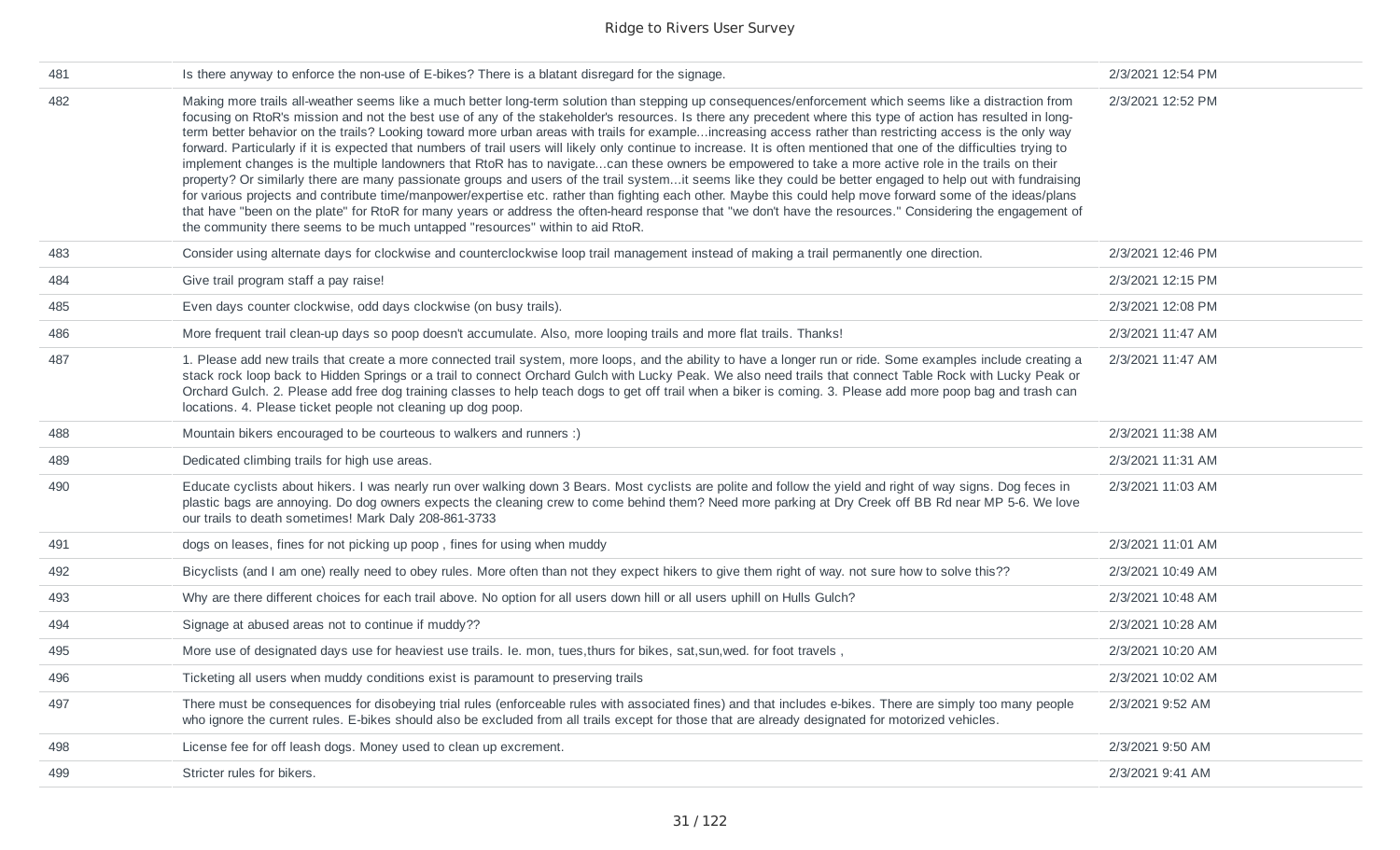| | | |
|---|---|---|
| 481 | Is there anyway to enforce the non-use of E-bikes? There is a blatant disregard for the signage. | 2/3/2021 12:54 PM |
| 482 | Making more trails all-weather seems like a much better long-term solution than stepping up consequences/enforcement which seems like a distraction from focusing on RtoR's mission and not the best use of any of the stakeholder's resources. Is there any precedent where this type of action has resulted in long-term better behavior on the trails? Looking toward more urban areas with trails for example...increasing access rather than restricting access is the only way forward. Particularly if it is expected that numbers of trail users will likely only continue to increase. It is often mentioned that one of the difficulties trying to implement changes is the multiple landowners that RtoR has to navigate...can these owners be empowered to take a more active role in the trails on their property? Or similarly there are many passionate groups and users of the trail system...it seems like they could be better engaged to help out with fundraising for various projects and contribute time/manpower/expertise etc. rather than fighting each other. Maybe this could help move forward some of the ideas/plans that have "been on the plate" for RtoR for many years or address the often-heard response that "we don't have the resources." Considering the engagement of the community there seems to be much untapped "resources" within to aid RtoR. | 2/3/2021 12:52 PM |
| 483 | Consider using alternate days for clockwise and counterclockwise loop trail management instead of making a trail permanently one direction. | 2/3/2021 12:46 PM |
| 484 | Give trail program staff a pay raise! | 2/3/2021 12:15 PM |
| 485 | Even days counter clockwise, odd days clockwise (on busy trails). | 2/3/2021 12:08 PM |
| 486 | More frequent trail clean-up days so poop doesn't accumulate. Also, more looping trails and more flat trails. Thanks! | 2/3/2021 11:47 AM |
| 487 | 1. Please add new trails that create a more connected trail system, more loops, and the ability to have a longer run or ride. Some examples include creating a stack rock loop back to Hidden Springs or a trail to connect Orchard Gulch with Lucky Peak. We also need trails that connect Table Rock with Lucky Peak or Orchard Gulch. 2. Please add free dog training classes to help teach dogs to get off trail when a biker is coming. 3. Please add more poop bag and trash can locations. 4. Please ticket people not cleaning up dog poop. | 2/3/2021 11:47 AM |
| 488 | Mountain bikers encouraged to be courteous to walkers and runners :) | 2/3/2021 11:38 AM |
| 489 | Dedicated climbing trails for high use areas. | 2/3/2021 11:31 AM |
| 490 | Educate cyclists about hikers. I was nearly run over walking down 3 Bears. Most cyclists are polite and follow the yield and right of way signs. Dog feces in plastic bags are annoying. Do dog owners expects the cleaning crew to come behind them? Need more parking at Dry Creek off BB Rd near MP 5-6. We love our trails to death sometimes! Mark Daly 208-861-3733 | 2/3/2021 11:03 AM |
| 491 | dogs on leases, fines for not picking up poop , fines for using when muddy | 2/3/2021 11:01 AM |
| 492 | Bicyclists (and I am one) really need to obey rules. More often than not they expect hikers to give them right of way. not sure how to solve this?? | 2/3/2021 10:49 AM |
| 493 | Why are there different choices for each trail above. No option for all users down hill or all users uphill on Hulls Gulch? | 2/3/2021 10:48 AM |
| 494 | Signage at abused areas not to continue if muddy?? | 2/3/2021 10:28 AM |
| 495 | More use of designated days use for heaviest use trails. Ie. mon, tues,thurs for bikes, sat,sun,wed. for foot travels , | 2/3/2021 10:20 AM |
| 496 | Ticketing all users when muddy conditions exist is paramount to preserving trails | 2/3/2021 10:02 AM |
| 497 | There must be consequences for disobeying trial rules (enforceable rules with associated fines) and that includes e-bikes. There are simply too many people who ignore the current rules. E-bikes should also be excluded from all trails except for those that are already designated for motorized vehicles. | 2/3/2021 9:52 AM |
| 498 | License fee for off leash dogs. Money used to clean up excrement. | 2/3/2021 9:50 AM |
| 499 | Stricter rules for bikers. | 2/3/2021 9:41 AM |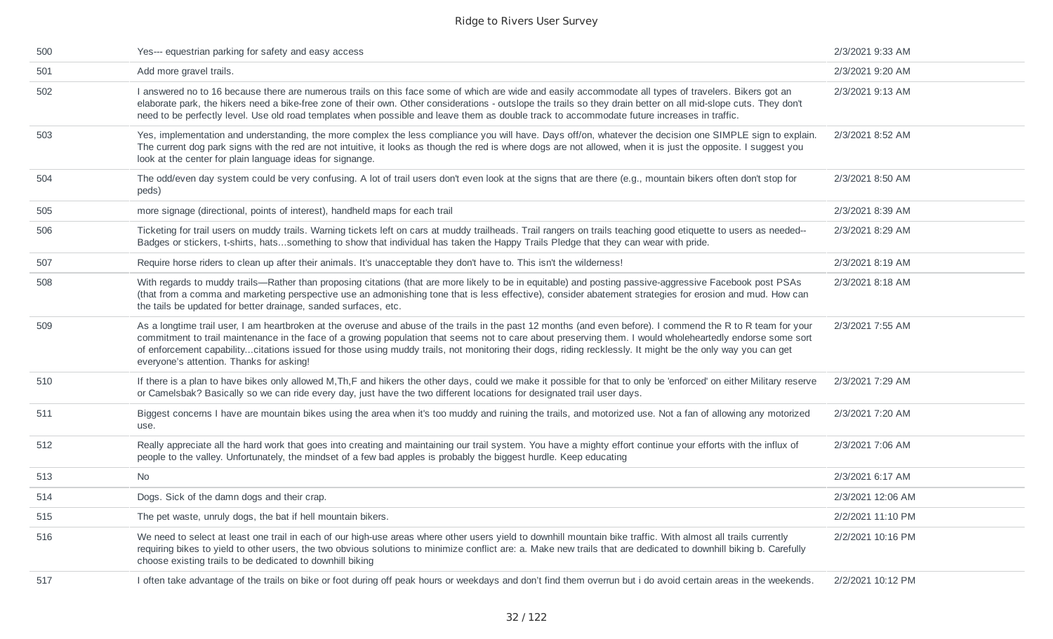| | | |
|---|---|---|
| 500 | Yes--- equestrian parking for safety and easy access | 2/3/2021 9:33 AM |
| 501 | Add more gravel trails. | 2/3/2021 9:20 AM |
| 502 | I answered no to 16 because there are numerous trails on this face some of which are wide and easily accommodate all types of travelers. Bikers got an elaborate park, the hikers need a bike-free zone of their own. Other considerations - outslope the trails so they drain better on all mid-slope cuts. They don't need to be perfectly level. Use old road templates when possible and leave them as double track to accommodate future increases in traffic. | 2/3/2021 9:13 AM |
| 503 | Yes, implementation and understanding, the more complex the less compliance you will have. Days off/on, whatever the decision one SIMPLE sign to explain. The current dog park signs with the red are not intuitive, it looks as though the red is where dogs are not allowed, when it is just the opposite. I suggest you look at the center for plain language ideas for signage. | 2/3/2021 8:52 AM |
| 504 | The odd/even day system could be very confusing. A lot of trail users don't even look at the signs that are there (e.g., mountain bikers often don't stop for peds) | 2/3/2021 8:50 AM |
| 505 | more signage (directional, points of interest), handheld maps for each trail | 2/3/2021 8:39 AM |
| 506 | Ticketing for trail users on muddy trails. Warning tickets left on cars at muddy trailheads. Trail rangers on trails teaching good etiquette to users as needed--Badges or stickers, t-shirts, hats...something to show that individual has taken the Happy Trails Pledge that they can wear with pride. | 2/3/2021 8:29 AM |
| 507 | Require horse riders to clean up after their animals. It's unacceptable they don't have to. This isn't the wilderness! | 2/3/2021 8:19 AM |
| 508 | With regards to muddy trails—Rather than proposing citations (that are more likely to be in equitable) and posting passive-aggressive Facebook post PSAs (that from a comma and marketing perspective use an admonishing tone that is less effective), consider abatement strategies for erosion and mud. How can the tails be updated for better drainage, sanded surfaces, etc. | 2/3/2021 8:18 AM |
| 509 | As a longtime trail user, I am heartbroken at the overuse and abuse of the trails in the past 12 months (and even before). I commend the R to R team for your commitment to trail maintenance in the face of a growing population that seems not to care about preserving them. I would wholeheartedly endorse some sort of enforcement capability...citations issued for those using muddy trails, not monitoring their dogs, riding recklessly. It might be the only way you can get everyone's attention. Thanks for asking! | 2/3/2021 7:55 AM |
| 510 | If there is a plan to have bikes only allowed M,Th,F and hikers the other days, could we make it possible for that to only be 'enforced' on either Military reserve or Camelsbak? Basically so we can ride every day, just have the two different locations for designated trail user days. | 2/3/2021 7:29 AM |
| 511 | Biggest concerns I have are mountain bikes using the area when it's too muddy and ruining the trails, and motorized use. Not a fan of allowing any motorized use. | 2/3/2021 7:20 AM |
| 512 | Really appreciate all the hard work that goes into creating and maintaining our trail system. You have a mighty effort continue your efforts with the influx of people to the valley. Unfortunately, the mindset of a few bad apples is probably the biggest hurdle. Keep educating | 2/3/2021 7:06 AM |
| 513 | No | 2/3/2021 6:17 AM |
| 514 | Dogs. Sick of the damn dogs and their crap. | 2/3/2021 12:06 AM |
| 515 | The pet waste, unruly dogs, the bat if hell mountain bikers. | 2/2/2021 11:10 PM |
| 516 | We need to select at least one trail in each of our high-use areas where other users yield to downhill mountain bike traffic. With almost all trails currently requiring bikes to yield to other users, the two obvious solutions to minimize conflict are: a. Make new trails that are dedicated to downhill biking b. Carefully choose existing trails to be dedicated to downhill biking | 2/2/2021 10:16 PM |
| 517 | I often take advantage of the trails on bike or foot during off peak hours or weekdays and don't find them overrun but i do avoid certain areas in the weekends. | 2/2/2021 10:12 PM |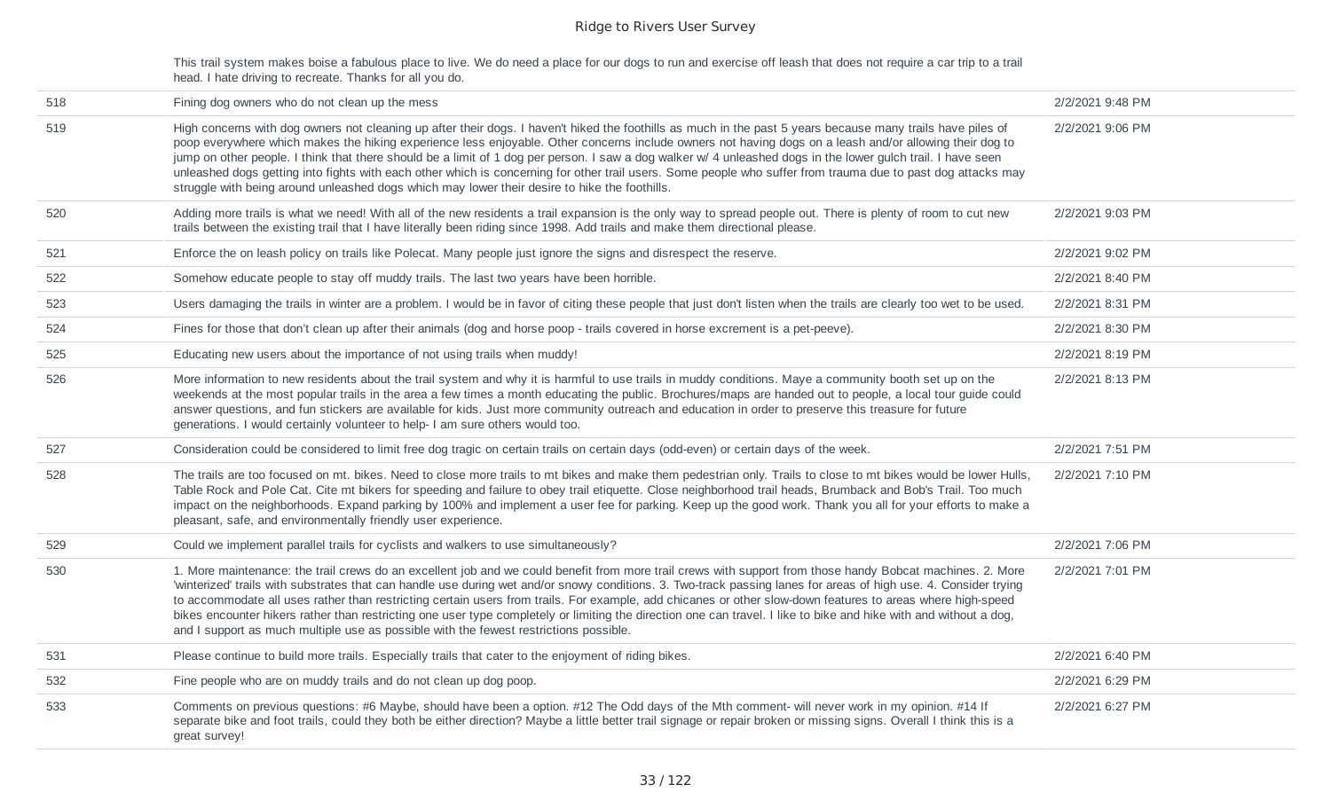| | | |
|---|---|---|
| | This trail system makes boise a fabulous place to live. We do need a place for our dogs to run and exercise off leash that does not require a car trip to a trail head. I hate driving to recreate. Thanks for all you do. | |
| 518 | Fining dog owners who do not clean up the mess | 2/2/2021 9:48 PM |
| 519 | High concerns with dog owners not cleaning up after their dogs. I haven't hiked the foothills as much in the past 5 years because many trails have piles of poop everywhere which makes the hiking experience less enjoyable. Other concerns include owners not having dogs on a leash and/or allowing their dog to jump on other people. I think that there should be a limit of 1 dog per person. I saw a dog walker w/ 4 unleashed dogs in the lower gulch trail. I have seen unleashed dogs getting into fights with each other which is concerning for other trail users. Some people who suffer from trauma due to past dog attacks may struggle with being around unleashed dogs which may lower their desire to hike the foothills. | 2/2/2021 9:06 PM |
| 520 | Adding more trails is what we need! With all of the new residents a trail expansion is the only way to spread people out. There is plenty of room to cut new trails between the existing trail that I have literally been riding since 1998. Add trails and make them directional please. | 2/2/2021 9:03 PM |
| 521 | Enforce the on leash policy on trails like Polecat. Many people just ignore the signs and disrespect the reserve. | 2/2/2021 9:02 PM |
| 522 | Somehow educate people to stay off muddy trails. The last two years have been horrible. | 2/2/2021 8:40 PM |
| 523 | Users damaging the trails in winter are a problem. I would be in favor of citing these people that just don't listen when the trails are clearly too wet to be used. | 2/2/2021 8:31 PM |
| 524 | Fines for those that don't clean up after their animals (dog and horse poop - trails covered in horse excrement is a pet-peeve). | 2/2/2021 8:30 PM |
| 525 | Educating new users about the importance of not using trails when muddy! | 2/2/2021 8:19 PM |
| 526 | More information to new residents about the trail system and why it is harmful to use trails in muddy conditions. Maye a community booth set up on the weekends at the most popular trails in the area a few times a month educating the public. Brochures/maps are handed out to people, a local tour guide could answer questions, and fun stickers are available for kids. Just more community outreach and education in order to preserve this treasure for future generations. I would certainly volunteer to help- I am sure others would too. | 2/2/2021 8:13 PM |
| 527 | Consideration could be considered to limit free dog tragic on certain trails on certain days (odd-even) or certain days of the week. | 2/2/2021 7:51 PM |
| 528 | The trails are too focused on mt. bikes. Need to close more trails to mt bikes and make them pedestrian only. Trails to close to mt bikes would be lower Hulls, Table Rock and Pole Cat. Cite mt bikers for speeding and failure to obey trail etiquette. Close neighborhood trail heads, Brumback and Bob's Trail. Too much impact on the neighborhoods. Expand parking by 100% and implement a user fee for parking. Keep up the good work. Thank you all for your efforts to make a pleasant, safe, and environmentally friendly user experience. | 2/2/2021 7:10 PM |
| 529 | Could we implement parallel trails for cyclists and walkers to use simultaneously? | 2/2/2021 7:06 PM |
| 530 | 1. More maintenance: the trail crews do an excellent job and we could benefit from more trail crews with support from those handy Bobcat machines. 2. More 'winterized' trails with substrates that can handle use during wet and/or snowy conditions. 3. Two-track passing lanes for areas of high use. 4. Consider trying to accommodate all uses rather than restricting certain users from trails. For example, add chicanes or other slow-down features to areas where high-speed bikes encounter hikers rather than restricting one user type completely or limiting the direction one can travel. I like to bike and hike with and without a dog, and I support as much multiple use as possible with the fewest restrictions possible. | 2/2/2021 7:01 PM |
| 531 | Please continue to build more trails. Especially trails that cater to the enjoyment of riding bikes. | 2/2/2021 6:40 PM |
| 532 | Fine people who are on muddy trails and do not clean up dog poop. | 2/2/2021 6:29 PM |
| 533 | Comments on previous questions: #6 Maybe, should have been a option. #12 The Odd days of the Mth comment- will never work in my opinion. #14 If separate bike and foot trails, could they both be either direction? Maybe a little better trail signage or repair broken or missing signs. Overall I think this is a great survey! | 2/2/2021 6:27 PM |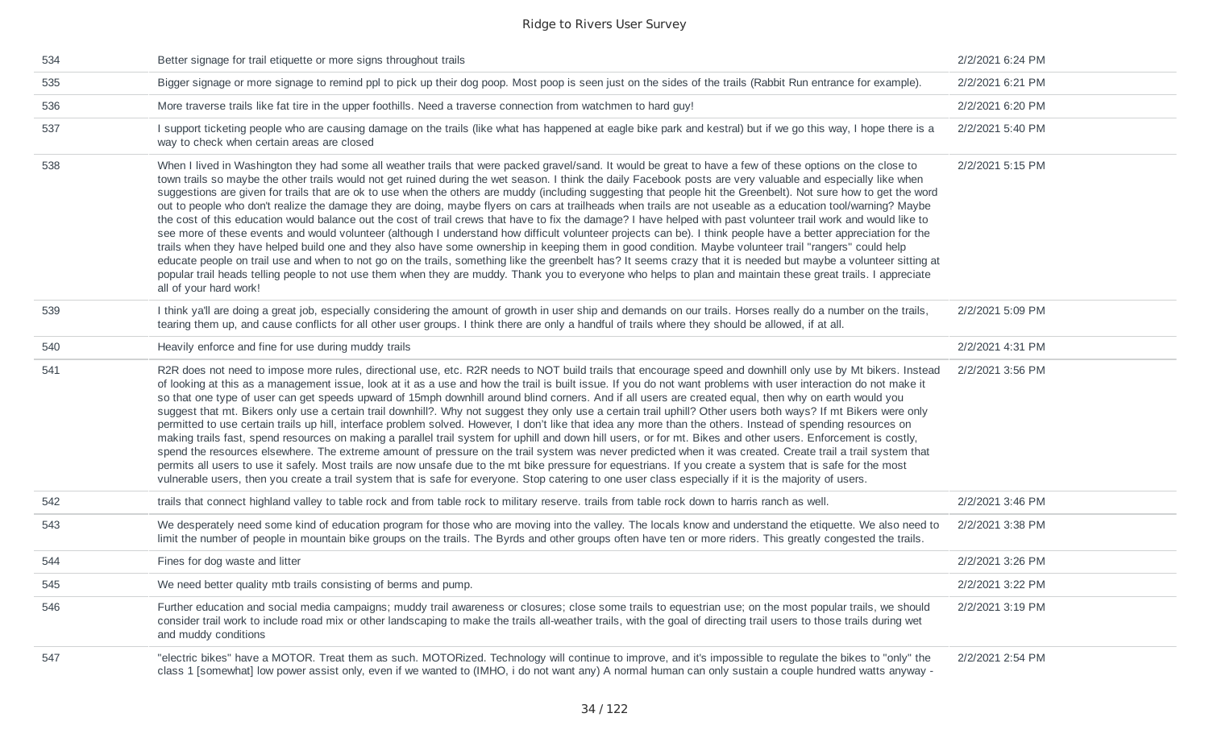| | | |
|---|---|---|
| 534 | Better signage for trail etiquette or more signs throughout trails | 2/2/2021 6:24 PM |
| 535 | Bigger signage or more signage to remind ppl to pick up their dog poop. Most poop is seen just on the sides of the trails (Rabbit Run entrance for example). | 2/2/2021 6:21 PM |
| 536 | More traverse trails like fat tire in the upper foothills. Need a traverse connection from watchmen to hard guy! | 2/2/2021 6:20 PM |
| 537 | I support ticketing people who are causing damage on the trails (like what has happened at eagle bike park and kestral) but if we go this way, I hope there is a way to check when certain areas are closed | 2/2/2021 5:40 PM |
| 538 | When I lived in Washington they had some all weather trails that were packed gravel/sand. It would be great to have a few of these options on the close to town trails so maybe the other trails would not get ruined during the wet season. I think the daily Facebook posts are very valuable and especially like when suggestions are given for trails that are ok to use when the others are muddy (including suggesting that people hit the Greenbelt). Not sure how to get the word out to people who don't realize the damage they are doing, maybe flyers on cars at trailheads when trails are not useable as a education tool/warning? Maybe the cost of this education would balance out the cost of trail crews that have to fix the damage? I have helped with past volunteer trail work and would like to see more of these events and would volunteer (although I understand how difficult volunteer projects can be). I think people have a better appreciation for the trails when they have helped build one and they also have some ownership in keeping them in good condition. Maybe volunteer trail "rangers" could help educate people on trail use and when to not go on the trails, something like the greenbelt has? It seems crazy that it is needed but maybe a volunteer sitting at popular trail heads telling people to not use them when they are muddy. Thank you to everyone who helps to plan and maintain these great trails. I appreciate all of your hard work! | 2/2/2021 5:15 PM |
| 539 | I think ya'll are doing a great job, especially considering the amount of growth in user ship and demands on our trails. Horses really do a number on the trails, tearing them up, and cause conflicts for all other user groups. I think there are only a handful of trails where they should be allowed, if at all. | 2/2/2021 5:09 PM |
| 540 | Heavily enforce and fine for use during muddy trails | 2/2/2021 4:31 PM |
| 541 | R2R does not need to impose more rules, directional use, etc. R2R needs to NOT build trails that encourage speed and downhill only use by Mt bikers. Instead of looking at this as a management issue, look at it as a use and how the trail is built issue. If you do not want problems with user interaction do not make it so that one type of user can get speeds upward of 15mph downhill around blind corners. And if all users are created equal, then why on earth would you suggest that mt. Bikers only use a certain trail downhill?. Why not suggest they only use a certain trail uphill? Other users both ways? If mt Bikers were only permitted to use certain trails up hill, interface problem solved. However, I don't like that idea any more than the others. Instead of spending resources on making trails fast, spend resources on making a parallel trail system for uphill and down hill users, or for mt. Bikes and other users. Enforcement is costly, spend the resources elsewhere. The extreme amount of pressure on the trail system was never predicted when it was created. Create trail a trail system that permits all users to use it safely. Most trails are now unsafe due to the mt bike pressure for equestrians. If you create a system that is safe for the most vulnerable users, then you create a trail system that is safe for everyone. Stop catering to one user class especially if it is the majority of users. | 2/2/2021 3:56 PM |
| 542 | trails that connect highland valley to table rock and from table rock to military reserve. trails from table rock down to harris ranch as well. | 2/2/2021 3:46 PM |
| 543 | We desperately need some kind of education program for those who are moving into the valley. The locals know and understand the etiquette. We also need to limit the number of people in mountain bike groups on the trails. The Byrds and other groups often have ten or more riders. This greatly congested the trails. | 2/2/2021 3:38 PM |
| 544 | Fines for dog waste and litter | 2/2/2021 3:26 PM |
| 545 | We need better quality mtb trails consisting of berms and pump. | 2/2/2021 3:22 PM |
| 546 | Further education and social media campaigns; muddy trail awareness or closures; close some trails to equestrian use; on the most popular trails, we should consider trail work to include road mix or other landscaping to make the trails all-weather trails, with the goal of directing trail users to those trails during wet and muddy conditions | 2/2/2021 3:19 PM |
| 547 | "electric bikes" have a MOTOR. Treat them as such. MOTORized. Technology will continue to improve, and it's impossible to regulate the bikes to "only" the class 1 [somewhat] low power assist only, even if we wanted to (IMHO, i do not want any) A normal human can only sustain a couple hundred watts anyway - | 2/2/2021 2:54 PM |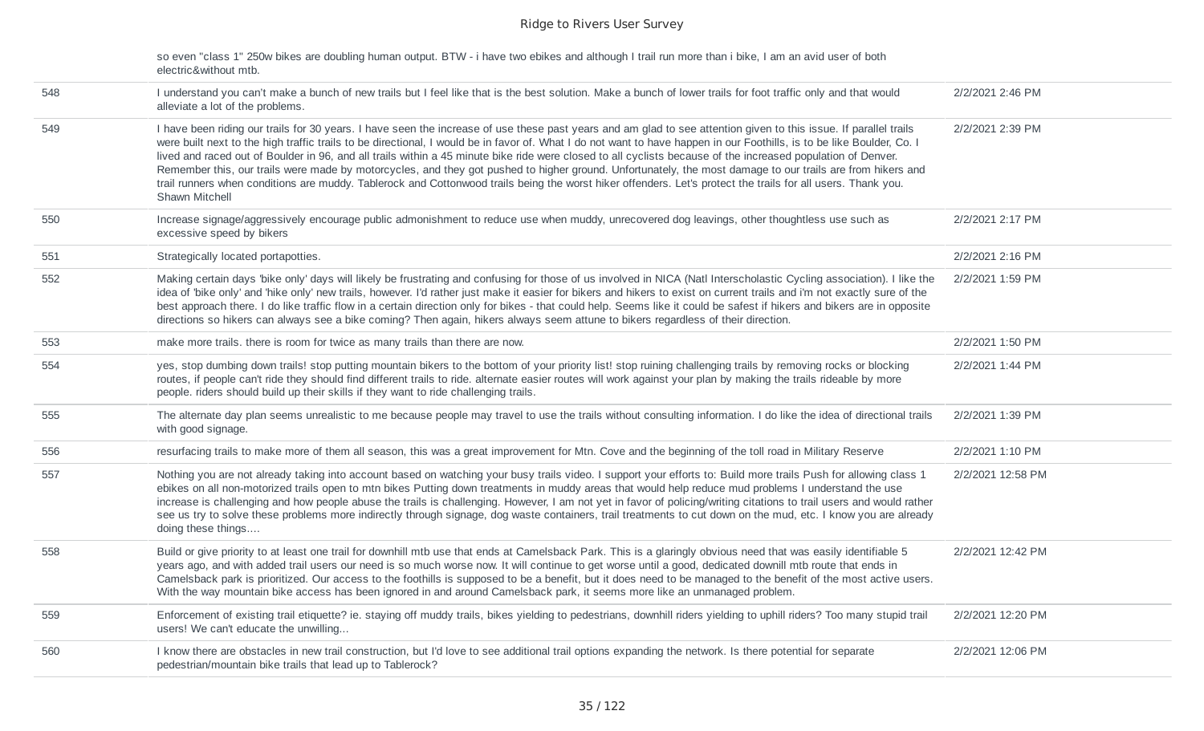| | | |
|---|---|---|
| | so even "class 1" 250w bikes are doubling human output. BTW - i have two ebikes and although I trail run more than i bike, I am an avid user of both electric&without mtb. | |
| 548 | I understand you can't make a bunch of new trails but I feel like that is the best solution. Make a bunch of lower trails for foot traffic only and that would alleviate a lot of the problems. | 2/2/2021 2:46 PM |
| 549 | I have been riding our trails for 30 years. I have seen the increase of use these past years and am glad to see attention given to this issue. If parallel trails were built next to the high traffic trails to be directional, I would be in favor of. What I do not want to have happen in our Foothills, is to be like Boulder, Co. I lived and raced out of Boulder in 96, and all trails within a 45 minute bike ride were closed to all cyclists because of the increased population of Denver. Remember this, our trails were made by motorcycles, and they got pushed to higher ground. Unfortunately, the most damage to our trails are from hikers and trail runners when conditions are muddy. Tablerock and Cottonwood trails being the worst hiker offenders. Let's protect the trails for all users. Thank you. Shawn Mitchell | 2/2/2021 2:39 PM |
| 550 | Increase signage/aggressively encourage public admonishment to reduce use when muddy, unrecovered dog leavings, other thoughtless use such as excessive speed by bikers | 2/2/2021 2:17 PM |
| 551 | Strategically located portapotties. | 2/2/2021 2:16 PM |
| 552 | Making certain days 'bike only' days will likely be frustrating and confusing for those of us involved in NICA (Natl Interscholastic Cycling association). I like the idea of 'bike only' and 'hike only' new trails, however. I'd rather just make it easier for bikers and hikers to exist on current trails and i'm not exactly sure of the best approach there. I do like traffic flow in a certain direction only for bikes - that could help. Seems like it could be safest if hikers and bikers are in opposite directions so hikers can always see a bike coming? Then again, hikers always seem attune to bikers regardless of their direction. | 2/2/2021 1:59 PM |
| 553 | make more trails. there is room for twice as many trails than there are now. | 2/2/2021 1:50 PM |
| 554 | yes, stop dumbing down trails! stop putting mountain bikers to the bottom of your priority list! stop ruining challenging trails by removing rocks or blocking routes, if people can't ride they should find different trails to ride. alternate easier routes will work against your plan by making the trails rideable by more people. riders should build up their skills if they want to ride challenging trails. | 2/2/2021 1:44 PM |
| 555 | The alternate day plan seems unrealistic to me because people may travel to use the trails without consulting information. I do like the idea of directional trails with good signage. | 2/2/2021 1:39 PM |
| 556 | resurfacing trails to make more of them all season, this was a great improvement for Mtn. Cove and the beginning of the toll road in Military Reserve | 2/2/2021 1:10 PM |
| 557 | Nothing you are not already taking into account based on watching your busy trails video. I support your efforts to: Build more trails Push for allowing class 1 ebikes on all non-motorized trails open to mtn bikes Putting down treatments in muddy areas that would help reduce mud problems I understand the use increase is challenging and how people abuse the trails is challenging. However, I am not yet in favor of policing/writing citations to trail users and would rather see us try to solve these problems more indirectly through signage, dog waste containers, trail treatments to cut down on the mud, etc. I know you are already doing these things.... | 2/2/2021 12:58 PM |
| 558 | Build or give priority to at least one trail for downhill mtb use that ends at Camelsback Park. This is a glaringly obvious need that was easily identifiable 5 years ago, and with added trail users our need is so much worse now. It will continue to get worse until a good, dedicated downill mtb route that ends in Camelsback park is prioritized. Our access to the foothills is supposed to be a benefit, but it does need to be managed to the benefit of the most active users. With the way mountain bike access has been ignored in and around Camelsback park, it seems more like an unmanaged problem. | 2/2/2021 12:42 PM |
| 559 | Enforcement of existing trail etiquette? ie. staying off muddy trails, bikes yielding to pedestrians, downhill riders yielding to uphill riders? Too many stupid trail users! We can't educate the unwilling... | 2/2/2021 12:20 PM |
| 560 | I know there are obstacles in new trail construction, but I'd love to see additional trail options expanding the network. Is there potential for separate pedestrian/mountain bike trails that lead up to Tablerock? | 2/2/2021 12:06 PM |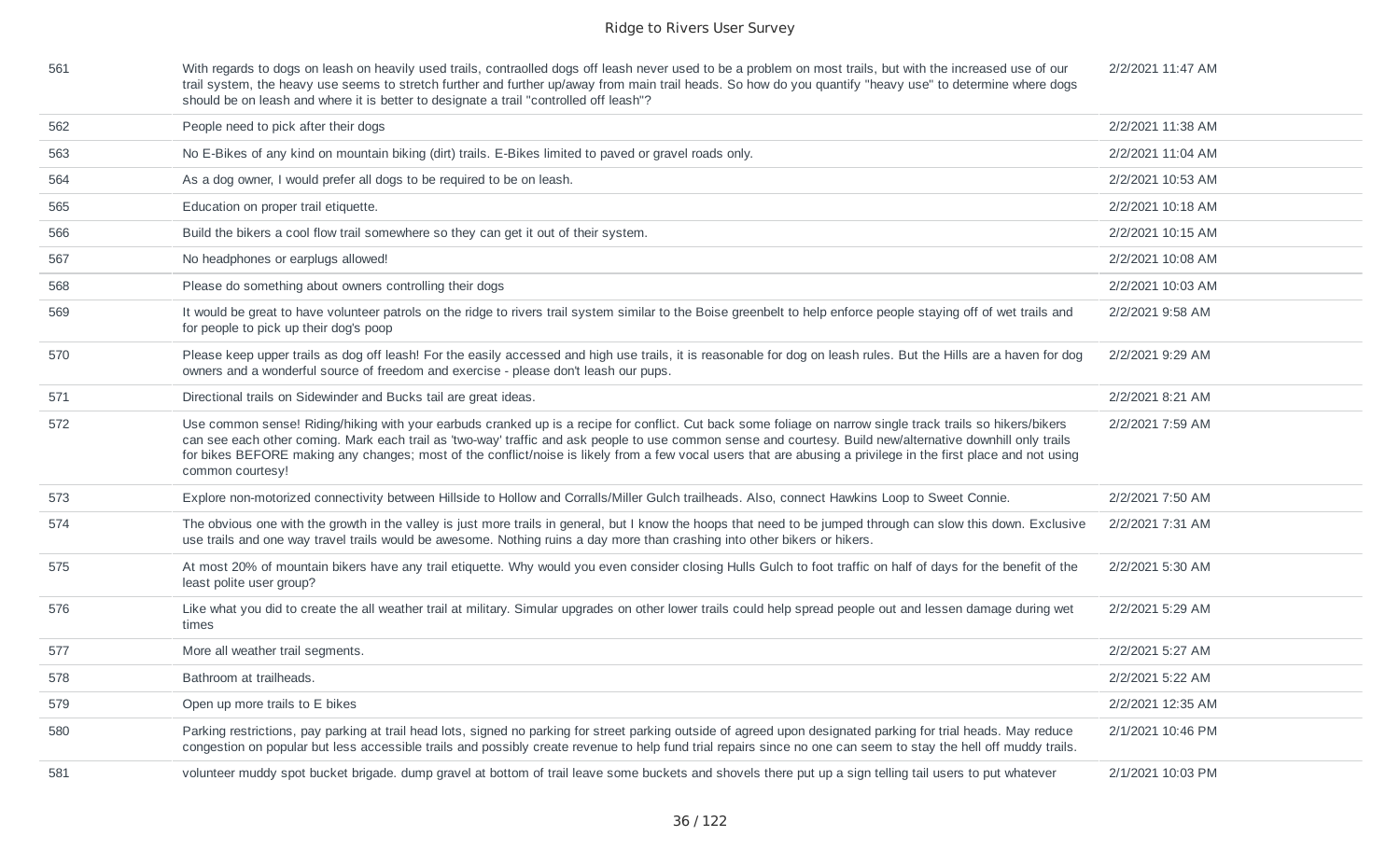| | | |
|---|---|---|
| 561 | With regards to dogs on leash on heavily used trails, contraolled dogs off leash never used to be a problem on most trails, but with the increased use of our trail system, the heavy use seems to stretch further and further up/away from main trail heads. So how do you quantify "heavy use" to determine where dogs should be on leash and where it is better to designate a trail "controlled off leash"? | 2/2/2021 11:47 AM |
| 562 | People need to pick after their dogs | 2/2/2021 11:38 AM |
| 563 | No E-Bikes of any kind on mountain biking (dirt) trails. E-Bikes limited to paved or gravel roads only. | 2/2/2021 11:04 AM |
| 564 | As a dog owner, I would prefer all dogs to be required to be on leash. | 2/2/2021 10:53 AM |
| 565 | Education on proper trail etiquette. | 2/2/2021 10:18 AM |
| 566 | Build the bikers a cool flow trail somewhere so they can get it out of their system. | 2/2/2021 10:15 AM |
| 567 | No headphones or earplugs allowed! | 2/2/2021 10:08 AM |
| 568 | Please do something about owners controlling their dogs | 2/2/2021 10:03 AM |
| 569 | It would be great to have volunteer patrols on the ridge to rivers trail system similar to the Boise greenbelt to help enforce people staying off of wet trails and for people to pick up their dog's poop | 2/2/2021 9:58 AM |
| 570 | Please keep upper trails as dog off leash! For the easily accessed and high use trails, it is reasonable for dog on leash rules. But the Hills are a haven for dog owners and a wonderful source of freedom and exercise - please don't leash our pups. | 2/2/2021 9:29 AM |
| 571 | Directional trails on Sidewinder and Bucks tail are great ideas. | 2/2/2021 8:21 AM |
| 572 | Use common sense! Riding/hiking with your earbuds cranked up is a recipe for conflict. Cut back some foliage on narrow single track trails so hikers/bikers can see each other coming. Mark each trail as 'two-way' traffic and ask people to use common sense and courtesy. Build new/alternative downhill only trails for bikes BEFORE making any changes; most of the conflict/noise is likely from a few vocal users that are abusing a privilege in the first place and not using common courtesy! | 2/2/2021 7:59 AM |
| 573 | Explore non-motorized connectivity between Hillside to Hollow and Corralls/Miller Gulch trailheads. Also, connect Hawkins Loop to Sweet Connie. | 2/2/2021 7:50 AM |
| 574 | The obvious one with the growth in the valley is just more trails in general, but I know the hoops that need to be jumped through can slow this down. Exclusive use trails and one way travel trails would be awesome. Nothing ruins a day more than crashing into other bikers or hikers. | 2/2/2021 7:31 AM |
| 575 | At most 20% of mountain bikers have any trail etiquette. Why would you even consider closing Hulls Gulch to foot traffic on half of days for the benefit of the least polite user group? | 2/2/2021 5:30 AM |
| 576 | Like what you did to create the all weather trail at military. Simular upgrades on other lower trails could help spread people out and lessen damage during wet times | 2/2/2021 5:29 AM |
| 577 | More all weather trail segments. | 2/2/2021 5:27 AM |
| 578 | Bathroom at trailheads. | 2/2/2021 5:22 AM |
| 579 | Open up more trails to E bikes | 2/2/2021 12:35 AM |
| 580 | Parking restrictions, pay parking at trail head lots, signed no parking for street parking outside of agreed upon designated parking for trial heads. May reduce congestion on popular but less accessible trails and possibly create revenue to help fund trial repairs since no one can seem to stay the hell off muddy trails. | 2/1/2021 10:46 PM |
| 581 | volunteer muddy spot bucket brigade. dump gravel at bottom of trail leave some buckets and shovels there put up a sign telling tail users to put whatever | 2/1/2021 10:03 PM |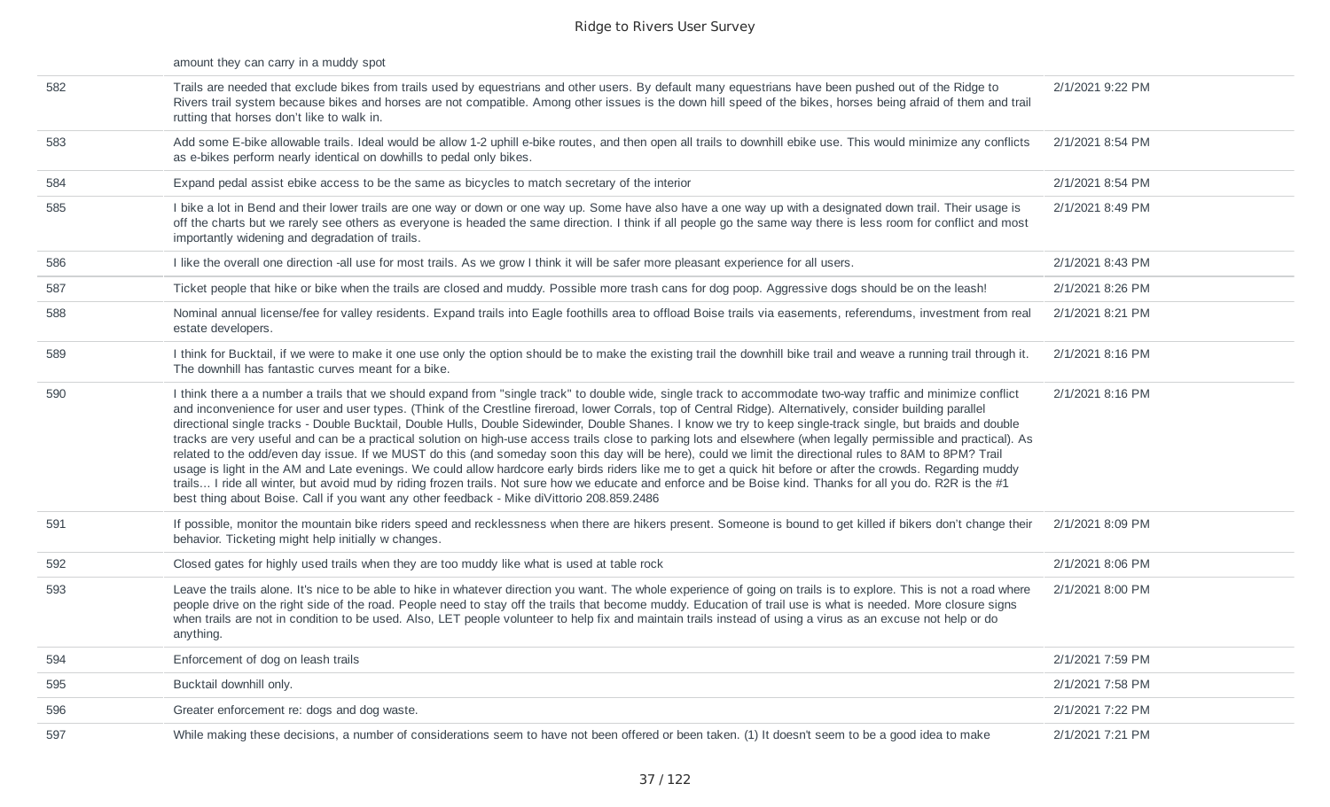| | | |
|---|---|---|
| | amount they can carry in a muddy spot | |
| 582 | Trails are needed that exclude bikes from trails used by equestrians and other users. By default many equestrians have been pushed out of the Ridge to Rivers trail system because bikes and horses are not compatible. Among other issues is the down hill speed of the bikes, horses being afraid of them and trail rutting that horses don't like to walk in. | 2/1/2021 9:22 PM |
| 583 | Add some E-bike allowable trails. Ideal would be allow 1-2 uphill e-bike routes, and then open all trails to downhill ebike use. This would minimize any conflicts as e-bikes perform nearly identical on dowhills to pedal only bikes. | 2/1/2021 8:54 PM |
| 584 | Expand pedal assist ebike access to be the same as bicycles to match secretary of the interior | 2/1/2021 8:54 PM |
| 585 | I bike a lot in Bend and their lower trails are one way or down or one way up. Some have also have a one way up with a designated down trail. Their usage is off the charts but we rarely see others as everyone is headed the same direction. I think if all people go the same way there is less room for conflict and most importantly widening and degradation of trails. | 2/1/2021 8:49 PM |
| 586 | I like the overall one direction -all use for most trails. As we grow I think it will be safer more pleasant experience for all users. | 2/1/2021 8:43 PM |
| 587 | Ticket people that hike or bike when the trails are closed and muddy. Possible more trash cans for dog poop. Aggressive dogs should be on the leash! | 2/1/2021 8:26 PM |
| 588 | Nominal annual license/fee for valley residents. Expand trails into Eagle foothills area to offload Boise trails via easements, referendums, investment from real estate developers. | 2/1/2021 8:21 PM |
| 589 | I think for Bucktail, if we were to make it one use only the option should be to make the existing trail the downhill bike trail and weave a running trail through it. The downhill has fantastic curves meant for a bike. | 2/1/2021 8:16 PM |
| 590 | I think there a a number a trails that we should expand from "single track" to double wide, single track to accommodate two-way traffic and minimize conflict and inconvenience for user and user types. (Think of the Crestline fireroad, lower Corrals, top of Central Ridge). Alternatively, consider building parallel directional single tracks - Double Bucktail, Double Hulls, Double Sidewinder, Double Shanes. I know we try to keep single-track single, but braids and double tracks are very useful and can be a practical solution on high-use access trails close to parking lots and elsewhere (when legally permissible and practical). As related to the odd/even day issue. If we MUST do this (and someday soon this day will be here), could we limit the directional rules to 8AM to 8PM? Trail usage is light in the AM and Late evenings. We could allow hardcore early birds riders like me to get a quick hit before or after the crowds. Regarding muddy trails... I ride all winter, but avoid mud by riding frozen trails. Not sure how we educate and enforce and be Boise kind. Thanks for all you do. R2R is the #1 best thing about Boise. Call if you want any other feedback - Mike diVittorio 208.859.2486 | 2/1/2021 8:16 PM |
| 591 | If possible, monitor the mountain bike riders speed and recklessness when there are hikers present. Someone is bound to get killed if bikers don't change their behavior. Ticketing might help initially w changes. | 2/1/2021 8:09 PM |
| 592 | Closed gates for highly used trails when they are too muddy like what is used at table rock | 2/1/2021 8:06 PM |
| 593 | Leave the trails alone. It's nice to be able to hike in whatever direction you want. The whole experience of going on trails is to explore. This is not a road where people drive on the right side of the road. People need to stay off the trails that become muddy. Education of trail use is what is needed. More closure signs when trails are not in condition to be used. Also, LET people volunteer to help fix and maintain trails instead of using a virus as an excuse not help or do anything. | 2/1/2021 8:00 PM |
| 594 | Enforcement of dog on leash trails | 2/1/2021 7:59 PM |
| 595 | Bucktail downhill only. | 2/1/2021 7:58 PM |
| 596 | Greater enforcement re: dogs and dog waste. | 2/1/2021 7:22 PM |
| 597 | While making these decisions, a number of considerations seem to have not been offered or been taken. (1) It doesn't seem to be a good idea to make | 2/1/2021 7:21 PM |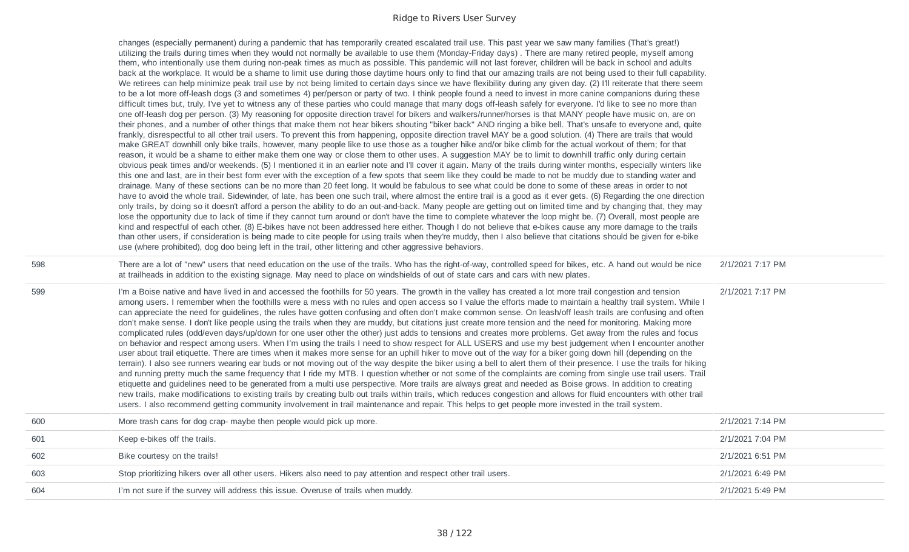| | | |
|---|---|---|
| | changes (especially permanent) during a pandemic that has temporarily created escalated trail use. This past year we saw many families (That's great!) utilizing the trails during times when they would not normally be available to use them (Monday-Friday days) . There are many retired people, myself among them, who intentionally use them during non-peak times as much as possible. This pandemic will not last forever, children will be back in school and adults back at the workplace. It would be a shame to limit use during those daytime hours only to find that our amazing trails are not being used to their full capability. We retirees can help minimize peak trail use by not being limited to certain days since we have flexibility during any given day. (2) I'll reiterate that there seem to be a lot more off-leash dogs (3 and sometimes 4) per/person or party of two. I think people found a need to invest in more canine companions during these difficult times but, truly, I've yet to witness any of these parties who could manage that many dogs off-leash safely for everyone. I'd like to see no more than one off-leash dog per person. (3) My reasoning for opposite direction travel for bikers and walkers/runner/horses is that MANY people have music on, are on their phones, and a number of other things that make them not hear bikers shouting "biker back" AND ringing a bike bell. That's unsafe to everyone and, quite frankly, disrespectful to all other trail users. To prevent this from happening, opposite direction travel MAY be a good solution. (4) There are trails that would make GREAT downhill only bike trails, however, many people like to use those as a tougher hike and/or bike climb for the actual workout of them; for that reason, it would be a shame to either make them one way or close them to other uses. A suggestion MAY be to limit to downhill traffic only during certain obvious peak times and/or weekends. (5) I mentioned it in an earlier note and I'll cover it again. Many of the trails during winter months, especially winters like this one and last, are in their best form ever with the exception of a few spots that seem like they could be made to not be muddy due to standing water and drainage. Many of these sections can be no more than 20 feet long. It would be fabulous to see what could be done to some of these areas in order to not have to avoid the whole trail. Sidewinder, of late, has been one such trail, where almost the entire trail is a good as it ever gets. (6) Regarding the one direction only trails, by doing so it doesn't afford a person the ability to do an out-and-back. Many people are getting out on limited time and by changing that, they may lose the opportunity due to lack of time if they cannot turn around or don't have the time to complete whatever the loop might be. (7) Overall, most people are kind and respectful of each other. (8) E-bikes have not been addressed here either. Though I do not believe that e-bikes cause any more damage to the trails than other users, if consideration is being made to cite people for using trails when they're muddy, then I also believe that citations should be given for e-bike use (where prohibited), dog doo being left in the trail, other littering and other aggressive behaviors. | |
| 598 | There are a lot of "new" users that need education on the use of the trails. Who has the right-of-way, controlled speed for bikes, etc. A hand out would be nice at trailheads in addition to the existing signage. May need to place on windshields of out of state cars and cars with new plates. | 2/1/2021 7:17 PM |
| 599 | I'm a Boise native and have lived in and accessed the foothills for 50 years. The growth in the valley has created a lot more trail congestion and tension among users. I remember when the foothills were a mess with no rules and open access so I value the efforts made to maintain a healthy trail system. While I can appreciate the need for guidelines, the rules have gotten confusing and often don't make common sense. On leash/off leash trails are confusing and often don't make sense. I don't like people using the trails when they are muddy, but citations just create more tension and the need for monitoring. Making more complicated rules (odd/even days/up/down for one user other the other) just adds to tensions and creates more problems. Get away from the rules and focus on behavior and respect among users. When I'm using the trails I need to show respect for ALL USERS and use my best judgement when I encounter another user about trail etiquette. There are times when it makes more sense for an uphill hiker to move out of the way for a biker going down hill (depending on the terrain). I also see runners wearing ear buds or not moving out of the way despite the biker using a bell to alert them of their presence. I use the trails for hiking and running pretty much the same frequency that I ride my MTB. I question whether or not some of the complaints are coming from single use trail users. Trail etiquette and guidelines need to be generated from a multi use perspective. More trails are always great and needed as Boise grows. In addition to creating new trails, make modifications to existing trails by creating bulb out trails within trails, which reduces congestion and allows for fluid encounters with other trail users. I also recommend getting community involvement in trail maintenance and repair. This helps to get people more invested in the trail system. | 2/1/2021 7:17 PM |
| 600 | More trash cans for dog crap- maybe then people would pick up more. | 2/1/2021 7:14 PM |
| 601 | Keep e-bikes off the trails. | 2/1/2021 7:04 PM |
| 602 | Bike courtesy on the trails! | 2/1/2021 6:51 PM |
| 603 | Stop prioritizing hikers over all other users. Hikers also need to pay attention and respect other trail users. | 2/1/2021 6:49 PM |
| 604 | I'm not sure if the survey will address this issue. Overuse of trails when muddy. | 2/1/2021 5:49 PM |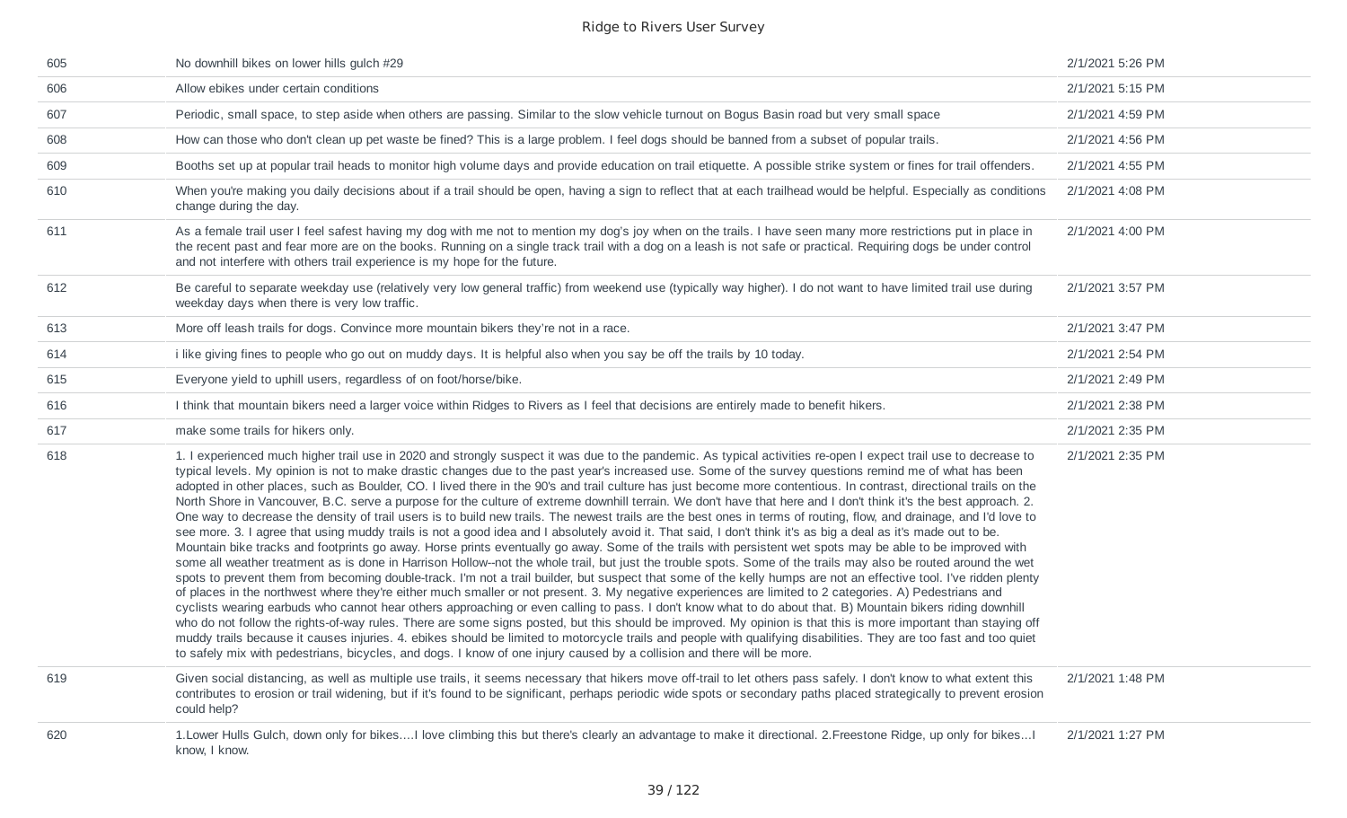| | | |
|---|---|---|
| 605 | No downhill bikes on lower hills gulch #29 | 2/1/2021 5:26 PM |
| 606 | Allow ebikes under certain conditions | 2/1/2021 5:15 PM |
| 607 | Periodic, small space, to step aside when others are passing. Similar to the slow vehicle turnout on Bogus Basin road but very small space | 2/1/2021 4:59 PM |
| 608 | How can those who don't clean up pet waste be fined? This is a large problem. I feel dogs should be banned from a subset of popular trails. | 2/1/2021 4:56 PM |
| 609 | Booths set up at popular trail heads to monitor high volume days and provide education on trail etiquette. A possible strike system or fines for trail offenders. | 2/1/2021 4:55 PM |
| 610 | When you're making you daily decisions about if a trail should be open, having a sign to reflect that at each trailhead would be helpful. Especially as conditions change during the day. | 2/1/2021 4:08 PM |
| 611 | As a female trail user I feel safest having my dog with me not to mention my dog's joy when on the trails. I have seen many more restrictions put in place in the recent past and fear more are on the books. Running on a single track trail with a dog on a leash is not safe or practical. Requiring dogs be under control and not interfere with others trail experience is my hope for the future. | 2/1/2021 4:00 PM |
| 612 | Be careful to separate weekday use (relatively very low general traffic) from weekend use (typically way higher). I do not want to have limited trail use during weekday days when there is very low traffic. | 2/1/2021 3:57 PM |
| 613 | More off leash trails for dogs. Convince more mountain bikers they're not in a race. | 2/1/2021 3:47 PM |
| 614 | i like giving fines to people who go out on muddy days. It is helpful also when you say be off the trails by 10 today. | 2/1/2021 2:54 PM |
| 615 | Everyone yield to uphill users, regardless of on foot/horse/bike. | 2/1/2021 2:49 PM |
| 616 | I think that mountain bikers need a larger voice within Ridges to Rivers as I feel that decisions are entirely made to benefit hikers. | 2/1/2021 2:38 PM |
| 617 | make some trails for hikers only. | 2/1/2021 2:35 PM |
| 618 | 1. I experienced much higher trail use in 2020 and strongly suspect it was due to the pandemic. As typical activities re-open I expect trail use to decrease to typical levels. My opinion is not to make drastic changes due to the past year's increased use. Some of the survey questions remind me of what has been adopted in other places, such as Boulder, CO. I lived there in the 90's and trail culture has just become more contentious. In contrast, directional trails on the North Shore in Vancouver, B.C. serve a purpose for the culture of extreme downhill terrain. We don't have that here and I don't think it's the best approach. 2. One way to decrease the density of trail users is to build new trails. The newest trails are the best ones in terms of routing, flow, and drainage, and I'd love to see more. 3. I agree that using muddy trails is not a good idea and I absolutely avoid it. That said, I don't think it's as big a deal as it's made out to be. Mountain bike tracks and footprints go away. Horse prints eventually go away. Some of the trails with persistent wet spots may be able to be improved with some all weather treatment as is done in Harrison Hollow--not the whole trail, but just the trouble spots. Some of the trails may also be routed around the wet spots to prevent them from becoming double-track. I'm not a trail builder, but suspect that some of the kelly humps are not an effective tool. I've ridden plenty of places in the northwest where they're either much smaller or not present. 3. My negative experiences are limited to 2 categories. A) Pedestrians and cyclists wearing earbuds who cannot hear others approaching or even calling to pass. I don't know what to do about that. B) Mountain bikers riding downhill who do not follow the rights-of-way rules. There are some signs posted, but this should be improved. My opinion is that this is more important than staying off muddy trails because it causes injuries. 4. ebikes should be limited to motorcycle trails and people with qualifying disabilities. They are too fast and too quiet to safely mix with pedestrians, bicycles, and dogs. I know of one injury caused by a collision and there will be more. | 2/1/2021 2:35 PM |
| 619 | Given social distancing, as well as multiple use trails, it seems necessary that hikers move off-trail to let others pass safely. I don't know to what extent this contributes to erosion or trail widening, but if it's found to be significant, perhaps periodic wide spots or secondary paths placed strategically to prevent erosion could help? | 2/1/2021 1:48 PM |
| 620 | 1.Lower Hulls Gulch, down only for bikes....I love climbing this but there's clearly an advantage to make it directional. 2.Freestone Ridge, up only for bikes...I know, I know. | 2/1/2021 1:27 PM |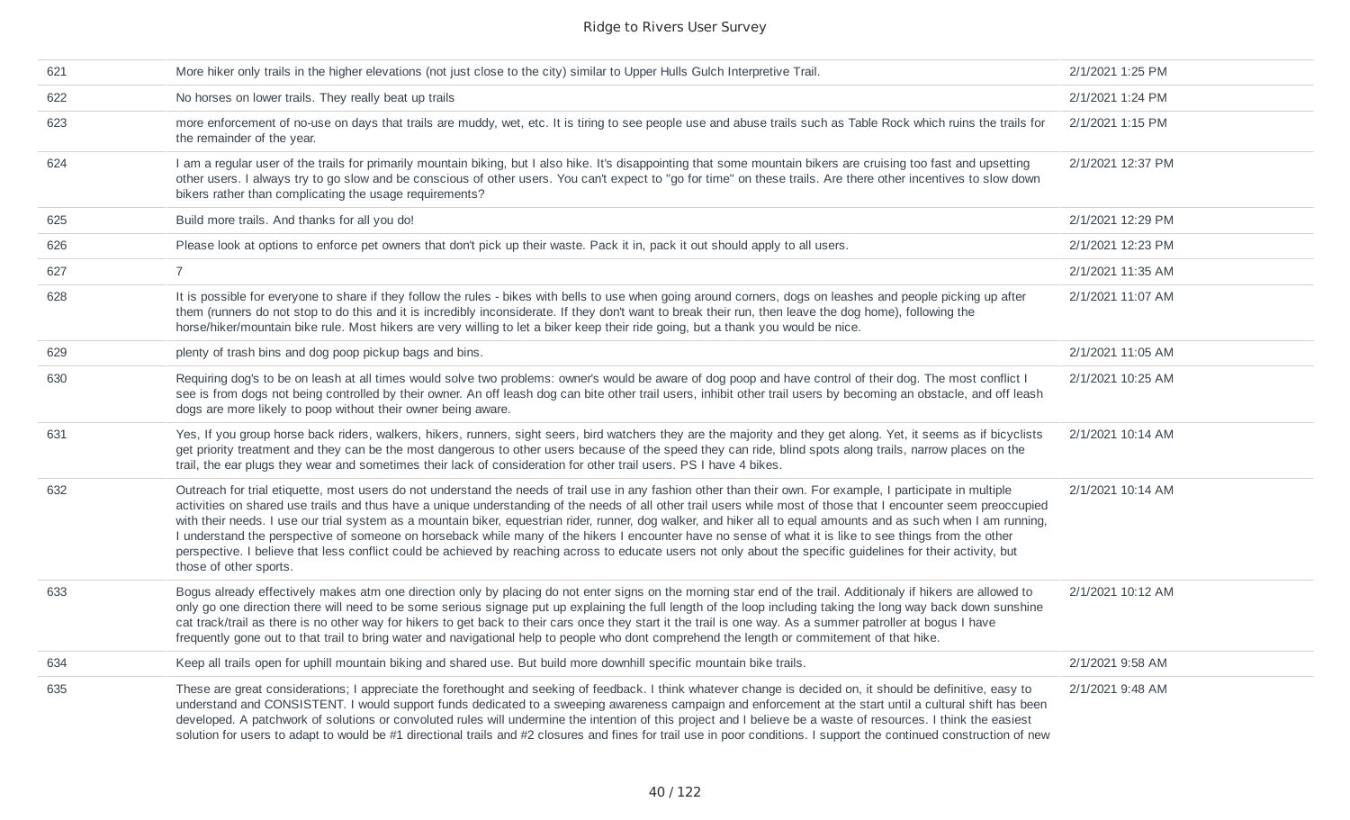| | | |
|---|---|---|
| 621 | More hiker only trails in the higher elevations (not just close to the city) similar to Upper Hulls Gulch Interpretive Trail. | 2/1/2021 1:25 PM |
| 622 | No horses on lower trails. They really beat up trails | 2/1/2021 1:24 PM |
| 623 | more enforcement of no-use on days that trails are muddy, wet, etc. It is tiring to see people use and abuse trails such as Table Rock which ruins the trails for the remainder of the year. | 2/1/2021 1:15 PM |
| 624 | I am a regular user of the trails for primarily mountain biking, but I also hike. It's disappointing that some mountain bikers are cruising too fast and upsetting other users. I always try to go slow and be conscious of other users. You can't expect to "go for time" on these trails. Are there other incentives to slow down bikers rather than complicating the usage requirements? | 2/1/2021 12:37 PM |
| 625 | Build more trails. And thanks for all you do! | 2/1/2021 12:29 PM |
| 626 | Please look at options to enforce pet owners that don't pick up their waste. Pack it in, pack it out should apply to all users. | 2/1/2021 12:23 PM |
| 627 | 7 | 2/1/2021 11:35 AM |
| 628 | It is possible for everyone to share if they follow the rules - bikes with bells to use when going around corners, dogs on leashes and people picking up after them (runners do not stop to do this and it is incredibly inconsiderate. If they don't want to break their run, then leave the dog home), following the horse/hiker/mountain bike rule. Most hikers are very willing to let a biker keep their ride going, but a thank you would be nice. | 2/1/2021 11:07 AM |
| 629 | plenty of trash bins and dog poop pickup bags and bins. | 2/1/2021 11:05 AM |
| 630 | Requiring dog's to be on leash at all times would solve two problems: owner's would be aware of dog poop and have control of their dog. The most conflict I see is from dogs not being controlled by their owner. An off leash dog can bite other trail users, inhibit other trail users by becoming an obstacle, and off leash dogs are more likely to poop without their owner being aware. | 2/1/2021 10:25 AM |
| 631 | Yes, If you group horse back riders, walkers, hikers, runners, sight seers, bird watchers they are the majority and they get along. Yet, it seems as if bicyclists get priority treatment and they can be the most dangerous to other users because of the speed they can ride, blind spots along trails, narrow places on the trail, the ear plugs they wear and sometimes their lack of consideration for other trail users. PS I have 4 bikes. | 2/1/2021 10:14 AM |
| 632 | Outreach for trial etiquette, most users do not understand the needs of trail use in any fashion other than their own. For example, I participate in multiple activities on shared use trails and thus have a unique understanding of the needs of all other trail users while most of those that I encounter seem preoccupied with their needs. I use our trial system as a mountain biker, equestrian rider, runner, dog walker, and hiker all to equal amounts and as such when I am running, I understand the perspective of someone on horseback while many of the hikers I encounter have no sense of what it is like to see things from the other perspective. I believe that less conflict could be achieved by reaching across to educate users not only about the specific guidelines for their activity, but those of other sports. | 2/1/2021 10:14 AM |
| 633 | Bogus already effectively makes atm one direction only by placing do not enter signs on the morning star end of the trail. Additionaly if hikers are allowed to only go one direction there will need to be some serious signage put up explaining the full length of the loop including taking the long way back down sunshine cat track/trail as there is no other way for hikers to get back to their cars once they start it the trail is one way. As a summer patroller at bogus I have frequently gone out to that trail to bring water and navigational help to people who dont comprehend the length or commitement of that hike. | 2/1/2021 10:12 AM |
| 634 | Keep all trails open for uphill mountain biking and shared use. But build more downhill specific mountain bike trails. | 2/1/2021 9:58 AM |
| 635 | These are great considerations; I appreciate the forethought and seeking of feedback. I think whatever change is decided on, it should be definitive, easy to understand and CONSISTENT. I would support funds dedicated to a sweeping awareness campaign and enforcement at the start until a cultural shift has been developed. A patchwork of solutions or convoluted rules will undermine the intention of this project and I believe be a waste of resources. I think the easiest solution for users to adapt to would be #1 directional trails and #2 closures and fines for trail use in poor conditions. I support the continued construction of new | 2/1/2021 9:48 AM |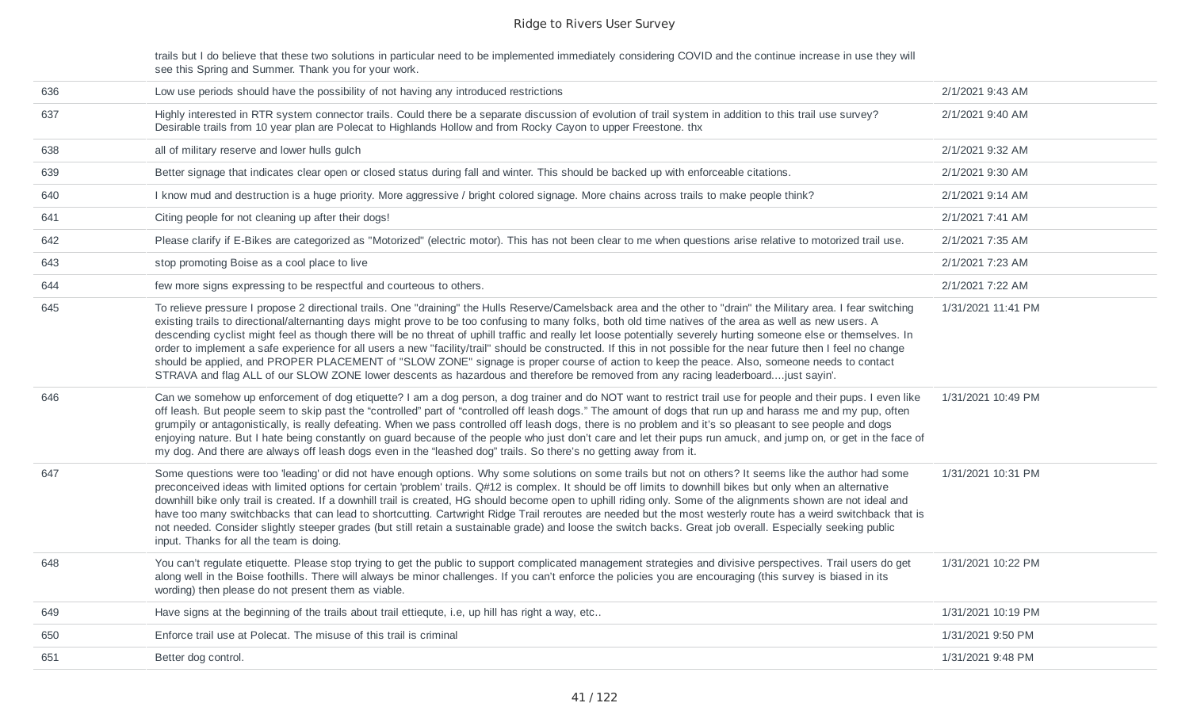| | | |
|---|---|---|
| | trails but I do believe that these two solutions in particular need to be implemented immediately considering COVID and the continue increase in use they will see this Spring and Summer. Thank you for your work. | |
| 636 | Low use periods should have the possibility of not having any introduced restrictions | 2/1/2021 9:43 AM |
| 637 | Highly interested in RTR system connector trails. Could there be a separate discussion of evolution of trail system in addition to this trail use survey? Desirable trails from 10 year plan are Polecat to Highlands Hollow and from Rocky Cayon to upper Freestone. thx | 2/1/2021 9:40 AM |
| 638 | all of military reserve and lower hulls gulch | 2/1/2021 9:32 AM |
| 639 | Better signage that indicates clear open or closed status during fall and winter. This should be backed up with enforceable citations. | 2/1/2021 9:30 AM |
| 640 | I know mud and destruction is a huge priority. More aggressive / bright colored signage. More chains across trails to make people think? | 2/1/2021 9:14 AM |
| 641 | Citing people for not cleaning up after their dogs! | 2/1/2021 7:41 AM |
| 642 | Please clarify if E-Bikes are categorized as "Motorized" (electric motor). This has not been clear to me when questions arise relative to motorized trail use. | 2/1/2021 7:35 AM |
| 643 | stop promoting Boise as a cool place to live | 2/1/2021 7:23 AM |
| 644 | few more signs expressing to be respectful and courteous to others. | 2/1/2021 7:22 AM |
| 645 | To relieve pressure I propose 2 directional trails. One "draining" the Hulls Reserve/Camelsback area and the other to "drain" the Military area. I fear switching existing trails to directional/alternanting days might prove to be too confusing to many folks, both old time natives of the area as well as new users. A descending cyclist might feel as though there will be no threat of uphill traffic and really let loose potentially severely hurting someone else or themselves. In order to implement a safe experience for all users a new "facility/trail" should be constructed. If this in not possible for the near future then I feel no change should be applied, and PROPER PLACEMENT of "SLOW ZONE" signage is proper course of action to keep the peace. Also, someone needs to contact STRAVA and flag ALL of our SLOW ZONE lower descents as hazardous and therefore be removed from any racing leaderboard....just sayin'. | 1/31/2021 11:41 PM |
| 646 | Can we somehow up enforcement of dog etiquette? I am a dog person, a dog trainer and do NOT want to restrict trail use for people and their pups. I even like off leash. But people seem to skip past the "controlled" part of "controlled off leash dogs." The amount of dogs that run up and harass me and my pup, often grumpily or antagonistically, is really defeating. When we pass controlled off leash dogs, there is no problem and it's so pleasant to see people and dogs enjoying nature. But I hate being constantly on guard because of the people who just don't care and let their pups run amuck, and jump on, or get in the face of my dog. And there are always off leash dogs even in the "leashed dog" trails. So there's no getting away from it. | 1/31/2021 10:49 PM |
| 647 | Some questions were too 'leading' or did not have enough options. Why some solutions on some trails but not on others? It seems like the author had some preconceived ideas with limited options for certain 'problem' trails. Q#12 is complex. It should be off limits to downhill bikes but only when an alternative downhill bike only trail is created. If a downhill trail is created, HG should become open to uphill riding only. Some of the alignments shown are not ideal and have too many switchbacks that can lead to shortcutting. Cartwright Ridge Trail reroutes are needed but the most westerly route has a weird switchback that is not needed. Consider slightly steeper grades (but still retain a sustainable grade) and loose the switch backs. Great job overall. Especially seeking public input. Thanks for all the team is doing. | 1/31/2021 10:31 PM |
| 648 | You can't regulate etiquette. Please stop trying to get the public to support complicated management strategies and divisive perspectives. Trail users do get along well in the Boise foothills. There will always be minor challenges. If you can't enforce the policies you are encouraging (this survey is biased in its wording) then please do not present them as viable. | 1/31/2021 10:22 PM |
| 649 | Have signs at the beginning of the trails about trail ettiequte, i.e, up hill has right a way, etc.. | 1/31/2021 10:19 PM |
| 650 | Enforce trail use at Polecat. The misuse of this trail is criminal | 1/31/2021 9:50 PM |
| 651 | Better dog control. | 1/31/2021 9:48 PM |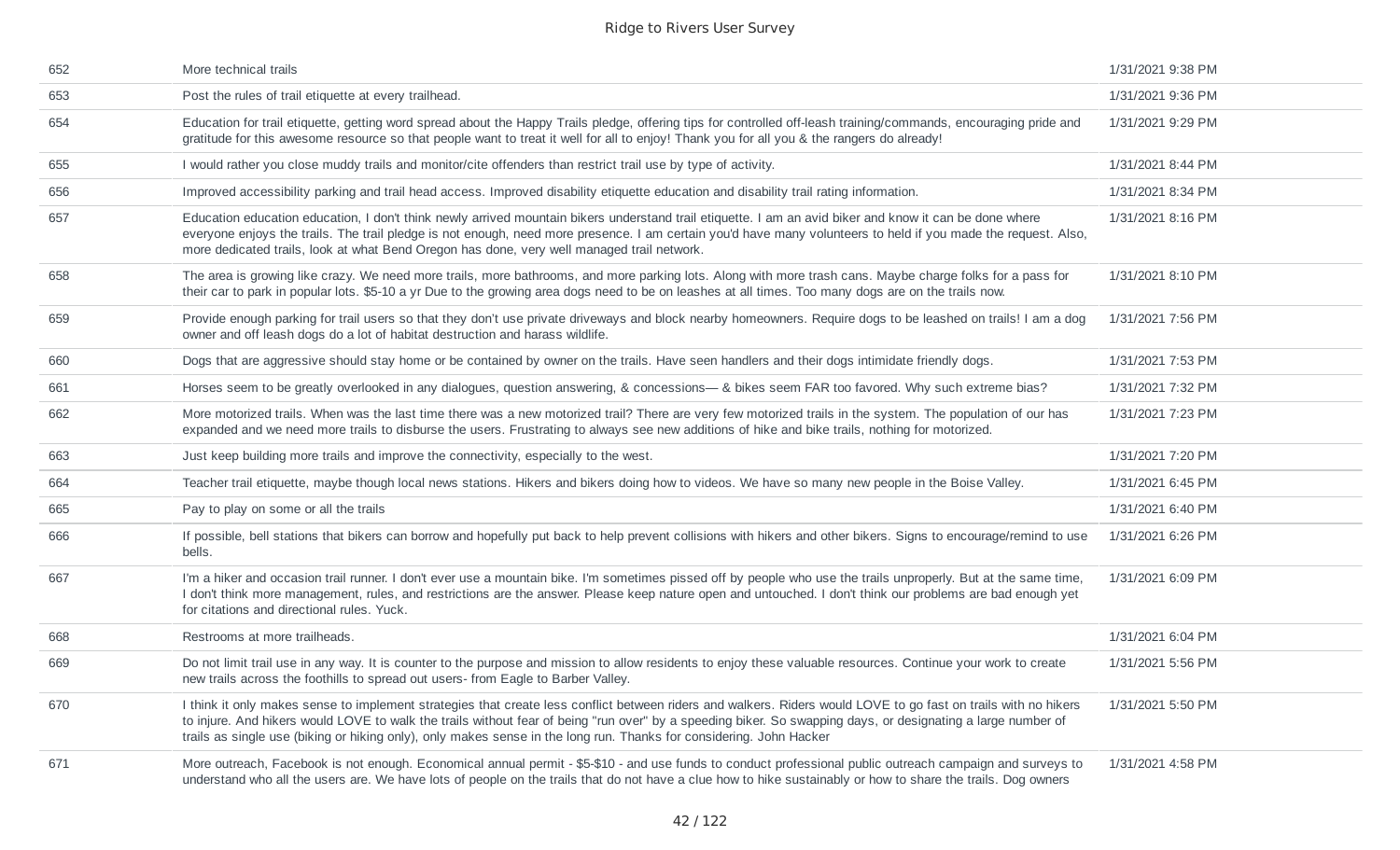| | | |
|---|---|---|
| 652 | More technical trails | 1/31/2021 9:38 PM |
| 653 | Post the rules of trail etiquette at every trailhead. | 1/31/2021 9:36 PM |
| 654 | Education for trail etiquette, getting word spread about the Happy Trails pledge, offering tips for controlled off-leash training/commands, encouraging pride and gratitude for this awesome resource so that people want to treat it well for all to enjoy! Thank you for all you & the rangers do already! | 1/31/2021 9:29 PM |
| 655 | I would rather you close muddy trails and monitor/cite offenders than restrict trail use by type of activity. | 1/31/2021 8:44 PM |
| 656 | Improved accessibility parking and trail head access. Improved disability etiquette education and disability trail rating information. | 1/31/2021 8:34 PM |
| 657 | Education education education, I don't think newly arrived mountain bikers understand trail etiquette. I am an avid biker and know it can be done where everyone enjoys the trails. The trail pledge is not enough, need more presence. I am certain you'd have many volunteers to held if you made the request. Also, more dedicated trails, look at what Bend Oregon has done, very well managed trail network. | 1/31/2021 8:16 PM |
| 658 | The area is growing like crazy. We need more trails, more bathrooms, and more parking lots. Along with more trash cans. Maybe charge folks for a pass for their car to park in popular lots. $5-10 a yr Due to the growing area dogs need to be on leashes at all times. Too many dogs are on the trails now. | 1/31/2021 8:10 PM |
| 659 | Provide enough parking for trail users so that they don't use private driveways and block nearby homeowners. Require dogs to be leashed on trails! I am a dog owner and off leash dogs do a lot of habitat destruction and harass wildlife. | 1/31/2021 7:56 PM |
| 660 | Dogs that are aggressive should stay home or be contained by owner on the trails. Have seen handlers and their dogs intimidate friendly dogs. | 1/31/2021 7:53 PM |
| 661 | Horses seem to be greatly overlooked in any dialogues, question answering, & concessions— & bikes seem FAR too favored. Why such extreme bias? | 1/31/2021 7:32 PM |
| 662 | More motorized trails. When was the last time there was a new motorized trail? There are very few motorized trails in the system. The population of our has expanded and we need more trails to disburse the users. Frustrating to always see new additions of hike and bike trails, nothing for motorized. | 1/31/2021 7:23 PM |
| 663 | Just keep building more trails and improve the connectivity, especially to the west. | 1/31/2021 7:20 PM |
| 664 | Teacher trail etiquette, maybe though local news stations. Hikers and bikers doing how to videos. We have so many new people in the Boise Valley. | 1/31/2021 6:45 PM |
| 665 | Pay to play on some or all the trails | 1/31/2021 6:40 PM |
| 666 | If possible, bell stations that bikers can borrow and hopefully put back to help prevent collisions with hikers and other bikers. Signs to encourage/remind to use bells. | 1/31/2021 6:26 PM |
| 667 | I'm a hiker and occasion trail runner. I don't ever use a mountain bike. I'm sometimes pissed off by people who use the trails unproperly. But at the same time, I don't think more management, rules, and restrictions are the answer. Please keep nature open and untouched. I don't think our problems are bad enough yet for citations and directional rules. Yuck. | 1/31/2021 6:09 PM |
| 668 | Restrooms at more trailheads. | 1/31/2021 6:04 PM |
| 669 | Do not limit trail use in any way. It is counter to the purpose and mission to allow residents to enjoy these valuable resources. Continue your work to create new trails across the foothills to spread out users- from Eagle to Barber Valley. | 1/31/2021 5:56 PM |
| 670 | I think it only makes sense to implement strategies that create less conflict between riders and walkers. Riders would LOVE to go fast on trails with no hikers to injure. And hikers would LOVE to walk the trails without fear of being "run over" by a speeding biker. So swapping days, or designating a large number of trails as single use (biking or hiking only), only makes sense in the long run. Thanks for considering. John Hacker | 1/31/2021 5:50 PM |
| 671 | More outreach, Facebook is not enough. Economical annual permit - $5-$10 - and use funds to conduct professional public outreach campaign and surveys to understand who all the users are. We have lots of people on the trails that do not have a clue how to hike sustainably or how to share the trails. Dog owners | 1/31/2021 4:58 PM |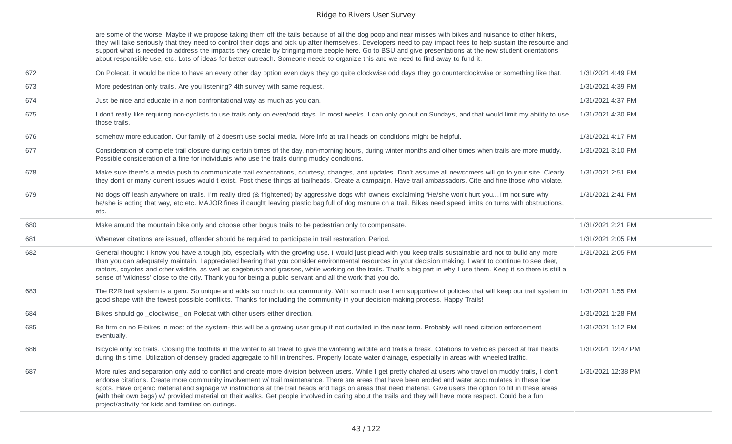| | | |
|---|---|---|
| | are some of the worse. Maybe if we propose taking them off the tails because of all the dog poop and near misses with bikes and nuisance to other hikers, they will take seriously that they need to control their dogs and pick up after themselves. Developers need to pay impact fees to help sustain the resource and support what is needed to address the impacts they create by bringing more people here. Go to BSU and give presentations at the new student orientations about responsible use, etc. Lots of ideas for better outreach. Someone needs to organize this and we need to find away to fund it. | |
| 672 | On Polecat, it would be nice to have an every other day option even days they go quite clockwise odd days they go counterclockwise or something like that. | 1/31/2021 4:49 PM |
| 673 | More pedestrian only trails. Are you listening? 4th survey with same request. | 1/31/2021 4:39 PM |
| 674 | Just be nice and educate in a non confrontational way as much as you can. | 1/31/2021 4:37 PM |
| 675 | I don't really like requiring non-cyclists to use trails only on even/odd days. In most weeks, I can only go out on Sundays, and that would limit my ability to use those trails. | 1/31/2021 4:30 PM |
| 676 | somehow more education. Our family of 2 doesn't use social media. More info at trail heads on conditions might be helpful. | 1/31/2021 4:17 PM |
| 677 | Consideration of complete trail closure during certain times of the day, non-morning hours, during winter months and other times when trails are more muddy. Possible consideration of a fine for individuals who use the trails during muddy conditions. | 1/31/2021 3:10 PM |
| 678 | Make sure there's a media push to communicate trail expectations, courtesy, changes, and updates. Don't assume all newcomers will go to your site. Clearly they don't or many current issues would t exist. Post these things at trailheads. Create a campaign. Have trail ambassadors. Cite and fine those who violate. | 1/31/2021 2:51 PM |
| 679 | No dogs off leash anywhere on trails. I'm really tired (& frightened) by aggressive dogs with owners exclaiming "He/she won't hurt you...I'm not sure why he/she is acting that way, etc etc. MAJOR fines if caught leaving plastic bag full of dog manure on a trail. Bikes need speed limits on turns with obstructions, etc. | 1/31/2021 2:41 PM |
| 680 | Make around the mountain bike only and choose other bogus trails to be pedestrian only to compensate. | 1/31/2021 2:21 PM |
| 681 | Whenever citations are issued, offender should be required to participate in trail restoration. Period. | 1/31/2021 2:05 PM |
| 682 | General thought: I know you have a tough job, especially with the growing use. I would just plead with you keep trails sustainable and not to build any more than you can adequately maintain. I appreciated hearing that you consider environmental resources in your decision making. I want to continue to see deer, raptors, coyotes and other wildlife, as well as sagebrush and grasses, while working on the trails. That's a big part in why I use them. Keep it so there is still a sense of 'wildness' close to the city. Thank you for being a public servant and all the work that you do. | 1/31/2021 2:05 PM |
| 683 | The R2R trail system is a gem. So unique and adds so much to our community. With so much use I am supportive of policies that will keep our trail system in good shape with the fewest possible conflicts. Thanks for including the community in your decision-making process. Happy Trails! | 1/31/2021 1:55 PM |
| 684 | Bikes should go _clockwise_ on Polecat with other users either direction. | 1/31/2021 1:28 PM |
| 685 | Be firm on no E-bikes in most of the system- this will be a growing user group if not curtailed in the near term. Probably will need citation enforcement eventually. | 1/31/2021 1:12 PM |
| 686 | Bicycle only xc trails. Closing the foothills in the winter to all travel to give the wintering wildlife and trails a break. Citations to vehicles parked at trail heads during this time. Utilization of densely graded aggregate to fill in trenches. Properly locate water drainage, especially in areas with wheeled traffic. | 1/31/2021 12:47 PM |
| 687 | More rules and separation only add to conflict and create more division between users. While I get pretty chafed at users who travel on muddy trails, I don't endorse citations. Create more community involvement w/ trail maintenance. There are areas that have been eroded and water accumulates in these low spots. Have organic material and signage w/ instructions at the trail heads and flags on areas that need material. Give users the option to fill in these areas (with their own bags) w/ provided material on their walks. Get people involved in caring about the trails and they will have more respect. Could be a fun project/activity for kids and families on outings. | 1/31/2021 12:38 PM |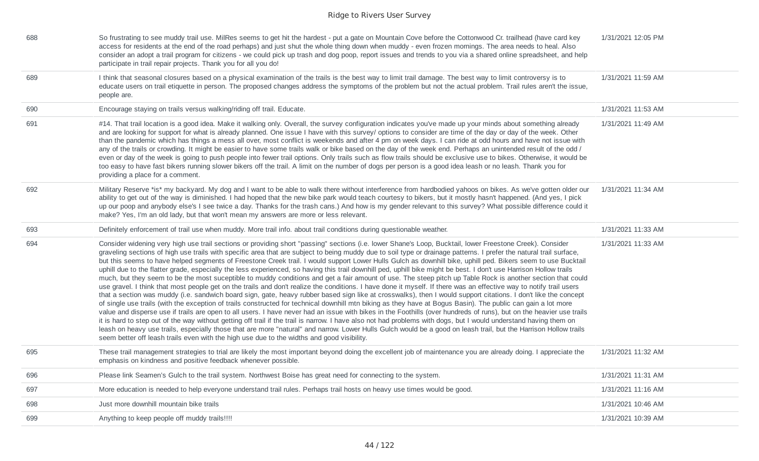| | | |
|---|---|---|
| 688 | So frustrating to see muddy trail use. MilRes seems to get hit the hardest - put a gate on Mountain Cove before the Cottonwood Cr. trailhead (have card key access for residents at the end of the road perhaps) and just shut the whole thing down when muddy - even frozen mornings. The area needs to heal. Also consider an adopt a trail program for citizens - we could pick up trash and dog poop, report issues and trends to you via a shared online spreadsheet, and help participate in trail repair projects. Thank you for all you do! | 1/31/2021 12:05 PM |
| 689 | I think that seasonal closures based on a physical examination of the trails is the best way to limit trail damage. The best way to limit controversy is to educate users on trail etiquette in person. The proposed changes address the symptoms of the problem but not the actual problem. Trail rules aren't the issue, people are. | 1/31/2021 11:59 AM |
| 690 | Encourage staying on trails versus walking/riding off trail. Educate. | 1/31/2021 11:53 AM |
| 691 | #14. That trail location is a good idea. Make it walking only. Overall, the survey configuration indicates you've made up your minds about something already and are looking for support for what is already planned. One issue I have with this survey/ options to consider are time of the day or day of the week. Other than the pandemic which has things a mess all over, most conflict is weekends and after 4 pm on week days. I can ride at odd hours and have not issue with any of the trails or crowding. It might be easier to have some trails walk or bike based on the day of the week end. Perhaps an unintended result of the odd / even or day of the week is going to push people into fewer trail options. Only trails such as flow trails should be exclusive use to bikes. Otherwise, it would be too easy to have fast bikers running slower bikers off the trail. A limit on the number of dogs per person is a good idea leash or no leash. Thank you for providing a place for a comment. | 1/31/2021 11:49 AM |
| 692 | Military Reserve *is* my backyard. My dog and I want to be able to walk there without interference from hardbodied yahoos on bikes. As we've gotten older our ability to get out of the way is diminished. I had hoped that the new bike park would teach courtesy to bikers, but it mostly hasn't happened. (And yes, I pick up our poop and anybody else's I see twice a day. Thanks for the trash cans.) And how is my gender relevant to this survey? What possible difference could it make? Yes, I'm an old lady, but that won't mean my answers are more or less relevant. | 1/31/2021 11:34 AM |
| 693 | Definitely enforcement of trail use when muddy. More trail info. about trail conditions during questionable weather. | 1/31/2021 11:33 AM |
| 694 | Consider widening very high use trail sections or providing short "passing" sections (i.e. lower Shane's Loop, Bucktail, lower Freestone Creek). Consider graveling sections of high use trails with specific area that are subject to being muddy due to soil type or drainage patterns. I prefer the natural trail surface, but this seems to have helped segments of Freestone Creek trail. I would support Lower Hulls Gulch as downhill bike, uphill ped. Bikers seem to use Bucktail uphill due to the flatter grade, especially the less experienced, so having this trail downhill ped, uphill bike might be best. I don't use Harrison Hollow trails much, but they seem to be the most suceptible to muddy conditions and get a fair amount of use. The steep pitch up Table Rock is another section that could use gravel. I think that most people get on the trails and don't realize the conditions. I have done it myself. If there was an effective way to notify trail users that a section was muddy (i.e. sandwich board sign, gate, heavy rubber based sign like at crosswalks), then I would support citations. I don't like the concept of single use trails (with the exception of trails constructed for technical downhill mtn biking as they have at Bogus Basin). The public can gain a lot more value and disperse use if trails are open to all users. I have never had an issue with bikes in the Foothills (over hundreds of runs), but on the heavier use trails it is hard to step out of the way without getting off trail if the trail is narrow. I have also not had problems with dogs, but I would understand having them on leash on heavy use trails, especially those that are more "natural" and narrow. Lower Hulls Gulch would be a good on leash trail, but the Harrison Hollow trails seem better off leash trails even with the high use due to the widths and good visibility. | 1/31/2021 11:33 AM |
| 695 | These trail management strategies to trial are likely the most important beyond doing the excellent job of maintenance you are already doing. I appreciate the emphasis on kindness and positive feedback whenever possible. | 1/31/2021 11:32 AM |
| 696 | Please link Seamen's Gulch to the trail system. Northwest Boise has great need for connecting to the system. | 1/31/2021 11:31 AM |
| 697 | More education is needed to help everyone understand trail rules. Perhaps trail hosts on heavy use times would be good. | 1/31/2021 11:16 AM |
| 698 | Just more downhill mountain bike trails | 1/31/2021 10:46 AM |
| 699 | Anything to keep people off muddy trails!!!! | 1/31/2021 10:39 AM |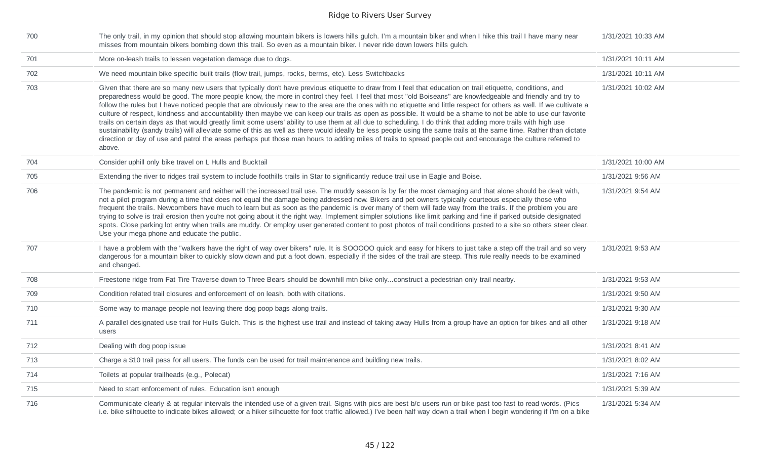| | | |
|---|---|---|
| 700 | The only trail, in my opinion that should stop allowing mountain bikers is lowers hills gulch. I'm a mountain biker and when I hike this trail I have many near misses from mountain bikers bombing down this trail. So even as a mountain biker. I never ride down lowers hills gulch. | 1/31/2021 10:33 AM |
| 701 | More on-leash trails to lessen vegetation damage due to dogs. | 1/31/2021 10:11 AM |
| 702 | We need mountain bike specific built trails (flow trail, jumps, rocks, berms, etc). Less Switchbacks | 1/31/2021 10:11 AM |
| 703 | Given that there are so many new users that typically don't have previous etiquette to draw from I feel that education on trail etiquette, conditions, and preparedness would be good. The more people know, the more in control they feel. I feel that most "old Boiseans" are knowledgeable and friendly and try to follow the rules but I have noticed people that are obviously new to the area are the ones with no etiquette and little respect for others as well. If we cultivate a culture of respect, kindness and accountability then maybe we can keep our trails as open as possible. It would be a shame to not be able to use our favorite trails on certain days as that would greatly limit some users' ability to use them at all due to scheduling. I do think that adding more trails with high use sustainability (sandy trails) will alleviate some of this as well as there would ideally be less people using the same trails at the same time. Rather than dictate direction or day of use and patrol the areas perhaps put those man hours to adding miles of trails to spread people out and encourage the culture referred to above. | 1/31/2021 10:02 AM |
| 704 | Consider uphill only bike travel on L Hulls and Bucktail | 1/31/2021 10:00 AM |
| 705 | Extending the river to ridges trail system to include foothills trails in Star to significantly reduce trail use in Eagle and Boise. | 1/31/2021 9:56 AM |
| 706 | The pandemic is not permanent and neither will the increased trail use. The muddy season is by far the most damaging and that alone should be dealt with, not a pilot program during a time that does not equal the damage being addressed now. Bikers and pet owners typically courteous especially those who frequent the trails. Newcombers have much to learn but as soon as the pandemic is over many of them will fade way from the trails. If the problem you are trying to solve is trail erosion then you're not going about it the right way. Implement simpler solutions like limit parking and fine if parked outside designated spots. Close parking lot entry when trails are muddy. Or employ user generated content to post photos of trail conditions posted to a site so others steer clear. Use your mega phone and educate the public. | 1/31/2021 9:54 AM |
| 707 | I have a problem with the "walkers have the right of way over bikers" rule. It is SOOOOO quick and easy for hikers to just take a step off the trail and so very dangerous for a mountain biker to quickly slow down and put a foot down, especially if the sides of the trail are steep. This rule really needs to be examined and changed. | 1/31/2021 9:53 AM |
| 708 | Freestone ridge from Fat Tire Traverse down to Three Bears should be downhill mtn bike only...construct a pedestrian only trail nearby. | 1/31/2021 9:53 AM |
| 709 | Condition related trail closures and enforcement of on leash, both with citations. | 1/31/2021 9:50 AM |
| 710 | Some way to manage people not leaving there dog poop bags along trails. | 1/31/2021 9:30 AM |
| 711 | A parallel designated use trail for Hulls Gulch. This is the highest use trail and instead of taking away Hulls from a group have an option for bikes and all other users | 1/31/2021 9:18 AM |
| 712 | Dealing with dog poop issue | 1/31/2021 8:41 AM |
| 713 | Charge a $10 trail pass for all users. The funds can be used for trail maintenance and building new trails. | 1/31/2021 8:02 AM |
| 714 | Toilets at popular trailheads (e.g., Polecat) | 1/31/2021 7:16 AM |
| 715 | Need to start enforcement of rules. Education isn't enough | 1/31/2021 5:39 AM |
| 716 | Communicate clearly & at regular intervals the intended use of a given trail. Signs with pics are best b/c users run or bike past too fast to read words. (Pics i.e. bike silhouette to indicate bikes allowed; or a hiker silhouette for foot traffic allowed.) I've been half way down a trail when I begin wondering if I'm on a bike | 1/31/2021 5:34 AM |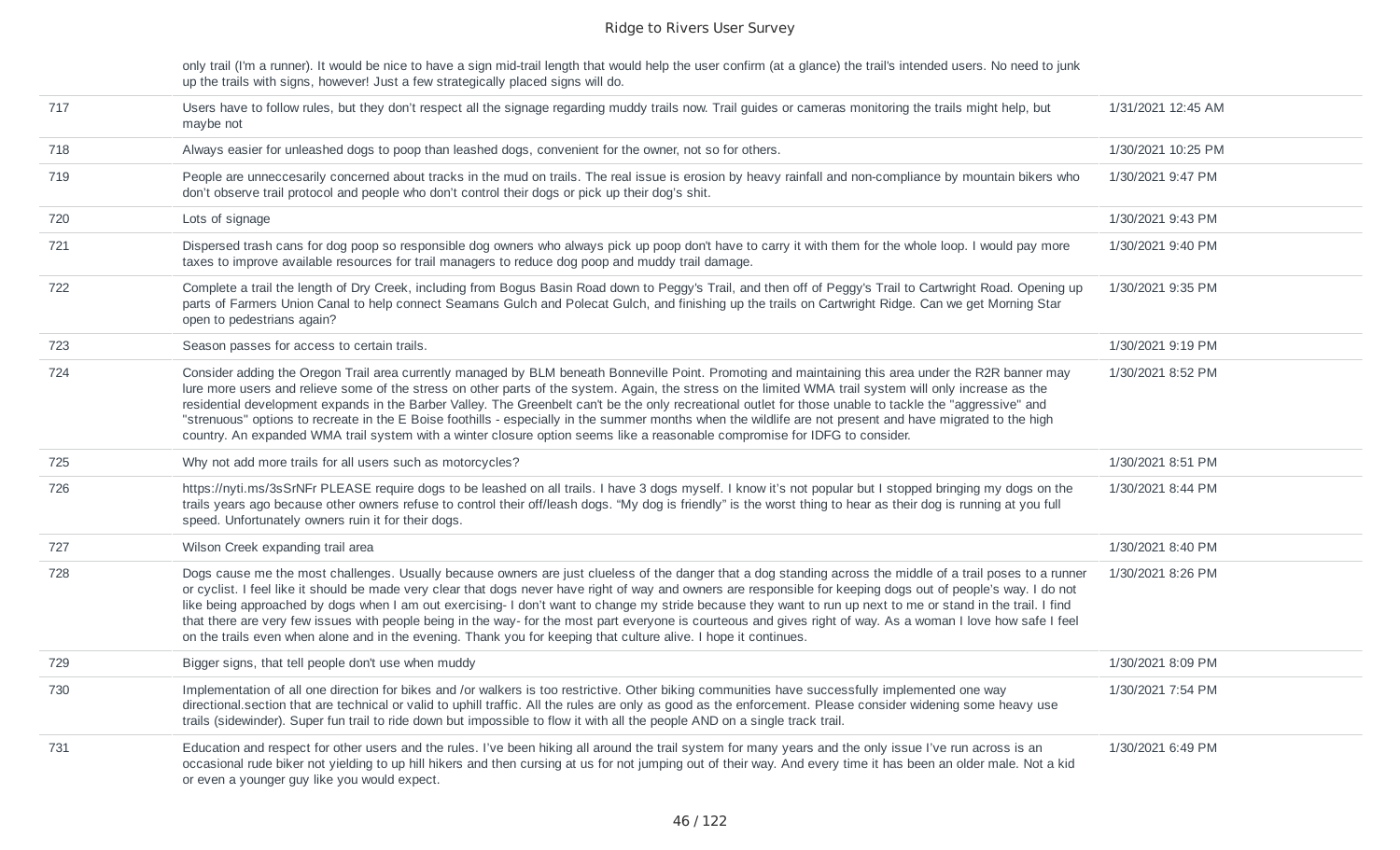| | | |
|---|---|---|
| | only trail (I'm a runner). It would be nice to have a sign mid-trail length that would help the user confirm (at a glance) the trail's intended users. No need to junk up the trails with signs, however! Just a few strategically placed signs will do. | |
| 717 | Users have to follow rules, but they don't respect all the signage regarding muddy trails now. Trail guides or cameras monitoring the trails might help, but maybe not | 1/31/2021 12:45 AM |
| 718 | Always easier for unleashed dogs to poop than leashed dogs, convenient for the owner, not so for others. | 1/30/2021 10:25 PM |
| 719 | People are unneccesarily concerned about tracks in the mud on trails. The real issue is erosion by heavy rainfall and non-compliance by mountain bikers who don't observe trail protocol and people who don't control their dogs or pick up their dog's shit. | 1/30/2021 9:47 PM |
| 720 | Lots of signage | 1/30/2021 9:43 PM |
| 721 | Dispersed trash cans for dog poop so responsible dog owners who always pick up poop don't have to carry it with them for the whole loop. I would pay more taxes to improve available resources for trail managers to reduce dog poop and muddy trail damage. | 1/30/2021 9:40 PM |
| 722 | Complete a trail the length of Dry Creek, including from Bogus Basin Road down to Peggy's Trail, and then off of Peggy's Trail to Cartwright Road. Opening up parts of Farmers Union Canal to help connect Seamans Gulch and Polecat Gulch, and finishing up the trails on Cartwright Ridge. Can we get Morning Star open to pedestrians again? | 1/30/2021 9:35 PM |
| 723 | Season passes for access to certain trails. | 1/30/2021 9:19 PM |
| 724 | Consider adding the Oregon Trail area currently managed by BLM beneath Bonneville Point. Promoting and maintaining this area under the R2R banner may lure more users and relieve some of the stress on other parts of the system. Again, the stress on the limited WMA trail system will only increase as the residential development expands in the Barber Valley. The Greenbelt can't be the only recreational outlet for those unable to tackle the "aggressive" and "strenuous" options to recreate in the E Boise foothills - especially in the summer months when the wildlife are not present and have migrated to the high country. An expanded WMA trail system with a winter closure option seems like a reasonable compromise for IDFG to consider. | 1/30/2021 8:52 PM |
| 725 | Why not add more trails for all users such as motorcycles? | 1/30/2021 8:51 PM |
| 726 | https://nyti.ms/3sSrNFr PLEASE require dogs to be leashed on all trails. I have 3 dogs myself. I know it's not popular but I stopped bringing my dogs on the trails years ago because other owners refuse to control their off/leash dogs. "My dog is friendly" is the worst thing to hear as their dog is running at you full speed. Unfortunately owners ruin it for their dogs. | 1/30/2021 8:44 PM |
| 727 | Wilson Creek expanding trail area | 1/30/2021 8:40 PM |
| 728 | Dogs cause me the most challenges. Usually because owners are just clueless of the danger that a dog standing across the middle of a trail poses to a runner or cyclist. I feel like it should be made very clear that dogs never have right of way and owners are responsible for keeping dogs out of people's way. I do not like being approached by dogs when I am out exercising- I don't want to change my stride because they want to run up next to me or stand in the trail. I find that there are very few issues with people being in the way- for the most part everyone is courteous and gives right of way. As a woman I love how safe I feel on the trails even when alone and in the evening. Thank you for keeping that culture alive. I hope it continues. | 1/30/2021 8:26 PM |
| 729 | Bigger signs, that tell people don't use when muddy | 1/30/2021 8:09 PM |
| 730 | Implementation of all one direction for bikes and /or walkers is too restrictive. Other biking communities have successfully implemented one way directional.section that are technical or valid to uphill traffic. All the rules are only as good as the enforcement. Please consider widening some heavy use trails (sidewinder). Super fun trail to ride down but impossible to flow it with all the people AND on a single track trail. | 1/30/2021 7:54 PM |
| 731 | Education and respect for other users and the rules. I've been hiking all around the trail system for many years and the only issue I've run across is an occasional rude biker not yielding to up hill hikers and then cursing at us for not jumping out of their way. And every time it has been an older male. Not a kid or even a younger guy like you would expect. | 1/30/2021 6:49 PM |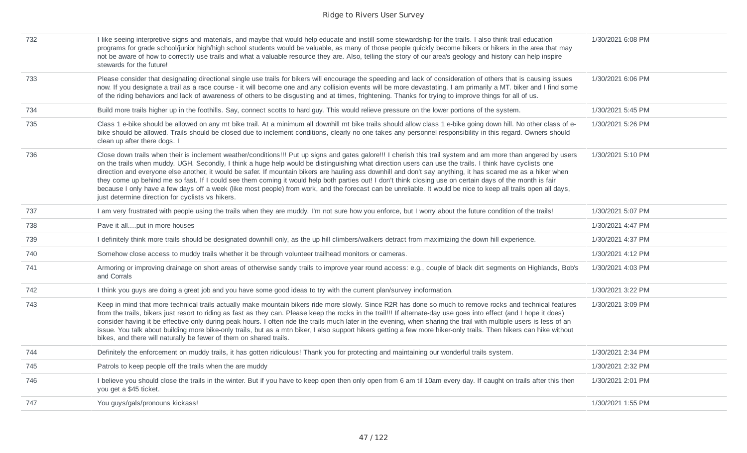| | | |
|---|---|---|
| 732 | I like seeing interpretive signs and materials, and maybe that would help educate and instill some stewardship for the trails. I also think trail education programs for grade school/junior high/high school students would be valuable, as many of those people quickly become bikers or hikers in the area that may not be aware of how to correctly use trails and what a valuable resource they are. Also, telling the story of our area's geology and history can help inspire stewards for the future! | 1/30/2021 6:08 PM |
| 733 | Please consider that designating directional single use trails for bikers will encourage the speeding and lack of consideration of others that is causing issues now. If you designate a trail as a race course - it will become one and any collision events will be more devastating. I am primarily a MT. biker and I find some of the riding behaviors and lack of awareness of others to be disgusting and at times, frightening. Thanks for trying to improve things for all of us. | 1/30/2021 6:06 PM |
| 734 | Build more trails higher up in the foothills. Say, connect scotts to hard guy. This would relieve pressure on the lower portions of the system. | 1/30/2021 5:45 PM |
| 735 | Class 1 e-bike should be allowed on any mt bike trail. At a minimum all downhill mt bike trails should allow class 1 e-bike going down hill. No other class of e-bike should be allowed. Trails should be closed due to inclement conditions, clearly no one takes any personnel responsibility in this regard. Owners should clean up after there dogs. I | 1/30/2021 5:26 PM |
| 736 | Close down trails when their is inclement weather/conditions!!! Put up signs and gates galore!!! I cherish this trail system and am more than angered by users on the trails when muddy. UGH. Secondly, I think a huge help would be distinguishing what direction users can use the trails. I think have cyclists one direction and everyone else another, it would be safer. If mountain bikers are hauling ass downhill and don't say anything, it has scared me as a hiker when they come up behind me so fast. If I could see them coming it would help both parties out! I don't think closing use on certain days of the month is fair because I only have a few days off a week (like most people) from work, and the forecast can be unreliable. It would be nice to keep all trails open all days, just determine direction for cyclists vs hikers. | 1/30/2021 5:10 PM |
| 737 | I am very frustrated with people using the trails when they are muddy. I'm not sure how you enforce, but I worry about the future condition of the trails! | 1/30/2021 5:07 PM |
| 738 | Pave it all....put in more houses | 1/30/2021 4:47 PM |
| 739 | I definitely think more trails should be designated downhill only, as the up hill climbers/walkers detract from maximizing the down hill experience. | 1/30/2021 4:37 PM |
| 740 | Somehow close access to muddy trails whether it be through volunteer trailhead monitors or cameras. | 1/30/2021 4:12 PM |
| 741 | Armoring or improving drainage on short areas of otherwise sandy trails to improve year round access: e.g., couple of black dirt segments on Highlands, Bob's and Corrals | 1/30/2021 4:03 PM |
| 742 | I think you guys are doing a great job and you have some good ideas to try with the current plan/survey inoformation. | 1/30/2021 3:22 PM |
| 743 | Keep in mind that more technical trails actually make mountain bikers ride more slowly. Since R2R has done so much to remove rocks and technical features from the trails, bikers just resort to riding as fast as they can. Please keep the rocks in the trail!!! If alternate-day use goes into effect (and I hope it does) consider having it be effective only during peak hours. I often ride the trails much later in the evening, when sharing the trail with multiple users is less of an issue. You talk about building more bike-only trails, but as a mtn biker, I also support hikers getting a few more hiker-only trails. Then hikers can hike without bikes, and there will naturally be fewer of them on shared trails. | 1/30/2021 3:09 PM |
| 744 | Definitely the enforcement on muddy trails, it has gotten ridiculous! Thank you for protecting and maintaining our wonderful trails system. | 1/30/2021 2:34 PM |
| 745 | Patrols to keep people off the trails when the are muddy | 1/30/2021 2:32 PM |
| 746 | I believe you should close the trails in the winter. But if you have to keep open then only open from 6 am til 10am every day. If caught on trails after this then you get a $45 ticket. | 1/30/2021 2:01 PM |
| 747 | You guys/gals/pronouns kickass! | 1/30/2021 1:55 PM |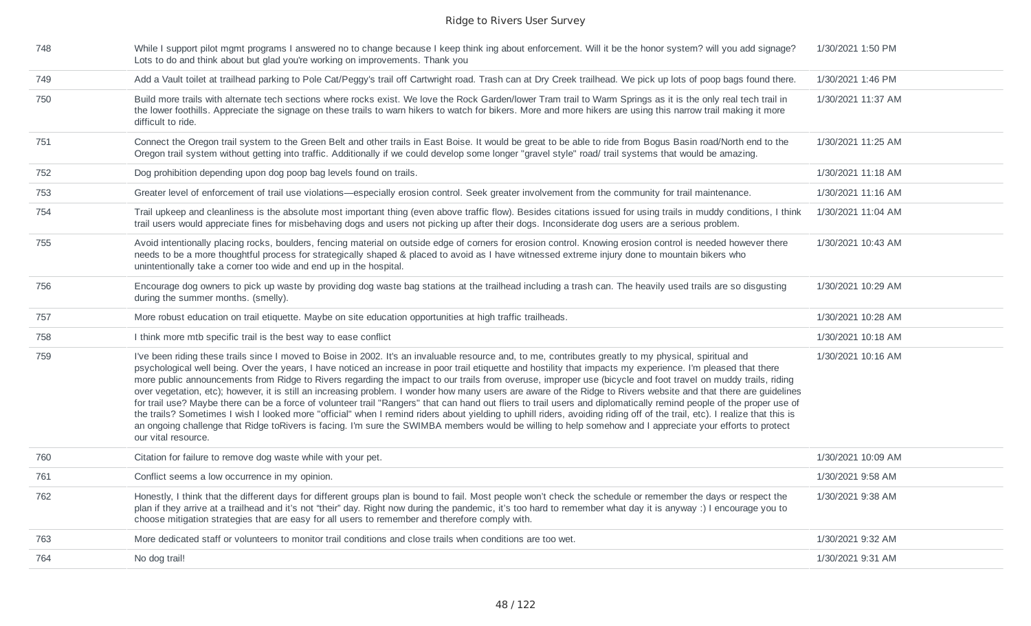| | | |
|---|---|---|
| 748 | While I support pilot mgmt programs I answered no to change because I keep think ing about enforcement. Will it be the honor system? will you add signage? Lots to do and think about but glad you're working on improvements. Thank you | 1/30/2021 1:50 PM |
| 749 | Add a Vault toilet at trailhead parking to Pole Cat/Peggy's trail off Cartwright road. Trash can at Dry Creek trailhead. We pick up lots of poop bags found there. | 1/30/2021 1:46 PM |
| 750 | Build more trails with alternate tech sections where rocks exist. We love the Rock Garden/lower Tram trail to Warm Springs as it is the only real tech trail in the lower foothills. Appreciate the signage on these trails to warn hikers to watch for bikers. More and more hikers are using this narrow trail making it more difficult to ride. | 1/30/2021 11:37 AM |
| 751 | Connect the Oregon trail system to the Green Belt and other trails in East Boise. It would be great to be able to ride from Bogus Basin road/North end to the Oregon trail system without getting into traffic. Additionally if we could develop some longer "gravel style" road/ trail systems that would be amazing. | 1/30/2021 11:25 AM |
| 752 | Dog prohibition depending upon dog poop bag levels found on trails. | 1/30/2021 11:18 AM |
| 753 | Greater level of enforcement of trail use violations—especially erosion control. Seek greater involvement from the community for trail maintenance. | 1/30/2021 11:16 AM |
| 754 | Trail upkeep and cleanliness is the absolute most important thing (even above traffic flow). Besides citations issued for using trails in muddy conditions, I think trail users would appreciate fines for misbehaving dogs and users not picking up after their dogs. Inconsiderate dog users are a serious problem. | 1/30/2021 11:04 AM |
| 755 | Avoid intentionally placing rocks, boulders, fencing material on outside edge of corners for erosion control. Knowing erosion control is needed however there needs to be a more thoughtful process for strategically shaped & placed to avoid as I have witnessed extreme injury done to mountain bikers who unintentionally take a corner too wide and end up in the hospital. | 1/30/2021 10:43 AM |
| 756 | Encourage dog owners to pick up waste by providing dog waste bag stations at the trailhead including a trash can. The heavily used trails are so disgusting during the summer months. (smelly). | 1/30/2021 10:29 AM |
| 757 | More robust education on trail etiquette. Maybe on site education opportunities at high traffic trailheads. | 1/30/2021 10:28 AM |
| 758 | I think more mtb specific trail is the best way to ease conflict | 1/30/2021 10:18 AM |
| 759 | I've been riding these trails since I moved to Boise in 2002. It's an invaluable resource and, to me, contributes greatly to my physical, spiritual and psychological well being. Over the years, I have noticed an increase in poor trail etiquette and hostility that impacts my experience. I'm pleased that there more public announcements from Ridge to Rivers regarding the impact to our trails from overuse, improper use (bicycle and foot travel on muddy trails, riding over vegetation, etc); however, it is still an increasing problem. I wonder how many users are aware of the Ridge to Rivers website and that there are guidelines for trail use? Maybe there can be a force of volunteer trail "Rangers" that can hand out fliers to trail users and diplomatically remind people of the proper use of the trails? Sometimes I wish I looked more "official" when I remind riders about yielding to uphill riders, avoiding riding off of the trail, etc). I realize that this is an ongoing challenge that Ridge toRivers is facing. I'm sure the SWIMBA members would be willing to help somehow and I appreciate your efforts to protect our vital resource. | 1/30/2021 10:16 AM |
| 760 | Citation for failure to remove dog waste while with your pet. | 1/30/2021 10:09 AM |
| 761 | Conflict seems a low occurrence in my opinion. | 1/30/2021 9:58 AM |
| 762 | Honestly, I think that the different days for different groups plan is bound to fail. Most people won't check the schedule or remember the days or respect the plan if they arrive at a trailhead and it's not "their" day. Right now during the pandemic, it's too hard to remember what day it is anyway :) I encourage you to choose mitigation strategies that are easy for all users to remember and therefore comply with. | 1/30/2021 9:38 AM |
| 763 | More dedicated staff or volunteers to monitor trail conditions and close trails when conditions are too wet. | 1/30/2021 9:32 AM |
| 764 | No dog trail! | 1/30/2021 9:31 AM |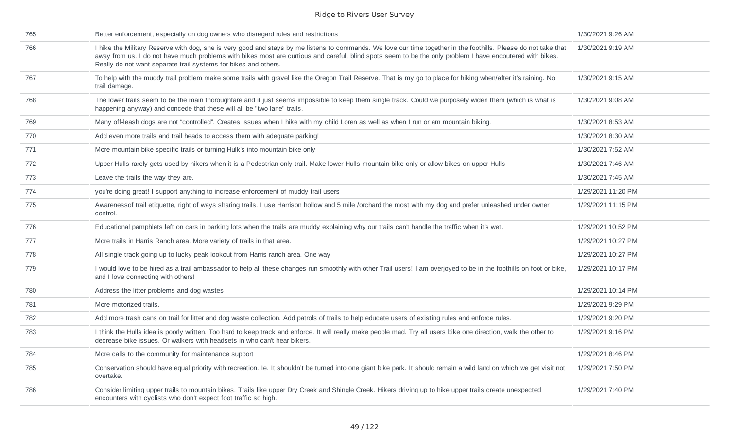| | | |
|---|---|---|
| 765 | Better enforcement, especially on dog owners who disregard rules and restrictions | 1/30/2021 9:26 AM |
| 766 | I hike the Military Reserve with dog, she is very good and stays by me listens to commands. We love our time together in the foothills. Please do not take that away from us. I do not have much problems with bikes most are curtious and careful, blind spots seem to be the only problem I have encoutered with bikes. Really do not want separate trail systems for bikes and others. | 1/30/2021 9:19 AM |
| 767 | To help with the muddy trail problem make some trails with gravel like the Oregon Trail Reserve. That is my go to place for hiking when/after it's raining. No trail damage. | 1/30/2021 9:15 AM |
| 768 | The lower trails seem to be the main thoroughfare and it just seems impossible to keep them single track. Could we purposely widen them (which is what is happening anyway) and concede that these will all be "two lane" trails. | 1/30/2021 9:08 AM |
| 769 | Many off-leash dogs are not "controlled". Creates issues when I hike with my child Loren as well as when I run or am mountain biking. | 1/30/2021 8:53 AM |
| 770 | Add even more trails and trail heads to access them with adequate parking! | 1/30/2021 8:30 AM |
| 771 | More mountain bike specific trails or turning Hulk's into mountain bike only | 1/30/2021 7:52 AM |
| 772 | Upper Hulls rarely gets used by hikers when it is a Pedestrian-only trail. Make lower Hulls mountain bike only or allow bikes on upper Hulls | 1/30/2021 7:46 AM |
| 773 | Leave the trails the way they are. | 1/30/2021 7:45 AM |
| 774 | you're doing great! I support anything to increase enforcement of muddy trail users | 1/29/2021 11:20 PM |
| 775 | Awarenessof trail etiquette, right of ways sharing trails. I use Harrison hollow and 5 mile /orchard the most with my dog and prefer unleashed under owner control. | 1/29/2021 11:15 PM |
| 776 | Educational pamphlets left on cars in parking lots when the trails are muddy explaining why our trails can't handle the traffic when it's wet. | 1/29/2021 10:52 PM |
| 777 | More trails in Harris Ranch area. More variety of trails in that area. | 1/29/2021 10:27 PM |
| 778 | All single track going up to lucky peak lookout from Harris ranch area. One way | 1/29/2021 10:27 PM |
| 779 | I would love to be hired as a trail ambassador to help all these changes run smoothly with other Trail users! I am overjoyed to be in the foothills on foot or bike, and I love connecting with others! | 1/29/2021 10:17 PM |
| 780 | Address the litter problems and dog wastes | 1/29/2021 10:14 PM |
| 781 | More motorized trails. | 1/29/2021 9:29 PM |
| 782 | Add more trash cans on trail for litter and dog waste collection. Add patrols of trails to help educate users of existing rules and enforce rules. | 1/29/2021 9:20 PM |
| 783 | I think the Hulls idea is poorly written. Too hard to keep track and enforce. It will really make people mad. Try all users bike one direction, walk the other to decrease bike issues. Or walkers with headsets in who can't hear bikers. | 1/29/2021 9:16 PM |
| 784 | More calls to the community for maintenance support | 1/29/2021 8:46 PM |
| 785 | Conservation should have equal priority with recreation. Ie. It shouldn't be turned into one giant bike park. It should remain a wild land on which we get visit not overtake. | 1/29/2021 7:50 PM |
| 786 | Consider limiting upper trails to mountain bikes. Trails like upper Dry Creek and Shingle Creek. Hikers driving up to hike upper trails create unexpected encounters with cyclists who don't expect foot traffic so high. | 1/29/2021 7:40 PM |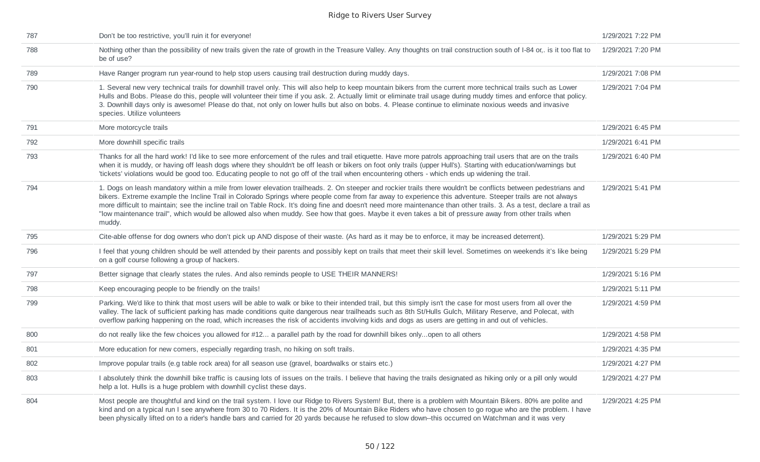| | | |
|---|---|---|
| 787 | Don't be too restrictive, you'll ruin it for everyone! | 1/29/2021 7:22 PM |
| 788 | Nothing other than the possibility of new trails given the rate of growth in the Treasure Valley. Any thoughts on trail construction south of I-84 or,. is it too flat to be of use? | 1/29/2021 7:20 PM |
| 789 | Have Ranger program run year-round to help stop users causing trail destruction during muddy days. | 1/29/2021 7:08 PM |
| 790 | 1. Several new very technical trails for downhill travel only. This will also help to keep mountain bikers from the current more technical trails such as Lower Hulls and Bobs. Please do this, people will volunteer their time if you ask. 2. Actually limit or eliminate trail usage during muddy times and enforce that policy. 3. Downhill days only is awesome! Please do that, not only on lower hulls but also on bobs. 4. Please continue to eliminate noxious weeds and invasive species. Utilize volunteers | 1/29/2021 7:04 PM |
| 791 | More motorcycle trails | 1/29/2021 6:45 PM |
| 792 | More downhill specific trails | 1/29/2021 6:41 PM |
| 793 | Thanks for all the hard work! I'd like to see more enforcement of the rules and trail etiquette. Have more patrols approaching trail users that are on the trails when it is muddy, or having off leash dogs where they shouldn't be off leash or bikers on foot only trails (upper Hull's). Starting with education/warnings but 'tickets' violations would be good too. Educating people to not go off of the trail when encountering others - which ends up widening the trail. | 1/29/2021 6:40 PM |
| 794 | 1. Dogs on leash mandatory within a mile from lower elevation trailheads. 2. On steeper and rockier trails there wouldn't be conflicts between pedestrians and bikers. Extreme example the Incline Trail in Colorado Springs where people come from far away to experience this adventure. Steeper trails are not always more difficult to maintain; see the incline trail on Table Rock. It's doing fine and doesn't need more maintenance than other trails. 3. As a test, declare a trail as "low maintenance trail", which would be allowed also when muddy. See how that goes. Maybe it even takes a bit of pressure away from other trails when muddy. | 1/29/2021 5:41 PM |
| 795 | Cite-able offense for dog owners who don't pick up AND dispose of their waste. (As hard as it may be to enforce, it may be increased deterrent). | 1/29/2021 5:29 PM |
| 796 | I feel that young children should be well attended by their parents and possibly kept on trails that meet their skill level. Sometimes on weekends it's like being on a golf course following a group of hackers. | 1/29/2021 5:29 PM |
| 797 | Better signage that clearly states the rules. And also reminds people to USE THEIR MANNERS! | 1/29/2021 5:16 PM |
| 798 | Keep encouraging people to be friendly on the trails! | 1/29/2021 5:11 PM |
| 799 | Parking. We'd like to think that most users will be able to walk or bike to their intended trail, but this simply isn't the case for most users from all over the valley. The lack of sufficient parking has made conditions quite dangerous near trailheads such as 8th St/Hulls Gulch, Military Reserve, and Polecat, with overflow parking happening on the road, which increases the risk of accidents involving kids and dogs as users are getting in and out of vehicles. | 1/29/2021 4:59 PM |
| 800 | do not really like the few choices you allowed for #12... a parallel path by the road for downhill bikes only...open to all others | 1/29/2021 4:58 PM |
| 801 | More education for new comers, especially regarding trash, no hiking on soft trails. | 1/29/2021 4:35 PM |
| 802 | Improve popular trails (e.g table rock area) for all season use (gravel, boardwalks or stairs etc.) | 1/29/2021 4:27 PM |
| 803 | I absolutely think the downhill bike traffic is causing lots of issues on the trails. I believe that having the trails designated as hiking only or a pill only would help a lot. Hulls is a huge problem with downhill cyclist these days. | 1/29/2021 4:27 PM |
| 804 | Most people are thoughtful and kind on the trail system. I love our Ridge to Rivers System! But, there is a problem with Mountain Bikers. 80% are polite and kind and on a typical run I see anywhere from 30 to 70 Riders. It is the 20% of Mountain Bike Riders who have chosen to go rogue who are the problem. I have been physically lifted on to a rider's handle bars and carried for 20 yards because he refused to slow down--this occurred on Watchman and it was very | 1/29/2021 4:25 PM |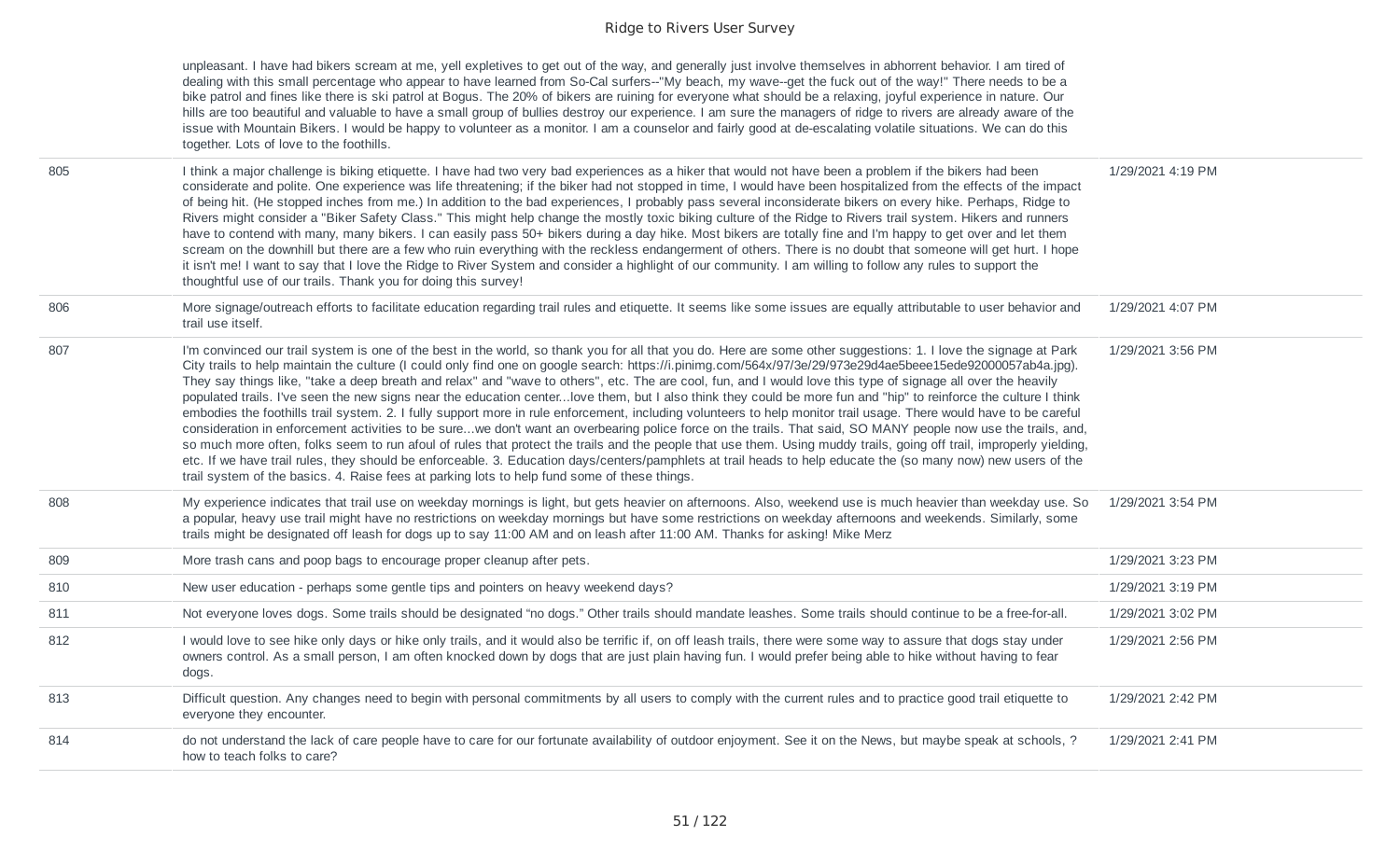| | | |
|---|---|---|
| | unpleasant. I have had bikers scream at me, yell expletives to get out of the way, and generally just involve themselves in abhorrent behavior. I am tired of dealing with this small percentage who appear to have learned from So-Cal surfers--"My beach, my wave--get the fuck out of the way!" There needs to be a bike patrol and fines like there is ski patrol at Bogus. The 20% of bikers are ruining for everyone what should be a relaxing, joyful experience in nature. Our hills are too beautiful and valuable to have a small group of bullies destroy our experience. I am sure the managers of ridge to rivers are already aware of the issue with Mountain Bikers. I would be happy to volunteer as a monitor. I am a counselor and fairly good at de-escalating volatile situations. We can do this together. Lots of love to the foothills. | |
| 805 | I think a major challenge is biking etiquette. I have had two very bad experiences as a hiker that would not have been a problem if the bikers had been considerate and polite. One experience was life threatening; if the biker had not stopped in time, I would have been hospitalized from the effects of the impact of being hit. (He stopped inches from me.) In addition to the bad experiences, I probably pass several inconsiderate bikers on every hike. Perhaps, Ridge to Rivers might consider a "Biker Safety Class." This might help change the mostly toxic biking culture of the Ridge to Rivers trail system. Hikers and runners have to contend with many, many bikers. I can easily pass 50+ bikers during a day hike. Most bikers are totally fine and I'm happy to get over and let them scream on the downhill but there are a few who ruin everything with the reckless endangerment of others. There is no doubt that someone will get hurt. I hope it isn't me! I want to say that I love the Ridge to River System and consider a highlight of our community. I am willing to follow any rules to support the thoughtful use of our trails. Thank you for doing this survey! | 1/29/2021 4:19 PM |
| 806 | More signage/outreach efforts to facilitate education regarding trail rules and etiquette. It seems like some issues are equally attributable to user behavior and trail use itself. | 1/29/2021 4:07 PM |
| 807 | I'm convinced our trail system is one of the best in the world, so thank you for all that you do. Here are some other suggestions: 1. I love the signage at Park City trails to help maintain the culture (I could only find one on google search: https://i.pinimg.com/564x/97/3e/29/973e29d4ae5beee15ede92000057ab4a.jpg). They say things like, "take a deep breath and relax" and "wave to others", etc. The are cool, fun, and I would love this type of signage all over the heavily populated trails. I've seen the new signs near the education center...love them, but I also think they could be more fun and "hip" to reinforce the culture I think embodies the foothills trail system. 2. I fully support more in rule enforcement, including volunteers to help monitor trail usage. There would have to be careful consideration in enforcement activities to be sure...we don't want an overbearing police force on the trails. That said, SO MANY people now use the trails, and, so much more often, folks seem to run afoul of rules that protect the trails and the people that use them. Using muddy trails, going off trail, improperly yielding, etc. If we have trail rules, they should be enforceable. 3. Education days/centers/pamphlets at trail heads to help educate the (so many now) new users of the trail system of the basics. 4. Raise fees at parking lots to help fund some of these things. | 1/29/2021 3:56 PM |
| 808 | My experience indicates that trail use on weekday mornings is light, but gets heavier on afternoons. Also, weekend use is much heavier than weekday use. So a popular, heavy use trail might have no restrictions on weekday mornings but have some restrictions on weekday afternoons and weekends. Similarly, some trails might be designated off leash for dogs up to say 11:00 AM and on leash after 11:00 AM. Thanks for asking! Mike Merz | 1/29/2021 3:54 PM |
| 809 | More trash cans and poop bags to encourage proper cleanup after pets. | 1/29/2021 3:23 PM |
| 810 | New user education - perhaps some gentle tips and pointers on heavy weekend days? | 1/29/2021 3:19 PM |
| 811 | Not everyone loves dogs. Some trails should be designated "no dogs." Other trails should mandate leashes. Some trails should continue to be a free-for-all. | 1/29/2021 3:02 PM |
| 812 | I would love to see hike only days or hike only trails, and it would also be terrific if, on off leash trails, there were some way to assure that dogs stay under owners control. As a small person, I am often knocked down by dogs that are just plain having fun. I would prefer being able to hike without having to fear dogs. | 1/29/2021 2:56 PM |
| 813 | Difficult question. Any changes need to begin with personal commitments by all users to comply with the current rules and to practice good trail etiquette to everyone they encounter. | 1/29/2021 2:42 PM |
| 814 | do not understand the lack of care people have to care for our fortunate availability of outdoor enjoyment. See it on the News, but maybe speak at schools, ? how to teach folks to care? | 1/29/2021 2:41 PM |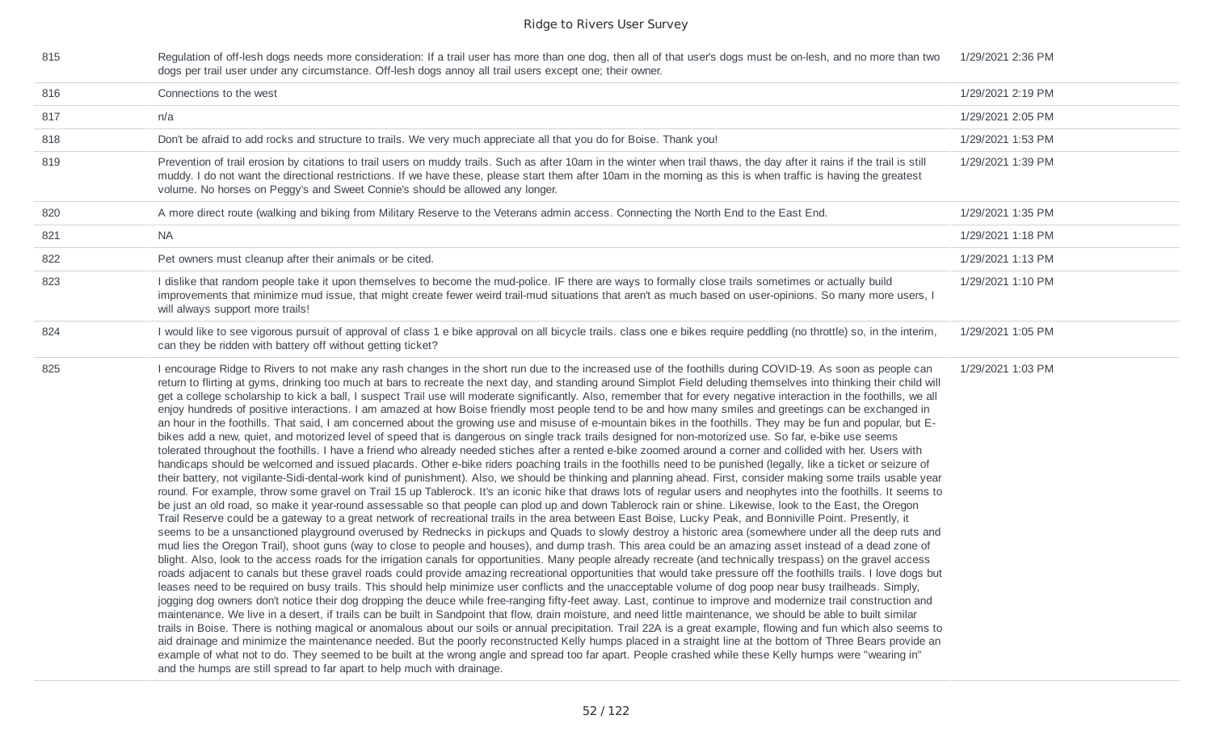| | | |
|---|---|---|
| 815 | Regulation of off-lesh dogs needs more consideration: If a trail user has more than one dog, then all of that user's dogs must be on-lesh, and no more than two dogs per trail user under any circumstance. Off-lesh dogs annoy all trail users except one; their owner. | 1/29/2021 2:36 PM |
| 816 | Connections to the west | 1/29/2021 2:19 PM |
| 817 | n/a | 1/29/2021 2:05 PM |
| 818 | Don't be afraid to add rocks and structure to trails. We very much appreciate all that you do for Boise. Thank you! | 1/29/2021 1:53 PM |
| 819 | Prevention of trail erosion by citations to trail users on muddy trails. Such as after 10am in the winter when trail thaws, the day after it rains if the trail is still muddy. I do not want the directional restrictions. If we have these, please start them after 10am in the morning as this is when traffic is having the greatest volume. No horses on Peggy's and Sweet Connie's should be allowed any longer. | 1/29/2021 1:39 PM |
| 820 | A more direct route (walking and biking from Military Reserve to the Veterans admin access. Connecting the North End to the East End. | 1/29/2021 1:35 PM |
| 821 | NA | 1/29/2021 1:18 PM |
| 822 | Pet owners must cleanup after their animals or be cited. | 1/29/2021 1:13 PM |
| 823 | I dislike that random people take it upon themselves to become the mud-police. IF there are ways to formally close trails sometimes or actually build improvements that minimize mud issue, that might create fewer weird trail-mud situations that aren't as much based on user-opinions. So many more users, I will always support more trails! | 1/29/2021 1:10 PM |
| 824 | I would like to see vigorous pursuit of approval of class 1 e bike approval on all bicycle trails. class one e bikes require peddling (no throttle) so, in the interim, can they be ridden with battery off without getting ticket? | 1/29/2021 1:05 PM |
| 825 | I encourage Ridge to Rivers to not make any rash changes in the short run due to the increased use of the foothills during COVID-19. As soon as people can return to flirting at gyms, drinking too much at bars to recreate the next day, and standing around Simplot Field deluding themselves into thinking their child will get a college scholarship to kick a ball, I suspect Trail use will moderate significantly. Also, remember that for every negative interaction in the foothills, we all enjoy hundreds of positive interactions. I am amazed at how Boise friendly most people tend to be and how many smiles and greetings can be exchanged in an hour in the foothills. That said, I am concerned about the growing use and misuse of e-mountain bikes in the foothills. They may be fun and popular, but E-bikes add a new, quiet, and motorized level of speed that is dangerous on single track trails designed for non-motorized use. So far, e-bike use seems tolerated throughout the foothills. I have a friend who already needed stiches after a rented e-bike zoomed around a corner and collided with her. Users with handicaps should be welcomed and issued placards. Other e-bike riders poaching trails in the foothills need to be punished (legally, like a ticket or seizure of their battery, not vigilante-Sidi-dental-work kind of punishment). Also, we should be thinking and planning ahead. First, consider making some trails usable year round. For example, throw some gravel on Trail 15 up Tablerock. It's an iconic hike that draws lots of regular users and neophytes into the foothills. It seems to be just an old road, so make it year-round assessable so that people can plod up and down Tablerock rain or shine. Likewise, look to the East, the Oregon Trail Reserve could be a gateway to a great network of recreational trails in the area between East Boise, Lucky Peak, and Bonniville Point. Presently, it seems to be a unsanctioned playground overused by Rednecks in pickups and Quads to slowly destroy a historic area (somewhere under all the deep ruts and mud lies the Oregon Trail), shoot guns (way to close to people and houses), and dump trash. This area could be an amazing asset instead of a dead zone of blight. Also, look to the access roads for the irrigation canals for opportunities. Many people already recreate (and technically trespass) on the gravel access roads adjacent to canals but these gravel roads could provide amazing recreational opportunities that would take pressure off the foothills trails. I love dogs but leases need to be required on busy trails. This should help minimize user conflicts and the unacceptable volume of dog poop near busy trailheads. Simply, jogging dog owners don't notice their dog dropping the deuce while free-ranging fifty-feet away. Last, continue to improve and modernize trail construction and maintenance. We live in a desert, if trails can be built in Sandpoint that flow, drain moisture, and need little maintenance, we should be able to built similar trails in Boise. There is nothing magical or anomalous about our soils or annual precipitation. Trail 22A is a great example, flowing and fun which also seems to aid drainage and minimize the maintenance needed. But the poorly reconstructed Kelly humps placed in a straight line at the bottom of Three Bears provide an example of what not to do. They seemed to be built at the wrong angle and spread too far apart. People crashed while these Kelly humps were "wearing in" and the humps are still spread to far apart to help much with drainage. | 1/29/2021 1:03 PM |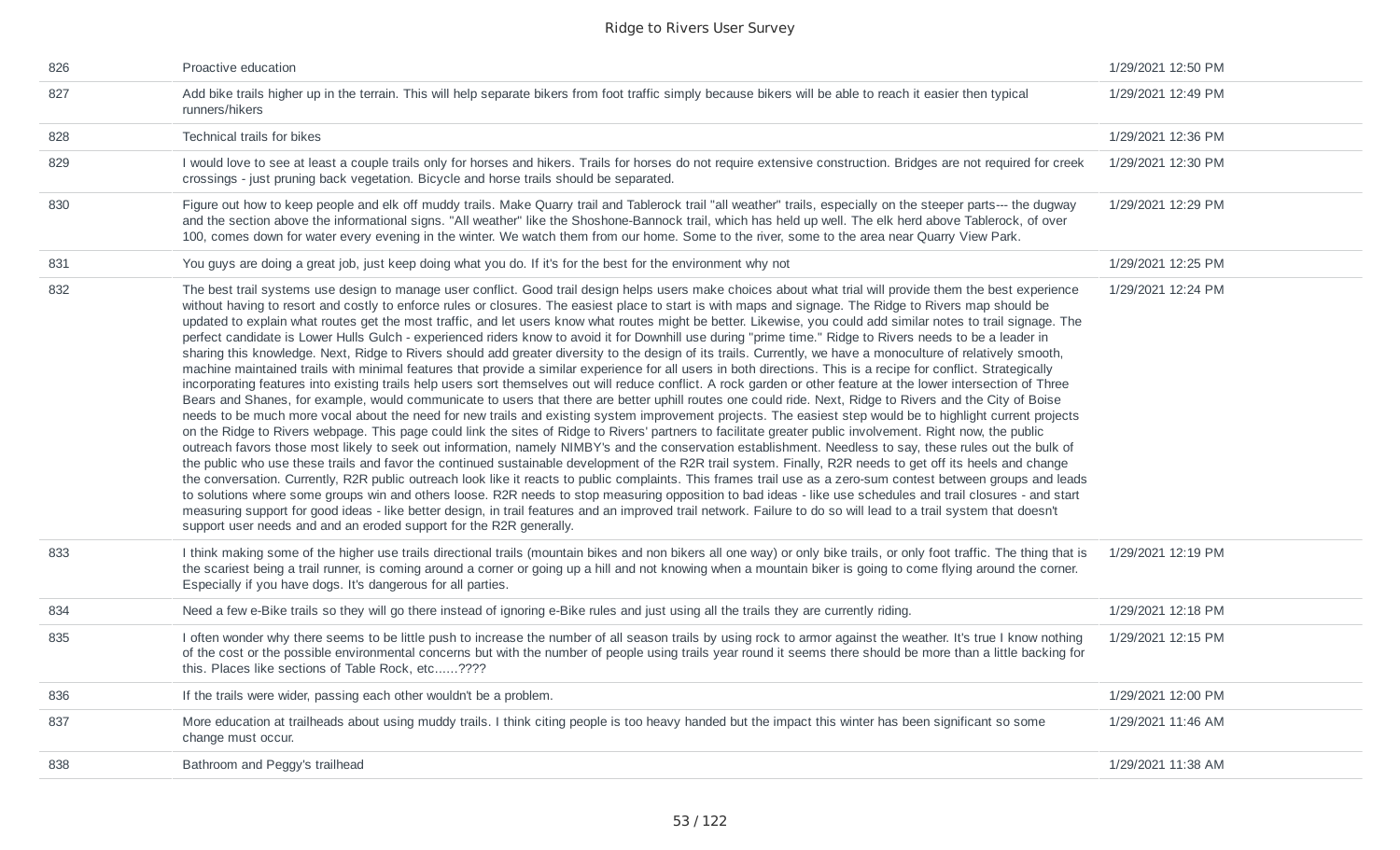| | | |
|---|---|---|
| 826 | Proactive education | 1/29/2021 12:50 PM |
| 827 | Add bike trails higher up in the terrain. This will help separate bikers from foot traffic simply because bikers will be able to reach it easier then typical runners/hikers | 1/29/2021 12:49 PM |
| 828 | Technical trails for bikes | 1/29/2021 12:36 PM |
| 829 | I would love to see at least a couple trails only for horses and hikers. Trails for horses do not require extensive construction. Bridges are not required for creek crossings - just pruning back vegetation. Bicycle and horse trails should be separated. | 1/29/2021 12:30 PM |
| 830 | Figure out how to keep people and elk off muddy trails. Make Quarry trail and Tablerock trail "all weather" trails, especially on the steeper parts--- the dugway and the section above the informational signs. "All weather" like the Shoshone-Bannock trail, which has held up well. The elk herd above Tablerock, of over 100, comes down for water every evening in the winter. We watch them from our home. Some to the river, some to the area near Quarry View Park. | 1/29/2021 12:29 PM |
| 831 | You guys are doing a great job, just keep doing what you do. If it's for the best for the environment why not | 1/29/2021 12:25 PM |
| 832 | The best trail systems use design to manage user conflict. Good trail design helps users make choices about what trial will provide them the best experience without having to resort and costly to enforce rules or closures. The easiest place to start is with maps and signage. The Ridge to Rivers map should be updated to explain what routes get the most traffic, and let users know what routes might be better. Likewise, you could add similar notes to trail signage. The perfect candidate is Lower Hulls Gulch - experienced riders know to avoid it for Downhill use during "prime time." Ridge to Rivers needs to be a leader in sharing this knowledge. Next, Ridge to Rivers should add greater diversity to the design of its trails. Currently, we have a monoculture of relatively smooth, machine maintained trails with minimal features that provide a similar experience for all users in both directions. This is a recipe for conflict. Strategically incorporating features into existing trails help users sort themselves out will reduce conflict. A rock garden or other feature at the lower intersection of Three Bears and Shanes, for example, would communicate to users that there are better uphill routes one could ride. Next, Ridge to Rivers and the City of Boise needs to be much more vocal about the need for new trails and existing system improvement projects. The easiest step would be to highlight current projects on the Ridge to Rivers webpage. This page could link the sites of Ridge to Rivers' partners to facilitate greater public involvement. Right now, the public outreach favors those most likely to seek out information, namely NIMBY's and the conservation establishment. Needless to say, these rules out the bulk of the public who use these trails and favor the continued sustainable development of the R2R trail system. Finally, R2R needs to get off its heels and change the conversation. Currently, R2R public outreach look like it reacts to public complaints. This frames trail use as a zero-sum contest between groups and leads to solutions where some groups win and others loose. R2R needs to stop measuring opposition to bad ideas - like use schedules and trail closures - and start measuring support for good ideas - like better design, in trail features and an improved trail network. Failure to do so will lead to a trail system that doesn't support user needs and and an eroded support for the R2R generally. | 1/29/2021 12:24 PM |
| 833 | I think making some of the higher use trails directional trails (mountain bikes and non bikers all one way) or only bike trails, or only foot traffic. The thing that is the scariest being a trail runner, is coming around a corner or going up a hill and not knowing when a mountain biker is going to come flying around the corner. Especially if you have dogs. It's dangerous for all parties. | 1/29/2021 12:19 PM |
| 834 | Need a few e-Bike trails so they will go there instead of ignoring e-Bike rules and just using all the trails they are currently riding. | 1/29/2021 12:18 PM |
| 835 | I often wonder why there seems to be little push to increase the number of all season trails by using rock to armor against the weather. It's true I know nothing of the cost or the possible environmental concerns but with the number of people using trails year round it seems there should be more than a little backing for this. Places like sections of Table Rock, etc......???? | 1/29/2021 12:15 PM |
| 836 | If the trails were wider, passing each other wouldn't be a problem. | 1/29/2021 12:00 PM |
| 837 | More education at trailheads about using muddy trails. I think citing people is too heavy handed but the impact this winter has been significant so some change must occur. | 1/29/2021 11:46 AM |
| 838 | Bathroom and Peggy's trailhead | 1/29/2021 11:38 AM |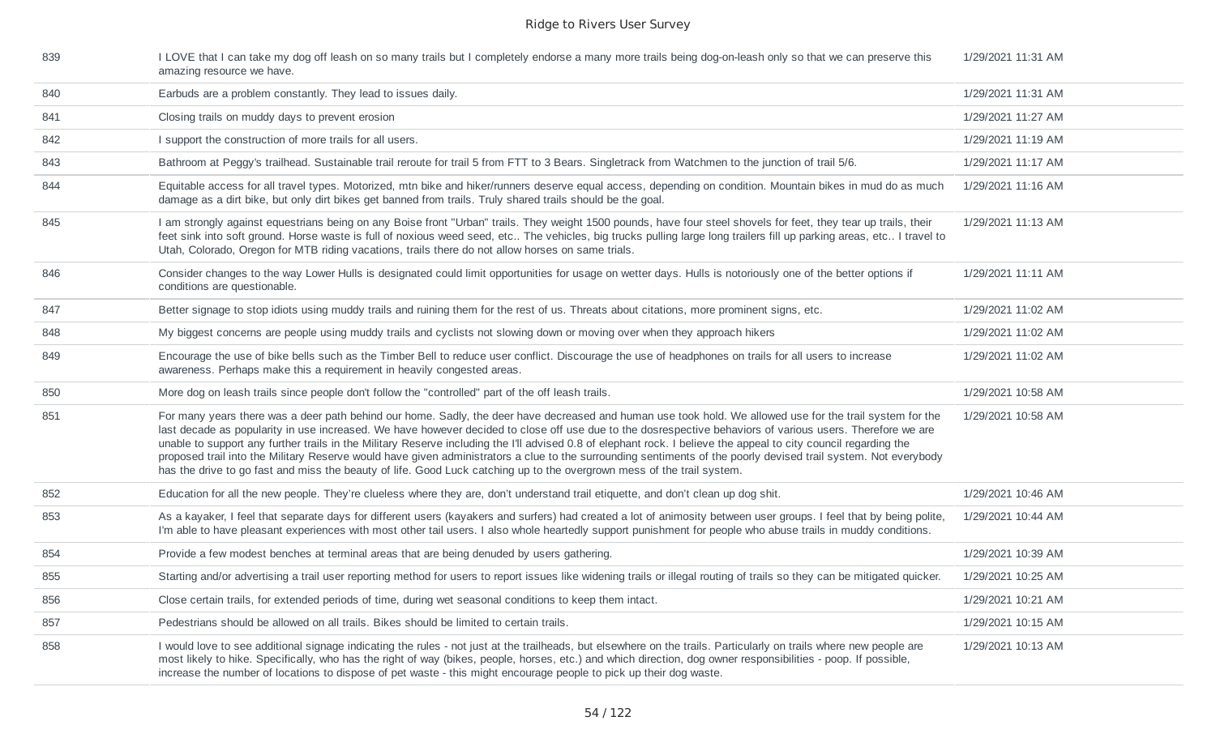| | | |
|---|---|---|
| 839 | I LOVE that I can take my dog off leash on so many trails but I completely endorse a many more trails being dog-on-leash only so that we can preserve this amazing resource we have. | 1/29/2021 11:31 AM |
| 840 | Earbuds are a problem constantly. They lead to issues daily. | 1/29/2021 11:31 AM |
| 841 | Closing trails on muddy days to prevent erosion | 1/29/2021 11:27 AM |
| 842 | I support the construction of more trails for all users. | 1/29/2021 11:19 AM |
| 843 | Bathroom at Peggy's trailhead. Sustainable trail reroute for trail 5 from FTT to 3 Bears. Singletrack from Watchmen to the junction of trail 5/6. | 1/29/2021 11:17 AM |
| 844 | Equitable access for all travel types. Motorized, mtn bike and hiker/runners deserve equal access, depending on condition. Mountain bikes in mud do as much damage as a dirt bike, but only dirt bikes get banned from trails. Truly shared trails should be the goal. | 1/29/2021 11:16 AM |
| 845 | I am strongly against equestrians being on any Boise front "Urban" trails. They weight 1500 pounds, have four steel shovels for feet, they tear up trails, their feet sink into soft ground. Horse waste is full of noxious weed seed, etc.. The vehicles, big trucks pulling large long trailers fill up parking areas, etc.. I travel to Utah, Colorado, Oregon for MTB riding vacations, trails there do not allow horses on same trials. | 1/29/2021 11:13 AM |
| 846 | Consider changes to the way Lower Hulls is designated could limit opportunities for usage on wetter days. Hulls is notoriously one of the better options if conditions are questionable. | 1/29/2021 11:11 AM |
| 847 | Better signage to stop idiots using muddy trails and ruining them for the rest of us. Threats about citations, more prominent signs, etc. | 1/29/2021 11:02 AM |
| 848 | My biggest concerns are people using muddy trails and cyclists not slowing down or moving over when they approach hikers | 1/29/2021 11:02 AM |
| 849 | Encourage the use of bike bells such as the Timber Bell to reduce user conflict. Discourage the use of headphones on trails for all users to increase awareness. Perhaps make this a requirement in heavily congested areas. | 1/29/2021 11:02 AM |
| 850 | More dog on leash trails since people don't follow the "controlled" part of the off leash trails. | 1/29/2021 10:58 AM |
| 851 | For many years there was a deer path behind our home. Sadly, the deer have decreased and human use took hold. We allowed use for the trail system for the last decade as popularity in use increased. We have however decided to close off use due to the dosrespective behaviors of various users. Therefore we are unable to support any further trails in the Military Reserve including the I'll advised 0.8 of elephant rock. I believe the appeal to city council regarding the proposed trail into the Military Reserve would have given administrators a clue to the surrounding sentiments of the poorly devised trail system. Not everybody has the drive to go fast and miss the beauty of life. Good Luck catching up to the overgrown mess of the trail system. | 1/29/2021 10:58 AM |
| 852 | Education for all the new people. They're clueless where they are, don't understand trail etiquette, and don't clean up dog shit. | 1/29/2021 10:46 AM |
| 853 | As a kayaker, I feel that separate days for different users (kayakers and surfers) had created a lot of animosity between user groups. I feel that by being polite, I'm able to have pleasant experiences with most other tail users. I also whole heartedly support punishment for people who abuse trails in muddy conditions. | 1/29/2021 10:44 AM |
| 854 | Provide a few modest benches at terminal areas that are being denuded by users gathering. | 1/29/2021 10:39 AM |
| 855 | Starting and/or advertising a trail user reporting method for users to report issues like widening trails or illegal routing of trails so they can be mitigated quicker. | 1/29/2021 10:25 AM |
| 856 | Close certain trails, for extended periods of time, during wet seasonal conditions to keep them intact. | 1/29/2021 10:21 AM |
| 857 | Pedestrians should be allowed on all trails. Bikes should be limited to certain trails. | 1/29/2021 10:15 AM |
| 858 | I would love to see additional signage indicating the rules - not just at the trailheads, but elsewhere on the trails. Particularly on trails where new people are most likely to hike. Specifically, who has the right of way (bikes, people, horses, etc.) and which direction, dog owner responsibilities - poop. If possible, increase the number of locations to dispose of pet waste - this might encourage people to pick up their dog waste. | 1/29/2021 10:13 AM |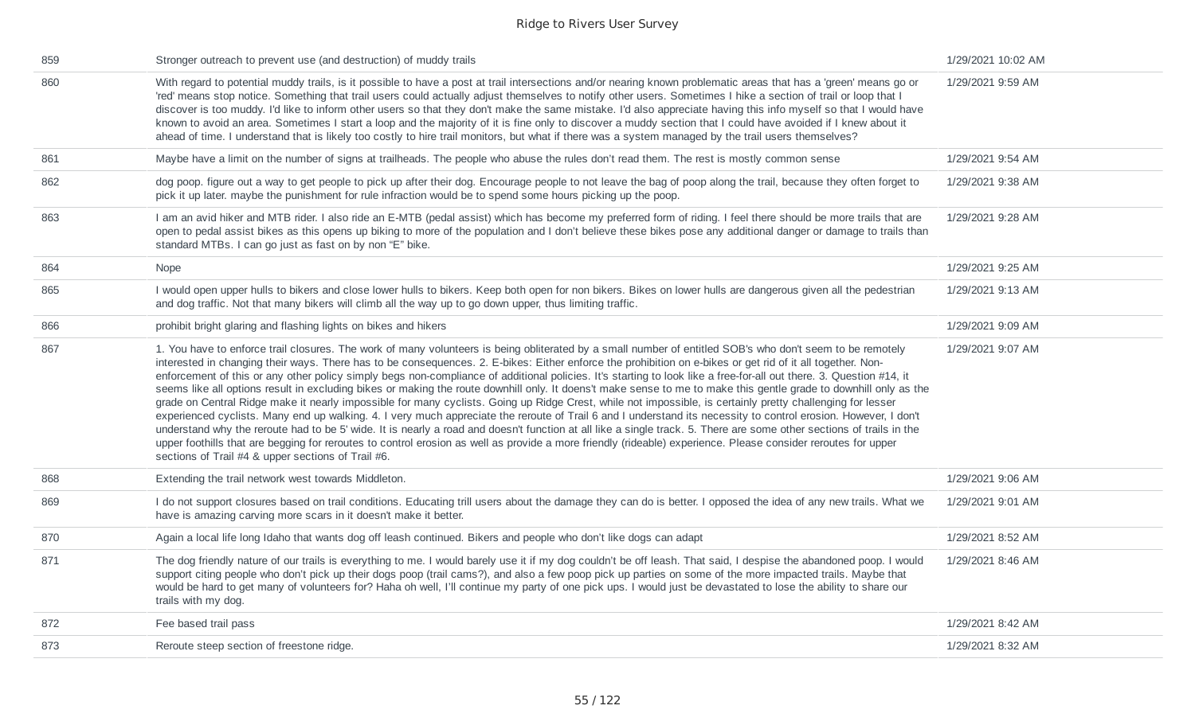| | | |
|---|---|---|
| 859 | Stronger outreach to prevent use (and destruction) of muddy trails | 1/29/2021 10:02 AM |
| 860 | With regard to potential muddy trails, is it possible to have a post at trail intersections and/or nearing known problematic areas that has a 'green' means go or 'red' means stop notice. Something that trail users could actually adjust themselves to notify other users. Sometimes I hike a section of trail or loop that I discover is too muddy. I'd like to inform other users so that they don't make the same mistake. I'd also appreciate having this info myself so that I would have known to avoid an area. Sometimes I start a loop and the majority of it is fine only to discover a muddy section that I could have avoided if I knew about it ahead of time. I understand that is likely too costly to hire trail monitors, but what if there was a system managed by the trail users themselves? | 1/29/2021 9:59 AM |
| 861 | Maybe have a limit on the number of signs at trailheads. The people who abuse the rules don't read them. The rest is mostly common sense | 1/29/2021 9:54 AM |
| 862 | dog poop. figure out a way to get people to pick up after their dog. Encourage people to not leave the bag of poop along the trail, because they often forget to pick it up later. maybe the punishment for rule infraction would be to spend some hours picking up the poop. | 1/29/2021 9:38 AM |
| 863 | I am an avid hiker and MTB rider. I also ride an E-MTB (pedal assist) which has become my preferred form of riding. I feel there should be more trails that are open to pedal assist bikes as this opens up biking to more of the population and I don't believe these bikes pose any additional danger or damage to trails than standard MTBs. I can go just as fast on by non "E" bike. | 1/29/2021 9:28 AM |
| 864 | Nope | 1/29/2021 9:25 AM |
| 865 | I would open upper hulls to bikers and close lower hulls to bikers. Keep both open for non bikers. Bikes on lower hulls are dangerous given all the pedestrian and dog traffic. Not that many bikers will climb all the way up to go down upper, thus limiting traffic. | 1/29/2021 9:13 AM |
| 866 | prohibit bright glaring and flashing lights on bikes and hikers | 1/29/2021 9:09 AM |
| 867 | 1. You have to enforce trail closures. The work of many volunteers is being obliterated by a small number of entitled SOB's who don't seem to be remotely interested in changing their ways. There has to be consequences. 2. E-bikes: Either enforce the prohibition on e-bikes or get rid of it all together. Non-enforcement of this or any other policy simply begs non-compliance of additional policies. It's starting to look like a free-for-all out there. 3. Question #14, it seems like all options result in excluding bikes or making the route downhill only. It doesn't make sense to me to make this gentle grade to downhill only as the grade on Central Ridge make it nearly impossible for many cyclists. Going up Ridge Crest, while not impossible, is certainly pretty challenging for lesser experienced cyclists. Many end up walking. 4. I very much appreciate the reroute of Trail 6 and I understand its necessity to control erosion. However, I don't understand why the reroute had to be 5' wide. It is nearly a road and doesn't function at all like a single track. 5. There are some other sections of trails in the upper foothills that are begging for reroutes to control erosion as well as provide a more friendly (rideable) experience. Please consider reroutes for upper sections of Trail #4 & upper sections of Trail #6. | 1/29/2021 9:07 AM |
| 868 | Extending the trail network west towards Middleton. | 1/29/2021 9:06 AM |
| 869 | I do not support closures based on trail conditions. Educating trill users about the damage they can do is better. I opposed the idea of any new trails. What we have is amazing carving more scars in it doesn't make it better. | 1/29/2021 9:01 AM |
| 870 | Again a local life long Idaho that wants dog off leash continued. Bikers and people who don't like dogs can adapt | 1/29/2021 8:52 AM |
| 871 | The dog friendly nature of our trails is everything to me. I would barely use it if my dog couldn't be off leash. That said, I despise the abandoned poop. I would support citing people who don't pick up their dogs poop (trail cams?), and also a few poop pick up parties on some of the more impacted trails. Maybe that would be hard to get many of volunteers for? Haha oh well, I'll continue my party of one pick ups. I would just be devastated to lose the ability to share our trails with my dog. | 1/29/2021 8:46 AM |
| 872 | Fee based trail pass | 1/29/2021 8:42 AM |
| 873 | Reroute steep section of freestone ridge. | 1/29/2021 8:32 AM |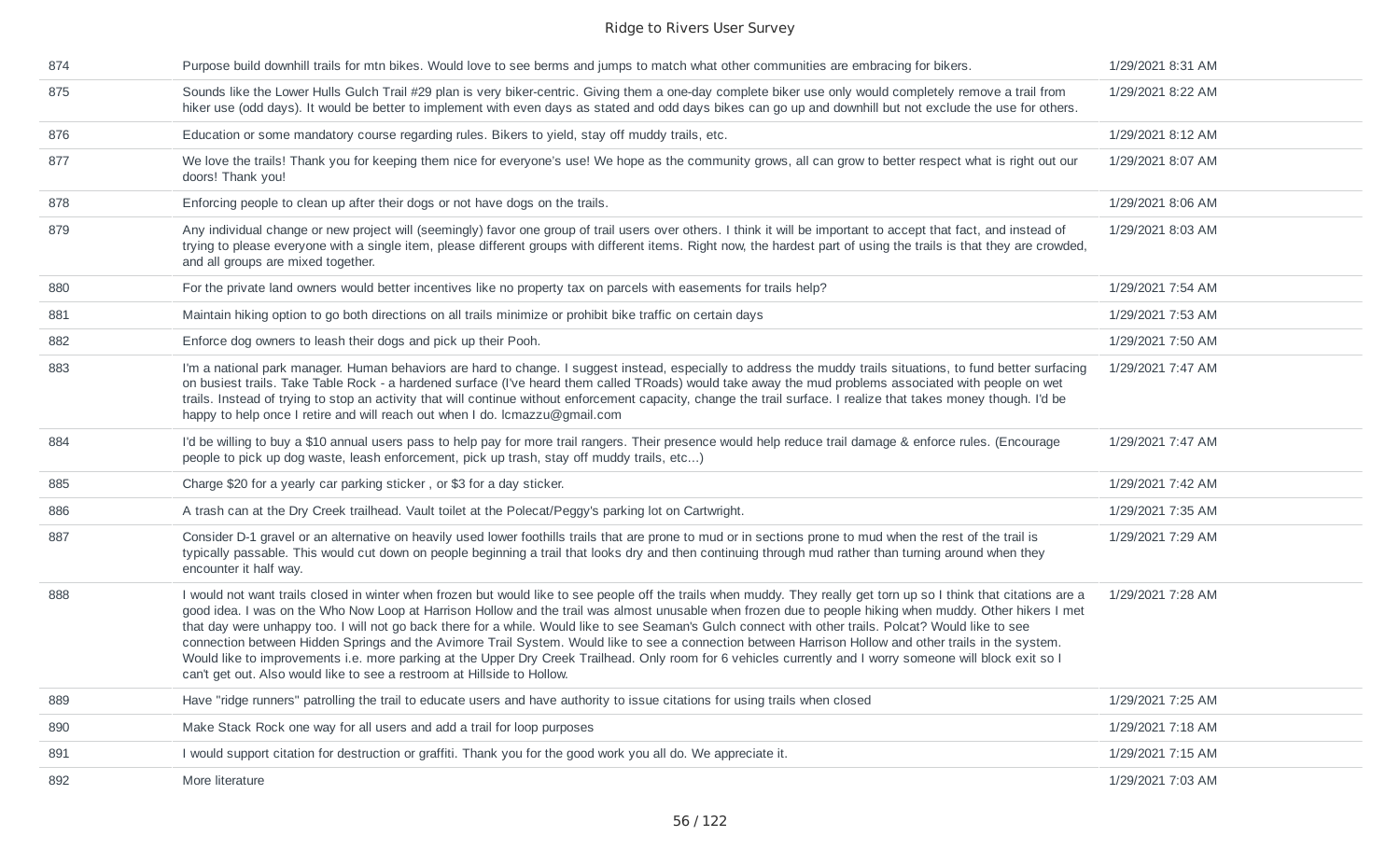| | | |
|---|---|---|
| 874 | Purpose build downhill trails for mtn bikes. Would love to see berms and jumps to match what other communities are embracing for bikers. | 1/29/2021 8:31 AM |
| 875 | Sounds like the Lower Hulls Gulch Trail #29 plan is very biker-centric. Giving them a one-day complete biker use only would completely remove a trail from hiker use (odd days). It would be better to implement with even days as stated and odd days bikes can go up and downhill but not exclude the use for others. | 1/29/2021 8:22 AM |
| 876 | Education or some mandatory course regarding rules. Bikers to yield, stay off muddy trails, etc. | 1/29/2021 8:12 AM |
| 877 | We love the trails! Thank you for keeping them nice for everyone's use! We hope as the community grows, all can grow to better respect what is right out our doors! Thank you! | 1/29/2021 8:07 AM |
| 878 | Enforcing people to clean up after their dogs or not have dogs on the trails. | 1/29/2021 8:06 AM |
| 879 | Any individual change or new project will (seemingly) favor one group of trail users over others. I think it will be important to accept that fact, and instead of trying to please everyone with a single item, please different groups with different items. Right now, the hardest part of using the trails is that they are crowded, and all groups are mixed together. | 1/29/2021 8:03 AM |
| 880 | For the private land owners would better incentives like no property tax on parcels with easements for trails help? | 1/29/2021 7:54 AM |
| 881 | Maintain hiking option to go both directions on all trails minimize or prohibit bike traffic on certain days | 1/29/2021 7:53 AM |
| 882 | Enforce dog owners to leash their dogs and pick up their Pooh. | 1/29/2021 7:50 AM |
| 883 | I'm a national park manager. Human behaviors are hard to change. I suggest instead, especially to address the muddy trails situations, to fund better surfacing on busiest trails. Take Table Rock - a hardened surface (I've heard them called TRoads) would take away the mud problems associated with people on wet trails. Instead of trying to stop an activity that will continue without enforcement capacity, change the trail surface. I realize that takes money though. I'd be happy to help once I retire and will reach out when I do. lcmazzu@gmail.com | 1/29/2021 7:47 AM |
| 884 | I'd be willing to buy a $10 annual users pass to help pay for more trail rangers. Their presence would help reduce trail damage & enforce rules. (Encourage people to pick up dog waste, leash enforcement, pick up trash, stay off muddy trails, etc...) | 1/29/2021 7:47 AM |
| 885 | Charge $20 for a yearly car parking sticker , or $3 for a day sticker. | 1/29/2021 7:42 AM |
| 886 | A trash can at the Dry Creek trailhead. Vault toilet at the Polecat/Peggy's parking lot on Cartwright. | 1/29/2021 7:35 AM |
| 887 | Consider D-1 gravel or an alternative on heavily used lower foothills trails that are prone to mud or in sections prone to mud when the rest of the trail is typically passable. This would cut down on people beginning a trail that looks dry and then continuing through mud rather than turning around when they encounter it half way. | 1/29/2021 7:29 AM |
| 888 | I would not want trails closed in winter when frozen but would like to see people off the trails when muddy. They really get torn up so I think that citations are a good idea. I was on the Who Now Loop at Harrison Hollow and the trail was almost unusable when frozen due to people hiking when muddy. Other hikers I met that day were unhappy too. I will not go back there for a while. Would like to see Seaman's Gulch connect with other trails. Polcat? Would like to see connection between Hidden Springs and the Avimore Trail System. Would like to see a connection between Harrison Hollow and other trails in the system. Would like to improvements i.e. more parking at the Upper Dry Creek Trailhead. Only room for 6 vehicles currently and I worry someone will block exit so I can't get out. Also would like to see a restroom at Hillside to Hollow. | 1/29/2021 7:28 AM |
| 889 | Have "ridge runners" patrolling the trail to educate users and have authority to issue citations for using trails when closed | 1/29/2021 7:25 AM |
| 890 | Make Stack Rock one way for all users and add a trail for loop purposes | 1/29/2021 7:18 AM |
| 891 | I would support citation for destruction or graffiti. Thank you for the good work you all do. We appreciate it. | 1/29/2021 7:15 AM |
| 892 | More literature | 1/29/2021 7:03 AM |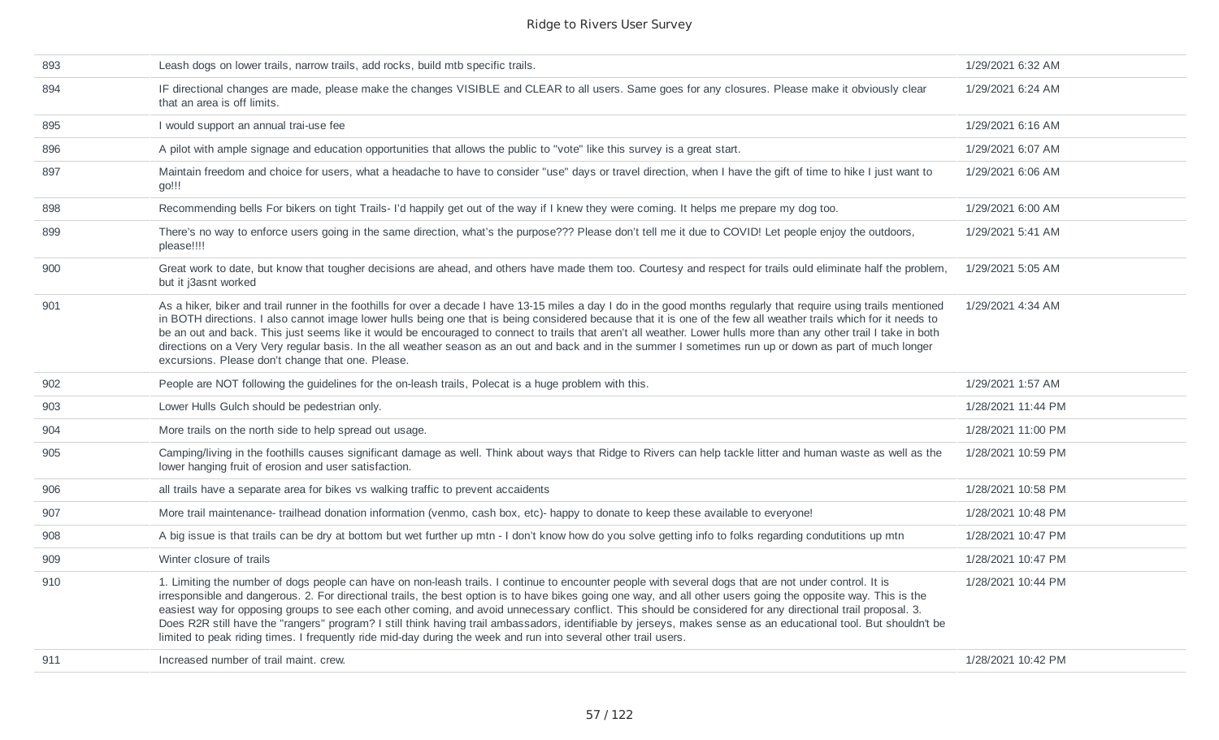| | | |
|---|---|---|
| 893 | Leash dogs on lower trails, narrow trails, add rocks, build mtb specific trails. | 1/29/2021 6:32 AM |
| 894 | IF directional changes are made, please make the changes VISIBLE and CLEAR to all users. Same goes for any closures. Please make it obviously clear that an area is off limits. | 1/29/2021 6:24 AM |
| 895 | I would support an annual trai-use fee | 1/29/2021 6:16 AM |
| 896 | A pilot with ample signage and education opportunities that allows the public to "vote" like this survey is a great start. | 1/29/2021 6:07 AM |
| 897 | Maintain freedom and choice for users, what a headache to have to consider "use" days or travel direction, when I have the gift of time to hike I just want to go!!! | 1/29/2021 6:06 AM |
| 898 | Recommending bells For bikers on tight Trails- I'd happily get out of the way if I knew they were coming. It helps me prepare my dog too. | 1/29/2021 6:00 AM |
| 899 | There's no way to enforce users going in the same direction, what's the purpose??? Please don't tell me it due to COVID! Let people enjoy the outdoors, please!!!! | 1/29/2021 5:41 AM |
| 900 | Great work to date, but know that tougher decisions are ahead, and others have made them too. Courtesy and respect for trails ould eliminate half the problem, but it j3asnt worked | 1/29/2021 5:05 AM |
| 901 | As a hiker, biker and trail runner in the foothills for over a decade I have 13-15 miles a day I do in the good months regularly that require using trails mentioned in BOTH directions. I also cannot image lower hulls being one that is being considered because that it is one of the few all weather trails which for it needs to be an out and back. This just seems like it would be encouraged to connect to trails that aren't all weather. Lower hulls more than any other trail I take in both directions on a Very Very regular basis. In the all weather season as an out and back and in the summer I sometimes run up or down as part of much longer excursions. Please don't change that one. Please. | 1/29/2021 4:34 AM |
| 902 | People are NOT following the guidelines for the on-leash trails, Polecat is a huge problem with this. | 1/29/2021 1:57 AM |
| 903 | Lower Hulls Gulch should be pedestrian only. | 1/28/2021 11:44 PM |
| 904 | More trails on the north side to help spread out usage. | 1/28/2021 11:00 PM |
| 905 | Camping/living in the foothills causes significant damage as well. Think about ways that Ridge to Rivers can help tackle litter and human waste as well as the lower hanging fruit of erosion and user satisfaction. | 1/28/2021 10:59 PM |
| 906 | all trails have a separate area for bikes vs walking traffic to prevent accaidents | 1/28/2021 10:58 PM |
| 907 | More trail maintenance- trailhead donation information (venmo, cash box, etc)- happy to donate to keep these available to everyone! | 1/28/2021 10:48 PM |
| 908 | A big issue is that trails can be dry at bottom but wet further up mtn - I don't know how do you solve getting info to folks regarding condutitions up mtn | 1/28/2021 10:47 PM |
| 909 | Winter closure of trails | 1/28/2021 10:47 PM |
| 910 | 1. Limiting the number of dogs people can have on non-leash trails. I continue to encounter people with several dogs that are not under control. It is irresponsible and dangerous. 2. For directional trails, the best option is to have bikes going one way, and all other users going the opposite way. This is the easiest way for opposing groups to see each other coming, and avoid unnecessary conflict. This should be considered for any directional trail proposal. 3. Does R2R still have the "rangers" program? I still think having trail ambassadors, identifiable by jerseys, makes sense as an educational tool. But shouldn't be limited to peak riding times. I frequently ride mid-day during the week and run into several other trail users. | 1/28/2021 10:44 PM |
| 911 | Increased number of trail maint. crew. | 1/28/2021 10:42 PM |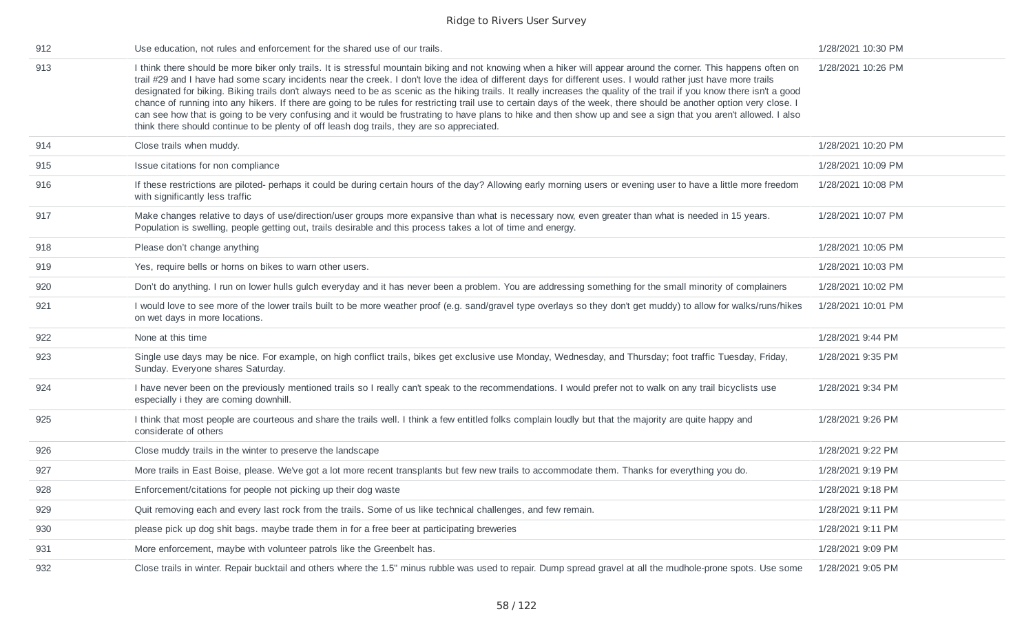| | | |
|---|---|---|
| 912 | Use education, not rules and enforcement for the shared use of our trails. | 1/28/2021 10:30 PM |
| 913 | I think there should be more biker only trails. It is stressful mountain biking and not knowing when a hiker will appear around the corner. This happens often on trail #29 and I have had some scary incidents near the creek. I don't love the idea of different days for different uses. I would rather just have more trails designated for biking. Biking trails don't always need to be as scenic as the hiking trails. It really increases the quality of the trail if you know there isn't a good chance of running into any hikers. If there are going to be rules for restricting trail use to certain days of the week, there should be another option very close. I can see how that is going to be very confusing and it would be frustrating to have plans to hike and then show up and see a sign that you aren't allowed. I also think there should continue to be plenty of off leash dog trails, they are so appreciated. | 1/28/2021 10:26 PM |
| 914 | Close trails when muddy. | 1/28/2021 10:20 PM |
| 915 | Issue citations for non compliance | 1/28/2021 10:09 PM |
| 916 | If these restrictions are piloted- perhaps it could be during certain hours of the day? Allowing early morning users or evening user to have a little more freedom with significantly less traffic | 1/28/2021 10:08 PM |
| 917 | Make changes relative to days of use/direction/user groups more expansive than what is necessary now, even greater than what is needed in 15 years. Population is swelling, people getting out, trails desirable and this process takes a lot of time and energy. | 1/28/2021 10:07 PM |
| 918 | Please don't change anything | 1/28/2021 10:05 PM |
| 919 | Yes, require bells or horns on bikes to warn other users. | 1/28/2021 10:03 PM |
| 920 | Don't do anything. I run on lower hulls gulch everyday and it has never been a problem. You are addressing something for the small minority of complainers | 1/28/2021 10:02 PM |
| 921 | I would love to see more of the lower trails built to be more weather proof (e.g. sand/gravel type overlays so they don't get muddy) to allow for walks/runs/hikes on wet days in more locations. | 1/28/2021 10:01 PM |
| 922 | None at this time | 1/28/2021 9:44 PM |
| 923 | Single use days may be nice. For example, on high conflict trails, bikes get exclusive use Monday, Wednesday, and Thursday; foot traffic Tuesday, Friday, Sunday. Everyone shares Saturday. | 1/28/2021 9:35 PM |
| 924 | I have never been on the previously mentioned trails so I really can't speak to the recommendations. I would prefer not to walk on any trail bicyclists use especially i they are coming downhill. | 1/28/2021 9:34 PM |
| 925 | I think that most people are courteous and share the trails well. I think a few entitled folks complain loudly but that the majority are quite happy and considerate of others | 1/28/2021 9:26 PM |
| 926 | Close muddy trails in the winter to preserve the landscape | 1/28/2021 9:22 PM |
| 927 | More trails in East Boise, please. We've got a lot more recent transplants but few new trails to accommodate them. Thanks for everything you do. | 1/28/2021 9:19 PM |
| 928 | Enforcement/citations for people not picking up their dog waste | 1/28/2021 9:18 PM |
| 929 | Quit removing each and every last rock from the trails. Some of us like technical challenges, and few remain. | 1/28/2021 9:11 PM |
| 930 | please pick up dog shit bags. maybe trade them in for a free beer at participating breweries | 1/28/2021 9:11 PM |
| 931 | More enforcement, maybe with volunteer patrols like the Greenbelt has. | 1/28/2021 9:09 PM |
| 932 | Close trails in winter. Repair bucktail and others where the 1.5" minus rubble was used to repair. Dump spread gravel at all the mudhole-prone spots. Use some | 1/28/2021 9:05 PM |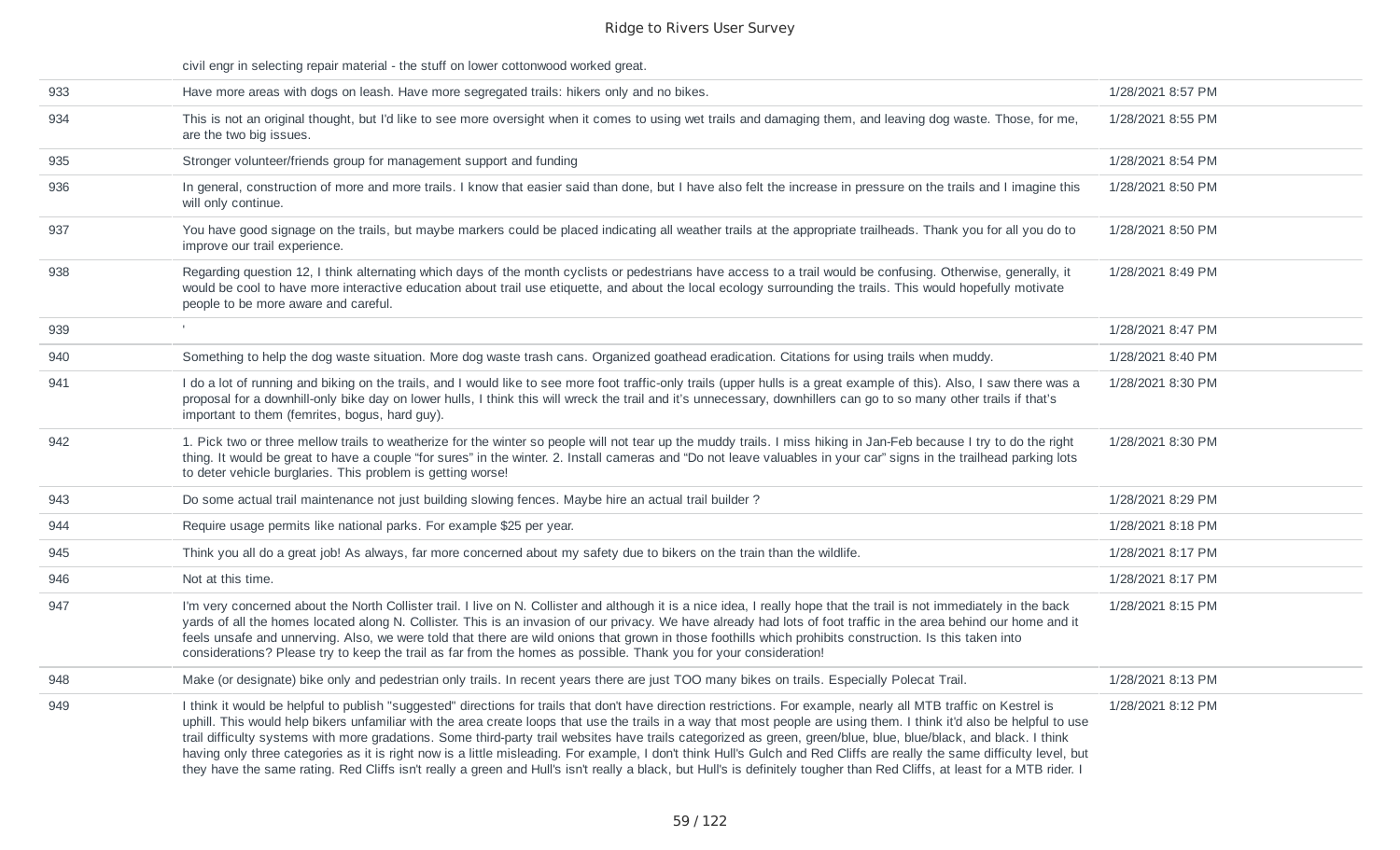| | | |
|---|---|---|
| | civil engr in selecting repair material - the stuff on lower cottonwood worked great. | |
| 933 | Have more areas with dogs on leash. Have more segregated trails: hikers only and no bikes. | 1/28/2021 8:57 PM |
| 934 | This is not an original thought, but I'd like to see more oversight when it comes to using wet trails and damaging them, and leaving dog waste. Those, for me, are the two big issues. | 1/28/2021 8:55 PM |
| 935 | Stronger volunteer/friends group for management support and funding | 1/28/2021 8:54 PM |
| 936 | In general, construction of more and more trails. I know that easier said than done, but I have also felt the increase in pressure on the trails and I imagine this will only continue. | 1/28/2021 8:50 PM |
| 937 | You have good signage on the trails, but maybe markers could be placed indicating all weather trails at the appropriate trailheads. Thank you for all you do to improve our trail experience. | 1/28/2021 8:50 PM |
| 938 | Regarding question 12, I think alternating which days of the month cyclists or pedestrians have access to a trail would be confusing. Otherwise, generally, it would be cool to have more interactive education about trail use etiquette, and about the local ecology surrounding the trails. This would hopefully motivate people to be more aware and careful. | 1/28/2021 8:49 PM |
| 939 | ' | 1/28/2021 8:47 PM |
| 940 | Something to help the dog waste situation. More dog waste trash cans. Organized goathead eradication. Citations for using trails when muddy. | 1/28/2021 8:40 PM |
| 941 | I do a lot of running and biking on the trails, and I would like to see more foot traffic-only trails (upper hulls is a great example of this). Also, I saw there was a proposal for a downhill-only bike day on lower hulls, I think this will wreck the trail and it's unnecessary, downhillers can go to so many other trails if that's important to them (femrites, bogus, hard guy). | 1/28/2021 8:30 PM |
| 942 | 1. Pick two or three mellow trails to weatherize for the winter so people will not tear up the muddy trails. I miss hiking in Jan-Feb because I try to do the right thing. It would be great to have a couple "for sures" in the winter. 2. Install cameras and "Do not leave valuables in your car" signs in the trailhead parking lots to deter vehicle burglaries. This problem is getting worse! | 1/28/2021 8:30 PM |
| 943 | Do some actual trail maintenance not just building slowing fences. Maybe hire an actual trail builder ? | 1/28/2021 8:29 PM |
| 944 | Require usage permits like national parks. For example $25 per year. | 1/28/2021 8:18 PM |
| 945 | Think you all do a great job! As always, far more concerned about my safety due to bikers on the train than the wildlife. | 1/28/2021 8:17 PM |
| 946 | Not at this time. | 1/28/2021 8:17 PM |
| 947 | I'm very concerned about the North Collister trail. I live on N. Collister and although it is a nice idea, I really hope that the trail is not immediately in the back yards of all the homes located along N. Collister. This is an invasion of our privacy. We have already had lots of foot traffic in the area behind our home and it feels unsafe and unnerving. Also, we were told that there are wild onions that grown in those foothills which prohibits construction. Is this taken into considerations? Please try to keep the trail as far from the homes as possible. Thank you for your consideration! | 1/28/2021 8:15 PM |
| 948 | Make (or designate) bike only and pedestrian only trails. In recent years there are just TOO many bikes on trails. Especially Polecat Trail. | 1/28/2021 8:13 PM |
| 949 | I think it would be helpful to publish "suggested" directions for trails that don't have direction restrictions. For example, nearly all MTB traffic on Kestrel is uphill. This would help bikers unfamiliar with the area create loops that use the trails in a way that most people are using them. I think it'd also be helpful to use trail difficulty systems with more gradations. Some third-party trail websites have trails categorized as green, green/blue, blue, blue/black, and black. I think having only three categories as it is right now is a little misleading. For example, I don't think Hull's Gulch and Red Cliffs are really the same difficulty level, but they have the same rating. Red Cliffs isn't really a green and Hull's isn't really a black, but Hull's is definitely tougher than Red Cliffs, at least for a MTB rider. I | 1/28/2021 8:12 PM |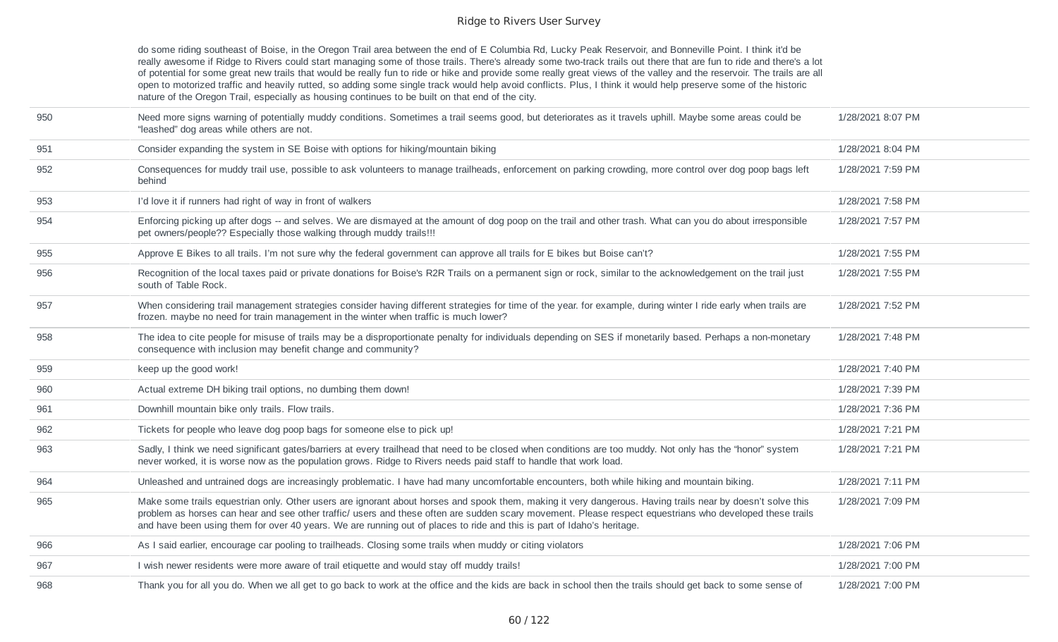| | | |
|---|---|---|
| | do some riding southeast of Boise, in the Oregon Trail area between the end of E Columbia Rd, Lucky Peak Reservoir, and Bonneville Point. I think it'd be really awesome if Ridge to Rivers could start managing some of those trails. There's already some two-track trails out there that are fun to ride and there's a lot of potential for some great new trails that would be really fun to ride or hike and provide some really great views of the valley and the reservoir. The trails are all open to motorized traffic and heavily rutted, so adding some single track would help avoid conflicts. Plus, I think it would help preserve some of the historic nature of the Oregon Trail, especially as housing continues to be built on that end of the city. | |
| 950 | Need more signs warning of potentially muddy conditions. Sometimes a trail seems good, but deteriorates as it travels uphill. Maybe some areas could be "leashed" dog areas while others are not. | 1/28/2021 8:07 PM |
| 951 | Consider expanding the system in SE Boise with options for hiking/mountain biking | 1/28/2021 8:04 PM |
| 952 | Consequences for muddy trail use, possible to ask volunteers to manage trailheads, enforcement on parking crowding, more control over dog poop bags left behind | 1/28/2021 7:59 PM |
| 953 | I'd love it if runners had right of way in front of walkers | 1/28/2021 7:58 PM |
| 954 | Enforcing picking up after dogs -- and selves. We are dismayed at the amount of dog poop on the trail and other trash. What can you do about irresponsible pet owners/people?? Especially those walking through muddy trails!!! | 1/28/2021 7:57 PM |
| 955 | Approve E Bikes to all trails. I'm not sure why the federal government can approve all trails for E bikes but Boise can't? | 1/28/2021 7:55 PM |
| 956 | Recognition of the local taxes paid or private donations for Boise's R2R Trails on a permanent sign or rock, similar to the acknowledgement on the trail just south of Table Rock. | 1/28/2021 7:55 PM |
| 957 | When considering trail management strategies consider having different strategies for time of the year. for example, during winter I ride early when trails are frozen. maybe no need for train management in the winter when traffic is much lower? | 1/28/2021 7:52 PM |
| 958 | The idea to cite people for misuse of trails may be a disproportionate penalty for individuals depending on SES if monetarily based. Perhaps a non-monetary consequence with inclusion may benefit change and community? | 1/28/2021 7:48 PM |
| 959 | keep up the good work! | 1/28/2021 7:40 PM |
| 960 | Actual extreme DH biking trail options, no dumbing them down! | 1/28/2021 7:39 PM |
| 961 | Downhill mountain bike only trails. Flow trails. | 1/28/2021 7:36 PM |
| 962 | Tickets for people who leave dog poop bags for someone else to pick up! | 1/28/2021 7:21 PM |
| 963 | Sadly, I think we need significant gates/barriers at every trailhead that need to be closed when conditions are too muddy. Not only has the "honor" system never worked, it is worse now as the population grows. Ridge to Rivers needs paid staff to handle that work load. | 1/28/2021 7:21 PM |
| 964 | Unleashed and untrained dogs are increasingly problematic. I have had many uncomfortable encounters, both while hiking and mountain biking. | 1/28/2021 7:11 PM |
| 965 | Make some trails equestrian only. Other users are ignorant about horses and spook them, making it very dangerous. Having trails near by doesn't solve this problem as horses can hear and see other traffic/ users and these often are sudden scary movement. Please respect equestrians who developed these trails and have been using them for over 40 years. We are running out of places to ride and this is part of Idaho's heritage. | 1/28/2021 7:09 PM |
| 966 | As I said earlier, encourage car pooling to trailheads. Closing some trails when muddy or citing violators | 1/28/2021 7:06 PM |
| 967 | I wish newer residents were more aware of trail etiquette and would stay off muddy trails! | 1/28/2021 7:00 PM |
| 968 | Thank you for all you do. When we all get to go back to work at the office and the kids are back in school then the trails should get back to some sense of | 1/28/2021 7:00 PM |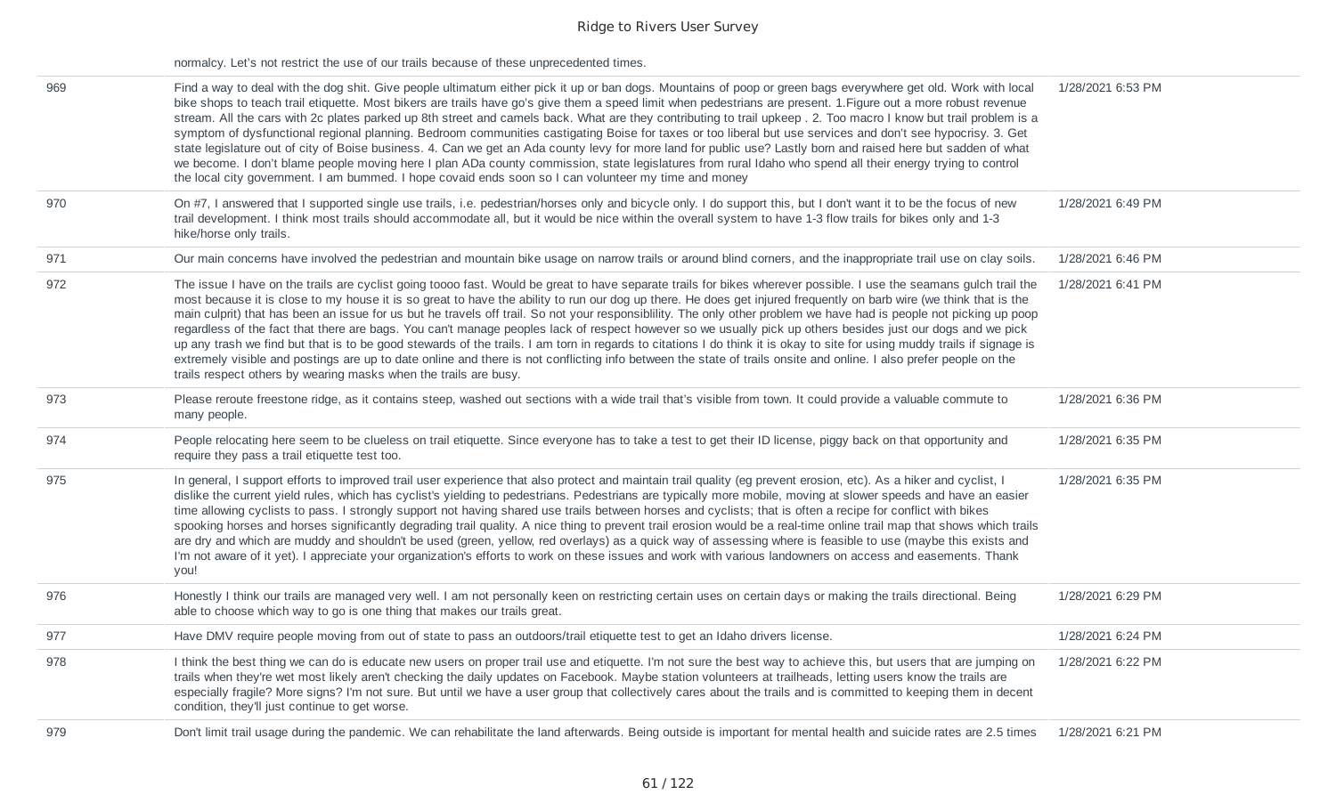| | | |
|---|---|---|
| | normalcy. Let's not restrict the use of our trails because of these unprecedented times. | |
| 969 | Find a way to deal with the dog shit. Give people ultimatum either pick it up or ban dogs. Mountains of poop or green bags everywhere get old. Work with local bike shops to teach trail etiquette. Most bikers are trails have go's give them a speed limit when pedestrians are present. 1.Figure out a more robust revenue stream. All the cars with 2c plates parked up 8th street and camels back. What are they contributing to trail upkeep . 2. Too macro I know but trail problem is a symptom of dysfunctional regional planning. Bedroom communities castigating Boise for taxes or too liberal but use services and don't see hypocrisy. 3. Get state legislature out of city of Boise business. 4. Can we get an Ada county levy for more land for public use? Lastly born and raised here but sadden of what we become. I don't blame people moving here I plan ADa county commission, state legislatures from rural Idaho who spend all their energy trying to control the local city government. I am bummed. I hope covaid ends soon so I can volunteer my time and money | 1/28/2021 6:53 PM |
| 970 | On #7, I answered that I supported single use trails, i.e. pedestrian/horses only and bicycle only. I do support this, but I don't want it to be the focus of new trail development. I think most trails should accommodate all, but it would be nice within the overall system to have 1-3 flow trails for bikes only and 1-3 hike/horse only trails. | 1/28/2021 6:49 PM |
| 971 | Our main concerns have involved the pedestrian and mountain bike usage on narrow trails or around blind corners, and the inappropriate trail use on clay soils. | 1/28/2021 6:46 PM |
| 972 | The issue I have on the trails are cyclist going toooo fast. Would be great to have separate trails for bikes wherever possible. I use the seamans gulch trail the most because it is close to my house it is so great to have the ability to run our dog up there. He does get injured frequently on barb wire (we think that is the main culprit) that has been an issue for us but he travels off trail. So not your responsiblility. The only other problem we have had is people not picking up poop regardless of the fact that there are bags. You can't manage peoples lack of respect however so we usually pick up others besides just our dogs and we pick up any trash we find but that is to be good stewards of the trails. I am torn in regards to citations I do think it is okay to site for using muddy trails if signage is extremely visible and postings are up to date online and there is not conflicting info between the state of trails onsite and online. I also prefer people on the trails respect others by wearing masks when the trails are busy. | 1/28/2021 6:41 PM |
| 973 | Please reroute freestone ridge, as it contains steep, washed out sections with a wide trail that's visible from town. It could provide a valuable commute to many people. | 1/28/2021 6:36 PM |
| 974 | People relocating here seem to be clueless on trail etiquette. Since everyone has to take a test to get their ID license, piggy back on that opportunity and require they pass a trail etiquette test too. | 1/28/2021 6:35 PM |
| 975 | In general, I support efforts to improved trail user experience that also protect and maintain trail quality (eg prevent erosion, etc). As a hiker and cyclist, I dislike the current yield rules, which has cyclist's yielding to pedestrians. Pedestrians are typically more mobile, moving at slower speeds and have an easier time allowing cyclists to pass. I strongly support not having shared use trails between horses and cyclists; that is often a recipe for conflict with bikes spooking horses and horses significantly degrading trail quality. A nice thing to prevent trail erosion would be a real-time online trail map that shows which trails are dry and which are muddy and shouldn't be used (green, yellow, red overlays) as a quick way of assessing where is feasible to use (maybe this exists and I'm not aware of it yet). I appreciate your organization's efforts to work on these issues and work with various landowners on access and easements. Thank you! | 1/28/2021 6:35 PM |
| 976 | Honestly I think our trails are managed very well. I am not personally keen on restricting certain uses on certain days or making the trails directional. Being able to choose which way to go is one thing that makes our trails great. | 1/28/2021 6:29 PM |
| 977 | Have DMV require people moving from out of state to pass an outdoors/trail etiquette test to get an Idaho drivers license. | 1/28/2021 6:24 PM |
| 978 | I think the best thing we can do is educate new users on proper trail use and etiquette. I'm not sure the best way to achieve this, but users that are jumping on trails when they're wet most likely aren't checking the daily updates on Facebook. Maybe station volunteers at trailheads, letting users know the trails are especially fragile? More signs? I'm not sure. But until we have a user group that collectively cares about the trails and is committed to keeping them in decent condition, they'll just continue to get worse. | 1/28/2021 6:22 PM |
| 979 | Don't limit trail usage during the pandemic. We can rehabilitate the land afterwards. Being outside is important for mental health and suicide rates are 2.5 times | 1/28/2021 6:21 PM |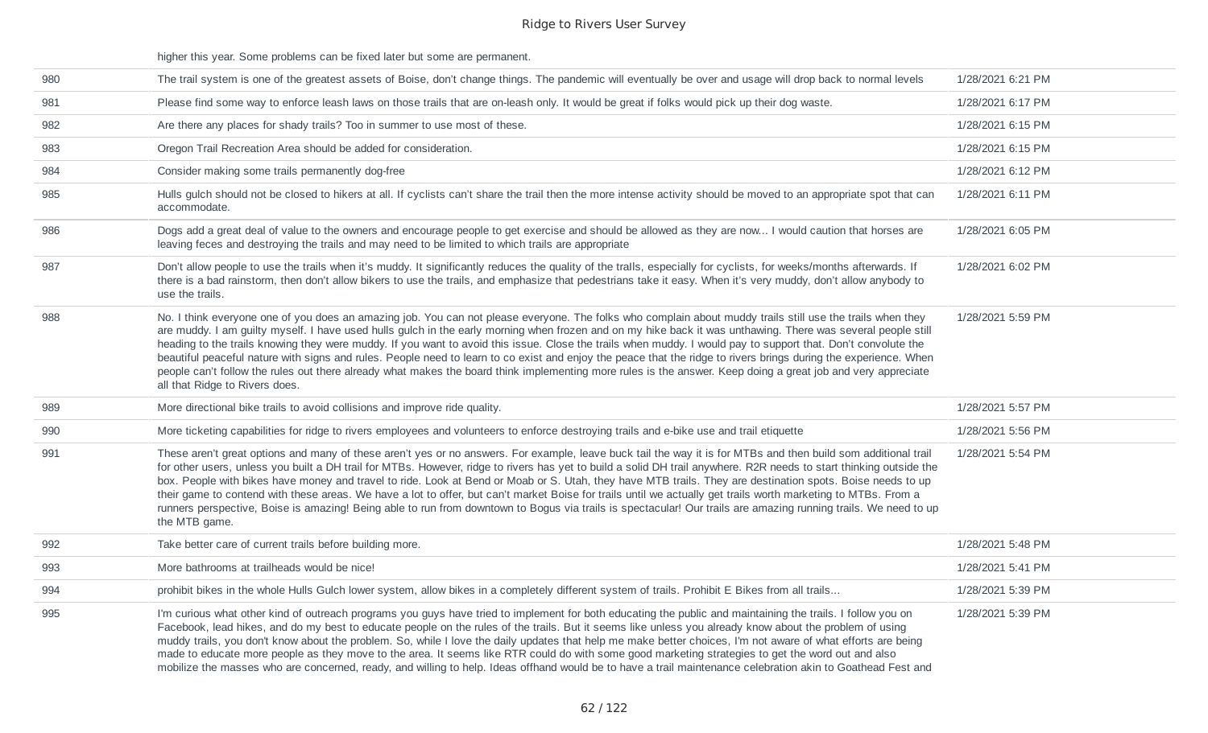| | | |
|---|---|---|
| | higher this year. Some problems can be fixed later but some are permanent. | |
| 980 | The trail system is one of the greatest assets of Boise, don't change things. The pandemic will eventually be over and usage will drop back to normal levels | 1/28/2021 6:21 PM |
| 981 | Please find some way to enforce leash laws on those trails that are on-leash only. It would be great if folks would pick up their dog waste. | 1/28/2021 6:17 PM |
| 982 | Are there any places for shady trails? Too in summer to use most of these. | 1/28/2021 6:15 PM |
| 983 | Oregon Trail Recreation Area should be added for consideration. | 1/28/2021 6:15 PM |
| 984 | Consider making some trails permanently dog-free | 1/28/2021 6:12 PM |
| 985 | Hulls gulch should not be closed to hikers at all. If cyclists can't share the trail then the more intense activity should be moved to an appropriate spot that can accommodate. | 1/28/2021 6:11 PM |
| 986 | Dogs add a great deal of value to the owners and encourage people to get exercise and should be allowed as they are now... I would caution that horses are leaving feces and destroying the trails and may need to be limited to which trails are appropriate | 1/28/2021 6:05 PM |
| 987 | Don't allow people to use the trails when it's muddy. It significantly reduces the quality of the trails, especially for cyclists, for weeks/months afterwards. If there is a bad rainstorm, then don't allow bikers to use the trails, and emphasize that pedestrians take it easy. When it's very muddy, don't allow anybody to use the trails. | 1/28/2021 6:02 PM |
| 988 | No. I think everyone one of you does an amazing job. You can not please everyone. The folks who complain about muddy trails still use the trails when they are muddy. I am guilty myself. I have used hulls gulch in the early morning when frozen and on my hike back it was unthawing. There was several people still heading to the trails knowing they were muddy. If you want to avoid this issue. Close the trails when muddy. I would pay to support that. Don't convolute the beautiful peaceful nature with signs and rules. People need to learn to co exist and enjoy the peace that the ridge to rivers brings during the experience. When people can't follow the rules out there already what makes the board think implementing more rules is the answer. Keep doing a great job and very appreciate all that Ridge to Rivers does. | 1/28/2021 5:59 PM |
| 989 | More directional bike trails to avoid collisions and improve ride quality. | 1/28/2021 5:57 PM |
| 990 | More ticketing capabilities for ridge to rivers employees and volunteers to enforce destroying trails and e-bike use and trail etiquette | 1/28/2021 5:56 PM |
| 991 | These aren't great options and many of these aren't yes or no answers. For example, leave buck tail the way it is for MTBs and then build som additional trail for other users, unless you built a DH trail for MTBs. However, ridge to rivers has yet to build a solid DH trail anywhere. R2R needs to start thinking outside the box. People with bikes have money and travel to ride. Look at Bend or Moab or S. Utah, they have MTB trails. They are destination spots. Boise needs to up their game to contend with these areas. We have a lot to offer, but can't market Boise for trails until we actually get trails worth marketing to MTBs. From a runners perspective, Boise is amazing! Being able to run from downtown to Bogus via trails is spectacular! Our trails are amazing running trails. We need to up the MTB game. | 1/28/2021 5:54 PM |
| 992 | Take better care of current trails before building more. | 1/28/2021 5:48 PM |
| 993 | More bathrooms at trailheads would be nice! | 1/28/2021 5:41 PM |
| 994 | prohibit bikes in the whole Hulls Gulch lower system, allow bikes in a completely different system of trails. Prohibit E Bikes from all trails... | 1/28/2021 5:39 PM |
| 995 | I'm curious what other kind of outreach programs you guys have tried to implement for both educating the public and maintaining the trails. I follow you on Facebook, lead hikes, and do my best to educate people on the rules of the trails. But it seems like unless you already know about the problem of using muddy trails, you don't know about the problem. So, while I love the daily updates that help me make better choices, I'm not aware of what efforts are being made to educate more people as they move to the area. It seems like RTR could do with some good marketing strategies to get the word out and also mobilize the masses who are concerned, ready, and willing to help. Ideas offhand would be to have a trail maintenance celebration akin to Goathead Fest and | 1/28/2021 5:39 PM |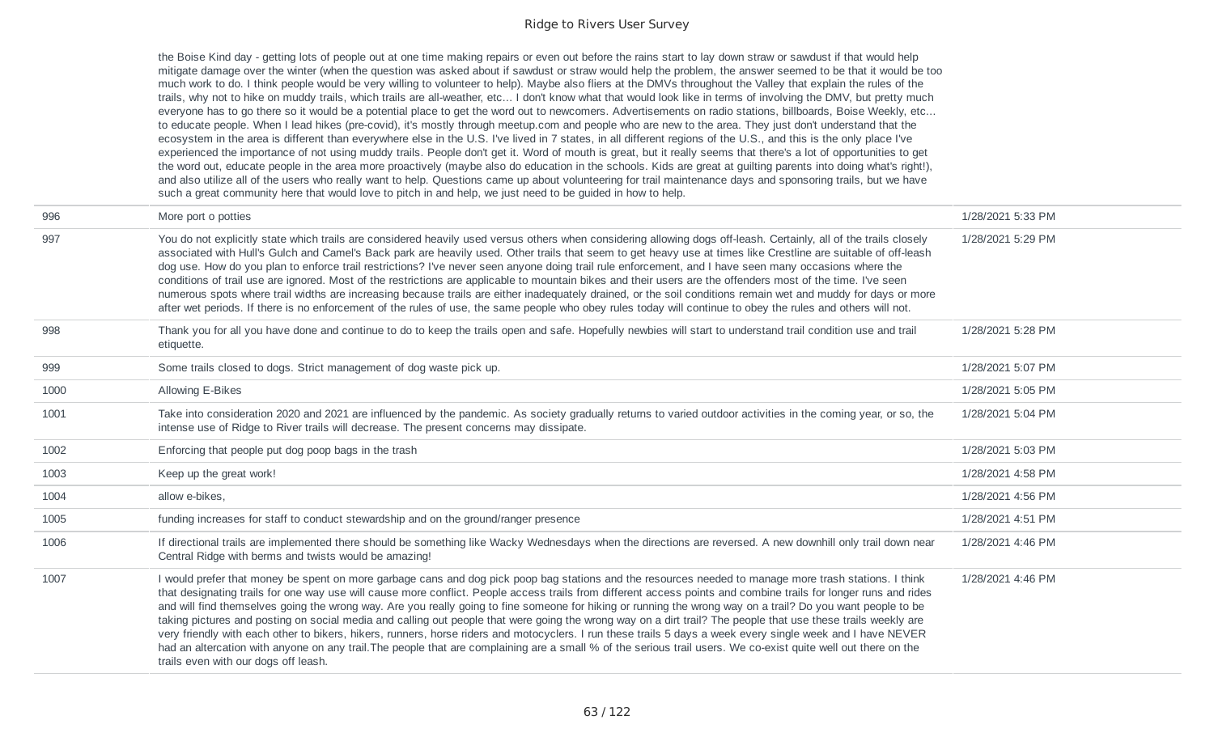| | | |
|---|---|---|
| | the Boise Kind day - getting lots of people out at one time making repairs or even out before the rains start to lay down straw or sawdust if that would help mitigate damage over the winter (when the question was asked about if sawdust or straw would help the problem, the answer seemed to be that it would be too much work to do. I think people would be very willing to volunteer to help). Maybe also fliers at the DMVs throughout the Valley that explain the rules of the trails, why not to hike on muddy trails, which trails are all-weather, etc... I don't know what that would look like in terms of involving the DMV, but pretty much everyone has to go there so it would be a potential place to get the word out to newcomers. Advertisements on radio stations, billboards, Boise Weekly, etc... to educate people. When I lead hikes (pre-covid), it's mostly through meetup.com and people who are new to the area. They just don't understand that the ecosystem in the area is different than everywhere else in the U.S. I've lived in 7 states, in all different regions of the U.S., and this is the only place I've experienced the importance of not using muddy trails. People don't get it. Word of mouth is great, but it really seems that there's a lot of opportunities to get the word out, educate people in the area more proactively (maybe also do education in the schools. Kids are great at guilting parents into doing what's right!), and also utilize all of the users who really want to help. Questions came up about volunteering for trail maintenance days and sponsoring trails, but we have such a great community here that would love to pitch in and help, we just need to be guided in how to help. | |
| 996 | More port o potties | 1/28/2021 5:33 PM |
| 997 | You do not explicitly state which trails are considered heavily used versus others when considering allowing dogs off-leash. Certainly, all of the trails closely associated with Hull's Gulch and Camel's Back park are heavily used. Other trails that seem to get heavy use at times like Crestline are suitable of off-leash dog use. How do you plan to enforce trail restrictions? I've never seen anyone doing trail rule enforcement, and I have seen many occasions where the conditions of trail use are ignored. Most of the restrictions are applicable to mountain bikes and their users are the offenders most of the time. I've seen numerous spots where trail widths are increasing because trails are either inadequately drained, or the soil conditions remain wet and muddy for days or more after wet periods. If there is no enforcement of the rules of use, the same people who obey rules today will continue to obey the rules and others will not. | 1/28/2021 5:29 PM |
| 998 | Thank you for all you have done and continue to do to keep the trails open and safe. Hopefully newbies will start to understand trail condition use and trail etiquette. | 1/28/2021 5:28 PM |
| 999 | Some trails closed to dogs. Strict management of dog waste pick up. | 1/28/2021 5:07 PM |
| 1000 | Allowing E-Bikes | 1/28/2021 5:05 PM |
| 1001 | Take into consideration 2020 and 2021 are influenced by the pandemic. As society gradually returns to varied outdoor activities in the coming year, or so, the intense use of Ridge to River trails will decrease. The present concerns may dissipate. | 1/28/2021 5:04 PM |
| 1002 | Enforcing that people put dog poop bags in the trash | 1/28/2021 5:03 PM |
| 1003 | Keep up the great work! | 1/28/2021 4:58 PM |
| 1004 | allow e-bikes, | 1/28/2021 4:56 PM |
| 1005 | funding increases for staff to conduct stewardship and on the ground/ranger presence | 1/28/2021 4:51 PM |
| 1006 | If directional trails are implemented there should be something like Wacky Wednesdays when the directions are reversed. A new downhill only trail down near Central Ridge with berms and twists would be amazing! | 1/28/2021 4:46 PM |
| 1007 | I would prefer that money be spent on more garbage cans and dog pick poop bag stations and the resources needed to manage more trash stations. I think that designating trails for one way use will cause more conflict. People access trails from different access points and combine trails for longer runs and rides and will find themselves going the wrong way. Are you really going to fine someone for hiking or running the wrong way on a trail? Do you want people to be taking pictures and posting on social media and calling out people that were going the wrong way on a dirt trail? The people that use these trails weekly are very friendly with each other to bikers, hikers, runners, horse riders and motocyclers. I run these trails 5 days a week every single week and I have NEVER had an altercation with anyone on any trail.The people that are complaining are a small % of the serious trail users. We co-exist quite well out there on the trails even with our dogs off leash. | 1/28/2021 4:46 PM |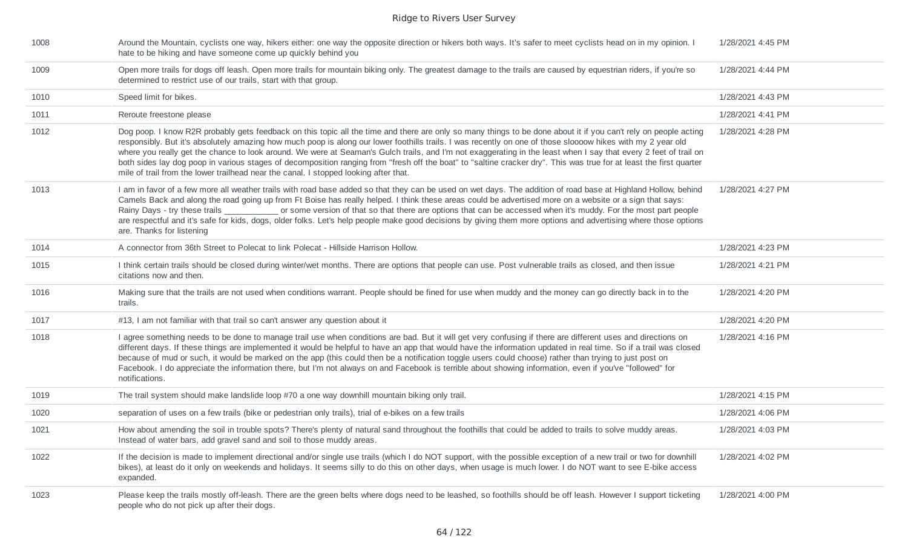| | | |
|---|---|---|
| 1008 | Around the Mountain, cyclists one way, hikers either: one way the opposite direction or hikers both ways. It's safer to meet cyclists head on in my opinion. I hate to be hiking and have someone come up quickly behind you | 1/28/2021 4:45 PM |
| 1009 | Open more trails for dogs off leash. Open more trails for mountain biking only. The greatest damage to the trails are caused by equestrian riders, if you're so determined to restrict use of our trails, start with that group. | 1/28/2021 4:44 PM |
| 1010 | Speed limit for bikes. | 1/28/2021 4:43 PM |
| 1011 | Reroute freestone please | 1/28/2021 4:41 PM |
| 1012 | Dog poop. I know R2R probably gets feedback on this topic all the time and there are only so many things to be done about it if you can't rely on people acting responsibly. But it's absolutely amazing how much poop is along our lower foothills trails. I was recently on one of those sloooow hikes with my 2 year old where you really get the chance to look around. We were at Seaman's Gulch trails, and I'm not exaggerating in the least when I say that every 2 feet of trail on both sides lay dog poop in various stages of decomposition ranging from "fresh off the boat" to "saltine cracker dry". This was true for at least the first quarter mile of trail from the lower trailhead near the canal. I stopped looking after that. | 1/28/2021 4:28 PM |
| 1013 | I am in favor of a few more all weather trails with road base added so that they can be used on wet days. The addition of road base at Highland Hollow, behind Camels Back and along the road going up from Ft Boise has really helped. I think these areas could be advertised more on a website or a sign that says: Rainy Days - try these trails ____________ or some version of that so that there are options that can be accessed when it's muddy. For the most part people are respectful and it's safe for kids, dogs, older folks. Let's help people make good decisions by giving them more options and advertising where those options are. Thanks for listening | 1/28/2021 4:27 PM |
| 1014 | A connector from 36th Street to Polecat to link Polecat - Hillside Harrison Hollow. | 1/28/2021 4:23 PM |
| 1015 | I think certain trails should be closed during winter/wet months. There are options that people can use. Post vulnerable trails as closed, and then issue citations now and then. | 1/28/2021 4:21 PM |
| 1016 | Making sure that the trails are not used when conditions warrant. People should be fined for use when muddy and the money can go directly back in to the trails. | 1/28/2021 4:20 PM |
| 1017 | #13, I am not familiar with that trail so can't answer any question about it | 1/28/2021 4:20 PM |
| 1018 | I agree something needs to be done to manage trail use when conditions are bad. But it will get very confusing if there are different uses and directions on different days. If these things are implemented it would be helpful to have an app that would have the information updated in real time. So if a trail was closed because of mud or such, it would be marked on the app (this could then be a notification toggle users could choose) rather than trying to just post on Facebook. I do appreciate the information there, but I'm not always on and Facebook is terrible about showing information, even if you've "followed" for notifications. | 1/28/2021 4:16 PM |
| 1019 | The trail system should make landslide loop #70 a one way downhill mountain biking only trail. | 1/28/2021 4:15 PM |
| 1020 | separation of uses on a few trails (bike or pedestrian only trails), trial of e-bikes on a few trails | 1/28/2021 4:06 PM |
| 1021 | How about amending the soil in trouble spots? There's plenty of natural sand throughout the foothills that could be added to trails to solve muddy areas. Instead of water bars, add gravel sand and soil to those muddy areas. | 1/28/2021 4:03 PM |
| 1022 | If the decision is made to implement directional and/or single use trails (which I do NOT support, with the possible exception of a new trail or two for downhill bikes), at least do it only on weekends and holidays. It seems silly to do this on other days, when usage is much lower. I do NOT want to see E-bike access expanded. | 1/28/2021 4:02 PM |
| 1023 | Please keep the trails mostly off-leash. There are the green belts where dogs need to be leashed, so foothills should be off leash. However I support ticketing people who do not pick up after their dogs. | 1/28/2021 4:00 PM |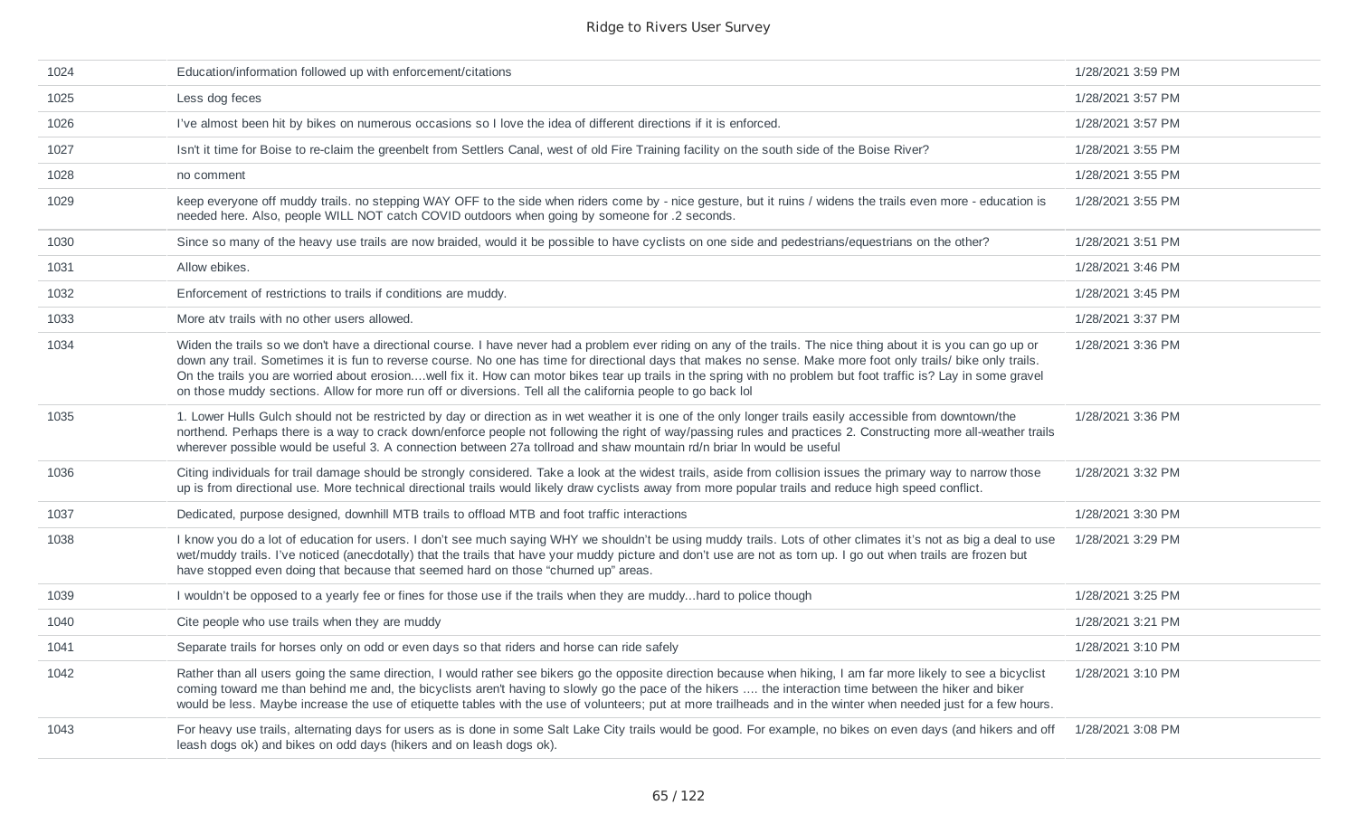| | | |
|---|---|---|
| 1024 | Education/information followed up with enforcement/citations | 1/28/2021 3:59 PM |
| 1025 | Less dog feces | 1/28/2021 3:57 PM |
| 1026 | I've almost been hit by bikes on numerous occasions so I love the idea of different directions if it is enforced. | 1/28/2021 3:57 PM |
| 1027 | Isn't it time for Boise to re-claim the greenbelt from Settlers Canal, west of old Fire Training facility on the south side of the Boise River? | 1/28/2021 3:55 PM |
| 1028 | no comment | 1/28/2021 3:55 PM |
| 1029 | keep everyone off muddy trails. no stepping WAY OFF to the side when riders come by - nice gesture, but it ruins / widens the trails even more - education is needed here. Also, people WILL NOT catch COVID outdoors when going by someone for .2 seconds. | 1/28/2021 3:55 PM |
| 1030 | Since so many of the heavy use trails are now braided, would it be possible to have cyclists on one side and pedestrians/equestrians on the other? | 1/28/2021 3:51 PM |
| 1031 | Allow ebikes. | 1/28/2021 3:46 PM |
| 1032 | Enforcement of restrictions to trails if conditions are muddy. | 1/28/2021 3:45 PM |
| 1033 | More atv trails with no other users allowed. | 1/28/2021 3:37 PM |
| 1034 | Widen the trails so we don't have a directional course. I have never had a problem ever riding on any of the trails. The nice thing about it is you can go up or down any trail. Sometimes it is fun to reverse course. No one has time for directional days that makes no sense. Make more foot only trails/ bike only trails. On the trails you are worried about erosion....well fix it. How can motor bikes tear up trails in the spring with no problem but foot traffic is? Lay in some gravel on those muddy sections. Allow for more run off or diversions. Tell all the california people to go back lol | 1/28/2021 3:36 PM |
| 1035 | 1. Lower Hulls Gulch should not be restricted by day or direction as in wet weather it is one of the only longer trails easily accessible from downtown/the northend. Perhaps there is a way to crack down/enforce people not following the right of way/passing rules and practices 2. Constructing more all-weather trails wherever possible would be useful 3. A connection between 27a tollroad and shaw mountain rd/n briar ln would be useful | 1/28/2021 3:36 PM |
| 1036 | Citing individuals for trail damage should be strongly considered. Take a look at the widest trails, aside from collision issues the primary way to narrow those up is from directional use. More technical directional trails would likely draw cyclists away from more popular trails and reduce high speed conflict. | 1/28/2021 3:32 PM |
| 1037 | Dedicated, purpose designed, downhill MTB trails to offload MTB and foot traffic interactions | 1/28/2021 3:30 PM |
| 1038 | I know you do a lot of education for users. I don't see much saying WHY we shouldn't be using muddy trails. Lots of other climates it's not as big a deal to use wet/muddy trails. I've noticed (anecdotally) that the trails that have your muddy picture and don't use are not as torn up. I go out when trails are frozen but have stopped even doing that because that seemed hard on those "churned up" areas. | 1/28/2021 3:29 PM |
| 1039 | I wouldn't be opposed to a yearly fee or fines for those use if the trails when they are muddy...hard to police though | 1/28/2021 3:25 PM |
| 1040 | Cite people who use trails when they are muddy | 1/28/2021 3:21 PM |
| 1041 | Separate trails for horses only on odd or even days so that riders and horse can ride safely | 1/28/2021 3:10 PM |
| 1042 | Rather than all users going the same direction, I would rather see bikers go the opposite direction because when hiking, I am far more likely to see a bicyclist coming toward me than behind me and, the bicyclists aren't having to slowly go the pace of the hikers .... the interaction time between the hiker and biker would be less. Maybe increase the use of etiquette tables with the use of volunteers; put at more trailheads and in the winter when needed just for a few hours. | 1/28/2021 3:10 PM |
| 1043 | For heavy use trails, alternating days for users as is done in some Salt Lake City trails would be good. For example, no bikes on even days (and hikers and off leash dogs ok) and bikes on odd days (hikers and on leash dogs ok). | 1/28/2021 3:08 PM |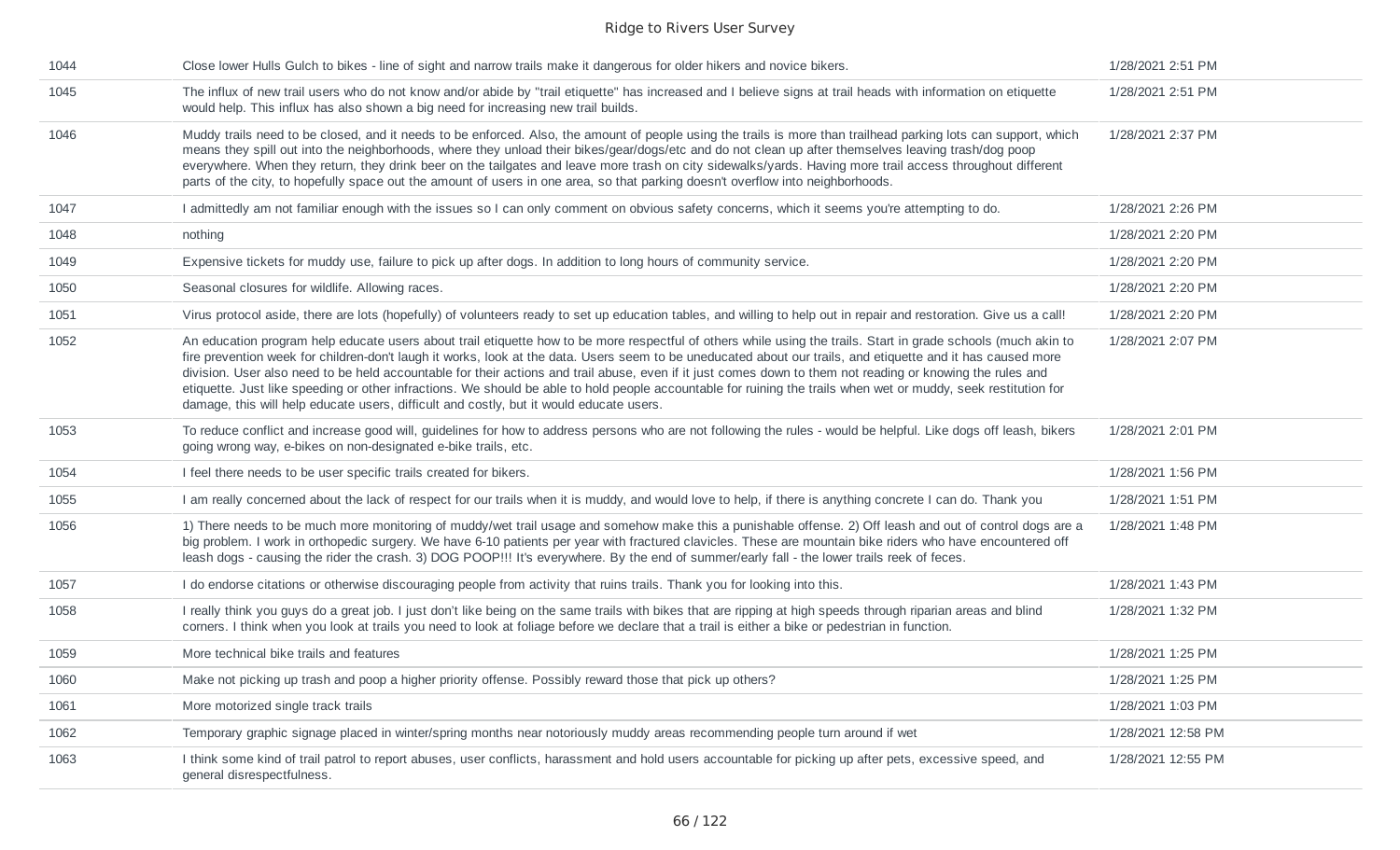| | | |
|---|---|---|
| 1044 | Close lower Hulls Gulch to bikes - line of sight and narrow trails make it dangerous for older hikers and novice bikers. | 1/28/2021 2:51 PM |
| 1045 | The influx of new trail users who do not know and/or abide by "trail etiquette" has increased and I believe signs at trail heads with information on etiquette would help. This influx has also shown a big need for increasing new trail builds. | 1/28/2021 2:51 PM |
| 1046 | Muddy trails need to be closed, and it needs to be enforced. Also, the amount of people using the trails is more than trailhead parking lots can support, which means they spill out into the neighborhoods, where they unload their bikes/gear/dogs/etc and do not clean up after themselves leaving trash/dog poop everywhere. When they return, they drink beer on the tailgates and leave more trash on city sidewalks/yards. Having more trail access throughout different parts of the city, to hopefully space out the amount of users in one area, so that parking doesn't overflow into neighborhoods. | 1/28/2021 2:37 PM |
| 1047 | I admittedly am not familiar enough with the issues so I can only comment on obvious safety concerns, which it seems you're attempting to do. | 1/28/2021 2:26 PM |
| 1048 | nothing | 1/28/2021 2:20 PM |
| 1049 | Expensive tickets for muddy use, failure to pick up after dogs. In addition to long hours of community service. | 1/28/2021 2:20 PM |
| 1050 | Seasonal closures for wildlife. Allowing races. | 1/28/2021 2:20 PM |
| 1051 | Virus protocol aside, there are lots (hopefully) of volunteers ready to set up education tables, and willing to help out in repair and restoration. Give us a call! | 1/28/2021 2:20 PM |
| 1052 | An education program help educate users about trail etiquette how to be more respectful of others while using the trails. Start in grade schools (much akin to fire prevention week for children-don't laugh it works, look at the data. Users seem to be uneducated about our trails, and etiquette and it has caused more division. User also need to be held accountable for their actions and trail abuse, even if it just comes down to them not reading or knowing the rules and etiquette. Just like speeding or other infractions. We should be able to hold people accountable for ruining the trails when wet or muddy, seek restitution for damage, this will help educate users, difficult and costly, but it would educate users. | 1/28/2021 2:07 PM |
| 1053 | To reduce conflict and increase good will, guidelines for how to address persons who are not following the rules - would be helpful. Like dogs off leash, bikers going wrong way, e-bikes on non-designated e-bike trails, etc. | 1/28/2021 2:01 PM |
| 1054 | I feel there needs to be user specific trails created for bikers. | 1/28/2021 1:56 PM |
| 1055 | I am really concerned about the lack of respect for our trails when it is muddy, and would love to help, if there is anything concrete I can do. Thank you | 1/28/2021 1:51 PM |
| 1056 | 1) There needs to be much more monitoring of muddy/wet trail usage and somehow make this a punishable offense. 2) Off leash and out of control dogs are a big problem. I work in orthopedic surgery. We have 6-10 patients per year with fractured clavicles. These are mountain bike riders who have encountered off leash dogs - causing the rider the crash. 3) DOG POOP!!! It's everywhere. By the end of summer/early fall - the lower trails reek of feces. | 1/28/2021 1:48 PM |
| 1057 | I do endorse citations or otherwise discouraging people from activity that ruins trails. Thank you for looking into this. | 1/28/2021 1:43 PM |
| 1058 | I really think you guys do a great job. I just don't like being on the same trails with bikes that are ripping at high speeds through riparian areas and blind corners. I think when you look at trails you need to look at foliage before we declare that a trail is either a bike or pedestrian in function. | 1/28/2021 1:32 PM |
| 1059 | More technical bike trails and features | 1/28/2021 1:25 PM |
| 1060 | Make not picking up trash and poop a higher priority offense. Possibly reward those that pick up others? | 1/28/2021 1:25 PM |
| 1061 | More motorized single track trails | 1/28/2021 1:03 PM |
| 1062 | Temporary graphic signage placed in winter/spring months near notoriously muddy areas recommending people turn around if wet | 1/28/2021 12:58 PM |
| 1063 | I think some kind of trail patrol to report abuses, user conflicts, harassment and hold users accountable for picking up after pets, excessive speed, and general disrespectfulness. | 1/28/2021 12:55 PM |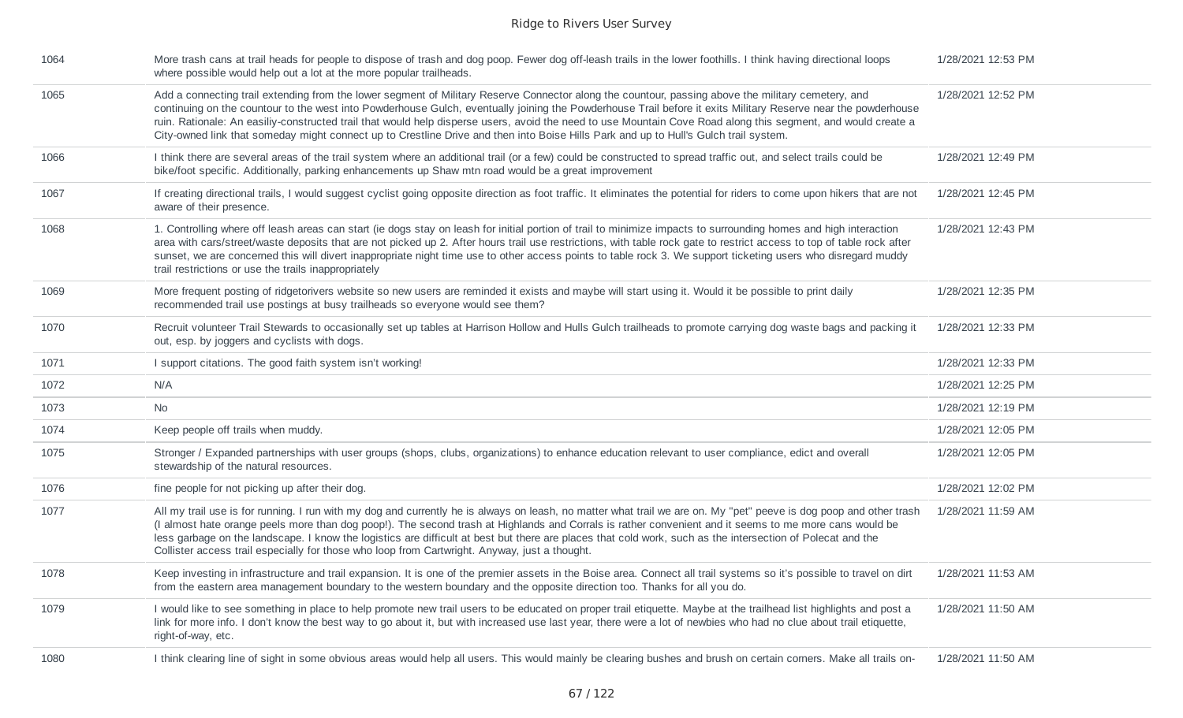| | | |
|---|---|---|
| 1064 | More trash cans at trail heads for people to dispose of trash and dog poop. Fewer dog off-leash trails in the lower foothills. I think having directional loops where possible would help out a lot at the more popular trailheads. | 1/28/2021 12:53 PM |
| 1065 | Add a connecting trail extending from the lower segment of Military Reserve Connector along the countour, passing above the military cemetery, and continuing on the countour to the west into Powderhouse Gulch, eventually joining the Powderhouse Trail before it exits Military Reserve near the powderhouse ruin. Rationale: An easiliy-constructed trail that would help disperse users, avoid the need to use Mountain Cove Road along this segment, and would create a City-owned link that someday might connect up to Crestline Drive and then into Boise Hills Park and up to Hull's Gulch trail system. | 1/28/2021 12:52 PM |
| 1066 | I think there are several areas of the trail system where an additional trail (or a few) could be constructed to spread traffic out, and select trails could be bike/foot specific. Additionally, parking enhancements up Shaw mtn road would be a great improvement | 1/28/2021 12:49 PM |
| 1067 | If creating directional trails, I would suggest cyclist going opposite direction as foot traffic. It eliminates the potential for riders to come upon hikers that are not aware of their presence. | 1/28/2021 12:45 PM |
| 1068 | 1. Controlling where off leash areas can start (ie dogs stay on leash for initial portion of trail to minimize impacts to surrounding homes and high interaction area with cars/street/waste deposits that are not picked up 2. After hours trail use restrictions, with table rock gate to restrict access to top of table rock after sunset, we are concerned this will divert inappropriate night time use to other access points to table rock 3. We support ticketing users who disregard muddy trail restrictions or use the trails inappropriately | 1/28/2021 12:43 PM |
| 1069 | More frequent posting of ridgetorivers website so new users are reminded it exists and maybe will start using it. Would it be possible to print daily recommended trail use postings at busy trailheads so everyone would see them? | 1/28/2021 12:35 PM |
| 1070 | Recruit volunteer Trail Stewards to occasionally set up tables at Harrison Hollow and Hulls Gulch trailheads to promote carrying dog waste bags and packing it out, esp. by joggers and cyclists with dogs. | 1/28/2021 12:33 PM |
| 1071 | I support citations. The good faith system isn't working! | 1/28/2021 12:33 PM |
| 1072 | N/A | 1/28/2021 12:25 PM |
| 1073 | No | 1/28/2021 12:19 PM |
| 1074 | Keep people off trails when muddy. | 1/28/2021 12:05 PM |
| 1075 | Stronger / Expanded partnerships with user groups (shops, clubs, organizations) to enhance education relevant to user compliance, edict and overall stewardship of the natural resources. | 1/28/2021 12:05 PM |
| 1076 | fine people for not picking up after their dog. | 1/28/2021 12:02 PM |
| 1077 | All my trail use is for running. I run with my dog and currently he is always on leash, no matter what trail we are on. My "pet" peeve is dog poop and other trash (I almost hate orange peels more than dog poop!). The second trash at Highlands and Corrals is rather convenient and it seems to me more cans would be less garbage on the landscape. I know the logistics are difficult at best but there are places that cold work, such as the intersection of Polecat and the Collister access trail especially for those who loop from Cartwright. Anyway, just a thought. | 1/28/2021 11:59 AM |
| 1078 | Keep investing in infrastructure and trail expansion. It is one of the premier assets in the Boise area. Connect all trail systems so it's possible to travel on dirt from the eastern area management boundary to the western boundary and the opposite direction too. Thanks for all you do. | 1/28/2021 11:53 AM |
| 1079 | I would like to see something in place to help promote new trail users to be educated on proper trail etiquette. Maybe at the trailhead list highlights and post a link for more info. I don't know the best way to go about it, but with increased use last year, there were a lot of newbies who had no clue about trail etiquette, right-of-way, etc. | 1/28/2021 11:50 AM |
| 1080 | I think clearing line of sight in some obvious areas would help all users. This would mainly be clearing bushes and brush on certain corners. Make all trails on- | 1/28/2021 11:50 AM |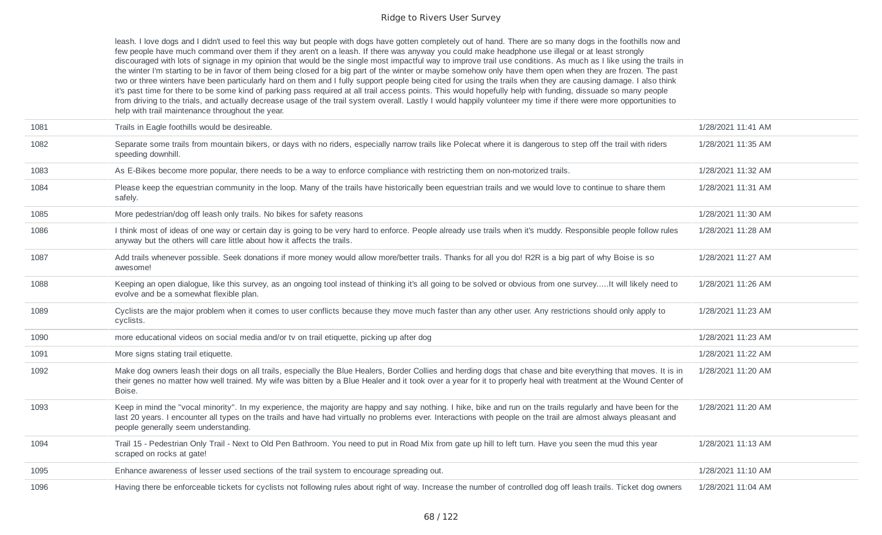| | | |
|---|---|---|
| | leash. I love dogs and I didn't used to feel this way but people with dogs have gotten completely out of hand. There are so many dogs in the foothills now and few people have much command over them if they aren't on a leash. If there was anyway you could make headphone use illegal or at least strongly discouraged with lots of signage in my opinion that would be the single most impactful way to improve trail use conditions. As much as I like using the trails in the winter I'm starting to be in favor of them being closed for a big part of the winter or maybe somehow only have them open when they are frozen. The past two or three winters have been particularly hard on them and I fully support people being cited for using the trails when they are causing damage. I also think it's past time for there to be some kind of parking pass required at all trail access points. This would hopefully help with funding, dissuade so many people from driving to the trials, and actually decrease usage of the trail system overall. Lastly I would happily volunteer my time if there were more opportunities to help with trail maintenance throughout the year. | |
| 1081 | Trails in Eagle foothills would be desireable. | 1/28/2021 11:41 AM |
| 1082 | Separate some trails from mountain bikers, or days with no riders, especially narrow trails like Polecat where it is dangerous to step off the trail with riders speeding downhill. | 1/28/2021 11:35 AM |
| 1083 | As E-Bikes become more popular, there needs to be a way to enforce compliance with restricting them on non-motorized trails. | 1/28/2021 11:32 AM |
| 1084 | Please keep the equestrian community in the loop. Many of the trails have historically been equestrian trails and we would love to continue to share them safely. | 1/28/2021 11:31 AM |
| 1085 | More pedestrian/dog off leash only trails. No bikes for safety reasons | 1/28/2021 11:30 AM |
| 1086 | I think most of ideas of one way or certain day is going to be very hard to enforce. People already use trails when it's muddy. Responsible people follow rules anyway but the others will care little about how it affects the trails. | 1/28/2021 11:28 AM |
| 1087 | Add trails whenever possible. Seek donations if more money would allow more/better trails. Thanks for all you do! R2R is a big part of why Boise is so awesome! | 1/28/2021 11:27 AM |
| 1088 | Keeping an open dialogue, like this survey, as an ongoing tool instead of thinking it's all going to be solved or obvious from one survey.....It will likely need to evolve and be a somewhat flexible plan. | 1/28/2021 11:26 AM |
| 1089 | Cyclists are the major problem when it comes to user conflicts because they move much faster than any other user. Any restrictions should only apply to cyclists. | 1/28/2021 11:23 AM |
| 1090 | more educational videos on social media and/or tv on trail etiquette, picking up after dog | 1/28/2021 11:23 AM |
| 1091 | More signs stating trail etiquette. | 1/28/2021 11:22 AM |
| 1092 | Make dog owners leash their dogs on all trails, especially the Blue Healers, Border Collies and herding dogs that chase and bite everything that moves. It is in their genes no matter how well trained. My wife was bitten by a Blue Healer and it took over a year for it to properly heal with treatment at the Wound Center of Boise. | 1/28/2021 11:20 AM |
| 1093 | Keep in mind the "vocal minority". In my experience, the majority are happy and say nothing. I hike, bike and run on the trails regularly and have been for the last 20 years. I encounter all types on the trails and have had virtually no problems ever. Interactions with people on the trail are almost always pleasant and people generally seem understanding. | 1/28/2021 11:20 AM |
| 1094 | Trail 15 - Pedestrian Only Trail - Next to Old Pen Bathroom. You need to put in Road Mix from gate up hill to left turn. Have you seen the mud this year scraped on rocks at gate! | 1/28/2021 11:13 AM |
| 1095 | Enhance awareness of lesser used sections of the trail system to encourage spreading out. | 1/28/2021 11:10 AM |
| 1096 | Having there be enforceable tickets for cyclists not following rules about right of way. Increase the number of controlled dog off leash trails. Ticket dog owners | 1/28/2021 11:04 AM |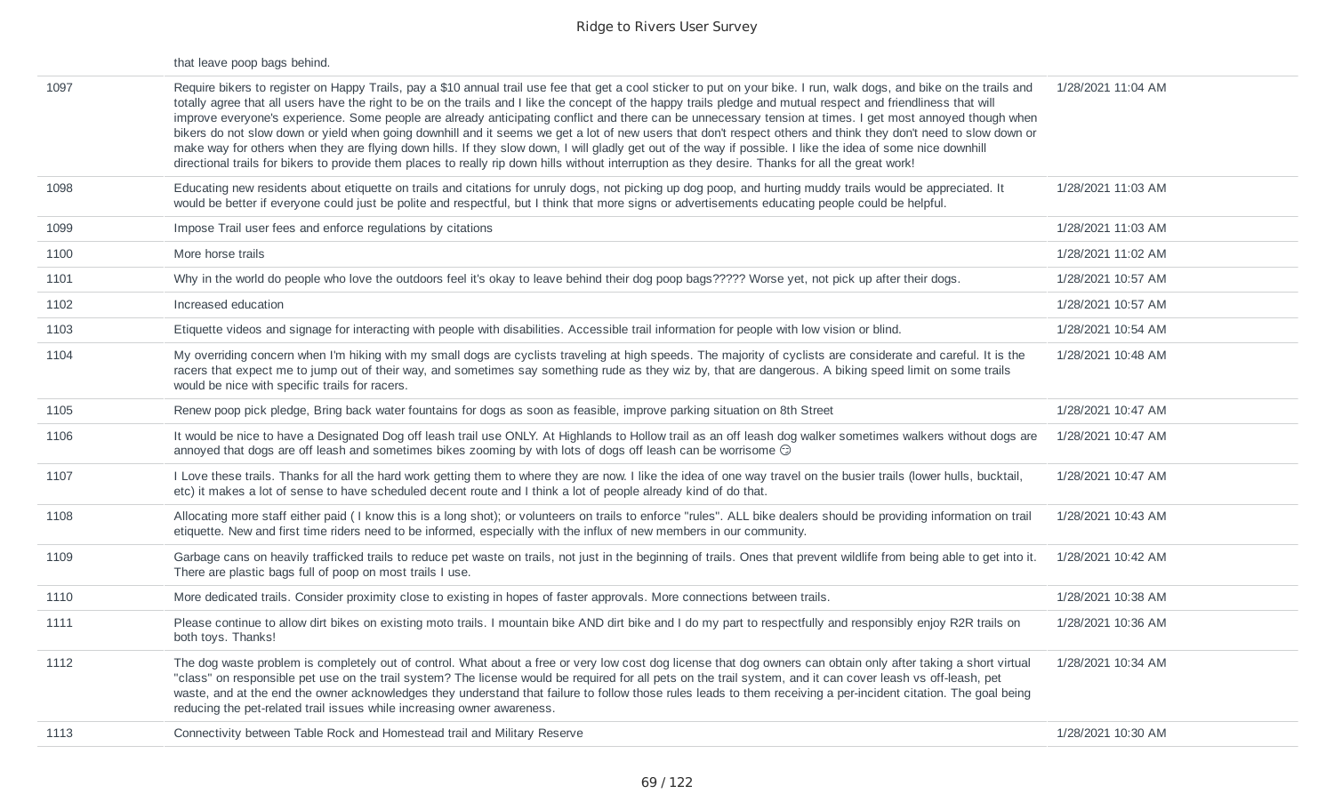| | | |
|---|---|---|
| | that leave poop bags behind. | |
| 1097 | Require bikers to register on Happy Trails, pay a $10 annual trail use fee that get a cool sticker to put on your bike. I run, walk dogs, and bike on the trails and totally agree that all users have the right to be on the trails and I like the concept of the happy trails pledge and mutual respect and friendliness that will improve everyone's experience. Some people are already anticipating conflict and there can be unnecessary tension at times. I get most annoyed though when bikers do not slow down or yield when going downhill and it seems we get a lot of new users that don't respect others and think they don't need to slow down or make way for others when they are flying down hills. If they slow down, I will gladly get out of the way if possible. I like the idea of some nice downhill directional trails for bikers to provide them places to really rip down hills without interruption as they desire. Thanks for all the great work! | 1/28/2021 11:04 AM |
| 1098 | Educating new residents about etiquette on trails and citations for unruly dogs, not picking up dog poop, and hurting muddy trails would be appreciated. It would be better if everyone could just be polite and respectful, but I think that more signs or advertisements educating people could be helpful. | 1/28/2021 11:03 AM |
| 1099 | Impose Trail user fees and enforce regulations by citations | 1/28/2021 11:03 AM |
| 1100 | More horse trails | 1/28/2021 11:02 AM |
| 1101 | Why in the world do people who love the outdoors feel it's okay to leave behind their dog poop bags????? Worse yet, not pick up after their dogs. | 1/28/2021 10:57 AM |
| 1102 | Increased education | 1/28/2021 10:57 AM |
| 1103 | Etiquette videos and signage for interacting with people with disabilities. Accessible trail information for people with low vision or blind. | 1/28/2021 10:54 AM |
| 1104 | My overriding concern when I'm hiking with my small dogs are cyclists traveling at high speeds. The majority of cyclists are considerate and careful. It is the racers that expect me to jump out of their way, and sometimes say something rude as they wiz by, that are dangerous. A biking speed limit on some trails would be nice with specific trails for racers. | 1/28/2021 10:48 AM |
| 1105 | Renew poop pick pledge, Bring back water fountains for dogs as soon as feasible, improve parking situation on 8th Street | 1/28/2021 10:47 AM |
| 1106 | It would be nice to have a Designated Dog off leash trail use ONLY. At Highlands to Hollow trail as an off leash dog walker sometimes walkers without dogs are annoyed that dogs are off leash and sometimes bikes zooming by with lots of dogs off leash can be worrisome ☹ | 1/28/2021 10:47 AM |
| 1107 | I Love these trails. Thanks for all the hard work getting them to where they are now. I like the idea of one way travel on the busier trails (lower hulls, bucktail, etc) it makes a lot of sense to have scheduled decent route and I think a lot of people already kind of do that. | 1/28/2021 10:47 AM |
| 1108 | Allocating more staff either paid ( I know this is a long shot); or volunteers on trails to enforce "rules". ALL bike dealers should be providing information on trail etiquette. New and first time riders need to be informed, especially with the influx of new members in our community. | 1/28/2021 10:43 AM |
| 1109 | Garbage cans on heavily trafficked trails to reduce pet waste on trails, not just in the beginning of trails. Ones that prevent wildlife from being able to get into it. There are plastic bags full of poop on most trails I use. | 1/28/2021 10:42 AM |
| 1110 | More dedicated trails. Consider proximity close to existing in hopes of faster approvals. More connections between trails. | 1/28/2021 10:38 AM |
| 1111 | Please continue to allow dirt bikes on existing moto trails. I mountain bike AND dirt bike and I do my part to respectfully and responsibly enjoy R2R trails on both toys. Thanks! | 1/28/2021 10:36 AM |
| 1112 | The dog waste problem is completely out of control. What about a free or very low cost dog license that dog owners can obtain only after taking a short virtual "class" on responsible pet use on the trail system? The license would be required for all pets on the trail system, and it can cover leash vs off-leash, pet waste, and at the end the owner acknowledges they understand that failure to follow those rules leads to them receiving a per-incident citation. The goal being reducing the pet-related trail issues while increasing owner awareness. | 1/28/2021 10:34 AM |
| 1113 | Connectivity between Table Rock and Homestead trail and Military Reserve | 1/28/2021 10:30 AM |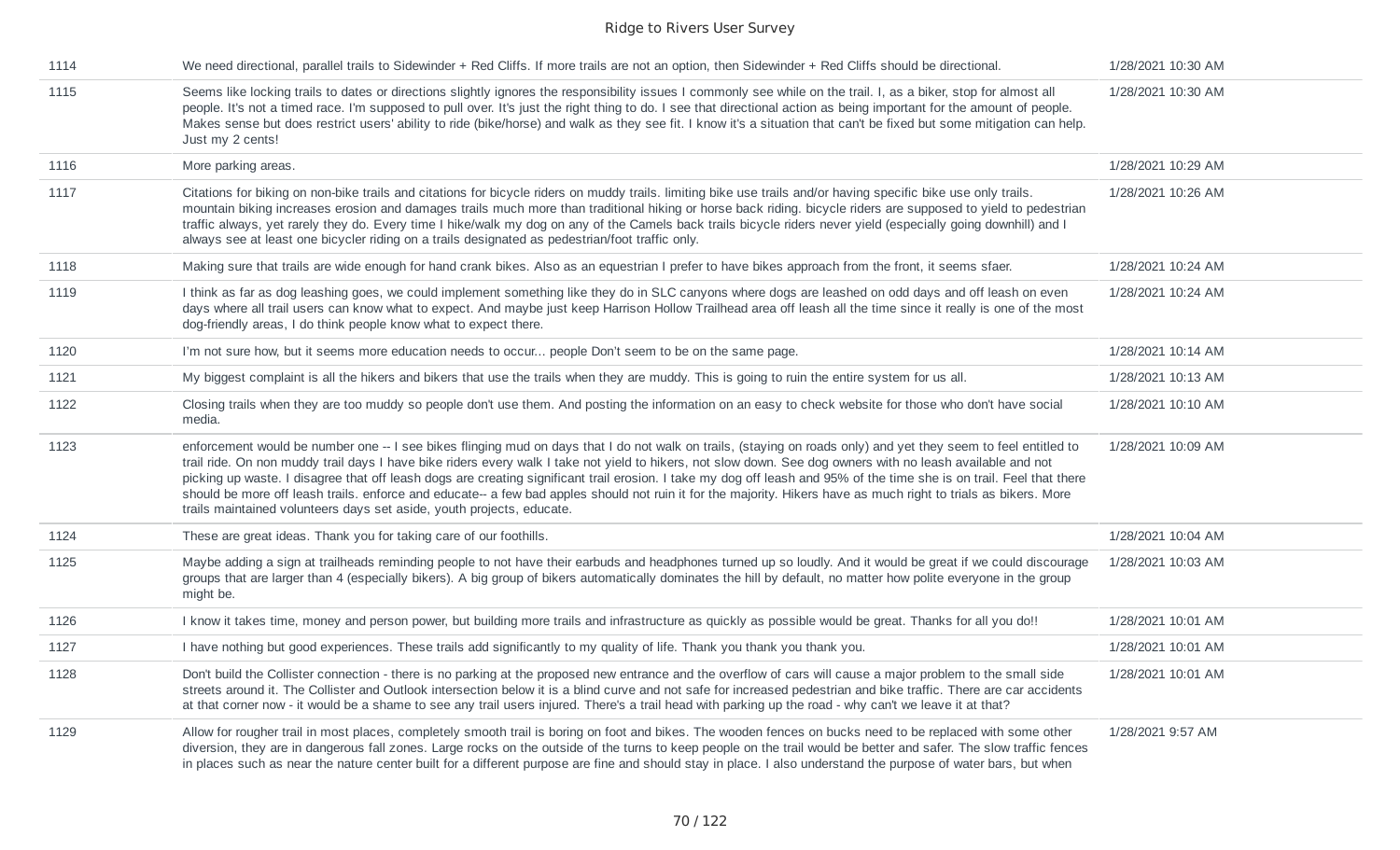| | | |
|---|---|---|
| 1114 | We need directional, parallel trails to Sidewinder + Red Cliffs. If more trails are not an option, then Sidewinder + Red Cliffs should be directional. | 1/28/2021 10:30 AM |
| 1115 | Seems like locking trails to dates or directions slightly ignores the responsibility issues I commonly see while on the trail. I, as a biker, stop for almost all people. It's not a timed race. I'm supposed to pull over. It's just the right thing to do. I see that directional action as being important for the amount of people. Makes sense but does restrict users' ability to ride (bike/horse) and walk as they see fit. I know it's a situation that can't be fixed but some mitigation can help. Just my 2 cents! | 1/28/2021 10:30 AM |
| 1116 | More parking areas. | 1/28/2021 10:29 AM |
| 1117 | Citations for biking on non-bike trails and citations for bicycle riders on muddy trails. limiting bike use trails and/or having specific bike use only trails. mountain biking increases erosion and damages trails much more than traditional hiking or horse back riding. bicycle riders are supposed to yield to pedestrian traffic always, yet rarely they do. Every time I hike/walk my dog on any of the Camels back trails bicycle riders never yield (especially going downhill) and I always see at least one bicycler riding on a trails designated as pedestrian/foot traffic only. | 1/28/2021 10:26 AM |
| 1118 | Making sure that trails are wide enough for hand crank bikes. Also as an equestrian I prefer to have bikes approach from the front, it seems sfaer. | 1/28/2021 10:24 AM |
| 1119 | I think as far as dog leashing goes, we could implement something like they do in SLC canyons where dogs are leashed on odd days and off leash on even days where all trail users can know what to expect. And maybe just keep Harrison Hollow Trailhead area off leash all the time since it really is one of the most dog-friendly areas, I do think people know what to expect there. | 1/28/2021 10:24 AM |
| 1120 | I'm not sure how, but it seems more education needs to occur... people Don't seem to be on the same page. | 1/28/2021 10:14 AM |
| 1121 | My biggest complaint is all the hikers and bikers that use the trails when they are muddy. This is going to ruin the entire system for us all. | 1/28/2021 10:13 AM |
| 1122 | Closing trails when they are too muddy so people don't use them. And posting the information on an easy to check website for those who don't have social media. | 1/28/2021 10:10 AM |
| 1123 | enforcement would be number one -- I see bikes flinging mud on days that I do not walk on trails, (staying on roads only) and yet they seem to feel entitled to trail ride. On non muddy trail days I have bike riders every walk I take not yield to hikers, not slow down. See dog owners with no leash available and not picking up waste. I disagree that off leash dogs are creating significant trail erosion. I take my dog off leash and 95% of the time she is on trail. Feel that there should be more off leash trails. enforce and educate-- a few bad apples should not ruin it for the majority. Hikers have as much right to trials as bikers. More trails maintained volunteers days set aside, youth projects, educate. | 1/28/2021 10:09 AM |
| 1124 | These are great ideas. Thank you for taking care of our foothills. | 1/28/2021 10:04 AM |
| 1125 | Maybe adding a sign at trailheads reminding people to not have their earbuds and headphones turned up so loudly. And it would be great if we could discourage groups that are larger than 4 (especially bikers). A big group of bikers automatically dominates the hill by default, no matter how polite everyone in the group might be. | 1/28/2021 10:03 AM |
| 1126 | I know it takes time, money and person power, but building more trails and infrastructure as quickly as possible would be great. Thanks for all you do!! | 1/28/2021 10:01 AM |
| 1127 | I have nothing but good experiences. These trails add significantly to my quality of life. Thank you thank you thank you. | 1/28/2021 10:01 AM |
| 1128 | Don't build the Collister connection - there is no parking at the proposed new entrance and the overflow of cars will cause a major problem to the small side streets around it. The Collister and Outlook intersection below it is a blind curve and not safe for increased pedestrian and bike traffic. There are car accidents at that corner now - it would be a shame to see any trail users injured. There's a trail head with parking up the road - why can't we leave it at that? | 1/28/2021 10:01 AM |
| 1129 | Allow for rougher trail in most places, completely smooth trail is boring on foot and bikes. The wooden fences on bucks need to be replaced with some other diversion, they are in dangerous fall zones. Large rocks on the outside of the turns to keep people on the trail would be better and safer. The slow traffic fences in places such as near the nature center built for a different purpose are fine and should stay in place. I also understand the purpose of water bars, but when | 1/28/2021 9:57 AM |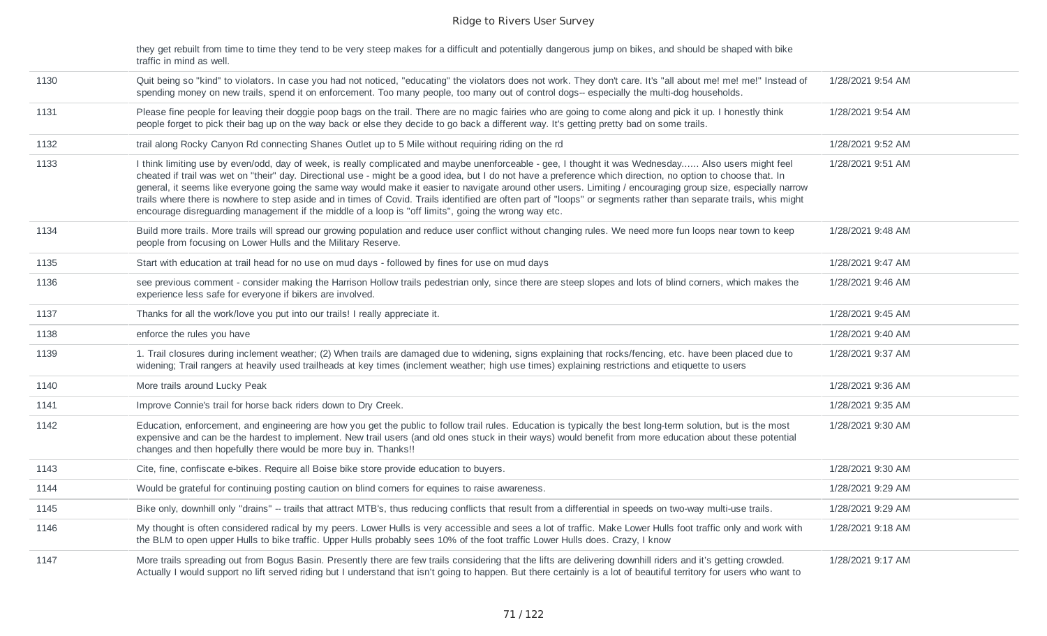| | | |
|---|---|---|
| | they get rebuilt from time to time they tend to be very steep makes for a difficult and potentially dangerous jump on bikes, and should be shaped with bike traffic in mind as well. | |
| 1130 | Quit being so "kind" to violators. In case you had not noticed, "educating" the violators does not work. They don't care. It's "all about me! me! me!" Instead of spending money on new trails, spend it on enforcement. Too many people, too many out of control dogs-- especially the multi-dog households. | 1/28/2021 9:54 AM |
| 1131 | Please fine people for leaving their doggie poop bags on the trail. There are no magic fairies who are going to come along and pick it up. I honestly think people forget to pick their bag up on the way back or else they decide to go back a different way. It's getting pretty bad on some trails. | 1/28/2021 9:54 AM |
| 1132 | trail along Rocky Canyon Rd connecting Shanes Outlet up to 5 Mile without requiring riding on the rd | 1/28/2021 9:52 AM |
| 1133 | I think limiting use by even/odd, day of week, is really complicated and maybe unenforceable - gee, I thought it was Wednesday...... Also users might feel cheated if trail was wet on "their" day. Directional use - might be a good idea, but I do not have a preference which direction, no option to choose that. In general, it seems like everyone going the same way would make it easier to navigate around other users. Limiting / encouraging group size, especially narrow trails where there is nowhere to step aside and in times of Covid. Trails identified are often part of "loops" or segments rather than separate trails, whis might encourage disreguarding management if the middle of a loop is "off limits", going the wrong way etc. | 1/28/2021 9:51 AM |
| 1134 | Build more trails. More trails will spread our growing population and reduce user conflict without changing rules. We need more fun loops near town to keep people from focusing on Lower Hulls and the Military Reserve. | 1/28/2021 9:48 AM |
| 1135 | Start with education at trail head for no use on mud days - followed by fines for use on mud days | 1/28/2021 9:47 AM |
| 1136 | see previous comment - consider making the Harrison Hollow trails pedestrian only, since there are steep slopes and lots of blind corners, which makes the experience less safe for everyone if bikers are involved. | 1/28/2021 9:46 AM |
| 1137 | Thanks for all the work/love you put into our trails! I really appreciate it. | 1/28/2021 9:45 AM |
| 1138 | enforce the rules you have | 1/28/2021 9:40 AM |
| 1139 | 1. Trail closures during inclement weather; (2) When trails are damaged due to widening, signs explaining that rocks/fencing, etc. have been placed due to widening; Trail rangers at heavily used trailheads at key times (inclement weather; high use times) explaining restrictions and etiquette to users | 1/28/2021 9:37 AM |
| 1140 | More trails around Lucky Peak | 1/28/2021 9:36 AM |
| 1141 | Improve Connie's trail for horse back riders down to Dry Creek. | 1/28/2021 9:35 AM |
| 1142 | Education, enforcement, and engineering are how you get the public to follow trail rules. Education is typically the best long-term solution, but is the most expensive and can be the hardest to implement. New trail users (and old ones stuck in their ways) would benefit from more education about these potential changes and then hopefully there would be more buy in. Thanks!! | 1/28/2021 9:30 AM |
| 1143 | Cite, fine, confiscate e-bikes. Require all Boise bike store provide education to buyers. | 1/28/2021 9:30 AM |
| 1144 | Would be grateful for continuing posting caution on blind corners for equines to raise awareness. | 1/28/2021 9:29 AM |
| 1145 | Bike only, downhill only "drains" -- trails that attract MTB's, thus reducing conflicts that result from a differential in speeds on two-way multi-use trails. | 1/28/2021 9:29 AM |
| 1146 | My thought is often considered radical by my peers. Lower Hulls is very accessible and sees a lot of traffic. Make Lower Hulls foot traffic only and work with the BLM to open upper Hulls to bike traffic. Upper Hulls probably sees 10% of the foot traffic Lower Hulls does. Crazy, I know | 1/28/2021 9:18 AM |
| 1147 | More trails spreading out from Bogus Basin. Presently there are few trails considering that the lifts are delivering downhill riders and it's getting crowded. Actually I would support no lift served riding but I understand that isn't going to happen. But there certainly is a lot of beautiful territory for users who want to | 1/28/2021 9:17 AM |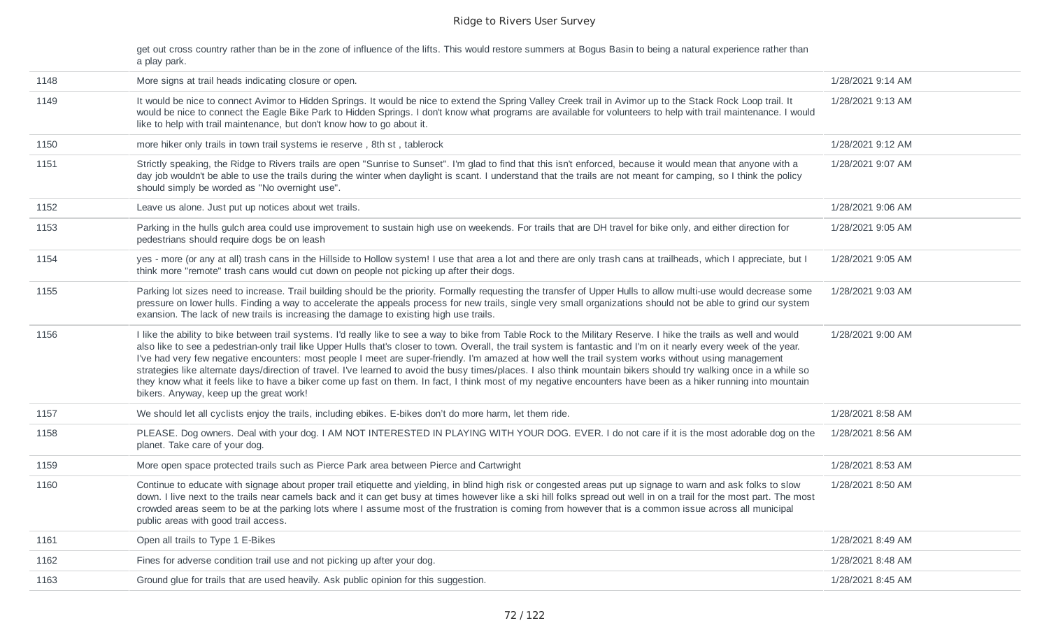| | | |
|---|---|---|
| | get out cross country rather than be in the zone of influence of the lifts. This would restore summers at Bogus Basin to being a natural experience rather than a play park. | |
| 1148 | More signs at trail heads indicating closure or open. | 1/28/2021 9:14 AM |
| 1149 | It would be nice to connect Avimor to Hidden Springs. It would be nice to extend the Spring Valley Creek trail in Avimor up to the Stack Rock Loop trail. It would be nice to connect the Eagle Bike Park to Hidden Springs. I don't know what programs are available for volunteers to help with trail maintenance. I would like to help with trail maintenance, but don't know how to go about it. | 1/28/2021 9:13 AM |
| 1150 | more hiker only trails in town trail systems ie reserve , 8th st , tablerock | 1/28/2021 9:12 AM |
| 1151 | Strictly speaking, the Ridge to Rivers trails are open "Sunrise to Sunset". I'm glad to find that this isn't enforced, because it would mean that anyone with a day job wouldn't be able to use the trails during the winter when daylight is scant. I understand that the trails are not meant for camping, so I think the policy should simply be worded as "No overnight use". | 1/28/2021 9:07 AM |
| 1152 | Leave us alone. Just put up notices about wet trails. | 1/28/2021 9:06 AM |
| 1153 | Parking in the hulls gulch area could use improvement to sustain high use on weekends. For trails that are DH travel for bike only, and either direction for pedestrians should require dogs be on leash | 1/28/2021 9:05 AM |
| 1154 | yes - more (or any at all) trash cans in the Hillside to Hollow system! I use that area a lot and there are only trash cans at trailheads, which I appreciate, but I think more "remote" trash cans would cut down on people not picking up after their dogs. | 1/28/2021 9:05 AM |
| 1155 | Parking lot sizes need to increase. Trail building should be the priority. Formally requesting the transfer of Upper Hulls to allow multi-use would decrease some pressure on lower hulls. Finding a way to accelerate the appeals process for new trails, single very small organizations should not be able to grind our system exansion. The lack of new trails is increasing the damage to existing high use trails. | 1/28/2021 9:03 AM |
| 1156 | I like the ability to bike between trail systems. I'd really like to see a way to bike from Table Rock to the Military Reserve. I hike the trails as well and would also like to see a pedestrian-only trail like Upper Hulls that's closer to town. Overall, the trail system is fantastic and I'm on it nearly every week of the year. I've had very few negative encounters: most people I meet are super-friendly. I'm amazed at how well the trail system works without using management strategies like alternate days/direction of travel. I've learned to avoid the busy times/places. I also think mountain bikers should try walking once in a while so they know what it feels like to have a biker come up fast on them. In fact, I think most of my negative encounters have been as a hiker running into mountain bikers. Anyway, keep up the great work! | 1/28/2021 9:00 AM |
| 1157 | We should let all cyclists enjoy the trails, including ebikes. E-bikes don't do more harm, let them ride. | 1/28/2021 8:58 AM |
| 1158 | PLEASE. Dog owners. Deal with your dog. I AM NOT INTERESTED IN PLAYING WITH YOUR DOG. EVER. I do not care if it is the most adorable dog on the planet. Take care of your dog. | 1/28/2021 8:56 AM |
| 1159 | More open space protected trails such as Pierce Park area between Pierce and Cartwright | 1/28/2021 8:53 AM |
| 1160 | Continue to educate with signage about proper trail etiquette and yielding, in blind high risk or congested areas put up signage to warn and ask folks to slow down. I live next to the trails near camels back and it can get busy at times however like a ski hill folks spread out well in on a trail for the most part. The most crowded areas seem to be at the parking lots where I assume most of the frustration is coming from however that is a common issue across all municipal public areas with good trail access. | 1/28/2021 8:50 AM |
| 1161 | Open all trails to Type 1 E-Bikes | 1/28/2021 8:49 AM |
| 1162 | Fines for adverse condition trail use and not picking up after your dog. | 1/28/2021 8:48 AM |
| 1163 | Ground glue for trails that are used heavily. Ask public opinion for this suggestion. | 1/28/2021 8:45 AM |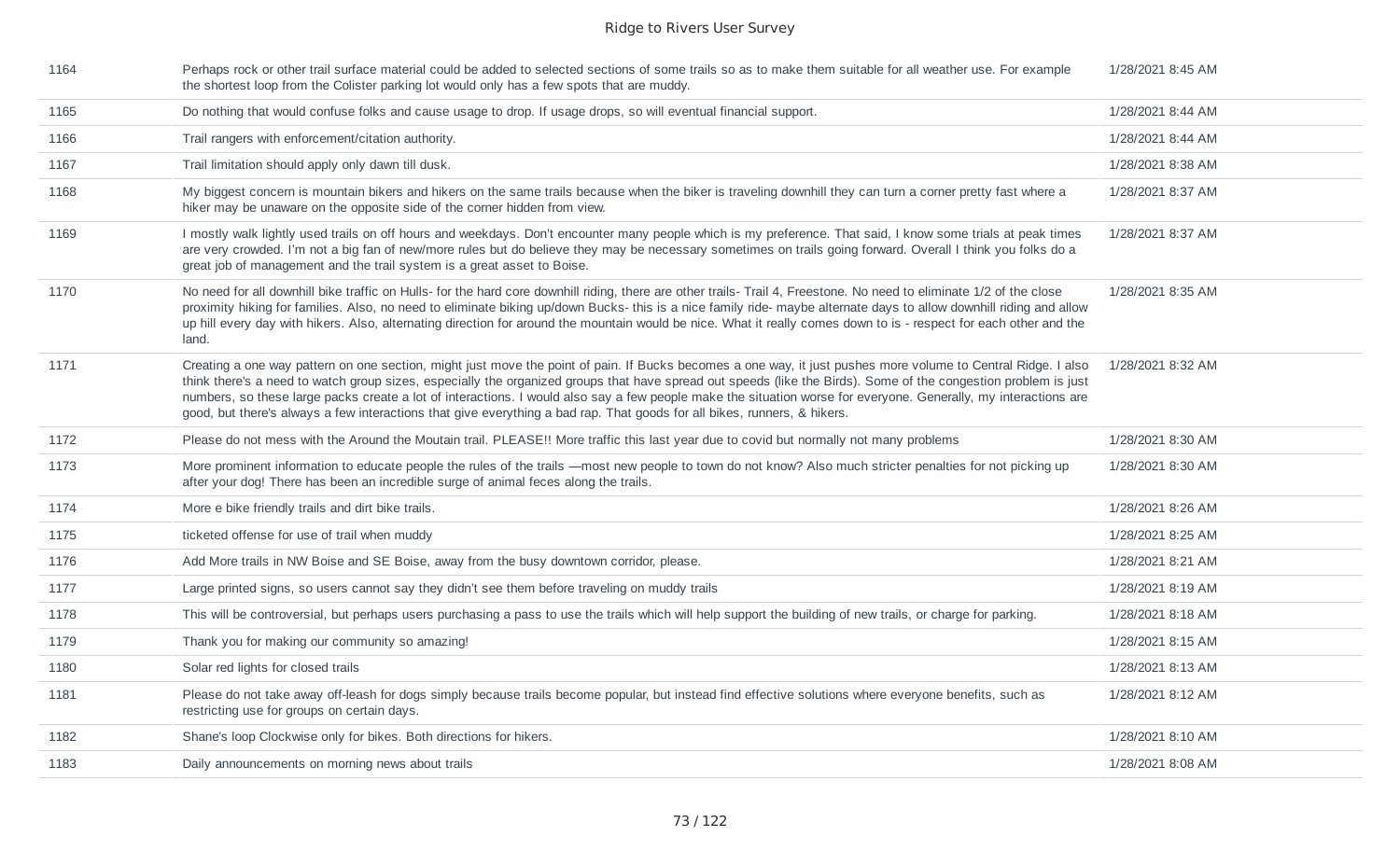| | | |
|---|---|---|
| 1164 | Perhaps rock or other trail surface material could be added to selected sections of some trails so as to make them suitable for all weather use. For example the shortest loop from the Colister parking lot would only has a few spots that are muddy. | 1/28/2021 8:45 AM |
| 1165 | Do nothing that would confuse folks and cause usage to drop. If usage drops, so will eventual financial support. | 1/28/2021 8:44 AM |
| 1166 | Trail rangers with enforcement/citation authority. | 1/28/2021 8:44 AM |
| 1167 | Trail limitation should apply only dawn till dusk. | 1/28/2021 8:38 AM |
| 1168 | My biggest concern is mountain bikers and hikers on the same trails because when the biker is traveling downhill they can turn a corner pretty fast where a hiker may be unaware on the opposite side of the corner hidden from view. | 1/28/2021 8:37 AM |
| 1169 | I mostly walk lightly used trails on off hours and weekdays. Don't encounter many people which is my preference. That said, I know some trials at peak times are very crowded. I'm not a big fan of new/more rules but do believe they may be necessary sometimes on trails going forward. Overall I think you folks do a great job of management and the trail system is a great asset to Boise. | 1/28/2021 8:37 AM |
| 1170 | No need for all downhill bike traffic on Hulls- for the hard core downhill riding, there are other trails- Trail 4, Freestone. No need to eliminate 1/2 of the close proximity hiking for families. Also, no need to eliminate biking up/down Bucks- this is a nice family ride- maybe alternate days to allow downhill riding and allow up hill every day with hikers. Also, alternating direction for around the mountain would be nice. What it really comes down to is - respect for each other and the land. | 1/28/2021 8:35 AM |
| 1171 | Creating a one way pattern on one section, might just move the point of pain. If Bucks becomes a one way, it just pushes more volume to Central Ridge. I also think there's a need to watch group sizes, especially the organized groups that have spread out speeds (like the Birds). Some of the congestion problem is just numbers, so these large packs create a lot of interactions. I would also say a few people make the situation worse for everyone. Generally, my interactions are good, but there's always a few interactions that give everything a bad rap. That goods for all bikes, runners, & hikers. | 1/28/2021 8:32 AM |
| 1172 | Please do not mess with the Around the Moutain trail. PLEASE!! More traffic this last year due to covid but normally not many problems | 1/28/2021 8:30 AM |
| 1173 | More prominent information to educate people the rules of the trails —most new people to town do not know? Also much stricter penalties for not picking up after your dog! There has been an incredible surge of animal feces along the trails. | 1/28/2021 8:30 AM |
| 1174 | More e bike friendly trails and dirt bike trails. | 1/28/2021 8:26 AM |
| 1175 | ticketed offense for use of trail when muddy | 1/28/2021 8:25 AM |
| 1176 | Add More trails in NW Boise and SE Boise, away from the busy downtown corridor, please. | 1/28/2021 8:21 AM |
| 1177 | Large printed signs, so users cannot say they didn't see them before traveling on muddy trails | 1/28/2021 8:19 AM |
| 1178 | This will be controversial, but perhaps users purchasing a pass to use the trails which will help support the building of new trails, or charge for parking. | 1/28/2021 8:18 AM |
| 1179 | Thank you for making our community so amazing! | 1/28/2021 8:15 AM |
| 1180 | Solar red lights for closed trails | 1/28/2021 8:13 AM |
| 1181 | Please do not take away off-leash for dogs simply because trails become popular, but instead find effective solutions where everyone benefits, such as restricting use for groups on certain days. | 1/28/2021 8:12 AM |
| 1182 | Shane's loop Clockwise only for bikes. Both directions for hikers. | 1/28/2021 8:10 AM |
| 1183 | Daily announcements on morning news about trails | 1/28/2021 8:08 AM |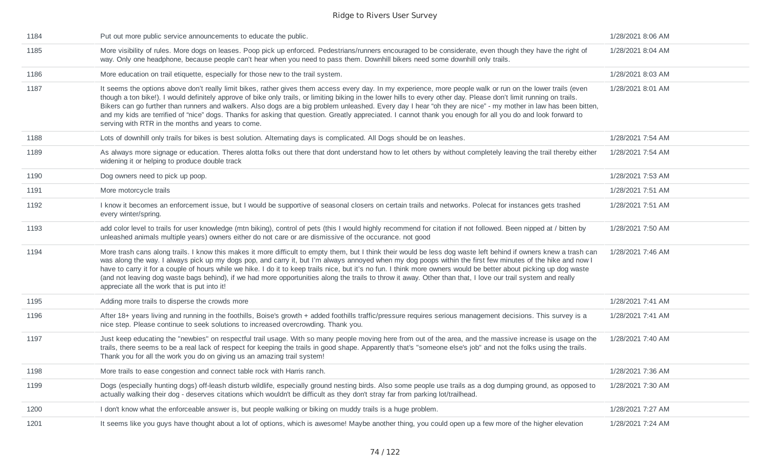| | | |
|---|---|---|
| 1184 | Put out more public service announcements to educate the public. | 1/28/2021 8:06 AM |
| 1185 | More visibility of rules. More dogs on leases. Poop pick up enforced. Pedestrians/runners encouraged to be considerate, even though they have the right of way. Only one headphone, because people can't hear when you need to pass them. Downhill bikers need some downhill only trails. | 1/28/2021 8:04 AM |
| 1186 | More education on trail etiquette, especially for those new to the trail system. | 1/28/2021 8:03 AM |
| 1187 | It seems the options above don't really limit bikes, rather gives them access every day. In my experience, more people walk or run on the lower trails (even though a ton bike!). I would definitely approve of bike only trails, or limiting biking in the lower hills to every other day. Please don't limit running on trails. Bikers can go further than runners and walkers. Also dogs are a big problem unleashed. Every day I hear "oh they are nice" - my mother in law has been bitten, and my kids are terrified of "nice" dogs. Thanks for asking that question. Greatly appreciated. I cannot thank you enough for all you do and look forward to serving with RTR in the months and years to come. | 1/28/2021 8:01 AM |
| 1188 | Lots of downhill only trails for bikes is best solution. Alternating days is complicated. All Dogs should be on leashes. | 1/28/2021 7:54 AM |
| 1189 | As always more signage or education. Theres alotta folks out there that dont understand how to let others by without completely leaving the trail thereby either widening it or helping to produce double track | 1/28/2021 7:54 AM |
| 1190 | Dog owners need to pick up poop. | 1/28/2021 7:53 AM |
| 1191 | More motorcycle trails | 1/28/2021 7:51 AM |
| 1192 | I know it becomes an enforcement issue, but I would be supportive of seasonal closers on certain trails and networks. Polecat for instances gets trashed every winter/spring. | 1/28/2021 7:51 AM |
| 1193 | add color level to trails for user knowledge (mtn biking), control of pets (this I would highly recommend for citation if not followed. Been nipped at / bitten by unleashed animals multiple years) owners either do not care or are dismissive of the occurance. not good | 1/28/2021 7:50 AM |
| 1194 | More trash cans along trails. I know this makes it more difficult to empty them, but I think their would be less dog waste left behind if owners knew a trash can was along the way. I always pick up my dogs pop, and carry it, but I'm always annoyed when my dog poops within the first few minutes of the hike and now I have to carry it for a couple of hours while we hike. I do it to keep trails nice, but it's no fun. I think more owners would be better about picking up dog waste (and not leaving dog waste bags behind), if we had more opportunities along the trails to throw it away. Other than that, I love our trail system and really appreciate all the work that is put into it! | 1/28/2021 7:46 AM |
| 1195 | Adding more trails to disperse the crowds more | 1/28/2021 7:41 AM |
| 1196 | After 18+ years living and running in the foothills, Boise's growth + added foothills traffic/pressure requires serious management decisions. This survey is a nice step. Please continue to seek solutions to increased overcrowding. Thank you. | 1/28/2021 7:41 AM |
| 1197 | Just keep educating the "newbies" on respectful trail usage. With so many people moving here from out of the area, and the massive increase is usage on the trails, there seems to be a real lack of respect for keeping the trails in good shape. Apparently that's "someone else's job" and not the folks using the trails. Thank you for all the work you do on giving us an amazing trail system! | 1/28/2021 7:40 AM |
| 1198 | More trails to ease congestion and connect table rock with Harris ranch. | 1/28/2021 7:36 AM |
| 1199 | Dogs (especially hunting dogs) off-leash disturb wildlife, especially ground nesting birds. Also some people use trails as a dog dumping ground, as opposed to actually walking their dog - deserves citations which wouldn't be difficult as they don't stray far from parking lot/trailhead. | 1/28/2021 7:30 AM |
| 1200 | I don't know what the enforceable answer is, but people walking or biking on muddy trails is a huge problem. | 1/28/2021 7:27 AM |
| 1201 | It seems like you guys have thought about a lot of options, which is awesome! Maybe another thing, you could open up a few more of the higher elevation | 1/28/2021 7:24 AM |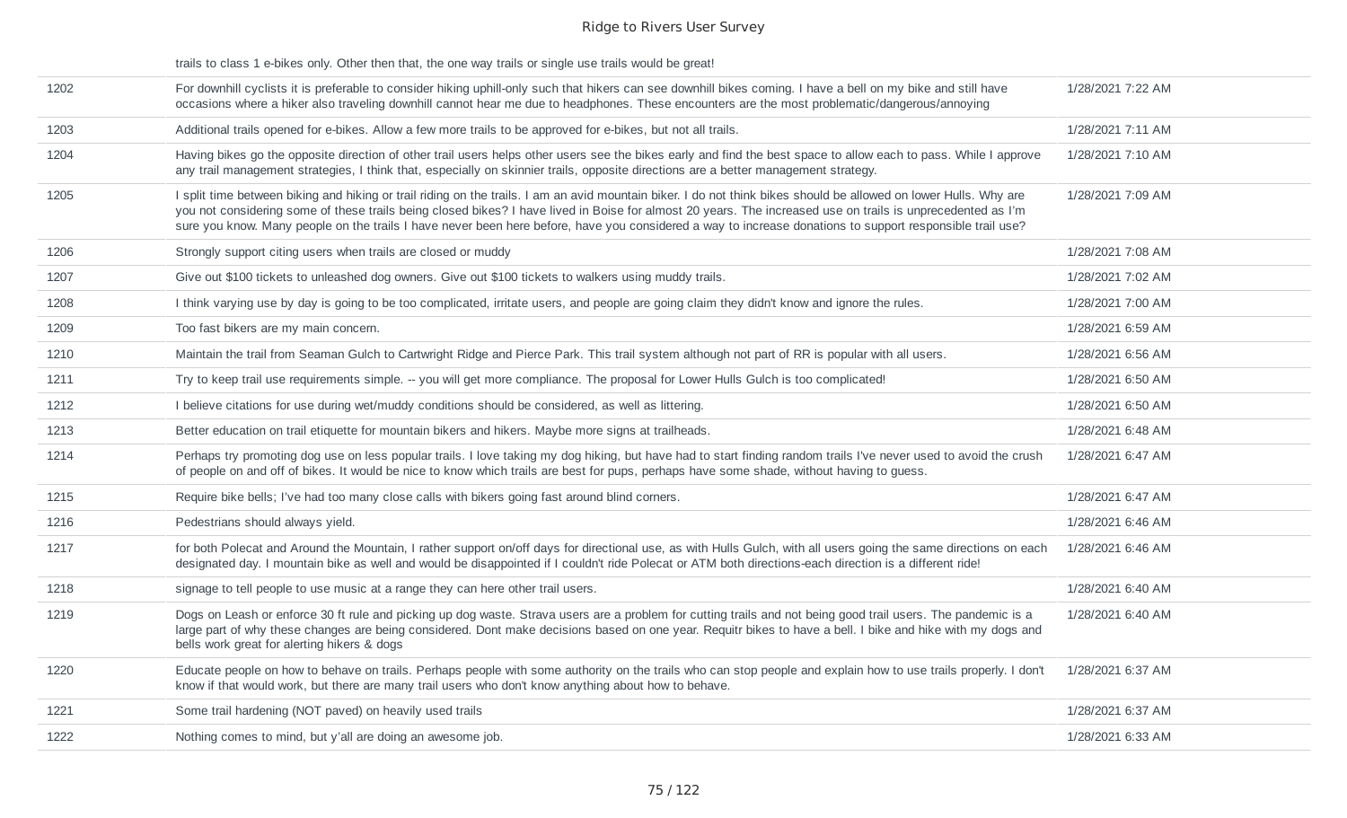| | trails to class 1 e-bikes only. Other then that, the one way trails or single use trails would be great! | |
|---|---|---|
| 1202 | For downhill cyclists it is preferable to consider hiking uphill-only such that hikers can see downhill bikes coming. I have a bell on my bike and still have occasions where a hiker also traveling downhill cannot hear me due to headphones. These encounters are the most problematic/dangerous/annoying | 1/28/2021 7:22 AM |
| 1203 | Additional trails opened for e-bikes. Allow a few more trails to be approved for e-bikes, but not all trails. | 1/28/2021 7:11 AM |
| 1204 | Having bikes go the opposite direction of other trail users helps other users see the bikes early and find the best space to allow each to pass. While I approve any trail management strategies, I think that, especially on skinnier trails, opposite directions are a better management strategy. | 1/28/2021 7:10 AM |
| 1205 | I split time between biking and hiking or trail riding on the trails. I am an avid mountain biker. I do not think bikes should be allowed on lower Hulls. Why are you not considering some of these trails being closed bikes? I have lived in Boise for almost 20 years. The increased use on trails is unprecedented as I'm sure you know. Many people on the trails I have never been here before, have you considered a way to increase donations to support responsible trail use? | 1/28/2021 7:09 AM |
| 1206 | Strongly support citing users when trails are closed or muddy | 1/28/2021 7:08 AM |
| 1207 | Give out $100 tickets to unleashed dog owners. Give out $100 tickets to walkers using muddy trails. | 1/28/2021 7:02 AM |
| 1208 | I think varying use by day is going to be too complicated, irritate users, and people are going claim they didn't know and ignore the rules. | 1/28/2021 7:00 AM |
| 1209 | Too fast bikers are my main concern. | 1/28/2021 6:59 AM |
| 1210 | Maintain the trail from Seaman Gulch to Cartwright Ridge and Pierce Park. This trail system although not part of RR is popular with all users. | 1/28/2021 6:56 AM |
| 1211 | Try to keep trail use requirements simple. -- you will get more compliance. The proposal for Lower Hulls Gulch is too complicated! | 1/28/2021 6:50 AM |
| 1212 | I believe citations for use during wet/muddy conditions should be considered, as well as littering. | 1/28/2021 6:50 AM |
| 1213 | Better education on trail etiquette for mountain bikers and hikers. Maybe more signs at trailheads. | 1/28/2021 6:48 AM |
| 1214 | Perhaps try promoting dog use on less popular trails. I love taking my dog hiking, but have had to start finding random trails I've never used to avoid the crush of people on and off of bikes. It would be nice to know which trails are best for pups, perhaps have some shade, without having to guess. | 1/28/2021 6:47 AM |
| 1215 | Require bike bells; I've had too many close calls with bikers going fast around blind corners. | 1/28/2021 6:47 AM |
| 1216 | Pedestrians should always yield. | 1/28/2021 6:46 AM |
| 1217 | for both Polecat and Around the Mountain, I rather support on/off days for directional use, as with Hulls Gulch, with all users going the same directions on each designated day. I mountain bike as well and would be disappointed if I couldn't ride Polecat or ATM both directions-each direction is a different ride! | 1/28/2021 6:46 AM |
| 1218 | signage to tell people to use music at a range they can here other trail users. | 1/28/2021 6:40 AM |
| 1219 | Dogs on Leash or enforce 30 ft rule and picking up dog waste. Strava users are a problem for cutting trails and not being good trail users. The pandemic is a large part of why these changes are being considered. Dont make decisions based on one year. Requitr bikes to have a bell. I bike and hike with my dogs and bells work great for alerting hikers & dogs | 1/28/2021 6:40 AM |
| 1220 | Educate people on how to behave on trails. Perhaps people with some authority on the trails who can stop people and explain how to use trails properly. I don't know if that would work, but there are many trail users who don't know anything about how to behave. | 1/28/2021 6:37 AM |
| 1221 | Some trail hardening (NOT paved) on heavily used trails | 1/28/2021 6:37 AM |
| 1222 | Nothing comes to mind, but y'all are doing an awesome job. | 1/28/2021 6:33 AM |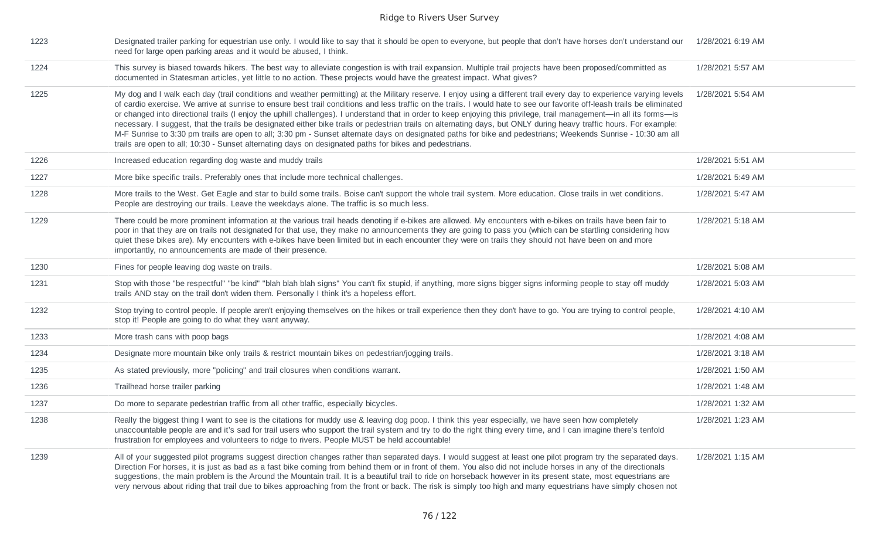| | | |
|---|---|---|
| 1223 | Designated trailer parking for equestrian use only. I would like to say that it should be open to everyone, but people that don't have horses don't understand our need for large open parking areas and it would be abused, I think. | 1/28/2021 6:19 AM |
| 1224 | This survey is biased towards hikers. The best way to alleviate congestion is with trail expansion. Multiple trail projects have been proposed/committed as documented in Statesman articles, yet little to no action. These projects would have the greatest impact. What gives? | 1/28/2021 5:57 AM |
| 1225 | My dog and I walk each day (trail conditions and weather permitting) at the Military reserve. I enjoy using a different trail every day to experience varying levels of cardio exercise. We arrive at sunrise to ensure best trail conditions and less traffic on the trails. I would hate to see our favorite off-leash trails be eliminated or changed into directional trails (I enjoy the uphill challenges). I understand that in order to keep enjoying this privilege, trail management—in all its forms—is necessary. I suggest, that the trails be designated either bike trails or pedestrian trails on alternating days, but ONLY during heavy traffic hours. For example: M-F Sunrise to 3:30 pm trails are open to all; 3:30 pm - Sunset alternate days on designated paths for bike and pedestrians; Weekends Sunrise - 10:30 am all trails are open to all; 10:30 - Sunset alternating days on designated paths for bikes and pedestrians. | 1/28/2021 5:54 AM |
| 1226 | Increased education regarding dog waste and muddy trails | 1/28/2021 5:51 AM |
| 1227 | More bike specific trails. Preferably ones that include more technical challenges. | 1/28/2021 5:49 AM |
| 1228 | More trails to the West. Get Eagle and star to build some trails. Boise can't support the whole trail system. More education. Close trails in wet conditions. People are destroying our trails. Leave the weekdays alone. The traffic is so much less. | 1/28/2021 5:47 AM |
| 1229 | There could be more prominent information at the various trail heads denoting if e-bikes are allowed. My encounters with e-bikes on trails have been fair to poor in that they are on trails not designated for that use, they make no announcements they are going to pass you (which can be startling considering how quiet these bikes are). My encounters with e-bikes have been limited but in each encounter they were on trails they should not have been on and more importantly, no announcements are made of their presence. | 1/28/2021 5:18 AM |
| 1230 | Fines for people leaving dog waste on trails. | 1/28/2021 5:08 AM |
| 1231 | Stop with those "be respectful" "be kind" "blah blah blah signs" You can't fix stupid, if anything, more signs bigger signs informing people to stay off muddy trails AND stay on the trail don't widen them. Personally I think it's a hopeless effort. | 1/28/2021 5:03 AM |
| 1232 | Stop trying to control people. If people aren't enjoying themselves on the hikes or trail experience then they don't have to go. You are trying to control people, stop it! People are going to do what they want anyway. | 1/28/2021 4:10 AM |
| 1233 | More trash cans with poop bags | 1/28/2021 4:08 AM |
| 1234 | Designate more mountain bike only trails & restrict mountain bikes on pedestrian/jogging trails. | 1/28/2021 3:18 AM |
| 1235 | As stated previously, more "policing" and trail closures when conditions warrant. | 1/28/2021 1:50 AM |
| 1236 | Trailhead horse trailer parking | 1/28/2021 1:48 AM |
| 1237 | Do more to separate pedestrian traffic from all other traffic, especially bicycles. | 1/28/2021 1:32 AM |
| 1238 | Really the biggest thing I want to see is the citations for muddy use & leaving dog poop. I think this year especially, we have seen how completely unaccountable people are and it's sad for trail users who support the trail system and try to do the right thing every time, and I can imagine there's tenfold frustration for employees and volunteers to ridge to rivers. People MUST be held accountable! | 1/28/2021 1:23 AM |
| 1239 | All of your suggested pilot programs suggest direction changes rather than separated days. I would suggest at least one pilot program try the separated days. Direction For horses, it is just as bad as a fast bike coming from behind them or in front of them. You also did not include horses in any of the directionals suggestions, the main problem is the Around the Mountain trail. It is a beautiful trail to ride on horseback however in its present state, most equestrians are very nervous about riding that trail due to bikes approaching from the front or back. The risk is simply too high and many equestrians have simply chosen not | 1/28/2021 1:15 AM |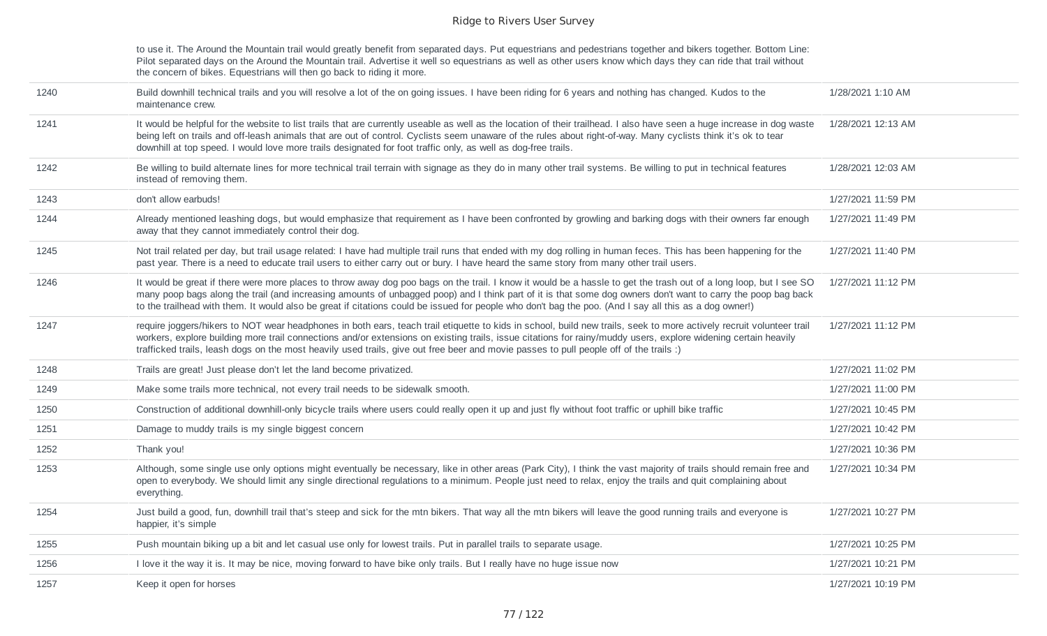| | | |
|---|---|---|
| | to use it. The Around the Mountain trail would greatly benefit from separated days. Put equestrians and pedestrians together and bikers together. Bottom Line: Pilot separated days on the Around the Mountain trail. Advertise it well so equestrians as well as other users know which days they can ride that trail without the concern of bikes. Equestrians will then go back to riding it more. | |
| 1240 | Build downhill technical trails and you will resolve a lot of the on going issues. I have been riding for 6 years and nothing has changed. Kudos to the maintenance crew. | 1/28/2021 1:10 AM |
| 1241 | It would be helpful for the website to list trails that are currently useable as well as the location of their trailhead. I also have seen a huge increase in dog waste being left on trails and off-leash animals that are out of control. Cyclists seem unaware of the rules about right-of-way. Many cyclists think it's ok to tear downhill at top speed. I would love more trails designated for foot traffic only, as well as dog-free trails. | 1/28/2021 12:13 AM |
| 1242 | Be willing to build alternate lines for more technical trail terrain with signage as they do in many other trail systems. Be willing to put in technical features instead of removing them. | 1/28/2021 12:03 AM |
| 1243 | don't allow earbuds! | 1/27/2021 11:59 PM |
| 1244 | Already mentioned leashing dogs, but would emphasize that requirement as I have been confronted by growling and barking dogs with their owners far enough away that they cannot immediately control their dog. | 1/27/2021 11:49 PM |
| 1245 | Not trail related per day, but trail usage related: I have had multiple trail runs that ended with my dog rolling in human feces. This has been happening for the past year. There is a need to educate trail users to either carry out or bury. I have heard the same story from many other trail users. | 1/27/2021 11:40 PM |
| 1246 | It would be great if there were more places to throw away dog poo bags on the trail. I know it would be a hassle to get the trash out of a long loop, but I see SO many poop bags along the trail (and increasing amounts of unbagged poop) and I think part of it is that some dog owners don't want to carry the poop bag back to the trailhead with them. It would also be great if citations could be issued for people who don't bag the poo. (And I say all this as a dog owner!) | 1/27/2021 11:12 PM |
| 1247 | require joggers/hikers to NOT wear headphones in both ears, teach trail etiquette to kids in school, build new trails, seek to more actively recruit volunteer trail workers, explore building more trail connections and/or extensions on existing trails, issue citations for rainy/muddy users, explore widening certain heavily trafficked trails, leash dogs on the most heavily used trails, give out free beer and movie passes to pull people off of the trails :) | 1/27/2021 11:12 PM |
| 1248 | Trails are great! Just please don't let the land become privatized. | 1/27/2021 11:02 PM |
| 1249 | Make some trails more technical, not every trail needs to be sidewalk smooth. | 1/27/2021 11:00 PM |
| 1250 | Construction of additional downhill-only bicycle trails where users could really open it up and just fly without foot traffic or uphill bike traffic | 1/27/2021 10:45 PM |
| 1251 | Damage to muddy trails is my single biggest concern | 1/27/2021 10:42 PM |
| 1252 | Thank you! | 1/27/2021 10:36 PM |
| 1253 | Although, some single use only options might eventually be necessary, like in other areas (Park City), I think the vast majority of trails should remain free and open to everybody. We should limit any single directional regulations to a minimum. People just need to relax, enjoy the trails and quit complaining about everything. | 1/27/2021 10:34 PM |
| 1254 | Just build a good, fun, downhill trail that's steep and sick for the mtn bikers. That way all the mtn bikers will leave the good running trails and everyone is happier, it's simple | 1/27/2021 10:27 PM |
| 1255 | Push mountain biking up a bit and let casual use only for lowest trails. Put in parallel trails to separate usage. | 1/27/2021 10:25 PM |
| 1256 | I love it the way it is. It may be nice, moving forward to have bike only trails. But I really have no huge issue now | 1/27/2021 10:21 PM |
| 1257 | Keep it open for horses | 1/27/2021 10:19 PM |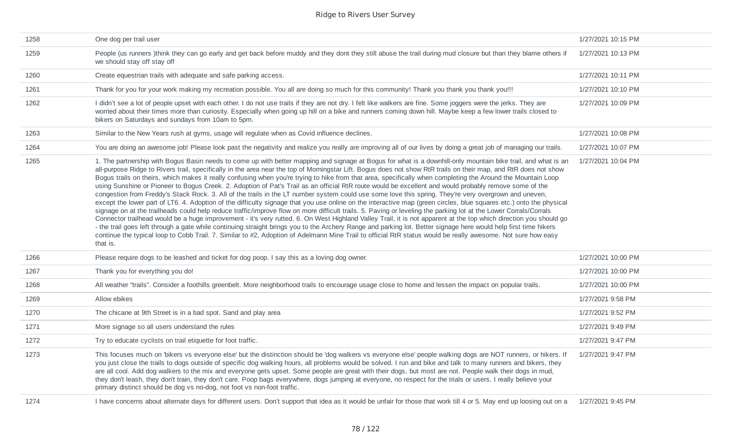| | | |
|---|---|---|
| 1258 | One dog per trail user | 1/27/2021 10:15 PM |
| 1259 | People (us runners )think they can go early and get back before muddy and they dont they still abuse the trail during mud closure but than they blame others if we should stay off stay off | 1/27/2021 10:13 PM |
| 1260 | Create equestrian trails with adequate and safe parking access. | 1/27/2021 10:11 PM |
| 1261 | Thank for you for your work making my recreation possible. You all are doing so much for this community! Thank you thank you thank you!!! | 1/27/2021 10:10 PM |
| 1262 | I didn't see a lot of people upset with each other. I do not use trails if they are not dry. I felt like walkers are fine. Some joggers were the jerks. They are worried about their times more than curiosity. Especially when going up hill on a bike and runners coming down hill. Maybe keep a few lower trails closed to bikers on Saturdays and sundays from 10am to 5pm. | 1/27/2021 10:09 PM |
| 1263 | Similar to the New Years rush at gyms, usage will regulate when as Covid influence declines. | 1/27/2021 10:08 PM |
| 1264 | You are doing an awesome job! Please look past the negativity and realize you really are improving all of our lives by doing a great job of managing our trails. | 1/27/2021 10:07 PM |
| 1265 | 1. The partnership with Bogus Basin needs to come up with better mapping and signage at Bogus for what is a downhill-only mountain bike trail, and what is an all-purpose Ridge to Rivers trail, specifically in the area near the top of Morningstar Lift. Bogus does not show RtR trails on their map, and RtR does not show Bogus trails on theirs, which makes it really confusing when you're trying to hike from that area, specifically when completing the Around the Mountain Loop using Sunshine or Pioneer to Bogus Creek. 2. Adoption of Pat's Trail as an official RtR route would be excellent and would probably remove some of the congestion from Freddy's Stack Rock. 3. All of the trails in the LT number system could use some love this spring. They're very overgrown and uneven, except the lower part of LT6. 4. Adoption of the difficulty signage that you use online on the interactive map (green circles, blue squares etc.) onto the physical signage on at the trailheads could help reduce traffic/improve flow on more difficult trails. 5. Paving or leveling the parking lot at the Lower Corrals/Corrals Connector trailhead would be a huge improvement - it's very rutted. 6. On West Highland Valley Trail, it is not apparent at the top which direction you should go - the trail goes left through a gate while continuing straight brings you to the Archery Range and parking lot. Better signage here would help first time hikers continue the typical loop to Cobb Trail. 7. Similar to #2, Adoption of Adelmann Mine Trail to official RtR status would be really awesome. Not sure how easy that is. | 1/27/2021 10:04 PM |
| 1266 | Please require dogs to be leashed and ticket for dog poop. I say this as a loving dog owner. | 1/27/2021 10:00 PM |
| 1267 | Thank you for everything you do! | 1/27/2021 10:00 PM |
| 1268 | All weather "trails". Consider a foothills greenbelt. More neighborhood trails to encourage usage close to home and lessen the impact on popular trails. | 1/27/2021 10:00 PM |
| 1269 | Allow ebikes | 1/27/2021 9:58 PM |
| 1270 | The chicane at 9th Street is in a bad spot. Sand and play area | 1/27/2021 9:52 PM |
| 1271 | More signage so all users understand the rules | 1/27/2021 9:49 PM |
| 1272 | Try to educate cyclists on trail etiquette for foot traffic. | 1/27/2021 9:47 PM |
| 1273 | This focuses much on 'bikers vs everyone else' but the distinction should be 'dog walkers vs everyone else' people walking dogs are NOT runners, or hikers. If you just close the trails to dogs outside of specific dog walking hours, all problems would be solved. I run and bike and talk to many runners and bikers, they are all cool. Add dog walkers to the mix and everyone gets upset. Some people are great with their dogs, but most are not. People walk their dogs in mud, they don't leash, they don't train, they don't care. Poop bags everywhere, dogs jumping at everyone, no respect for the trials or users. I really believe your primary distinct should be dog vs no-dog, not foot vs non-foot traffic. | 1/27/2021 9:47 PM |
| 1274 | I have concerns about alternate days for different users. Don't support that idea as it would be unfair for those that work till 4 or 5. May end up loosing out on a | 1/27/2021 9:45 PM |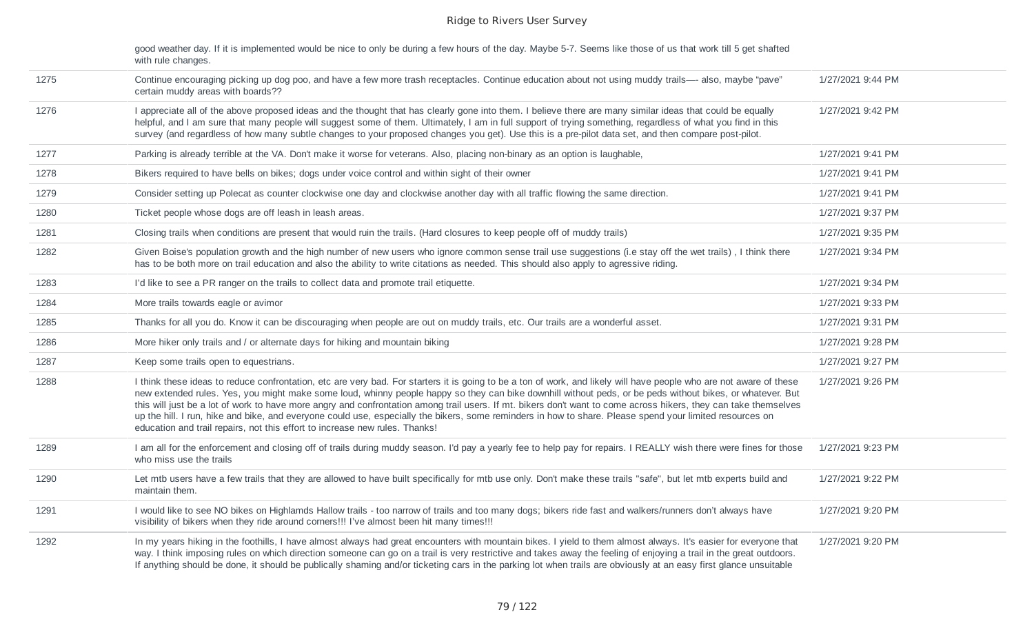| | | |
|---|---|---|
| | good weather day. If it is implemented would be nice to only be during a few hours of the day. Maybe 5-7. Seems like those of us that work till 5 get shafted with rule changes. | |
| 1275 | Continue encouraging picking up dog poo, and have a few more trash receptacles. Continue education about not using muddy trails—- also, maybe "pave" certain muddy areas with boards?? | 1/27/2021 9:44 PM |
| 1276 | I appreciate all of the above proposed ideas and the thought that has clearly gone into them. I believe there are many similar ideas that could be equally helpful, and I am sure that many people will suggest some of them. Ultimately, I am in full support of trying something, regardless of what you find in this survey (and regardless of how many subtle changes to your proposed changes you get). Use this is a pre-pilot data set, and then compare post-pilot. | 1/27/2021 9:42 PM |
| 1277 | Parking is already terrible at the VA. Don't make it worse for veterans. Also, placing non-binary as an option is laughable, | 1/27/2021 9:41 PM |
| 1278 | Bikers required to have bells on bikes; dogs under voice control and within sight of their owner | 1/27/2021 9:41 PM |
| 1279 | Consider setting up Polecat as counter clockwise one day and clockwise another day with all traffic flowing the same direction. | 1/27/2021 9:41 PM |
| 1280 | Ticket people whose dogs are off leash in leash areas. | 1/27/2021 9:37 PM |
| 1281 | Closing trails when conditions are present that would ruin the trails. (Hard closures to keep people off of muddy trails) | 1/27/2021 9:35 PM |
| 1282 | Given Boise's population growth and the high number of new users who ignore common sense trail use suggestions (i.e stay off the wet trails) , I think there has to be both more on trail education and also the ability to write citations as needed. This should also apply to agressive riding. | 1/27/2021 9:34 PM |
| 1283 | I'd like to see a PR ranger on the trails to collect data and promote trail etiquette. | 1/27/2021 9:34 PM |
| 1284 | More trails towards eagle or avimor | 1/27/2021 9:33 PM |
| 1285 | Thanks for all you do. Know it can be discouraging when people are out on muddy trails, etc. Our trails are a wonderful asset. | 1/27/2021 9:31 PM |
| 1286 | More hiker only trails and / or alternate days for hiking and mountain biking | 1/27/2021 9:28 PM |
| 1287 | Keep some trails open to equestrians. | 1/27/2021 9:27 PM |
| 1288 | I think these ideas to reduce confrontation, etc are very bad. For starters it is going to be a ton of work, and likely will have people who are not aware of these new extended rules. Yes, you might make some loud, whinny people happy so they can bike downhill without peds, or be peds without bikes, or whatever. But this will just be a lot of work to have more angry and confrontation among trail users. If mt. bikers don't want to come across hikers, they can take themselves up the hill. I run, hike and bike, and everyone could use, especially the bikers, some reminders in how to share. Please spend your limited resources on education and trail repairs, not this effort to increase new rules. Thanks! | 1/27/2021 9:26 PM |
| 1289 | I am all for the enforcement and closing off of trails during muddy season. I'd pay a yearly fee to help pay for repairs. I REALLY wish there were fines for those who miss use the trails | 1/27/2021 9:23 PM |
| 1290 | Let mtb users have a few trails that they are allowed to have built specifically for mtb use only. Don't make these trails "safe", but let mtb experts build and maintain them. | 1/27/2021 9:22 PM |
| 1291 | I would like to see NO bikes on Highlamds Hallow trails - too narrow of trails and too many dogs; bikers ride fast and walkers/runners don't always have visibility of bikers when they ride around corners!!! I've almost been hit many times!!! | 1/27/2021 9:20 PM |
| 1292 | In my years hiking in the foothills, I have almost always had great encounters with mountain bikes. I yield to them almost always. It's easier for everyone that way. I think imposing rules on which direction someone can go on a trail is very restrictive and takes away the feeling of enjoying a trail in the great outdoors. If anything should be done, it should be publically shaming and/or ticketing cars in the parking lot when trails are obviously at an easy first glance unsuitable | 1/27/2021 9:20 PM |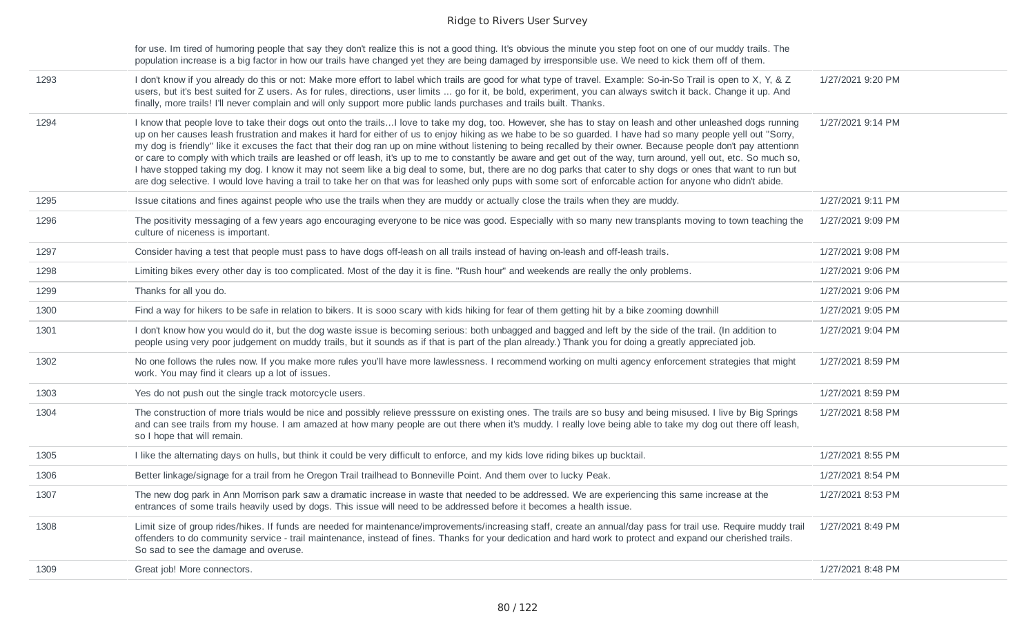|  |  |  |
|---|---|---|
|  | for use. Im tired of humoring people that say they don't realize this is not a good thing. It's obvious the minute you step foot on one of our muddy trails. The population increase is a big factor in how our trails have changed yet they are being damaged by irresponsible use. We need to kick them off of them. |  |
| 1293 | I don't know if you already do this or not: Make more effort to label which trails are good for what type of travel. Example: So-in-So Trail is open to X, Y, & Z users, but it's best suited for Z users. As for rules, directions, user limits ... go for it, be bold, experiment, you can always switch it back. Change it up. And finally, more trails! I'll never complain and will only support more public lands purchases and trails built. Thanks. | 1/27/2021 9:20 PM |
| 1294 | I know that people love to take their dogs out onto the trails...I love to take my dog, too. However, she has to stay on leash and other unleashed dogs running up on her causes leash frustration and makes it hard for either of us to enjoy hiking as we habe to be so guarded. I have had so many people yell out "Sorry, my dog is friendly" like it excuses the fact that their dog ran up on mine without listening to being recalled by their owner. Because people don't pay attentionn or care to comply with which trails are leashed or off leash, it's up to me to constantly be aware and get out of the way, turn around, yell out, etc. So much so, I have stopped taking my dog. I know it may not seem like a big deal to some, but, there are no dog parks that cater to shy dogs or ones that want to run but are dog selective. I would love having a trail to take her on that was for leashed only pups with some sort of enforcable action for anyone who didn't abide. | 1/27/2021 9:14 PM |
| 1295 | Issue citations and fines against people who use the trails when they are muddy or actually close the trails when they are muddy. | 1/27/2021 9:11 PM |
| 1296 | The positivity messaging of a few years ago encouraging everyone to be nice was good. Especially with so many new transplants moving to town teaching the culture of niceness is important. | 1/27/2021 9:09 PM |
| 1297 | Consider having a test that people must pass to have dogs off-leash on all trails instead of having on-leash and off-leash trails. | 1/27/2021 9:08 PM |
| 1298 | Limiting bikes every other day is too complicated. Most of the day it is fine. "Rush hour" and weekends are really the only problems. | 1/27/2021 9:06 PM |
| 1299 | Thanks for all you do. | 1/27/2021 9:06 PM |
| 1300 | Find a way for hikers to be safe in relation to bikers. It is sooo scary with kids hiking for fear of them getting hit by a bike zooming downhill | 1/27/2021 9:05 PM |
| 1301 | I don't know how you would do it, but the dog waste issue is becoming serious: both unbagged and bagged and left by the side of the trail. (In addition to people using very poor judgement on muddy trails, but it sounds as if that is part of the plan already.) Thank you for doing a greatly appreciated job. | 1/27/2021 9:04 PM |
| 1302 | No one follows the rules now. If you make more rules you'll have more lawlessness. I recommend working on multi agency enforcement strategies that might work. You may find it clears up a lot of issues. | 1/27/2021 8:59 PM |
| 1303 | Yes do not push out the single track motorcycle users. | 1/27/2021 8:59 PM |
| 1304 | The construction of more trials would be nice and possibly relieve presssure on existing ones. The trails are so busy and being misused. I live by Big Springs and can see trails from my house. I am amazed at how many people are out there when it's muddy. I really love being able to take my dog out there off leash, so I hope that will remain. | 1/27/2021 8:58 PM |
| 1305 | I like the alternating days on hulls, but think it could be very difficult to enforce, and my kids love riding bikes up bucktail. | 1/27/2021 8:55 PM |
| 1306 | Better linkage/signage for a trail from he Oregon Trail trailhead to Bonneville Point. And them over to lucky Peak. | 1/27/2021 8:54 PM |
| 1307 | The new dog park in Ann Morrison park saw a dramatic increase in waste that needed to be addressed. We are experiencing this same increase at the entrances of some trails heavily used by dogs. This issue will need to be addressed before it becomes a health issue. | 1/27/2021 8:53 PM |
| 1308 | Limit size of group rides/hikes. If funds are needed for maintenance/improvements/increasing staff, create an annual/day pass for trail use. Require muddy trail offenders to do community service - trail maintenance, instead of fines. Thanks for your dedication and hard work to protect and expand our cherished trails. So sad to see the damage and overuse. | 1/27/2021 8:49 PM |
| 1309 | Great job! More connectors. | 1/27/2021 8:48 PM |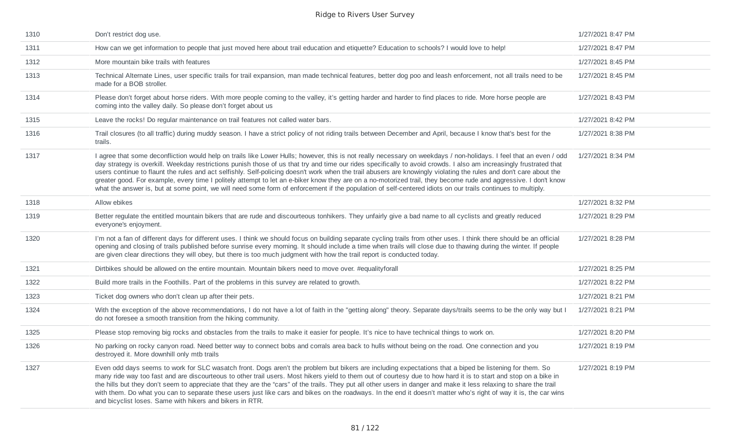| | | |
|---|---|---|
| 1310 | Don't restrict dog use. | 1/27/2021 8:47 PM |
| 1311 | How can we get information to people that just moved here about trail education and etiquette? Education to schools? I would love to help! | 1/27/2021 8:47 PM |
| 1312 | More mountain bike trails with features | 1/27/2021 8:45 PM |
| 1313 | Technical Alternate Lines, user specific trails for trail expansion, man made technical features, better dog poo and leash enforcement, not all trails need to be made for a BOB stroller. | 1/27/2021 8:45 PM |
| 1314 | Please don't forget about horse riders. With more people coming to the valley, it's getting harder and harder to find places to ride. More horse people are coming into the valley daily. So please don't forget about us | 1/27/2021 8:43 PM |
| 1315 | Leave the rocks! Do regular maintenance on trail features not called water bars. | 1/27/2021 8:42 PM |
| 1316 | Trail closures (to all traffic) during muddy season. I have a strict policy of not riding trails between December and April, because I know that's best for the trails. | 1/27/2021 8:38 PM |
| 1317 | I agree that some deconfliction would help on trails like Lower Hulls; however, this is not really necessary on weekdays / non-holidays. I feel that an even / odd day strategy is overkill. Weekday restrictions punish those of us that try and time our rides specifically to avoid crowds. I also am increasingly frustrated that users continue to flaunt the rules and act selfishly. Self-policing doesn't work when the trail abusers are knowingly violating the rules and don't care about the greater good. For example, every time I politely attempt to let an e-biker know they are on a no-motorized trail, they become rude and aggressive. I don't know what the answer is, but at some point, we will need some form of enforcement if the population of self-centered idiots on our trails continues to multiply. | 1/27/2021 8:34 PM |
| 1318 | Allow ebikes | 1/27/2021 8:32 PM |
| 1319 | Better regulate the entitled mountain bikers that are rude and discourteous tonhikers. They unfairly give a bad name to all cyclists and greatly reduced everyone's enjoyment. | 1/27/2021 8:29 PM |
| 1320 | I'm not a fan of different days for different uses. I think we should focus on building separate cycling trails from other uses. I think there should be an official opening and closing of trails published before sunrise every morning. It should include a time when trails will close due to thawing during the winter. If people are given clear directions they will obey, but there is too much judgment with how the trail report is conducted today. | 1/27/2021 8:28 PM |
| 1321 | Dirtbikes should be allowed on the entire mountain. Mountain bikers need to move over. #equalityforall | 1/27/2021 8:25 PM |
| 1322 | Build more trails in the Foothills. Part of the problems in this survey are related to growth. | 1/27/2021 8:22 PM |
| 1323 | Ticket dog owners who don't clean up after their pets. | 1/27/2021 8:21 PM |
| 1324 | With the exception of the above recommendations, I do not have a lot of faith in the "getting along" theory. Separate days/trails seems to be the only way but I do not foresee a smooth transition from the hiking community. | 1/27/2021 8:21 PM |
| 1325 | Please stop removing big rocks and obstacles from the trails to make it easier for people. It's nice to have technical things to work on. | 1/27/2021 8:20 PM |
| 1326 | No parking on rocky canyon road. Need better way to connect bobs and corrals area back to hulls without being on the road. One connection and you destroyed it. More downhill only mtb trails | 1/27/2021 8:19 PM |
| 1327 | Even odd days seems to work for SLC wasatch front. Dogs aren't the problem but bikers are including expectations that a biped be listening for them. So many ride way too fast and are discourteous to other trail users. Most hikers yield to them out of courtesy due to how hard it is to start and stop on a bike in the hills but they don't seem to appreciate that they are the "cars" of the trails. They put all other users in danger and make it less relaxing to share the trail with them. Do what you can to separate these users just like cars and bikes on the roadways. In the end it doesn't matter who's right of way it is, the car wins and bicyclist loses. Same with hikers and bikers in RTR. | 1/27/2021 8:19 PM |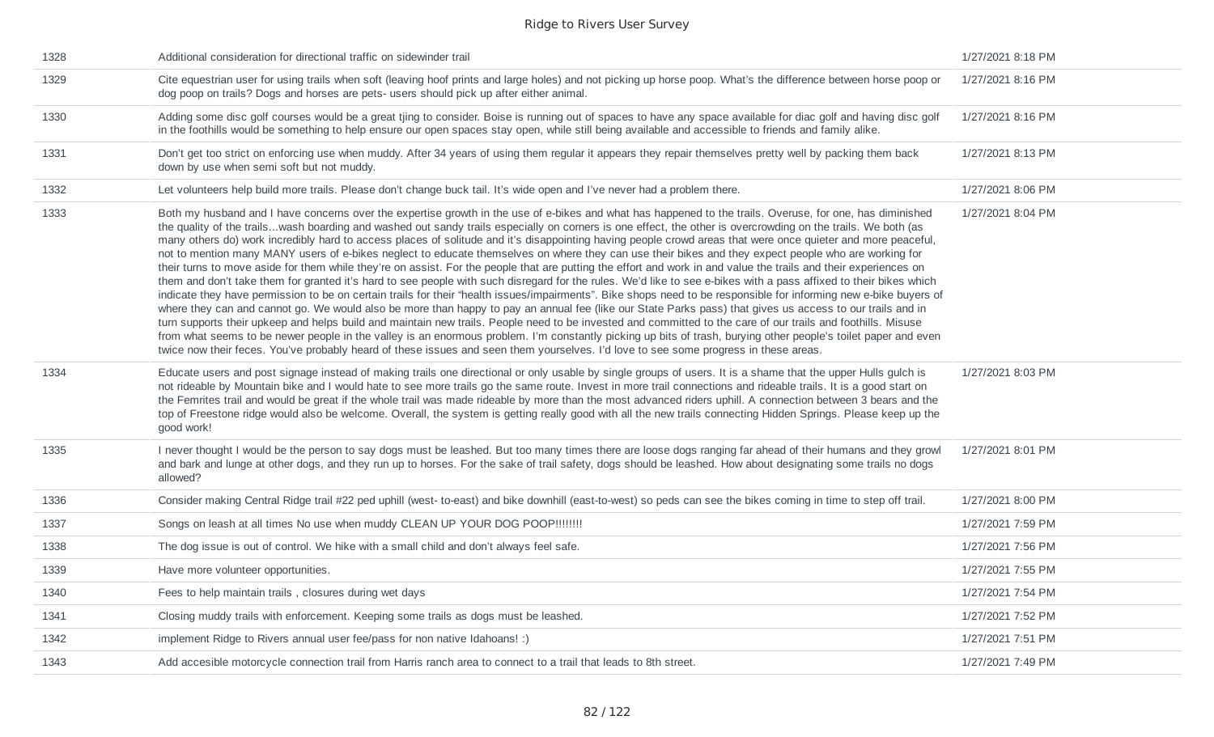| 1328 | Additional consideration for directional traffic on sidewinder trail | 1/27/2021 8:18 PM |
|---|---|---|
| 1329 | Cite equestrian user for using trails when soft (leaving hoof prints and large holes) and not picking up horse poop. What's the difference between horse poop or dog poop on trails? Dogs and horses are pets- users should pick up after either animal. | 1/27/2021 8:16 PM |
| 1330 | Adding some disc golf courses would be a great tjing to consider. Boise is running out of spaces to have any space available for diac golf and having disc golf in the foothills would be something to help ensure our open spaces stay open, while still being available and accessible to friends and family alike. | 1/27/2021 8:16 PM |
| 1331 | Don't get too strict on enforcing use when muddy. After 34 years of using them regular it appears they repair themselves pretty well by packing them back down by use when semi soft but not muddy. | 1/27/2021 8:13 PM |
| 1332 | Let volunteers help build more trails. Please don't change buck tail. It's wide open and I've never had a problem there. | 1/27/2021 8:06 PM |
| 1333 | Both my husband and I have concerns over the expertise growth in the use of e-bikes and what has happened to the trails. Overuse, for one, has diminished the quality of the trails...wash boarding and washed out sandy trails especially on corners is one effect, the other is overcrowding on the trails. We both (as many others do) work incredibly hard to access places of solitude and it's disappointing having people crowd areas that were once quieter and more peaceful, not to mention many MANY users of e-bikes neglect to educate themselves on where they can use their bikes and they expect people who are working for their turns to move aside for them while they're on assist. For the people that are putting the effort and work in and value the trails and their experiences on them and don't take them for granted it's hard to see people with such disregard for the rules. We'd like to see e-bikes with a pass affixed to their bikes which indicate they have permission to be on certain trails for their "health issues/impairments". Bike shops need to be responsible for informing new e-bike buyers of where they can and cannot go. We would also be more than happy to pay an annual fee (like our State Parks pass) that gives us access to our trails and in turn supports their upkeep and helps build and maintain new trails. People need to be invested and committed to the care of our trails and foothills. Misuse from what seems to be newer people in the valley is an enormous problem. I'm constantly picking up bits of trash, burying other people's toilet paper and even twice now their feces. You've probably heard of these issues and seen them yourselves. I'd love to see some progress in these areas. | 1/27/2021 8:04 PM |
| 1334 | Educate users and post signage instead of making trails one directional or only usable by single groups of users. It is a shame that the upper Hulls gulch is not rideable by Mountain bike and I would hate to see more trails go the same route. Invest in more trail connections and rideable trails. It is a good start on the Femrites trail and would be great if the whole trail was made rideable by more than the most advanced riders uphill. A connection between 3 bears and the top of Freestone ridge would also be welcome. Overall, the system is getting really good with all the new trails connecting Hidden Springs. Please keep up the good work! | 1/27/2021 8:03 PM |
| 1335 | I never thought I would be the person to say dogs must be leashed. But too many times there are loose dogs ranging far ahead of their humans and they growl and bark and lunge at other dogs, and they run up to horses. For the sake of trail safety, dogs should be leashed. How about designating some trails no dogs allowed? | 1/27/2021 8:01 PM |
| 1336 | Consider making Central Ridge trail #22 ped uphill (west- to-east) and bike downhill (east-to-west) so peds can see the bikes coming in time to step off trail. | 1/27/2021 8:00 PM |
| 1337 | Songs on leash at all times No use when muddy CLEAN UP YOUR DOG POOP!!!!!!!! | 1/27/2021 7:59 PM |
| 1338 | The dog issue is out of control. We hike with a small child and don't always feel safe. | 1/27/2021 7:56 PM |
| 1339 | Have more volunteer opportunities. | 1/27/2021 7:55 PM |
| 1340 | Fees to help maintain trails , closures during wet days | 1/27/2021 7:54 PM |
| 1341 | Closing muddy trails with enforcement. Keeping some trails as dogs must be leashed. | 1/27/2021 7:52 PM |
| 1342 | implement Ridge to Rivers annual user fee/pass for non native Idahoans! :) | 1/27/2021 7:51 PM |
| 1343 | Add accesible motorcycle connection trail from Harris ranch area to connect to a trail that leads to 8th street. | 1/27/2021 7:49 PM |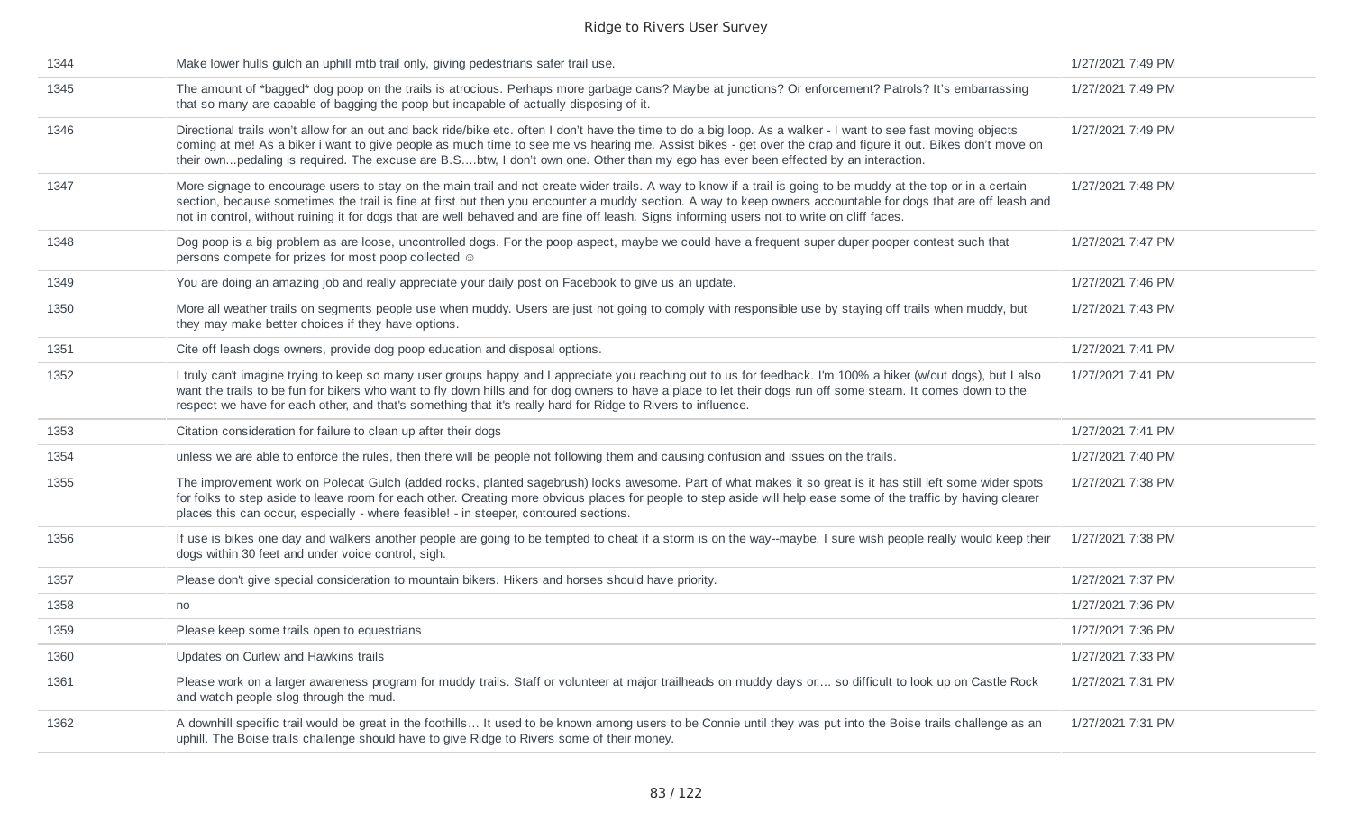| | | |
|---|---|---|
| 1344 | Make lower hulls gulch an uphill mtb trail only, giving pedestrians safer trail use. | 1/27/2021 7:49 PM |
| 1345 | The amount of *bagged* dog poop on the trails is atrocious. Perhaps more garbage cans? Maybe at junctions? Or enforcement? Patrols? It's embarrassing that so many are capable of bagging the poop but incapable of actually disposing of it. | 1/27/2021 7:49 PM |
| 1346 | Directional trails won't allow for an out and back ride/bike etc. often I don't have the time to do a big loop. As a walker - I want to see fast moving objects coming at me! As a biker i want to give people as much time to see me vs hearing me. Assist bikes - get over the crap and figure it out. Bikes don't move on their own...pedaling is required. The excuse are B.S....btw, I don't own one. Other than my ego has ever been effected by an interaction. | 1/27/2021 7:49 PM |
| 1347 | More signage to encourage users to stay on the main trail and not create wider trails. A way to know if a trail is going to be muddy at the top or in a certain section, because sometimes the trail is fine at first but then you encounter a muddy section. A way to keep owners accountable for dogs that are off leash and not in control, without ruining it for dogs that are well behaved and are fine off leash. Signs informing users not to write on cliff faces. | 1/27/2021 7:48 PM |
| 1348 | Dog poop is a big problem as are loose, uncontrolled dogs. For the poop aspect, maybe we could have a frequent super duper pooper contest such that persons compete for prizes for most poop collected ☺ | 1/27/2021 7:47 PM |
| 1349 | You are doing an amazing job and really appreciate your daily post on Facebook to give us an update. | 1/27/2021 7:46 PM |
| 1350 | More all weather trails on segments people use when muddy. Users are just not going to comply with responsible use by staying off trails when muddy, but they may make better choices if they have options. | 1/27/2021 7:43 PM |
| 1351 | Cite off leash dogs owners, provide dog poop education and disposal options. | 1/27/2021 7:41 PM |
| 1352 | I truly can't imagine trying to keep so many user groups happy and I appreciate you reaching out to us for feedback. I'm 100% a hiker (w/out dogs), but I also want the trails to be fun for bikers who want to fly down hills and for dog owners to have a place to let their dogs run off some steam. It comes down to the respect we have for each other, and that's something that it's really hard for Ridge to Rivers to influence. | 1/27/2021 7:41 PM |
| 1353 | Citation consideration for failure to clean up after their dogs | 1/27/2021 7:41 PM |
| 1354 | unless we are able to enforce the rules, then there will be people not following them and causing confusion and issues on the trails. | 1/27/2021 7:40 PM |
| 1355 | The improvement work on Polecat Gulch (added rocks, planted sagebrush) looks awesome. Part of what makes it so great is it has still left some wider spots for folks to step aside to leave room for each other. Creating more obvious places for people to step aside will help ease some of the traffic by having clearer places this can occur, especially - where feasible! - in steeper, contoured sections. | 1/27/2021 7:38 PM |
| 1356 | If use is bikes one day and walkers another people are going to be tempted to cheat if a storm is on the way--maybe. I sure wish people really would keep their dogs within 30 feet and under voice control, sigh. | 1/27/2021 7:38 PM |
| 1357 | Please don't give special consideration to mountain bikers. Hikers and horses should have priority. | 1/27/2021 7:37 PM |
| 1358 | no | 1/27/2021 7:36 PM |
| 1359 | Please keep some trails open to equestrians | 1/27/2021 7:36 PM |
| 1360 | Updates on Curlew and Hawkins trails | 1/27/2021 7:33 PM |
| 1361 | Please work on a larger awareness program for muddy trails. Staff or volunteer at major trailheads on muddy days or.... so difficult to look up on Castle Rock and watch people slog through the mud. | 1/27/2021 7:31 PM |
| 1362 | A downhill specific trail would be great in the foothills… It used to be known among users to be Connie until they was put into the Boise trails challenge as an uphill. The Boise trails challenge should have to give Ridge to Rivers some of their money. | 1/27/2021 7:31 PM |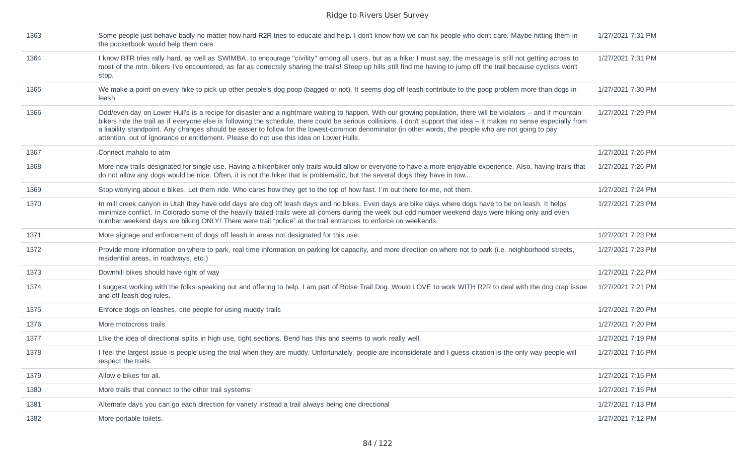| | | |
|---|---|---|
| 1363 | Some people just behave badly no matter how hard R2R tries to educate and help. I don't know how we can fix people who don't care. Maybe hitting them in the pocketbook would help them care. | 1/27/2021 7:31 PM |
| 1364 | I know RTR tries rally hard, as well as SWIMBA, to encourage "civility" among all users, but as a hiker I must say, the message is still not getting across to most of the mtn. bikers I've encountered, as far as correctsly sharing the trails! Steep up hills still find me having to jump off the trail because cyclists won't stop. | 1/27/2021 7:31 PM |
| 1365 | We make a point on every hike to pick up other people's dog poop (bagged or not). It seems dog off leash contribute to the poop problem more than dogs in leash | 1/27/2021 7:30 PM |
| 1366 | Odd/even day on Lower Hull's is a recipe for disaster and a nightmare waiting to happen. With our growing population, there will be violators -- and if mountain bikers ride the trail as if everyone else is following the schedule, there could be serious collisions. I don't support that idea -- it makes no sense especially from a liability standpoint. Any changes should be easier to follow for the lowest-common denominator (in other words, the people who are not going to pay attention, out of ignorance or entitlement. Please do not use this idea on Lower Hulls. | 1/27/2021 7:29 PM |
| 1367 | Connect mahalo to atm | 1/27/2021 7:26 PM |
| 1368 | More new trails designated for single use. Having a hiker/biker only trails would allow or everyone to have a more enjoyable experience. Also, having trails that do not allow any dogs would be nice. Often, it is not the hiker that is problematic, but the several dogs they have in tow.... | 1/27/2021 7:26 PM |
| 1369 | Stop worrying about e bikes. Let them ride. Who cares how they get to the top of how fast. I'm out there for me, not them. | 1/27/2021 7:24 PM |
| 1370 | In mill creek canyon in Utah they have odd days are dog off leash days and no bikes. Even days are bike days where dogs have to be on leash. It helps minimize conflict. In Colorado some of the heavily trailed trails were all comers during the week but odd number weekend days were hiking only and even number weekend days are biking ONLY! There were trail "police" at the trail entrances to enforce on weekends. | 1/27/2021 7:23 PM |
| 1371 | More signage and enforcement of dogs off leash in areas not designated for this use. | 1/27/2021 7:23 PM |
| 1372 | Provide more information on where to park, real time information on parking lot capacity, and more direction on where not to park (i.e. neighborhood streets, residential areas, in roadways, etc.) | 1/27/2021 7:23 PM |
| 1373 | Downhill bikes should have right of way | 1/27/2021 7:22 PM |
| 1374 | I suggest working with the folks speaking out and offering to help. I am part of Boise Trail Dog. Would LOVE to work WITH R2R to deal with the dog crap issue and off leash dog rules. | 1/27/2021 7:21 PM |
| 1375 | Enforce dogs on leashes, cite people for using muddy trails | 1/27/2021 7:20 PM |
| 1376 | More motocross trails | 1/27/2021 7:20 PM |
| 1377 | LIke the idea of directional splits in high use, tight sections. Bend has this and seems to work really well. | 1/27/2021 7:19 PM |
| 1378 | I feel the largest issue is people using the trial when they are muddy. Unfortunately, people are inconsiderate and I guess citation is the only way people will respect the trails. | 1/27/2021 7:16 PM |
| 1379 | Allow e bikes for all. | 1/27/2021 7:15 PM |
| 1380 | More trails that connect to the other trail systems | 1/27/2021 7:15 PM |
| 1381 | Alternate days you can go each direction for variety instead a trail always being one directional | 1/27/2021 7:13 PM |
| 1382 | More portable toilets. | 1/27/2021 7:12 PM |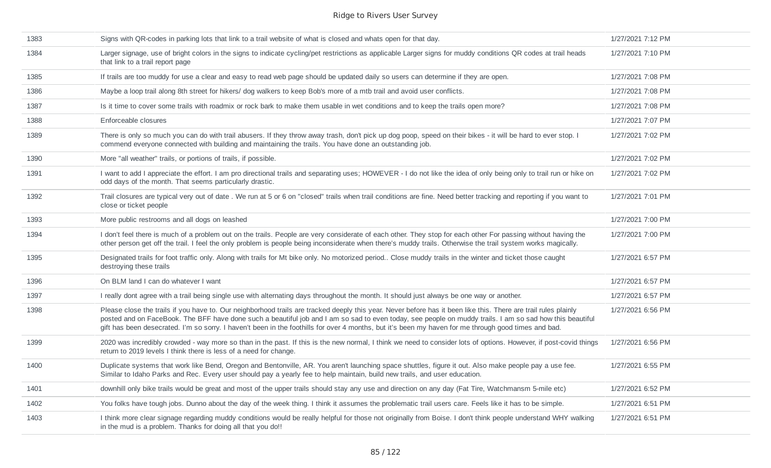| | | |
|---|---|---|
| 1383 | Signs with QR-codes in parking lots that link to a trail website of what is closed and whats open for that day. | 1/27/2021 7:12 PM |
| 1384 | Larger signage, use of bright colors in the signs to indicate cycling/pet restrictions as applicable Larger signs for muddy conditions QR codes at trail heads that link to a trail report page | 1/27/2021 7:10 PM |
| 1385 | If trails are too muddy for use a clear and easy to read web page should be updated daily so users can determine if they are open. | 1/27/2021 7:08 PM |
| 1386 | Maybe a loop trail along 8th street for hikers/ dog walkers to keep Bob's more of a mtb trail and avoid user conflicts. | 1/27/2021 7:08 PM |
| 1387 | Is it time to cover some trails with roadmix or rock bark to make them usable in wet conditions and to keep the trails open more? | 1/27/2021 7:08 PM |
| 1388 | Enforceable closures | 1/27/2021 7:07 PM |
| 1389 | There is only so much you can do with trail abusers. If they throw away trash, don't pick up dog poop, speed on their bikes - it will be hard to ever stop. I commend everyone connected with building and maintaining the trails. You have done an outstanding job. | 1/27/2021 7:02 PM |
| 1390 | More "all weather" trails, or portions of trails, if possible. | 1/27/2021 7:02 PM |
| 1391 | I want to add I appreciate the effort. I am pro directional trails and separating uses; HOWEVER - I do not like the idea of only being only to trail run or hike on odd days of the month. That seems particularly drastic. | 1/27/2021 7:02 PM |
| 1392 | Trail closures are typical very out of date . We run at 5 or 6 on "closed" trails when trail conditions are fine. Need better tracking and reporting if you want to close or ticket people | 1/27/2021 7:01 PM |
| 1393 | More public restrooms and all dogs on leashed | 1/27/2021 7:00 PM |
| 1394 | I don't feel there is much of a problem out on the trails. People are very considerate of each other. They stop for each other For passing without having the other person get off the trail. I feel the only problem is people being inconsiderate when there's muddy trails. Otherwise the trail system works magically. | 1/27/2021 7:00 PM |
| 1395 | Designated trails for foot traffic only. Along with trails for Mt bike only. No motorized period.. Close muddy trails in the winter and ticket those caught destroying these trails | 1/27/2021 6:57 PM |
| 1396 | On BLM land I can do whatever I want | 1/27/2021 6:57 PM |
| 1397 | I really dont agree with a trail being single use with alternating days throughout the month. It should just always be one way or another. | 1/27/2021 6:57 PM |
| 1398 | Please close the trails if you have to. Our neighborhood trails are tracked deeply this year. Never before has it been like this. There are trail rules plainly posted and on FaceBook. The BFF have done such a beautiful job and I am so sad to even today, see people on muddy trails. I am so sad how this beautiful gift has been desecrated. I'm so sorry. I haven't been in the foothills for over 4 months, but it's been my haven for me through good times and bad. | 1/27/2021 6:56 PM |
| 1399 | 2020 was incredibly crowded - way more so than in the past. If this is the new normal, I think we need to consider lots of options. However, if post-covid things return to 2019 levels I think there is less of a need for change. | 1/27/2021 6:56 PM |
| 1400 | Duplicate systems that work like Bend, Oregon and Bentonville, AR. You aren't launching space shuttles, figure it out. Also make people pay a use fee. Similar to Idaho Parks and Rec. Every user should pay a yearly fee to help maintain, build new trails, and user education. | 1/27/2021 6:55 PM |
| 1401 | downhill only bike trails would be great and most of the upper trails should stay any use and direction on any day (Fat Tire, Watchmansm 5-mile etc) | 1/27/2021 6:52 PM |
| 1402 | You folks have tough jobs. Dunno about the day of the week thing. I think it assumes the problematic trail users care. Feels like it has to be simple. | 1/27/2021 6:51 PM |
| 1403 | I think more clear signage regarding muddy conditions would be really helpful for those not originally from Boise. I don't think people understand WHY walking in the mud is a problem. Thanks for doing all that you do!! | 1/27/2021 6:51 PM |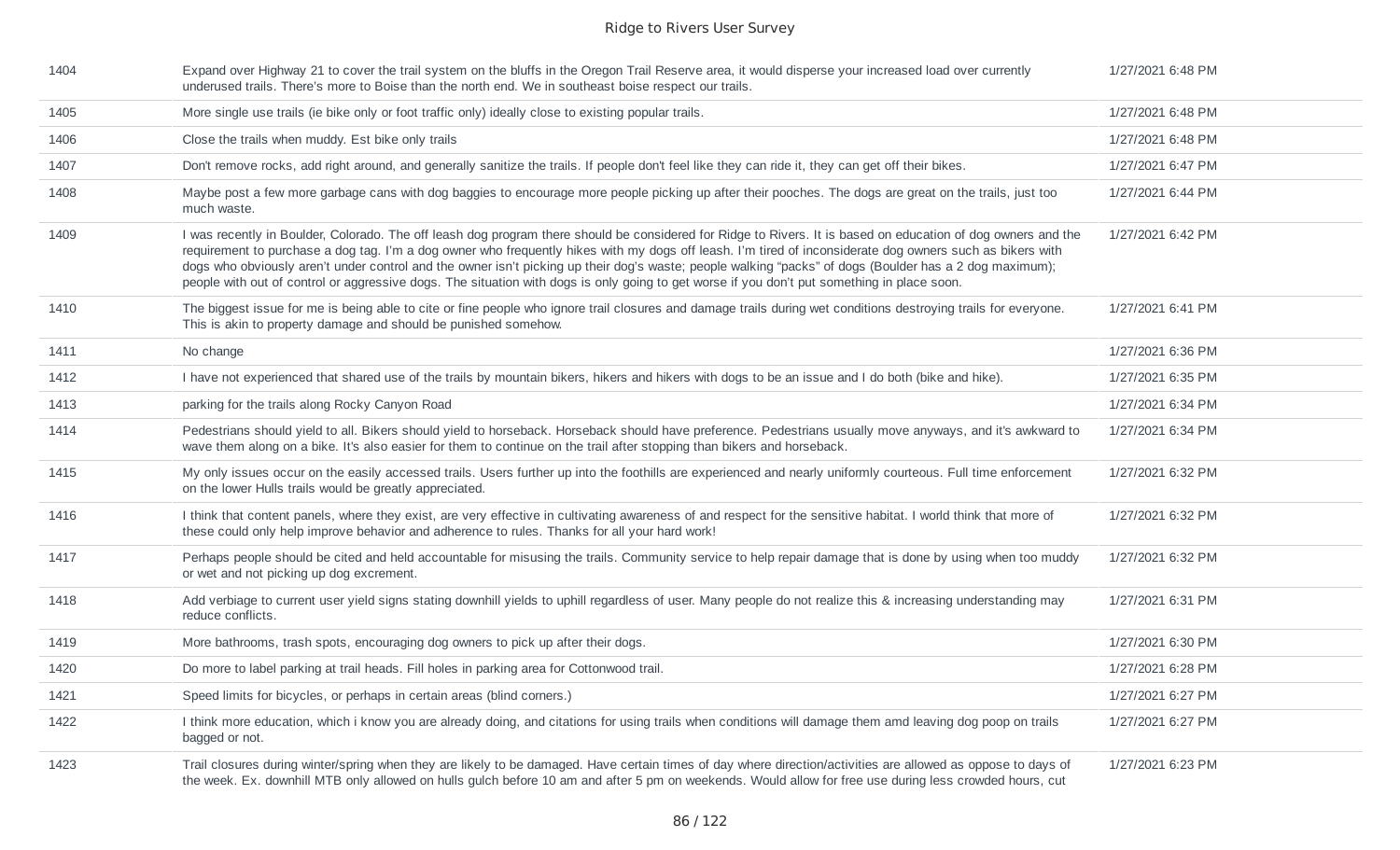| | | |
|---|---|---|
| 1404 | Expand over Highway 21 to cover the trail system on the bluffs in the Oregon Trail Reserve area, it would disperse your increased load over currently underused trails. There's more to Boise than the north end. We in southeast boise respect our trails. | 1/27/2021 6:48 PM |
| 1405 | More single use trails (ie bike only or foot traffic only) ideally close to existing popular trails. | 1/27/2021 6:48 PM |
| 1406 | Close the trails when muddy. Est bike only trails | 1/27/2021 6:48 PM |
| 1407 | Don't remove rocks, add right around, and generally sanitize the trails. If people don't feel like they can ride it, they can get off their bikes. | 1/27/2021 6:47 PM |
| 1408 | Maybe post a few more garbage cans with dog baggies to encourage more people picking up after their pooches. The dogs are great on the trails, just too much waste. | 1/27/2021 6:44 PM |
| 1409 | I was recently in Boulder, Colorado. The off leash dog program there should be considered for Ridge to Rivers. It is based on education of dog owners and the requirement to purchase a dog tag. I'm a dog owner who frequently hikes with my dogs off leash. I'm tired of inconsiderate dog owners such as bikers with dogs who obviously aren't under control and the owner isn't picking up their dog's waste; people walking "packs" of dogs (Boulder has a 2 dog maximum); people with out of control or aggressive dogs. The situation with dogs is only going to get worse if you don't put something in place soon. | 1/27/2021 6:42 PM |
| 1410 | The biggest issue for me is being able to cite or fine people who ignore trail closures and damage trails during wet conditions destroying trails for everyone. This is akin to property damage and should be punished somehow. | 1/27/2021 6:41 PM |
| 1411 | No change | 1/27/2021 6:36 PM |
| 1412 | I have not experienced that shared use of the trails by mountain bikers, hikers and hikers with dogs to be an issue and I do both (bike and hike). | 1/27/2021 6:35 PM |
| 1413 | parking for the trails along Rocky Canyon Road | 1/27/2021 6:34 PM |
| 1414 | Pedestrians should yield to all. Bikers should yield to horseback. Horseback should have preference. Pedestrians usually move anyways, and it's awkward to wave them along on a bike. It's also easier for them to continue on the trail after stopping than bikers and horseback. | 1/27/2021 6:34 PM |
| 1415 | My only issues occur on the easily accessed trails. Users further up into the foothills are experienced and nearly uniformly courteous. Full time enforcement on the lower Hulls trails would be greatly appreciated. | 1/27/2021 6:32 PM |
| 1416 | I think that content panels, where they exist, are very effective in cultivating awareness of and respect for the sensitive habitat. I world think that more of these could only help improve behavior and adherence to rules. Thanks for all your hard work! | 1/27/2021 6:32 PM |
| 1417 | Perhaps people should be cited and held accountable for misusing the trails. Community service to help repair damage that is done by using when too muddy or wet and not picking up dog excrement. | 1/27/2021 6:32 PM |
| 1418 | Add verbiage to current user yield signs stating downhill yields to uphill regardless of user. Many people do not realize this & increasing understanding may reduce conflicts. | 1/27/2021 6:31 PM |
| 1419 | More bathrooms, trash spots, encouraging dog owners to pick up after their dogs. | 1/27/2021 6:30 PM |
| 1420 | Do more to label parking at trail heads. Fill holes in parking area for Cottonwood trail. | 1/27/2021 6:28 PM |
| 1421 | Speed limits for bicycles, or perhaps in certain areas (blind corners.) | 1/27/2021 6:27 PM |
| 1422 | I think more education, which i know you are already doing, and citations for using trails when conditions will damage them amd leaving dog poop on trails bagged or not. | 1/27/2021 6:27 PM |
| 1423 | Trail closures during winter/spring when they are likely to be damaged. Have certain times of day where direction/activities are allowed as oppose to days of the week. Ex. downhill MTB only allowed on hulls gulch before 10 am and after 5 pm on weekends. Would allow for free use during less crowded hours, cut | 1/27/2021 6:23 PM |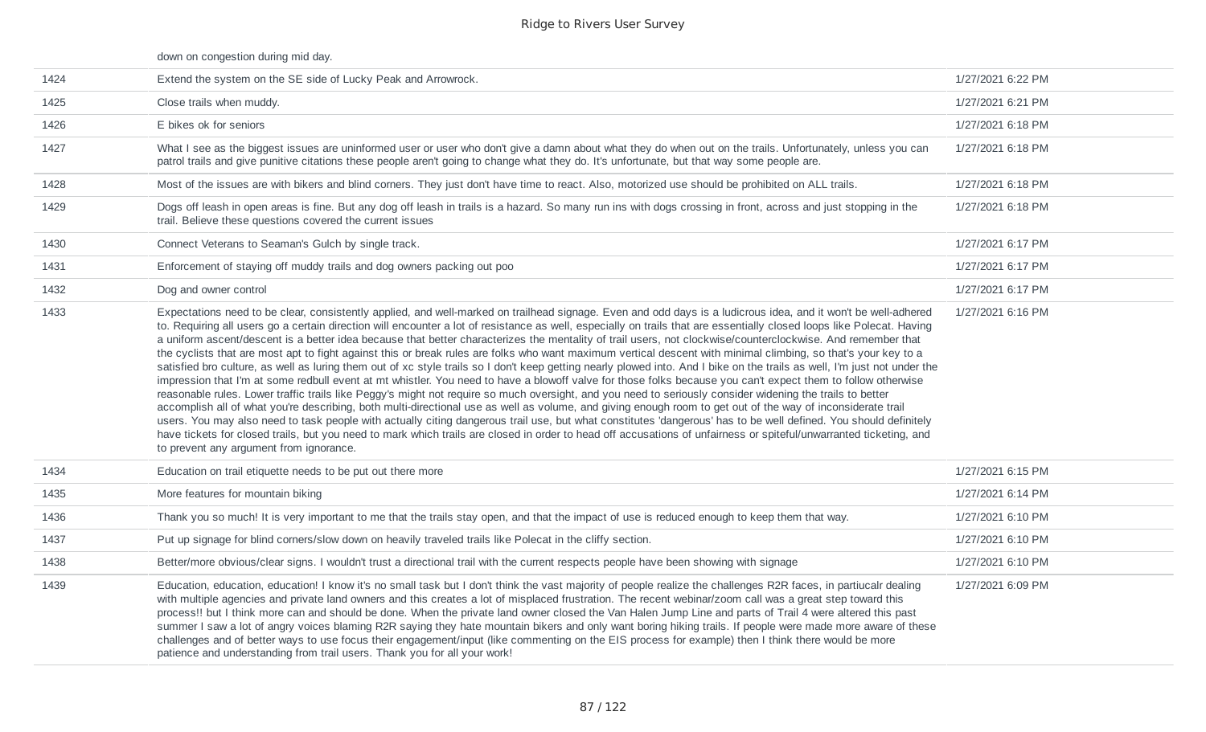| | | |
|---|---|---|
| | down on congestion during mid day. | |
| 1424 | Extend the system on the SE side of Lucky Peak and Arrowrock. | 1/27/2021 6:22 PM |
| 1425 | Close trails when muddy. | 1/27/2021 6:21 PM |
| 1426 | E bikes ok for seniors | 1/27/2021 6:18 PM |
| 1427 | What I see as the biggest issues are uninformed user or user who don't give a damn about what they do when out on the trails. Unfortunately, unless you can patrol trails and give punitive citations these people aren't going to change what they do. It's unfortunate, but that way some people are. | 1/27/2021 6:18 PM |
| 1428 | Most of the issues are with bikers and blind corners. They just don't have time to react. Also, motorized use should be prohibited on ALL trails. | 1/27/2021 6:18 PM |
| 1429 | Dogs off leash in open areas is fine. But any dog off leash in trails is a hazard. So many run ins with dogs crossing in front, across and just stopping in the trail. Believe these questions covered the current issues | 1/27/2021 6:18 PM |
| 1430 | Connect Veterans to Seaman's Gulch by single track. | 1/27/2021 6:17 PM |
| 1431 | Enforcement of staying off muddy trails and dog owners packing out poo | 1/27/2021 6:17 PM |
| 1432 | Dog and owner control | 1/27/2021 6:17 PM |
| 1433 | Expectations need to be clear, consistently applied, and well-marked on trailhead signage. Even and odd days is a ludicrous idea, and it won't be well-adhered to. Requiring all users go a certain direction will encounter a lot of resistance as well, especially on trails that are essentially closed loops like Polecat. Having a uniform ascent/descent is a better idea because that better characterizes the mentality of trail users, not clockwise/counterclockwise. And remember that the cyclists that are most apt to fight against this or break rules are folks who want maximum vertical descent with minimal climbing, so that's your key to a satisfied bro culture, as well as luring them out of xc style trails so I don't keep getting nearly plowed into. And I bike on the trails as well, I'm just not under the impression that I'm at some redbull event at mt whistler. You need to have a blowoff valve for those folks because you can't expect them to follow otherwise reasonable rules. Lower traffic trails like Peggy's might not require so much oversight, and you need to seriously consider widening the trails to better accomplish all of what you're describing, both multi-directional use as well as volume, and giving enough room to get out of the way of inconsiderate trail users. You may also need to task people with actually citing dangerous trail use, but what constitutes 'dangerous' has to be well defined. You should definitely have tickets for closed trails, but you need to mark which trails are closed in order to head off accusations of unfairness or spiteful/unwarranted ticketing, and to prevent any argument from ignorance. | 1/27/2021 6:16 PM |
| 1434 | Education on trail etiquette needs to be put out there more | 1/27/2021 6:15 PM |
| 1435 | More features for mountain biking | 1/27/2021 6:14 PM |
| 1436 | Thank you so much! It is very important to me that the trails stay open, and that the impact of use is reduced enough to keep them that way. | 1/27/2021 6:10 PM |
| 1437 | Put up signage for blind corners/slow down on heavily traveled trails like Polecat in the cliffy section. | 1/27/2021 6:10 PM |
| 1438 | Better/more obvious/clear signs. I wouldn't trust a directional trail with the current respects people have been showing with signage | 1/27/2021 6:10 PM |
| 1439 | Education, education, education! I know it's no small task but I don't think the vast majority of people realize the challenges R2R faces, in partiucalr dealing with multiple agencies and private land owners and this creates a lot of misplaced frustration. The recent webinar/zoom call was a great step toward this process!! but I think more can and should be done. When the private land owner closed the Van Halen Jump Line and parts of Trail 4 were altered this past summer I saw a lot of angry voices blaming R2R saying they hate mountain bikers and only want boring hiking trails. If people were made more aware of these challenges and of better ways to use focus their engagement/input (like commenting on the EIS process for example) then I think there would be more patience and understanding from trail users. Thank you for all your work! | 1/27/2021 6:09 PM |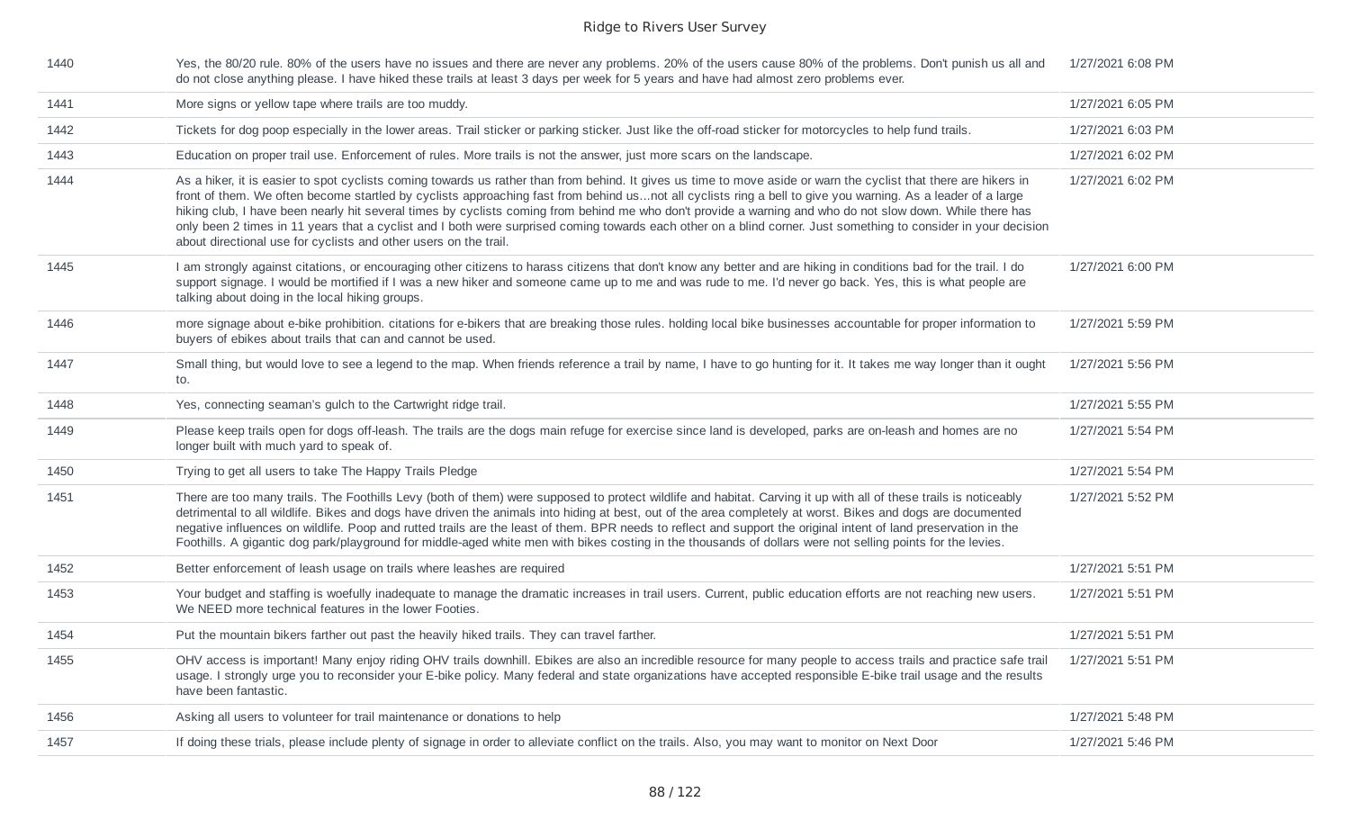| | | |
|---|---|---|
| 1440 | Yes, the 80/20 rule. 80% of the users have no issues and there are never any problems. 20% of the users cause 80% of the problems. Don't punish us all and do not close anything please. I have hiked these trails at least 3 days per week for 5 years and have had almost zero problems ever. | 1/27/2021 6:08 PM |
| 1441 | More signs or yellow tape where trails are too muddy. | 1/27/2021 6:05 PM |
| 1442 | Tickets for dog poop especially in the lower areas. Trail sticker or parking sticker. Just like the off-road sticker for motorcycles to help fund trails. | 1/27/2021 6:03 PM |
| 1443 | Education on proper trail use. Enforcement of rules. More trails is not the answer, just more scars on the landscape. | 1/27/2021 6:02 PM |
| 1444 | As a hiker, it is easier to spot cyclists coming towards us rather than from behind. It gives us time to move aside or warn the cyclist that there are hikers in front of them. We often become startled by cyclists approaching fast from behind us...not all cyclists ring a bell to give you warning. As a leader of a large hiking club, I have been nearly hit several times by cyclists coming from behind me who don't provide a warning and who do not slow down. While there has only been 2 times in 11 years that a cyclist and I both were surprised coming towards each other on a blind corner. Just something to consider in your decision about directional use for cyclists and other users on the trail. | 1/27/2021 6:02 PM |
| 1445 | I am strongly against citations, or encouraging other citizens to harass citizens that don't know any better and are hiking in conditions bad for the trail. I do support signage. I would be mortified if I was a new hiker and someone came up to me and was rude to me. I'd never go back. Yes, this is what people are talking about doing in the local hiking groups. | 1/27/2021 6:00 PM |
| 1446 | more signage about e-bike prohibition. citations for e-bikers that are breaking those rules. holding local bike businesses accountable for proper information to buyers of ebikes about trails that can and cannot be used. | 1/27/2021 5:59 PM |
| 1447 | Small thing, but would love to see a legend to the map. When friends reference a trail by name, I have to go hunting for it. It takes me way longer than it ought to. | 1/27/2021 5:56 PM |
| 1448 | Yes, connecting seaman's gulch to the Cartwright ridge trail. | 1/27/2021 5:55 PM |
| 1449 | Please keep trails open for dogs off-leash. The trails are the dogs main refuge for exercise since land is developed, parks are on-leash and homes are no longer built with much yard to speak of. | 1/27/2021 5:54 PM |
| 1450 | Trying to get all users to take The Happy Trails Pledge | 1/27/2021 5:54 PM |
| 1451 | There are too many trails. The Foothills Levy (both of them) were supposed to protect wildlife and habitat. Carving it up with all of these trails is noticeably detrimental to all wildlife. Bikes and dogs have driven the animals into hiding at best, out of the area completely at worst. Bikes and dogs are documented negative influences on wildlife. Poop and rutted trails are the least of them. BPR needs to reflect and support the original intent of land preservation in the Foothills. A gigantic dog park/playground for middle-aged white men with bikes costing in the thousands of dollars were not selling points for the levies. | 1/27/2021 5:52 PM |
| 1452 | Better enforcement of leash usage on trails where leashes are required | 1/27/2021 5:51 PM |
| 1453 | Your budget and staffing is woefully inadequate to manage the dramatic increases in trail users. Current, public education efforts are not reaching new users. We NEED more technical features in the lower Footies. | 1/27/2021 5:51 PM |
| 1454 | Put the mountain bikers farther out past the heavily hiked trails. They can travel farther. | 1/27/2021 5:51 PM |
| 1455 | OHV access is important! Many enjoy riding OHV trails downhill. Ebikes are also an incredible resource for many people to access trails and practice safe trail usage. I strongly urge you to reconsider your E-bike policy. Many federal and state organizations have accepted responsible E-bike trail usage and the results have been fantastic. | 1/27/2021 5:51 PM |
| 1456 | Asking all users to volunteer for trail maintenance or donations to help | 1/27/2021 5:48 PM |
| 1457 | If doing these trials, please include plenty of signage in order to alleviate conflict on the trails. Also, you may want to monitor on Next Door | 1/27/2021 5:46 PM |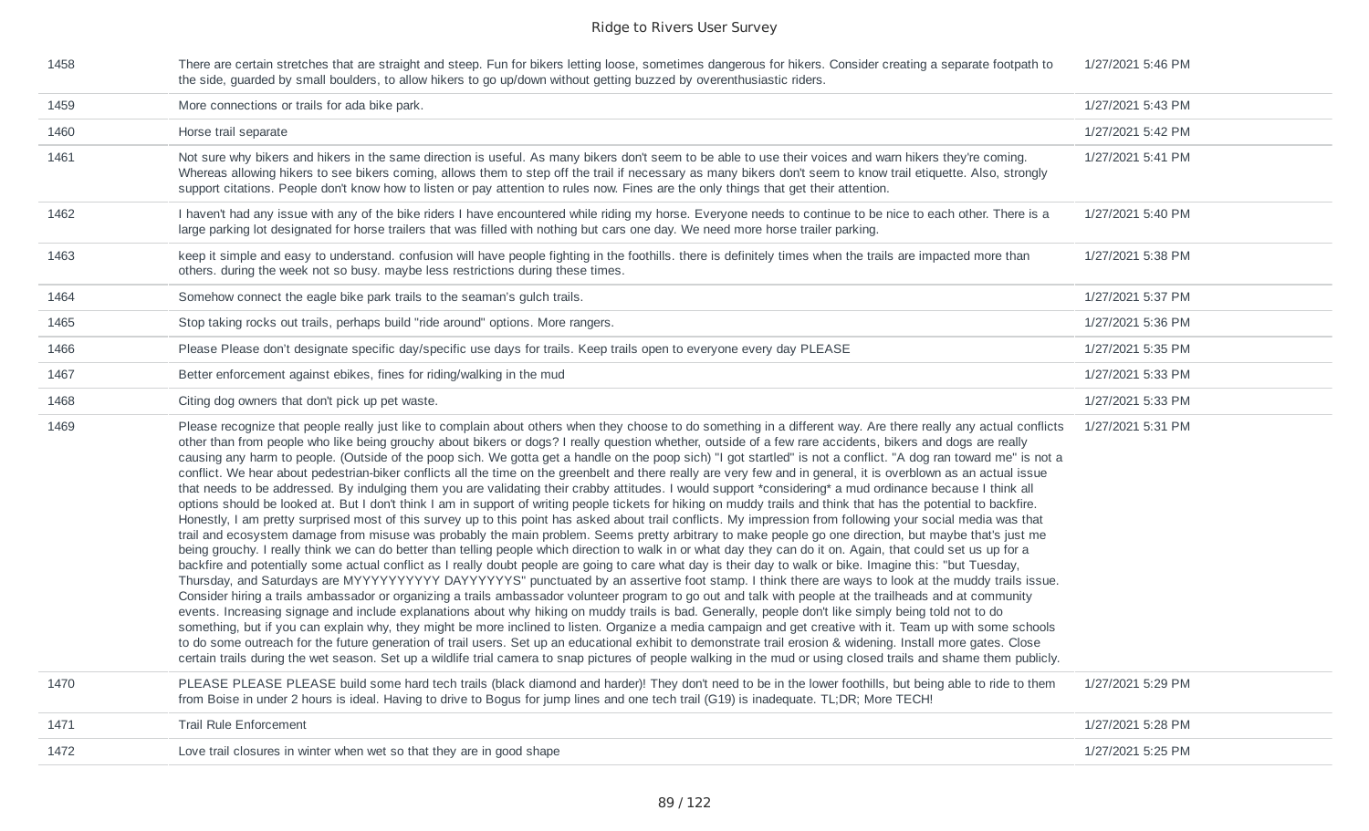| | | |
|---|---|---|
| 1458 | There are certain stretches that are straight and steep. Fun for bikers letting loose, sometimes dangerous for hikers. Consider creating a separate footpath to the side, guarded by small boulders, to allow hikers to go up/down without getting buzzed by overenthusiastic riders. | 1/27/2021 5:46 PM |
| 1459 | More connections or trails for ada bike park. | 1/27/2021 5:43 PM |
| 1460 | Horse trail separate | 1/27/2021 5:42 PM |
| 1461 | Not sure why bikers and hikers in the same direction is useful. As many bikers don't seem to be able to use their voices and warn hikers they're coming. Whereas allowing hikers to see bikers coming, allows them to step off the trail if necessary as many bikers don't seem to know trail etiquette. Also, strongly support citations. People don't know how to listen or pay attention to rules now. Fines are the only things that get their attention. | 1/27/2021 5:41 PM |
| 1462 | I haven't had any issue with any of the bike riders I have encountered while riding my horse. Everyone needs to continue to be nice to each other. There is a large parking lot designated for horse trailers that was filled with nothing but cars one day. We need more horse trailer parking. | 1/27/2021 5:40 PM |
| 1463 | keep it simple and easy to understand. confusion will have people fighting in the foothills. there is definitely times when the trails are impacted more than others. during the week not so busy. maybe less restrictions during these times. | 1/27/2021 5:38 PM |
| 1464 | Somehow connect the eagle bike park trails to the seaman's gulch trails. | 1/27/2021 5:37 PM |
| 1465 | Stop taking rocks out trails, perhaps build "ride around" options. More rangers. | 1/27/2021 5:36 PM |
| 1466 | Please Please don't designate specific day/specific use days for trails. Keep trails open to everyone every day PLEASE | 1/27/2021 5:35 PM |
| 1467 | Better enforcement against ebikes, fines for riding/walking in the mud | 1/27/2021 5:33 PM |
| 1468 | Citing dog owners that don't pick up pet waste. | 1/27/2021 5:33 PM |
| 1469 | Please recognize that people really just like to complain about others when they choose to do something in a different way. Are there really any actual conflicts other than from people who like being grouchy about bikers or dogs? I really question whether, outside of a few rare accidents, bikers and dogs are really causing any harm to people. (Outside of the poop sich. We gotta get a handle on the poop sich) "I got startled" is not a conflict. "A dog ran toward me" is not a conflict. We hear about pedestrian-biker conflicts all the time on the greenbelt and there really are very few and in general, it is overblown as an actual issue that needs to be addressed. By indulging them you are validating their crabby attitudes. I would support *considering* a mud ordinance because I think all options should be looked at. But I don't think I am in support of writing people tickets for hiking on muddy trails and think that has the potential to backfire. Honestly, I am pretty surprised most of this survey up to this point has asked about trail conflicts. My impression from following your social media was that trail and ecosystem damage from misuse was probably the main problem. Seems pretty arbitrary to make people go one direction, but maybe that's just me being grouchy. I really think we can do better than telling people which direction to walk in or what day they can do it on. Again, that could set us up for a backfire and potentially some actual conflict as I really doubt people are going to care what day is their day to walk or bike. Imagine this: "but Tuesday, Thursday, and Saturdays are MYYYYYYYYYY DAYYYYYYS" punctuated by an assertive foot stamp. I think there are ways to look at the muddy trails issue. Consider hiring a trails ambassador or organizing a trails ambassador volunteer program to go out and talk with people at the trailheads and at community events. Increasing signage and include explanations about why hiking on muddy trails is bad. Generally, people don't like simply being told not to do something, but if you can explain why, they might be more inclined to listen. Organize a media campaign and get creative with it. Team up with some schools to do some outreach for the future generation of trail users. Set up an educational exhibit to demonstrate trail erosion & widening. Install more gates. Close certain trails during the wet season. Set up a wildlife trial camera to snap pictures of people walking in the mud or using closed trails and shame them publicly. | 1/27/2021 5:31 PM |
| 1470 | PLEASE PLEASE PLEASE build some hard tech trails (black diamond and harder)! They don't need to be in the lower foothills, but being able to ride to them from Boise in under 2 hours is ideal. Having to drive to Bogus for jump lines and one tech trail (G19) is inadequate. TL;DR; More TECH! | 1/27/2021 5:29 PM |
| 1471 | Trail Rule Enforcement | 1/27/2021 5:28 PM |
| 1472 | Love trail closures in winter when wet so that they are in good shape | 1/27/2021 5:25 PM |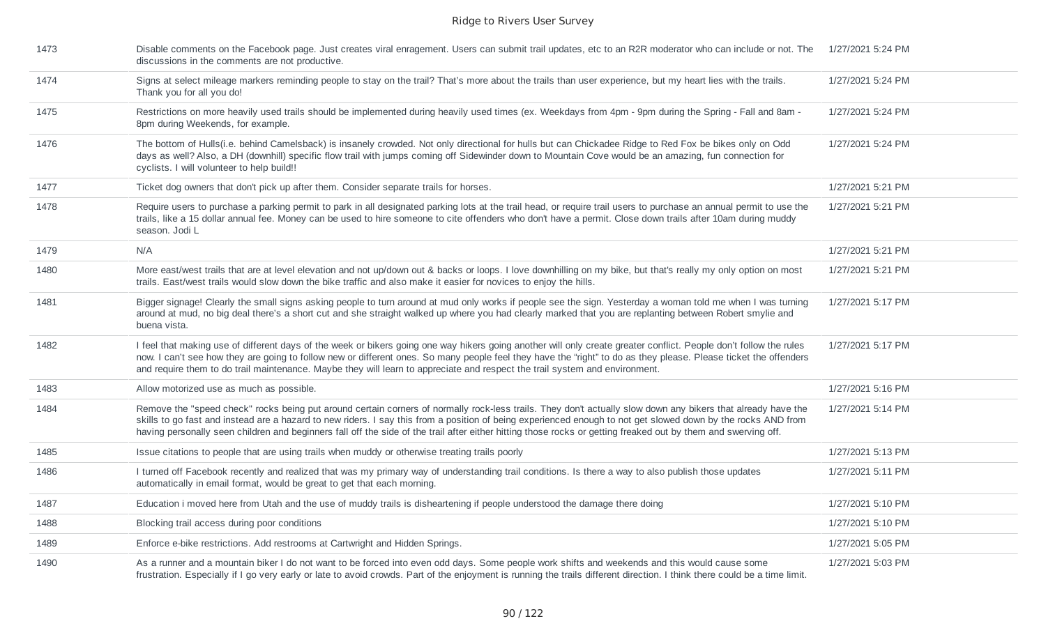| | | |
|---|---|---|
| 1473 | Disable comments on the Facebook page. Just creates viral enragement. Users can submit trail updates, etc to an R2R moderator who can include or not. The discussions in the comments are not productive. | 1/27/2021 5:24 PM |
| 1474 | Signs at select mileage markers reminding people to stay on the trail? That's more about the trails than user experience, but my heart lies with the trails. Thank you for all you do! | 1/27/2021 5:24 PM |
| 1475 | Restrictions on more heavily used trails should be implemented during heavily used times (ex. Weekdays from 4pm - 9pm during the Spring - Fall and 8am - 8pm during Weekends, for example. | 1/27/2021 5:24 PM |
| 1476 | The bottom of Hulls(i.e. behind Camelsback) is insanely crowded. Not only directional for hulls but can Chickadee Ridge to Red Fox be bikes only on Odd days as well? Also, a DH (downhill) specific flow trail with jumps coming off Sidewinder down to Mountain Cove would be an amazing, fun connection for cyclists. I will volunteer to help build!! | 1/27/2021 5:24 PM |
| 1477 | Ticket dog owners that don't pick up after them. Consider separate trails for horses. | 1/27/2021 5:21 PM |
| 1478 | Require users to purchase a parking permit to park in all designated parking lots at the trail head, or require trail users to purchase an annual permit to use the trails, like a 15 dollar annual fee. Money can be used to hire someone to cite offenders who don't have a permit. Close down trails after 10am during muddy season. Jodi L | 1/27/2021 5:21 PM |
| 1479 | N/A | 1/27/2021 5:21 PM |
| 1480 | More east/west trails that are at level elevation and not up/down out & backs or loops. I love downhilling on my bike, but that's really my only option on most trails. East/west trails would slow down the bike traffic and also make it easier for novices to enjoy the hills. | 1/27/2021 5:21 PM |
| 1481 | Bigger signage! Clearly the small signs asking people to turn around at mud only works if people see the sign. Yesterday a woman told me when I was turning around at mud, no big deal there's a short cut and she straight walked up where you had clearly marked that you are replanting between Robert smylie and buena vista. | 1/27/2021 5:17 PM |
| 1482 | I feel that making use of different days of the week or bikers going one way hikers going another will only create greater conflict. People don't follow the rules now. I can't see how they are going to follow new or different ones. So many people feel they have the "right" to do as they please. Please ticket the offenders and require them to do trail maintenance. Maybe they will learn to appreciate and respect the trail system and environment. | 1/27/2021 5:17 PM |
| 1483 | Allow motorized use as much as possible. | 1/27/2021 5:16 PM |
| 1484 | Remove the "speed check" rocks being put around certain corners of normally rock-less trails. They don't actually slow down any bikers that already have the skills to go fast and instead are a hazard to new riders. I say this from a position of being experienced enough to not get slowed down by the rocks AND from having personally seen children and beginners fall off the side of the trail after either hitting those rocks or getting freaked out by them and swerving off. | 1/27/2021 5:14 PM |
| 1485 | Issue citations to people that are using trails when muddy or otherwise treating trails poorly | 1/27/2021 5:13 PM |
| 1486 | I turned off Facebook recently and realized that was my primary way of understanding trail conditions. Is there a way to also publish those updates automatically in email format, would be great to get that each morning. | 1/27/2021 5:11 PM |
| 1487 | Education i moved here from Utah and the use of muddy trails is disheartening if people understood the damage there doing | 1/27/2021 5:10 PM |
| 1488 | Blocking trail access during poor conditions | 1/27/2021 5:10 PM |
| 1489 | Enforce e-bike restrictions. Add restrooms at Cartwright and Hidden Springs. | 1/27/2021 5:05 PM |
| 1490 | As a runner and a mountain biker I do not want to be forced into even odd days. Some people work shifts and weekends and this would cause some frustration. Especially if I go very early or late to avoid crowds. Part of the enjoyment is running the trails different direction. I think there could be a time limit. | 1/27/2021 5:03 PM |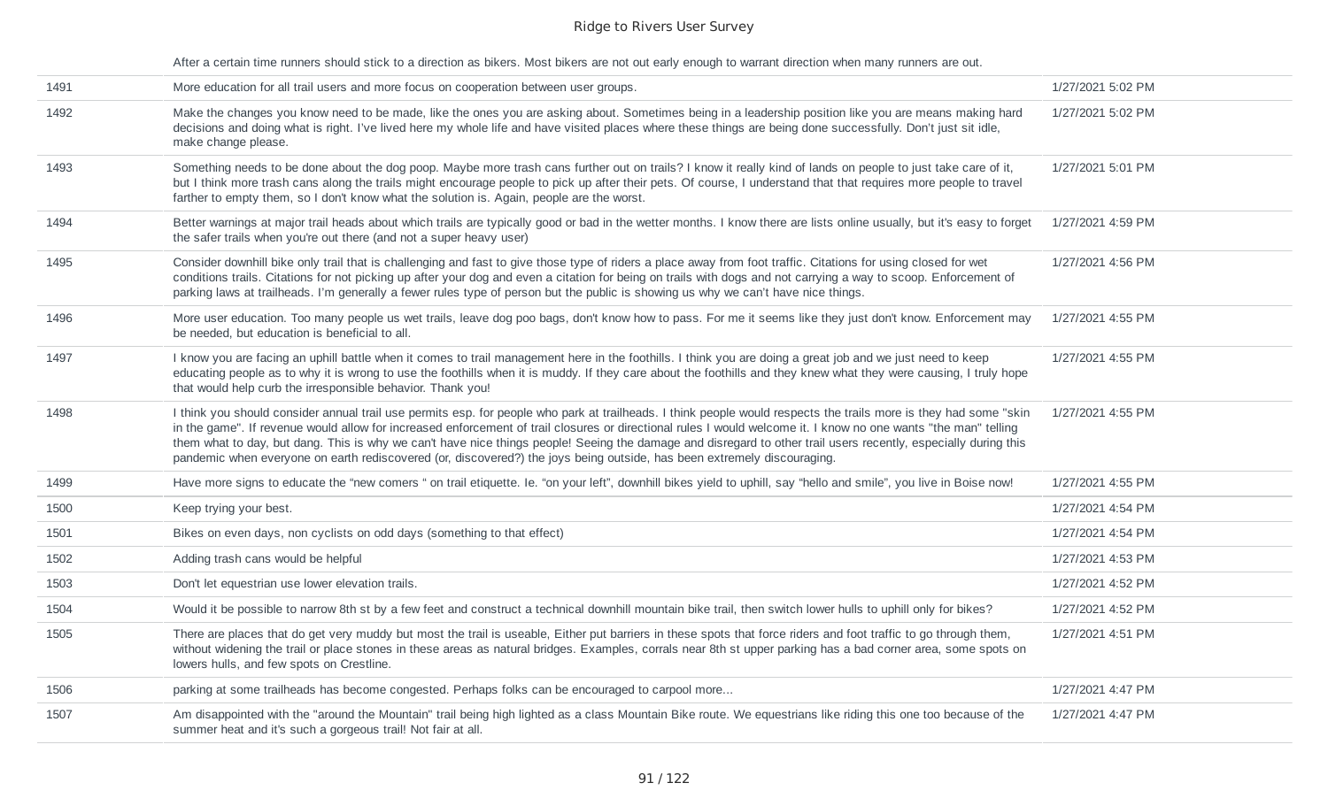| | | |
|---|---|---|
| | After a certain time runners should stick to a direction as bikers. Most bikers are not out early enough to warrant direction when many runners are out. | |
| 1491 | More education for all trail users and more focus on cooperation between user groups. | 1/27/2021 5:02 PM |
| 1492 | Make the changes you know need to be made, like the ones you are asking about. Sometimes being in a leadership position like you are means making hard decisions and doing what is right. I've lived here my whole life and have visited places where these things are being done successfully. Don't just sit idle, make change please. | 1/27/2021 5:02 PM |
| 1493 | Something needs to be done about the dog poop. Maybe more trash cans further out on trails? I know it really kind of lands on people to just take care of it, but I think more trash cans along the trails might encourage people to pick up after their pets. Of course, I understand that that requires more people to travel farther to empty them, so I don't know what the solution is. Again, people are the worst. | 1/27/2021 5:01 PM |
| 1494 | Better warnings at major trail heads about which trails are typically good or bad in the wetter months. I know there are lists online usually, but it's easy to forget the safer trails when you're out there (and not a super heavy user) | 1/27/2021 4:59 PM |
| 1495 | Consider downhill bike only trail that is challenging and fast to give those type of riders a place away from foot traffic. Citations for using closed for wet conditions trails. Citations for not picking up after your dog and even a citation for being on trails with dogs and not carrying a way to scoop. Enforcement of parking laws at trailheads. I'm generally a fewer rules type of person but the public is showing us why we can't have nice things. | 1/27/2021 4:56 PM |
| 1496 | More user education. Too many people us wet trails, leave dog poo bags, don't know how to pass. For me it seems like they just don't know. Enforcement may be needed, but education is beneficial to all. | 1/27/2021 4:55 PM |
| 1497 | I know you are facing an uphill battle when it comes to trail management here in the foothills. I think you are doing a great job and we just need to keep educating people as to why it is wrong to use the foothills when it is muddy. If they care about the foothills and they knew what they were causing, I truly hope that would help curb the irresponsible behavior. Thank you! | 1/27/2021 4:55 PM |
| 1498 | I think you should consider annual trail use permits esp. for people who park at trailheads. I think people would respects the trails more is they had some "skin in the game". If revenue would allow for increased enforcement of trail closures or directional rules I would welcome it. I know no one wants "the man" telling them what to day, but dang. This is why we can't have nice things people! Seeing the damage and disregard to other trail users recently, especially during this pandemic when everyone on earth rediscovered (or, discovered?) the joys being outside, has been extremely discouraging. | 1/27/2021 4:55 PM |
| 1499 | Have more signs to educate the "new comers " on trail etiquette. Ie. "on your left", downhill bikes yield to uphill, say "hello and smile", you live in Boise now! | 1/27/2021 4:55 PM |
| 1500 | Keep trying your best. | 1/27/2021 4:54 PM |
| 1501 | Bikes on even days, non cyclists on odd days (something to that effect) | 1/27/2021 4:54 PM |
| 1502 | Adding trash cans would be helpful | 1/27/2021 4:53 PM |
| 1503 | Don't let equestrian use lower elevation trails. | 1/27/2021 4:52 PM |
| 1504 | Would it be possible to narrow 8th st by a few feet and construct a technical downhill mountain bike trail, then switch lower hulls to uphill only for bikes? | 1/27/2021 4:52 PM |
| 1505 | There are places that do get very muddy but most the trail is useable, Either put barriers in these spots that force riders and foot traffic to go through them, without widening the trail or place stones in these areas as natural bridges. Examples, corrals near 8th st upper parking has a bad corner area, some spots on lowers hulls, and few spots on Crestline. | 1/27/2021 4:51 PM |
| 1506 | parking at some trailheads has become congested. Perhaps folks can be encouraged to carpool more... | 1/27/2021 4:47 PM |
| 1507 | Am disappointed with the "around the Mountain" trail being high lighted as a class Mountain Bike route. We equestrians like riding this one too because of the summer heat and it's such a gorgeous trail! Not fair at all. | 1/27/2021 4:47 PM |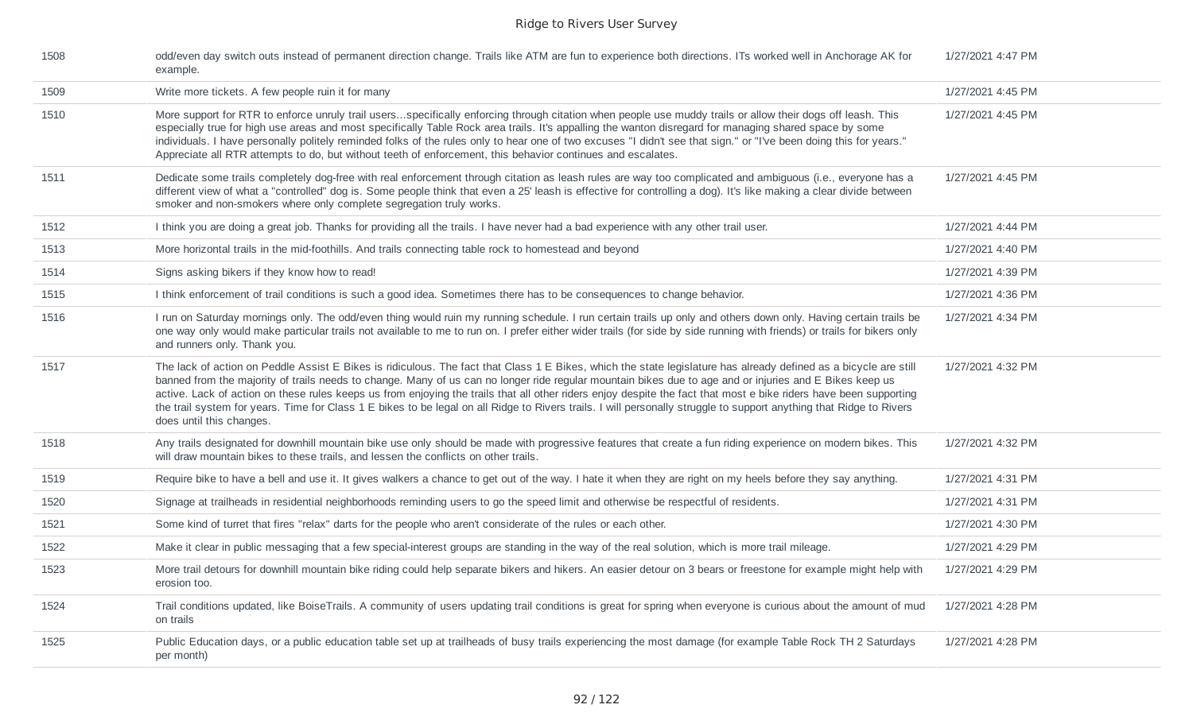| | | |
|---|---|---|
| 1508 | odd/even day switch outs instead of permanent direction change. Trails like ATM are fun to experience both directions. ITs worked well in Anchorage AK for example. | 1/27/2021 4:47 PM |
| 1509 | Write more tickets. A few people ruin it for many | 1/27/2021 4:45 PM |
| 1510 | More support for RTR to enforce unruly trail users...specifically enforcing through citation when people use muddy trails or allow their dogs off leash. This especially true for high use areas and most specifically Table Rock area trails. It's appalling the wanton disregard for managing shared space by some individuals. I have personally politely reminded folks of the rules only to hear one of two excuses "I didn't see that sign." or "I've been doing this for years." Appreciate all RTR attempts to do, but without teeth of enforcement, this behavior continues and escalates. | 1/27/2021 4:45 PM |
| 1511 | Dedicate some trails completely dog-free with real enforcement through citation as leash rules are way too complicated and ambiguous (i.e., everyone has a different view of what a "controlled" dog is. Some people think that even a 25' leash is effective for controlling a dog). It's like making a clear divide between smoker and non-smokers where only complete segregation truly works. | 1/27/2021 4:45 PM |
| 1512 | I think you are doing a great job. Thanks for providing all the trails. I have never had a bad experience with any other trail user. | 1/27/2021 4:44 PM |
| 1513 | More horizontal trails in the mid-foothills. And trails connecting table rock to homestead and beyond | 1/27/2021 4:40 PM |
| 1514 | Signs asking bikers if they know how to read! | 1/27/2021 4:39 PM |
| 1515 | I think enforcement of trail conditions is such a good idea. Sometimes there has to be consequences to change behavior. | 1/27/2021 4:36 PM |
| 1516 | I run on Saturday mornings only. The odd/even thing would ruin my running schedule. I run certain trails up only and others down only. Having certain trails be one way only would make particular trails not available to me to run on. I prefer either wider trails (for side by side running with friends) or trails for bikers only and runners only. Thank you. | 1/27/2021 4:34 PM |
| 1517 | The lack of action on Peddle Assist E Bikes is ridiculous. The fact that Class 1 E Bikes, which the state legislature has already defined as a bicycle are still banned from the majority of trails needs to change. Many of us can no longer ride regular mountain bikes due to age and or injuries and E Bikes keep us active. Lack of action on these rules keeps us from enjoying the trails that all other riders enjoy despite the fact that most e bike riders have been supporting the trail system for years. Time for Class 1 E bikes to be legal on all Ridge to Rivers trails. I will personally struggle to support anything that Ridge to Rivers does until this changes. | 1/27/2021 4:32 PM |
| 1518 | Any trails designated for downhill mountain bike use only should be made with progressive features that create a fun riding experience on modern bikes. This will draw mountain bikes to these trails, and lessen the conflicts on other trails. | 1/27/2021 4:32 PM |
| 1519 | Require bike to have a bell and use it. It gives walkers a chance to get out of the way. I hate it when they are right on my heels before they say anything. | 1/27/2021 4:31 PM |
| 1520 | Signage at trailheads in residential neighborhoods reminding users to go the speed limit and otherwise be respectful of residents. | 1/27/2021 4:31 PM |
| 1521 | Some kind of turret that fires "relax" darts for the people who aren't considerate of the rules or each other. | 1/27/2021 4:30 PM |
| 1522 | Make it clear in public messaging that a few special-interest groups are standing in the way of the real solution, which is more trail mileage. | 1/27/2021 4:29 PM |
| 1523 | More trail detours for downhill mountain bike riding could help separate bikers and hikers. An easier detour on 3 bears or freestone for example might help with erosion too. | 1/27/2021 4:29 PM |
| 1524 | Trail conditions updated, like BoiseTrails. A community of users updating trail conditions is great for spring when everyone is curious about the amount of mud on trails | 1/27/2021 4:28 PM |
| 1525 | Public Education days, or a public education table set up at trailheads of busy trails experiencing the most damage (for example Table Rock TH 2 Saturdays per month) | 1/27/2021 4:28 PM |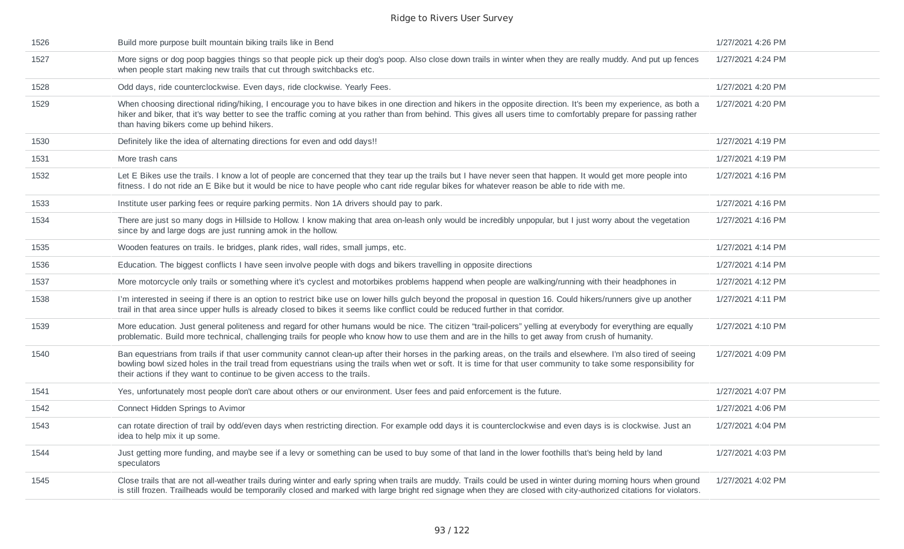| | | |
|---|---|---|
| 1526 | Build more purpose built mountain biking trails like in Bend | 1/27/2021 4:26 PM |
| 1527 | More signs or dog poop baggies things so that people pick up their dog's poop. Also close down trails in winter when they are really muddy. And put up fences when people start making new trails that cut through switchbacks etc. | 1/27/2021 4:24 PM |
| 1528 | Odd days, ride counterclockwise. Even days, ride clockwise. Yearly Fees. | 1/27/2021 4:20 PM |
| 1529 | When choosing directional riding/hiking, I encourage you to have bikes in one direction and hikers in the opposite direction. It's been my experience, as both a hiker and biker, that it's way better to see the traffic coming at you rather than from behind. This gives all users time to comfortably prepare for passing rather than having bikers come up behind hikers. | 1/27/2021 4:20 PM |
| 1530 | Definitely like the idea of alternating directions for even and odd days!! | 1/27/2021 4:19 PM |
| 1531 | More trash cans | 1/27/2021 4:19 PM |
| 1532 | Let E Bikes use the trails. I know a lot of people are concerned that they tear up the trails but I have never seen that happen. It would get more people into fitness. I do not ride an E Bike but it would be nice to have people who cant ride regular bikes for whatever reason be able to ride with me. | 1/27/2021 4:16 PM |
| 1533 | Institute user parking fees or require parking permits. Non 1A drivers should pay to park. | 1/27/2021 4:16 PM |
| 1534 | There are just so many dogs in Hillside to Hollow. I know making that area on-leash only would be incredibly unpopular, but I just worry about the vegetation since by and large dogs are just running amok in the hollow. | 1/27/2021 4:16 PM |
| 1535 | Wooden features on trails. Ie bridges, plank rides, wall rides, small jumps, etc. | 1/27/2021 4:14 PM |
| 1536 | Education. The biggest conflicts I have seen involve people with dogs and bikers travelling in opposite directions | 1/27/2021 4:14 PM |
| 1537 | More motorcycle only trails or something where it's cyclest and motorbikes problems happend when people are walking/running with their headphones in | 1/27/2021 4:12 PM |
| 1538 | I'm interested in seeing if there is an option to restrict bike use on lower hills gulch beyond the proposal in question 16. Could hikers/runners give up another trail in that area since upper hulls is already closed to bikes it seems like conflict could be reduced further in that corridor. | 1/27/2021 4:11 PM |
| 1539 | More education. Just general politeness and regard for other humans would be nice. The citizen "trail-policers" yelling at everybody for everything are equally problematic. Build more technical, challenging trails for people who know how to use them and are in the hills to get away from crush of humanity. | 1/27/2021 4:10 PM |
| 1540 | Ban equestrians from trails if that user community cannot clean-up after their horses in the parking areas, on the trails and elsewhere. I'm also tired of seeing bowling bowl sized holes in the trail tread from equestrians using the trails when wet or soft. It is time for that user community to take some responsibility for their actions if they want to continue to be given access to the trails. | 1/27/2021 4:09 PM |
| 1541 | Yes, unfortunately most people don't care about others or our environment. User fees and paid enforcement is the future. | 1/27/2021 4:07 PM |
| 1542 | Connect Hidden Springs to Avimor | 1/27/2021 4:06 PM |
| 1543 | can rotate direction of trail by odd/even days when restricting direction. For example odd days it is counterclockwise and even days is is clockwise. Just an idea to help mix it up some. | 1/27/2021 4:04 PM |
| 1544 | Just getting more funding, and maybe see if a levy or something can be used to buy some of that land in the lower foothills that's being held by land speculators | 1/27/2021 4:03 PM |
| 1545 | Close trails that are not all-weather trails during winter and early spring when trails are muddy. Trails could be used in winter during morning hours when ground is still frozen. Trailheads would be temporarily closed and marked with large bright red signage when they are closed with city-authorized citations for violators. | 1/27/2021 4:02 PM |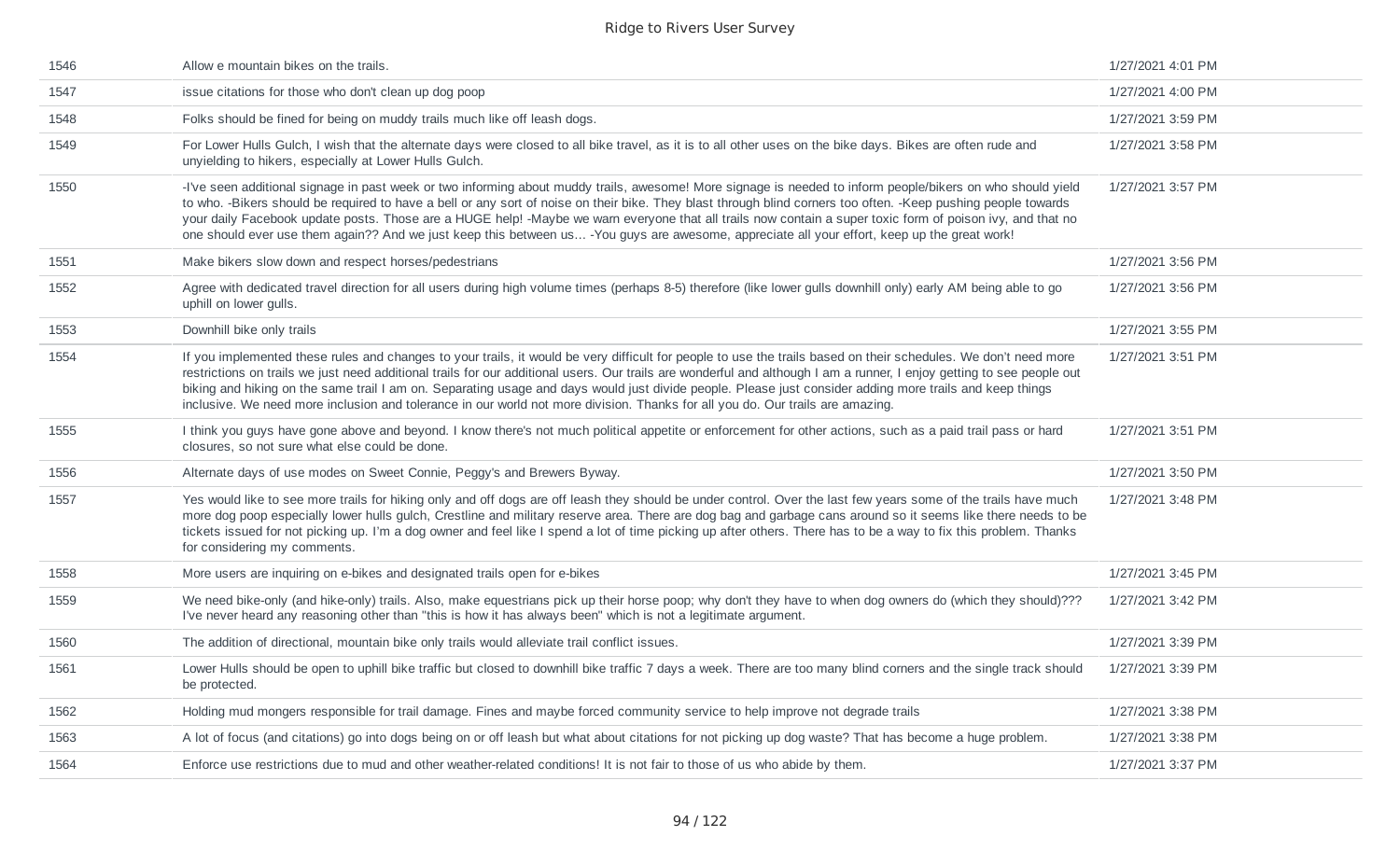| | | |
|---|---|---|
| 1546 | Allow e mountain bikes on the trails. | 1/27/2021 4:01 PM |
| 1547 | issue citations for those who don't clean up dog poop | 1/27/2021 4:00 PM |
| 1548 | Folks should be fined for being on muddy trails much like off leash dogs. | 1/27/2021 3:59 PM |
| 1549 | For Lower Hulls Gulch, I wish that the alternate days were closed to all bike travel, as it is to all other uses on the bike days. Bikes are often rude and unyielding to hikers, especially at Lower Hulls Gulch. | 1/27/2021 3:58 PM |
| 1550 | -I've seen additional signage in past week or two informing about muddy trails, awesome! More signage is needed to inform people/bikers on who should yield to who. -Bikers should be required to have a bell or any sort of noise on their bike. They blast through blind corners too often. -Keep pushing people towards your daily Facebook update posts. Those are a HUGE help! -Maybe we warn everyone that all trails now contain a super toxic form of poison ivy, and that no one should ever use them again?? And we just keep this between us... -You guys are awesome, appreciate all your effort, keep up the great work! | 1/27/2021 3:57 PM |
| 1551 | Make bikers slow down and respect horses/pedestrians | 1/27/2021 3:56 PM |
| 1552 | Agree with dedicated travel direction for all users during high volume times (perhaps 8-5) therefore (like lower gulls downhill only) early AM being able to go uphill on lower gulls. | 1/27/2021 3:56 PM |
| 1553 | Downhill bike only trails | 1/27/2021 3:55 PM |
| 1554 | If you implemented these rules and changes to your trails, it would be very difficult for people to use the trails based on their schedules. We don't need more restrictions on trails we just need additional trails for our additional users. Our trails are wonderful and although I am a runner, I enjoy getting to see people out biking and hiking on the same trail I am on. Separating usage and days would just divide people. Please just consider adding more trails and keep things inclusive. We need more inclusion and tolerance in our world not more division. Thanks for all you do. Our trails are amazing. | 1/27/2021 3:51 PM |
| 1555 | I think you guys have gone above and beyond. I know there's not much political appetite or enforcement for other actions, such as a paid trail pass or hard closures, so not sure what else could be done. | 1/27/2021 3:51 PM |
| 1556 | Alternate days of use modes on Sweet Connie, Peggy's and Brewers Byway. | 1/27/2021 3:50 PM |
| 1557 | Yes would like to see more trails for hiking only and off dogs are off leash they should be under control. Over the last few years some of the trails have much more dog poop especially lower hulls gulch, Crestline and military reserve area. There are dog bag and garbage cans around so it seems like there needs to be tickets issued for not picking up. I'm a dog owner and feel like I spend a lot of time picking up after others. There has to be a way to fix this problem. Thanks for considering my comments. | 1/27/2021 3:48 PM |
| 1558 | More users are inquiring on e-bikes and designated trails open for e-bikes | 1/27/2021 3:45 PM |
| 1559 | We need bike-only (and hike-only) trails. Also, make equestrians pick up their horse poop; why don't they have to when dog owners do (which they should)??? I've never heard any reasoning other than "this is how it has always been" which is not a legitimate argument. | 1/27/2021 3:42 PM |
| 1560 | The addition of directional, mountain bike only trails would alleviate trail conflict issues. | 1/27/2021 3:39 PM |
| 1561 | Lower Hulls should be open to uphill bike traffic but closed to downhill bike traffic 7 days a week. There are too many blind corners and the single track should be protected. | 1/27/2021 3:39 PM |
| 1562 | Holding mud mongers responsible for trail damage. Fines and maybe forced community service to help improve not degrade trails | 1/27/2021 3:38 PM |
| 1563 | A lot of focus (and citations) go into dogs being on or off leash but what about citations for not picking up dog waste? That has become a huge problem. | 1/27/2021 3:38 PM |
| 1564 | Enforce use restrictions due to mud and other weather-related conditions! It is not fair to those of us who abide by them. | 1/27/2021 3:37 PM |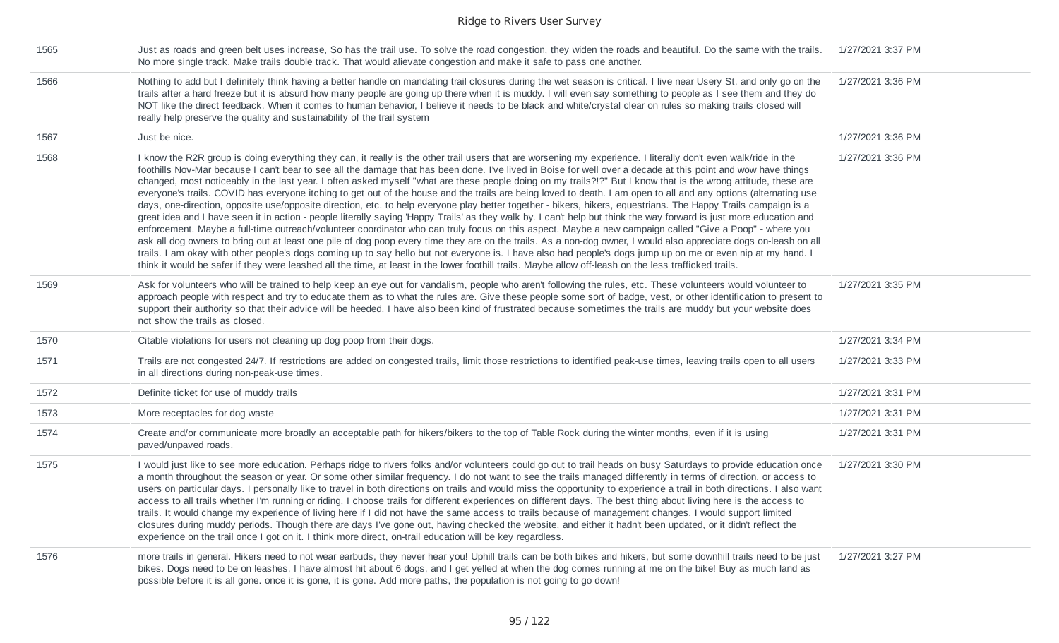| | | |
|---|---|---|
| 1565 | Just as roads and green belt uses increase, So has the trail use. To solve the road congestion, they widen the roads and beautiful. Do the same with the trails. No more single track. Make trails double track. That would alievate congestion and make it safe to pass one another. | 1/27/2021 3:37 PM |
| 1566 | Nothing to add but I definitely think having a better handle on mandating trail closures during the wet season is critical. I live near Usery St. and only go on the trails after a hard freeze but it is absurd how many people are going up there when it is muddy. I will even say something to people as I see them and they do NOT like the direct feedback. When it comes to human behavior, I believe it needs to be black and white/crystal clear on rules so making trails closed will really help preserve the quality and sustainability of the trail system | 1/27/2021 3:36 PM |
| 1567 | Just be nice. | 1/27/2021 3:36 PM |
| 1568 | I know the R2R group is doing everything they can, it really is the other trail users that are worsening my experience. I literally don't even walk/ride in the foothills Nov-Mar because I can't bear to see all the damage that has been done. I've lived in Boise for well over a decade at this point and wow have things changed, most noticeably in the last year. I often asked myself "what are these people doing on my trails?!?" But I know that is the wrong attitude, these are everyone's trails. COVID has everyone itching to get out of the house and the trails are being loved to death. I am open to all and any options (alternating use days, one-direction, opposite use/opposite direction, etc. to help everyone play better together - bikers, hikers, equestrians. The Happy Trails campaign is a great idea and I have seen it in action - people literally saying 'Happy Trails' as they walk by. I can't help but think the way forward is just more education and enforcement. Maybe a full-time outreach/volunteer coordinator who can truly focus on this aspect. Maybe a new campaign called "Give a Poop" - where you ask all dog owners to bring out at least one pile of dog poop every time they are on the trails. As a non-dog owner, I would also appreciate dogs on-leash on all trails. I am okay with other people's dogs coming up to say hello but not everyone is. I have also had people's dogs jump up on me or even nip at my hand. I think it would be safer if they were leashed all the time, at least in the lower foothill trails. Maybe allow off-leash on the less trafficked trails. | 1/27/2021 3:36 PM |
| 1569 | Ask for volunteers who will be trained to help keep an eye out for vandalism, people who aren't following the rules, etc. These volunteers would volunteer to approach people with respect and try to educate them as to what the rules are. Give these people some sort of badge, vest, or other identification to present to support their authority so that their advice will be heeded. I have also been kind of frustrated because sometimes the trails are muddy but your website does not show the trails as closed. | 1/27/2021 3:35 PM |
| 1570 | Citable violations for users not cleaning up dog poop from their dogs. | 1/27/2021 3:34 PM |
| 1571 | Trails are not congested 24/7. If restrictions are added on congested trails, limit those restrictions to identified peak-use times, leaving trails open to all users in all directions during non-peak-use times. | 1/27/2021 3:33 PM |
| 1572 | Definite ticket for use of muddy trails | 1/27/2021 3:31 PM |
| 1573 | More receptacles for dog waste | 1/27/2021 3:31 PM |
| 1574 | Create and/or communicate more broadly an acceptable path for hikers/bikers to the top of Table Rock during the winter months, even if it is using paved/unpaved roads. | 1/27/2021 3:31 PM |
| 1575 | I would just like to see more education. Perhaps ridge to rivers folks and/or volunteers could go out to trail heads on busy Saturdays to provide education once a month throughout the season or year. Or some other similar frequency. I do not want to see the trails managed differently in terms of direction, or access to users on particular days. I personally like to travel in both directions on trails and would miss the opportunity to experience a trail in both directions. I also want access to all trails whether I'm running or riding. I choose trails for different experiences on different days. The best thing about living here is the access to trails. It would change my experience of living here if I did not have the same access to trails because of management changes. I would support limited closures during muddy periods. Though there are days I've gone out, having checked the website, and either it hadn't been updated, or it didn't reflect the experience on the trail once I got on it. I think more direct, on-trail education will be key regardless. | 1/27/2021 3:30 PM |
| 1576 | more trails in general. Hikers need to not wear earbuds, they never hear you! Uphill trails can be both bikes and hikers, but some downhill trails need to be just bikes. Dogs need to be on leashes, I have almost hit about 6 dogs, and I get yelled at when the dog comes running at me on the bike! Buy as much land as possible before it is all gone. once it is gone, it is gone. Add more paths, the population is not going to go down! | 1/27/2021 3:27 PM |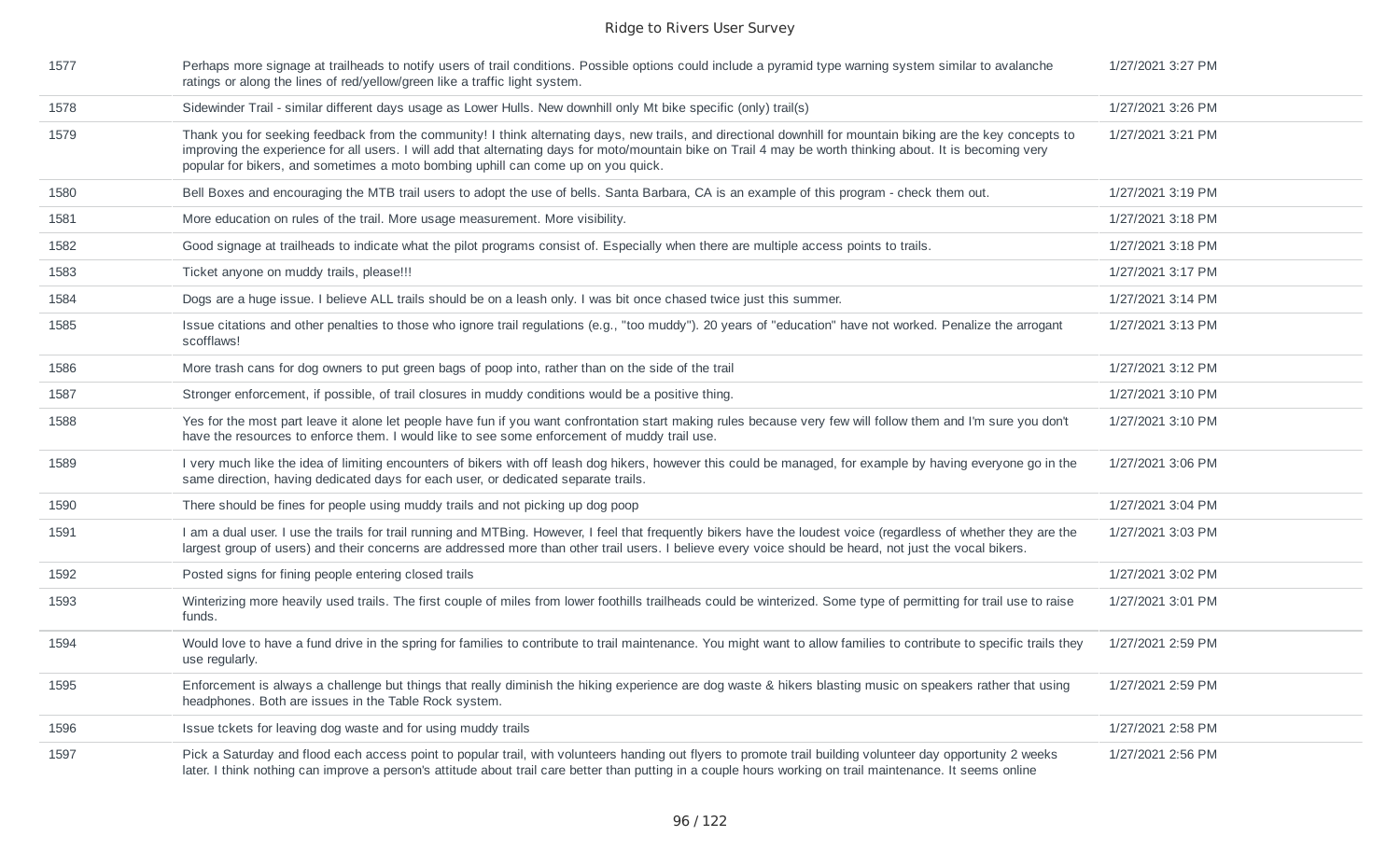| | | |
|---|---|---|
| 1577 | Perhaps more signage at trailheads to notify users of trail conditions. Possible options could include a pyramid type warning system similar to avalanche ratings or along the lines of red/yellow/green like a traffic light system. | 1/27/2021 3:27 PM |
| 1578 | Sidewinder Trail - similar different days usage as Lower Hulls. New downhill only Mt bike specific (only) trail(s) | 1/27/2021 3:26 PM |
| 1579 | Thank you for seeking feedback from the community! I think alternating days, new trails, and directional downhill for mountain biking are the key concepts to improving the experience for all users. I will add that alternating days for moto/mountain bike on Trail 4 may be worth thinking about. It is becoming very popular for bikers, and sometimes a moto bombing uphill can come up on you quick. | 1/27/2021 3:21 PM |
| 1580 | Bell Boxes and encouraging the MTB trail users to adopt the use of bells. Santa Barbara, CA is an example of this program - check them out. | 1/27/2021 3:19 PM |
| 1581 | More education on rules of the trail. More usage measurement. More visibility. | 1/27/2021 3:18 PM |
| 1582 | Good signage at trailheads to indicate what the pilot programs consist of. Especially when there are multiple access points to trails. | 1/27/2021 3:18 PM |
| 1583 | Ticket anyone on muddy trails, please!!! | 1/27/2021 3:17 PM |
| 1584 | Dogs are a huge issue. I believe ALL trails should be on a leash only. I was bit once chased twice just this summer. | 1/27/2021 3:14 PM |
| 1585 | Issue citations and other penalties to those who ignore trail regulations (e.g., "too muddy"). 20 years of "education" have not worked. Penalize the arrogant scofflaws! | 1/27/2021 3:13 PM |
| 1586 | More trash cans for dog owners to put green bags of poop into, rather than on the side of the trail | 1/27/2021 3:12 PM |
| 1587 | Stronger enforcement, if possible, of trail closures in muddy conditions would be a positive thing. | 1/27/2021 3:10 PM |
| 1588 | Yes for the most part leave it alone let people have fun if you want confrontation start making rules because very few will follow them and I'm sure you don't have the resources to enforce them. I would like to see some enforcement of muddy trail use. | 1/27/2021 3:10 PM |
| 1589 | I very much like the idea of limiting encounters of bikers with off leash dog hikers, however this could be managed, for example by having everyone go in the same direction, having dedicated days for each user, or dedicated separate trails. | 1/27/2021 3:06 PM |
| 1590 | There should be fines for people using muddy trails and not picking up dog poop | 1/27/2021 3:04 PM |
| 1591 | I am a dual user. I use the trails for trail running and MTBing. However, I feel that frequently bikers have the loudest voice (regardless of whether they are the largest group of users) and their concerns are addressed more than other trail users. I believe every voice should be heard, not just the vocal bikers. | 1/27/2021 3:03 PM |
| 1592 | Posted signs for fining people entering closed trails | 1/27/2021 3:02 PM |
| 1593 | Winterizing more heavily used trails. The first couple of miles from lower foothills trailheads could be winterized. Some type of permitting for trail use to raise funds. | 1/27/2021 3:01 PM |
| 1594 | Would love to have a fund drive in the spring for families to contribute to trail maintenance. You might want to allow families to contribute to specific trails they use regularly. | 1/27/2021 2:59 PM |
| 1595 | Enforcement is always a challenge but things that really diminish the hiking experience are dog waste & hikers blasting music on speakers rather that using headphones. Both are issues in the Table Rock system. | 1/27/2021 2:59 PM |
| 1596 | Issue tckets for leaving dog waste and for using muddy trails | 1/27/2021 2:58 PM |
| 1597 | Pick a Saturday and flood each access point to popular trail, with volunteers handing out flyers to promote trail building volunteer day opportunity 2 weeks later. I think nothing can improve a person's attitude about trail care better than putting in a couple hours working on trail maintenance. It seems online | 1/27/2021 2:56 PM |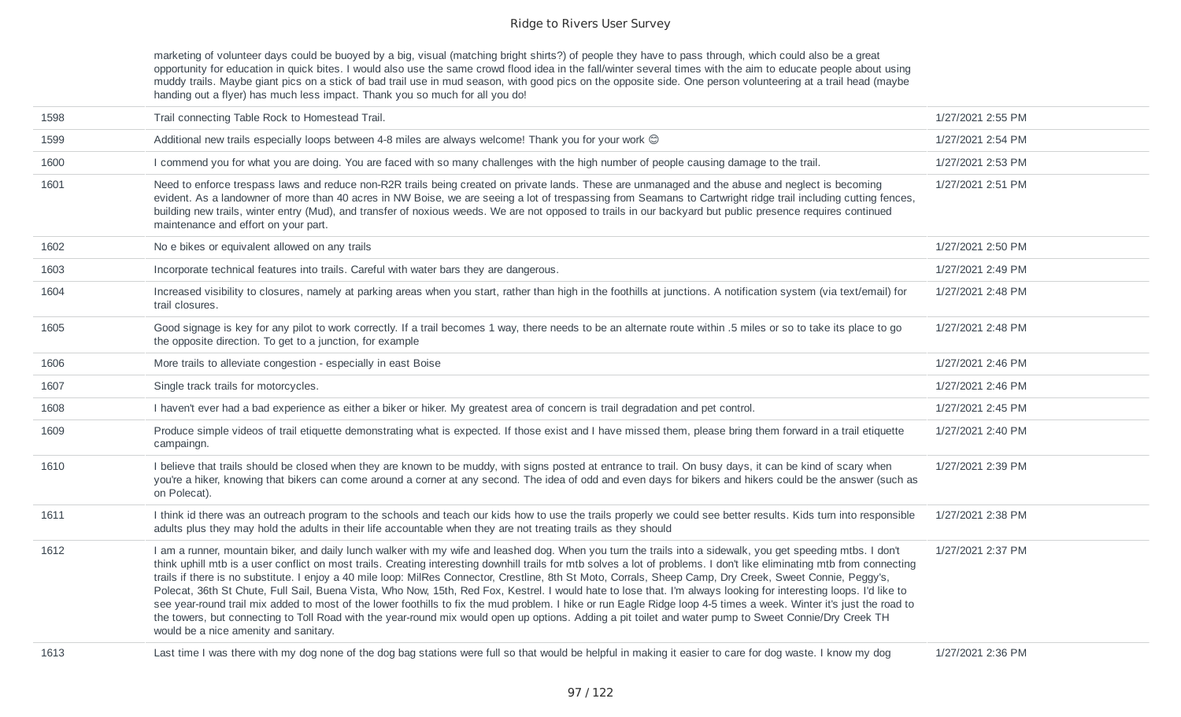| | | |
|---|---|---|
| | marketing of volunteer days could be buoyed by a big, visual (matching bright shirts?) of people they have to pass through, which could also be a great opportunity for education in quick bites. I would also use the same crowd flood idea in the fall/winter several times with the aim to educate people about using muddy trails. Maybe giant pics on a stick of bad trail use in mud season, with good pics on the opposite side. One person volunteering at a trail head (maybe handing out a flyer) has much less impact. Thank you so much for all you do! | |
| 1598 | Trail connecting Table Rock to Homestead Trail. | 1/27/2021 2:55 PM |
| 1599 | Additional new trails especially loops between 4-8 miles are always welcome! Thank you for your work 😊 | 1/27/2021 2:54 PM |
| 1600 | I commend you for what you are doing. You are faced with so many challenges with the high number of people causing damage to the trail. | 1/27/2021 2:53 PM |
| 1601 | Need to enforce trespass laws and reduce non-R2R trails being created on private lands. These are unmanaged and the abuse and neglect is becoming evident. As a landowner of more than 40 acres in NW Boise, we are seeing a lot of trespassing from Seamans to Cartwright ridge trail including cutting fences, building new trails, winter entry (Mud), and transfer of noxious weeds. We are not opposed to trails in our backyard but public presence requires continued maintenance and effort on your part. | 1/27/2021 2:51 PM |
| 1602 | No e bikes or equivalent allowed on any trails | 1/27/2021 2:50 PM |
| 1603 | Incorporate technical features into trails. Careful with water bars they are dangerous. | 1/27/2021 2:49 PM |
| 1604 | Increased visibility to closures, namely at parking areas when you start, rather than high in the foothills at junctions. A notification system (via text/email) for trail closures. | 1/27/2021 2:48 PM |
| 1605 | Good signage is key for any pilot to work correctly. If a trail becomes 1 way, there needs to be an alternate route within .5 miles or so to take its place to go the opposite direction. To get to a junction, for example | 1/27/2021 2:48 PM |
| 1606 | More trails to alleviate congestion - especially in east Boise | 1/27/2021 2:46 PM |
| 1607 | Single track trails for motorcycles. | 1/27/2021 2:46 PM |
| 1608 | I haven't ever had a bad experience as either a biker or hiker. My greatest area of concern is trail degradation and pet control. | 1/27/2021 2:45 PM |
| 1609 | Produce simple videos of trail etiquette demonstrating what is expected. If those exist and I have missed them, please bring them forward in a trail etiquette campaingn. | 1/27/2021 2:40 PM |
| 1610 | I believe that trails should be closed when they are known to be muddy, with signs posted at entrance to trail. On busy days, it can be kind of scary when you're a hiker, knowing that bikers can come around a corner at any second. The idea of odd and even days for bikers and hikers could be the answer (such as on Polecat). | 1/27/2021 2:39 PM |
| 1611 | I think id there was an outreach program to the schools and teach our kids how to use the trails properly we could see better results. Kids turn into responsible adults plus they may hold the adults in their life accountable when they are not treating trails as they should | 1/27/2021 2:38 PM |
| 1612 | I am a runner, mountain biker, and daily lunch walker with my wife and leashed dog. When you turn the trails into a sidewalk, you get speeding mtbs. I don't think uphill mtb is a user conflict on most trails. Creating interesting downhill trails for mtb solves a lot of problems. I don't like eliminating mtb from connecting trails if there is no substitute. I enjoy a 40 mile loop: MilRes Connector, Crestline, 8th St Moto, Corrals, Sheep Camp, Dry Creek, Sweet Connie, Peggy's, Polecat, 36th St Chute, Full Sail, Buena Vista, Who Now, 15th, Red Fox, Kestrel. I would hate to lose that. I'm always looking for interesting loops. I'd like to see year-round trail mix added to most of the lower foothills to fix the mud problem. I hike or run Eagle Ridge loop 4-5 times a week. Winter it's just the road to the towers, but connecting to Toll Road with the year-round mix would open up options. Adding a pit toilet and water pump to Sweet Connie/Dry Creek TH would be a nice amenity and sanitary. | 1/27/2021 2:37 PM |
| 1613 | Last time I was there with my dog none of the dog bag stations were full so that would be helpful in making it easier to care for dog waste. I know my dog | 1/27/2021 2:36 PM |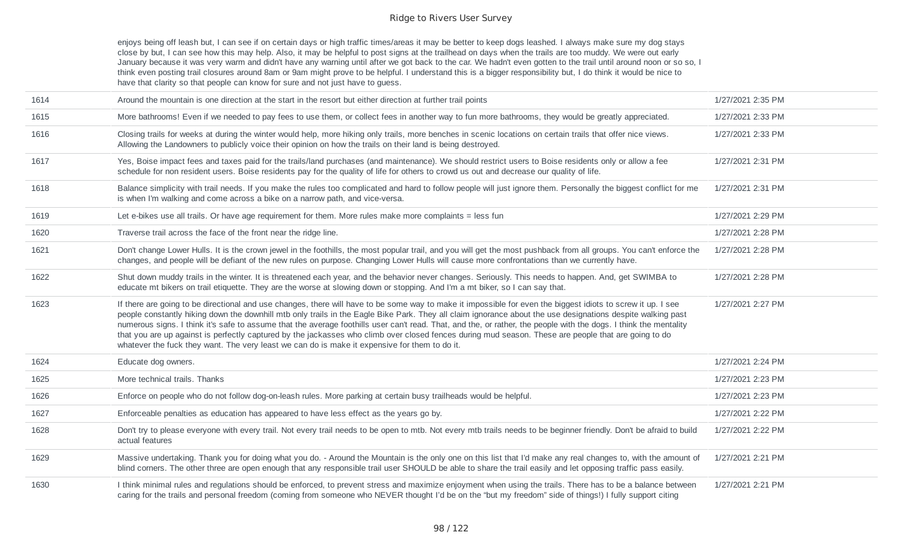| | | |
|---|---|---|
| | enjoys being off leash but, I can see if on certain days or high traffic times/areas it may be better to keep dogs leashed. I always make sure my dog stays close by but, I can see how this may help. Also, it may be helpful to post signs at the trailhead on days when the trails are too muddy. We were out early January because it was very warm and didn't have any warning until after we got back to the car. We hadn't even gotten to the trail until around noon or so so, I think even posting trail closures around 8am or 9am might prove to be helpful. I understand this is a bigger responsibility but, I do think it would be nice to have that clarity so that people can know for sure and not just have to guess. | |
| 1614 | Around the mountain is one direction at the start in the resort but either direction at further trail points | 1/27/2021 2:35 PM |
| 1615 | More bathrooms! Even if we needed to pay fees to use them, or collect fees in another way to fun more bathrooms, they would be greatly appreciated. | 1/27/2021 2:33 PM |
| 1616 | Closing trails for weeks at during the winter would help, more hiking only trails, more benches in scenic locations on certain trails that offer nice views. Allowing the Landowners to publicly voice their opinion on how the trails on their land is being destroyed. | 1/27/2021 2:33 PM |
| 1617 | Yes, Boise impact fees and taxes paid for the trails/land purchases (and maintenance). We should restrict users to Boise residents only or allow a fee schedule for non resident users. Boise residents pay for the quality of life for others to crowd us out and decrease our quality of life. | 1/27/2021 2:31 PM |
| 1618 | Balance simplicity with trail needs. If you make the rules too complicated and hard to follow people will just ignore them. Personally the biggest conflict for me is when I'm walking and come across a bike on a narrow path, and vice-versa. | 1/27/2021 2:31 PM |
| 1619 | Let e-bikes use all trails. Or have age requirement for them. More rules make more complaints = less fun | 1/27/2021 2:29 PM |
| 1620 | Traverse trail across the face of the front near the ridge line. | 1/27/2021 2:28 PM |
| 1621 | Don't change Lower Hulls. It is the crown jewel in the foothills, the most popular trail, and you will get the most pushback from all groups. You can't enforce the changes, and people will be defiant of the new rules on purpose. Changing Lower Hulls will cause more confrontations than we currently have. | 1/27/2021 2:28 PM |
| 1622 | Shut down muddy trails in the winter. It is threatened each year, and the behavior never changes. Seriously. This needs to happen. And, get SWIMBA to educate mt bikers on trail etiquette. They are the worse at slowing down or stopping. And I'm a mt biker, so I can say that. | 1/27/2021 2:28 PM |
| 1623 | If there are going to be directional and use changes, there will have to be some way to make it impossible for even the biggest idiots to screw it up. I see people constantly hiking down the downhill mtb only trails in the Eagle Bike Park. They all claim ignorance about the use designations despite walking past numerous signs. I think it's safe to assume that the average foothills user can't read. That, and the, or rather, the people with the dogs. I think the mentality that you are up against is perfectly captured by the jackasses who climb over closed fences during mud season. These are people that are going to do whatever the fuck they want. The very least we can do is make it expensive for them to do it. | 1/27/2021 2:27 PM |
| 1624 | Educate dog owners. | 1/27/2021 2:24 PM |
| 1625 | More technical trails. Thanks | 1/27/2021 2:23 PM |
| 1626 | Enforce on people who do not follow dog-on-leash rules. More parking at certain busy trailheads would be helpful. | 1/27/2021 2:23 PM |
| 1627 | Enforceable penalties as education has appeared to have less effect as the years go by. | 1/27/2021 2:22 PM |
| 1628 | Don't try to please everyone with every trail. Not every trail needs to be open to mtb. Not every mtb trails needs to be beginner friendly. Don't be afraid to build actual features | 1/27/2021 2:22 PM |
| 1629 | Massive undertaking. Thank you for doing what you do. - Around the Mountain is the only one on this list that I'd make any real changes to, with the amount of blind corners. The other three are open enough that any responsible trail user SHOULD be able to share the trail easily and let opposing traffic pass easily. | 1/27/2021 2:21 PM |
| 1630 | I think minimal rules and regulations should be enforced, to prevent stress and maximize enjoyment when using the trails. There has to be a balance between caring for the trails and personal freedom (coming from someone who NEVER thought I'd be on the "but my freedom" side of things!) I fully support citing | 1/27/2021 2:21 PM |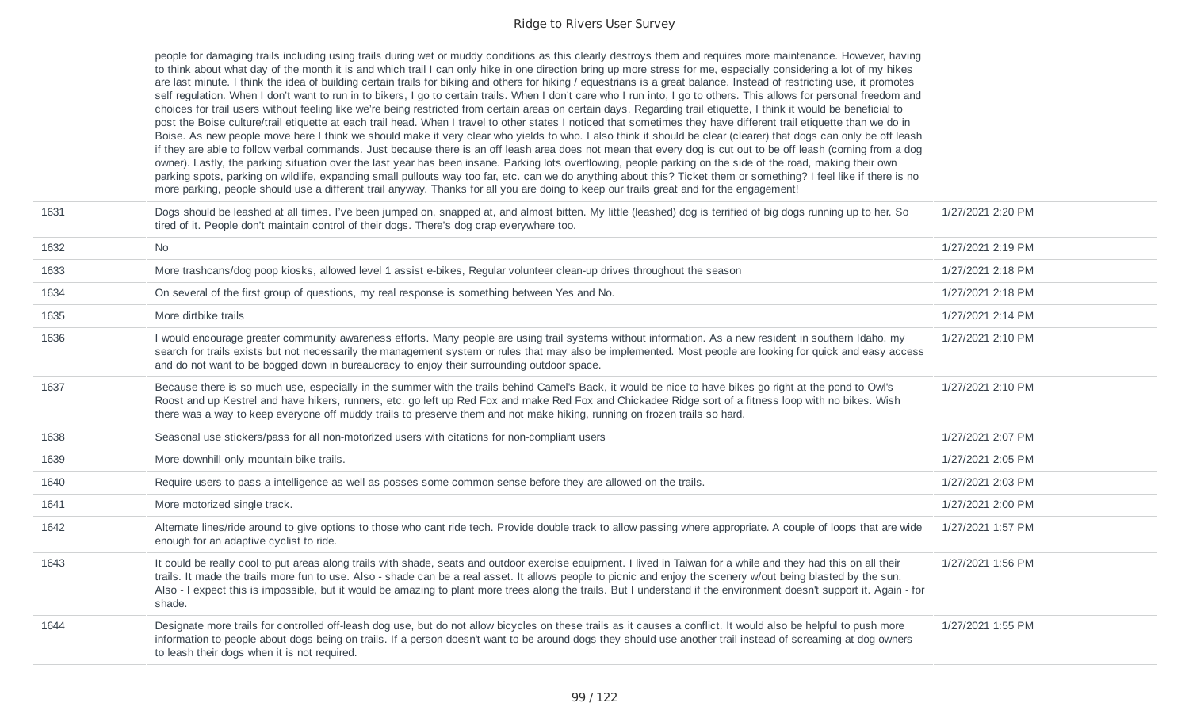| | | |
|---|---|---|
| | people for damaging trails including using trails during wet or muddy conditions as this clearly destroys them and requires more maintenance. However, having to think about what day of the month it is and which trail I can only hike in one direction bring up more stress for me, especially considering a lot of my hikes are last minute. I think the idea of building certain trails for biking and others for hiking / equestrians is a great balance. Instead of restricting use, it promotes self regulation. When I don't want to run in to bikers, I go to certain trails. When I don't care who I run into, I go to others. This allows for personal freedom and choices for trail users without feeling like we're being restricted from certain areas on certain days. Regarding trail etiquette, I think it would be beneficial to post the Boise culture/trail etiquette at each trail head. When I travel to other states I noticed that sometimes they have different trail etiquette than we do in Boise. As new people move here I think we should make it very clear who yields to who. I also think it should be clear (clearer) that dogs can only be off leash if they are able to follow verbal commands. Just because there is an off leash area does not mean that every dog is cut out to be off leash (coming from a dog owner). Lastly, the parking situation over the last year has been insane. Parking lots overflowing, people parking on the side of the road, making their own parking spots, parking on wildlife, expanding small pullouts way too far, etc. can we do anything about this? Ticket them or something? I feel like if there is no more parking, people should use a different trail anyway. Thanks for all you are doing to keep our trails great and for the engagement! | |
| 1631 | Dogs should be leashed at all times. I've been jumped on, snapped at, and almost bitten. My little (leashed) dog is terrified of big dogs running up to her. So tired of it. People don't maintain control of their dogs. There's dog crap everywhere too. | 1/27/2021 2:20 PM |
| 1632 | No | 1/27/2021 2:19 PM |
| 1633 | More trashcans/dog poop kiosks, allowed level 1 assist e-bikes, Regular volunteer clean-up drives throughout the season | 1/27/2021 2:18 PM |
| 1634 | On several of the first group of questions, my real response is something between Yes and No. | 1/27/2021 2:18 PM |
| 1635 | More dirtbike trails | 1/27/2021 2:14 PM |
| 1636 | I would encourage greater community awareness efforts. Many people are using trail systems without information. As a new resident in southern Idaho. my search for trails exists but not necessarily the management system or rules that may also be implemented. Most people are looking for quick and easy access and do not want to be bogged down in bureaucracy to enjoy their surrounding outdoor space. | 1/27/2021 2:10 PM |
| 1637 | Because there is so much use, especially in the summer with the trails behind Camel's Back, it would be nice to have bikes go right at the pond to Owl's Roost and up Kestrel and have hikers, runners, etc. go left up Red Fox and make Red Fox and Chickadee Ridge sort of a fitness loop with no bikes. Wish there was a way to keep everyone off muddy trails to preserve them and not make hiking, running on frozen trails so hard. | 1/27/2021 2:10 PM |
| 1638 | Seasonal use stickers/pass for all non-motorized users with citations for non-compliant users | 1/27/2021 2:07 PM |
| 1639 | More downhill only mountain bike trails. | 1/27/2021 2:05 PM |
| 1640 | Require users to pass a intelligence as well as posses some common sense before they are allowed on the trails. | 1/27/2021 2:03 PM |
| 1641 | More motorized single track. | 1/27/2021 2:00 PM |
| 1642 | Alternate lines/ride around to give options to those who cant ride tech. Provide double track to allow passing where appropriate. A couple of loops that are wide enough for an adaptive cyclist to ride. | 1/27/2021 1:57 PM |
| 1643 | It could be really cool to put areas along trails with shade, seats and outdoor exercise equipment. I lived in Taiwan for a while and they had this on all their trails. It made the trails more fun to use. Also - shade can be a real asset. It allows people to picnic and enjoy the scenery w/out being blasted by the sun. Also - I expect this is impossible, but it would be amazing to plant more trees along the trails. But I understand if the environment doesn't support it. Again - for shade. | 1/27/2021 1:56 PM |
| 1644 | Designate more trails for controlled off-leash dog use, but do not allow bicycles on these trails as it causes a conflict. It would also be helpful to push more information to people about dogs being on trails. If a person doesn't want to be around dogs they should use another trail instead of screaming at dog owners to leash their dogs when it is not required. | 1/27/2021 1:55 PM |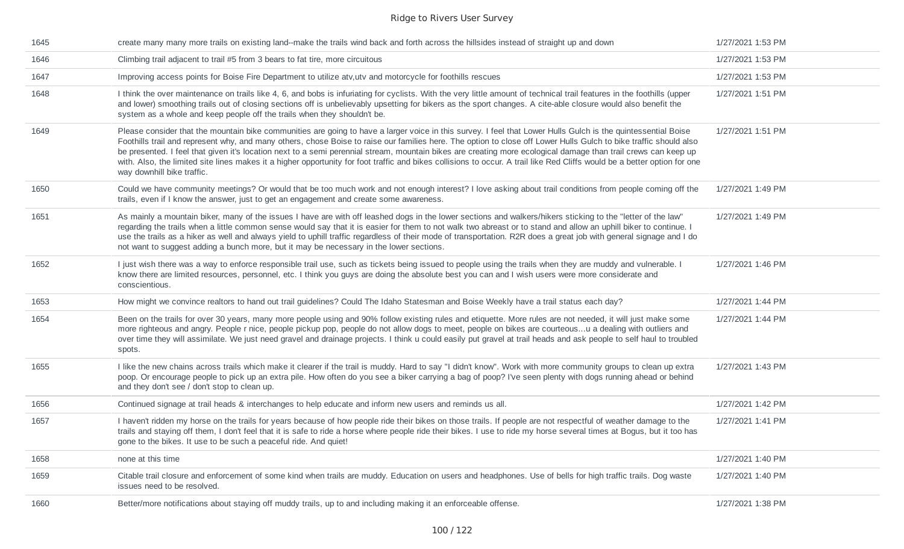| | | |
|---|---|---|
| 1645 | create many many more trails on existing land--make the trails wind back and forth across the hillsides instead of straight up and down | 1/27/2021 1:53 PM |
| 1646 | Climbing trail adjacent to trail #5 from 3 bears to fat tire, more circuitous | 1/27/2021 1:53 PM |
| 1647 | Improving access points for Boise Fire Department to utilize atv,utv and motorcycle for foothills rescues | 1/27/2021 1:53 PM |
| 1648 | I think the over maintenance on trails like 4, 6, and bobs is infuriating for cyclists. With the very little amount of technical trail features in the foothills (upper and lower) smoothing trails out of closing sections off is unbelievably upsetting for bikers as the sport changes. A cite-able closure would also benefit the system as a whole and keep people off the trails when they shouldn't be. | 1/27/2021 1:51 PM |
| 1649 | Please consider that the mountain bike communities are going to have a larger voice in this survey. I feel that Lower Hulls Gulch is the quintessential Boise Foothills trail and represent why, and many others, chose Boise to raise our families here. The option to close off Lower Hulls Gulch to bike traffic should also be presented. I feel that given it's location next to a semi perennial stream, mountain bikes are creating more ecological damage than trail crews can keep up with. Also, the limited site lines makes it a higher opportunity for foot traffic and bikes collisions to occur. A trail like Red Cliffs would be a better option for one way downhill bike traffic. | 1/27/2021 1:51 PM |
| 1650 | Could we have community meetings? Or would that be too much work and not enough interest? I love asking about trail conditions from people coming off the trails, even if I know the answer, just to get an engagement and create some awareness. | 1/27/2021 1:49 PM |
| 1651 | As mainly a mountain biker, many of the issues I have are with off leashed dogs in the lower sections and walkers/hikers sticking to the "letter of the law" regarding the trails when a little common sense would say that it is easier for them to not walk two abreast or to stand and allow an uphill biker to continue. I use the trails as a hiker as well and always yield to uphill traffic regardless of their mode of transportation. R2R does a great job with general signage and I do not want to suggest adding a bunch more, but it may be necessary in the lower sections. | 1/27/2021 1:49 PM |
| 1652 | I just wish there was a way to enforce responsible trail use, such as tickets being issued to people using the trails when they are muddy and vulnerable. I know there are limited resources, personnel, etc. I think you guys are doing the absolute best you can and I wish users were more considerate and conscientious. | 1/27/2021 1:46 PM |
| 1653 | How might we convince realtors to hand out trail guidelines? Could The Idaho Statesman and Boise Weekly have a trail status each day? | 1/27/2021 1:44 PM |
| 1654 | Been on the trails for over 30 years, many more people using and 90% follow existing rules and etiquette. More rules are not needed, it will just make some more righteous and angry. People r nice, people pickup pop, people do not allow dogs to meet, people on bikes are courteous...u a dealing with outliers and over time they will assimilate. We just need gravel and drainage projects. I think u could easily put gravel at trail heads and ask people to self haul to troubled spots. | 1/27/2021 1:44 PM |
| 1655 | I like the new chains across trails which make it clearer if the trail is muddy. Hard to say "I didn't know". Work with more community groups to clean up extra poop. Or encourage people to pick up an extra pile. How often do you see a biker carrying a bag of poop? I've seen plenty with dogs running ahead or behind and they don't see / don't stop to clean up. | 1/27/2021 1:43 PM |
| 1656 | Continued signage at trail heads & interchanges to help educate and inform new users and reminds us all. | 1/27/2021 1:42 PM |
| 1657 | I haven't ridden my horse on the trails for years because of how people ride their bikes on those trails. If people are not respectful of weather damage to the trails and staying off them, I don't feel that it is safe to ride a horse where people ride their bikes. I use to ride my horse several times at Bogus, but it too has gone to the bikes. It use to be such a peaceful ride. And quiet! | 1/27/2021 1:41 PM |
| 1658 | none at this time | 1/27/2021 1:40 PM |
| 1659 | Citable trail closure and enforcement of some kind when trails are muddy. Education on users and headphones. Use of bells for high traffic trails. Dog waste issues need to be resolved. | 1/27/2021 1:40 PM |
| 1660 | Better/more notifications about staying off muddy trails, up to and including making it an enforceable offense. | 1/27/2021 1:38 PM |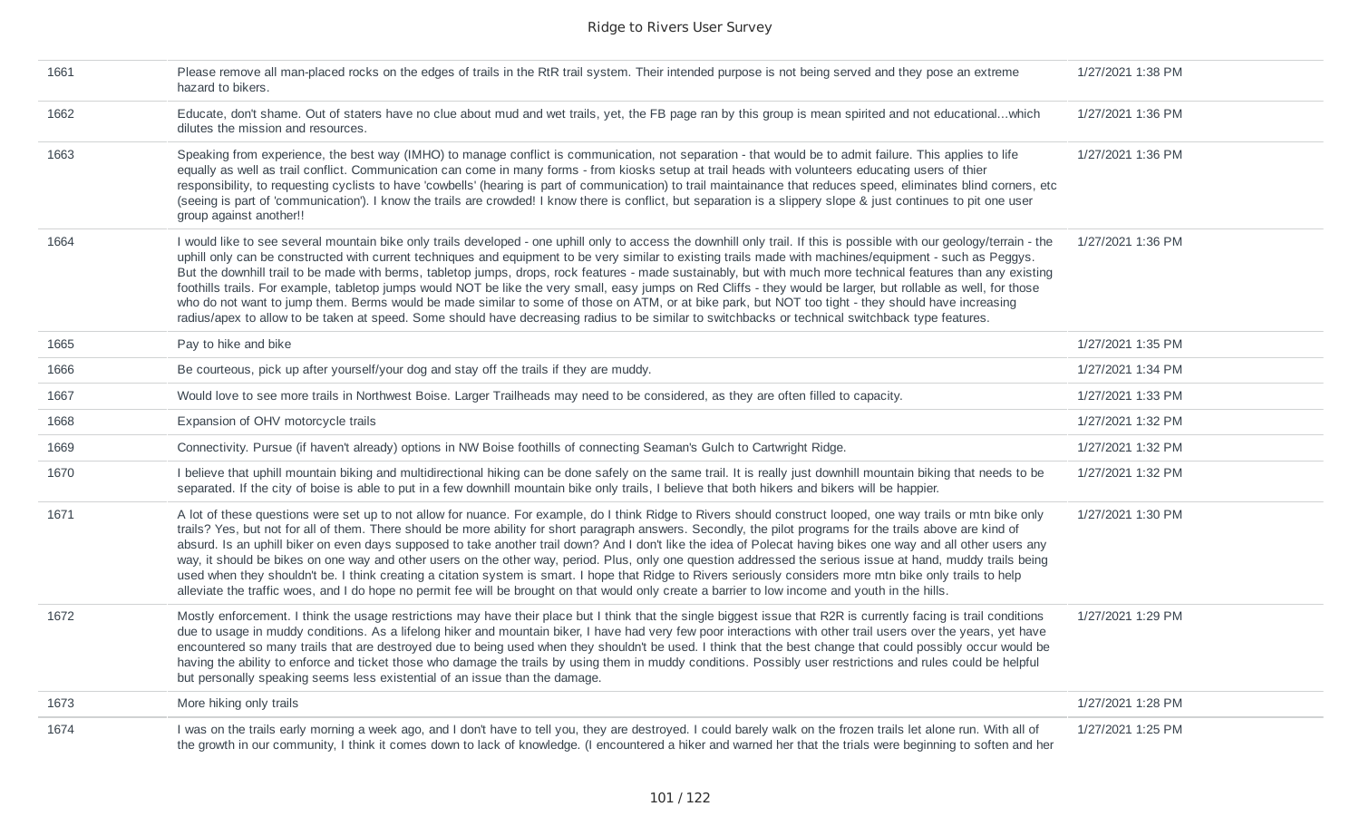| | | |
|---|---|---|
| 1661 | Please remove all man-placed rocks on the edges of trails in the RtR trail system. Their intended purpose is not being served and they pose an extreme hazard to bikers. | 1/27/2021 1:38 PM |
| 1662 | Educate, don't shame. Out of staters have no clue about mud and wet trails, yet, the FB page ran by this group is mean spirited and not educational...which dilutes the mission and resources. | 1/27/2021 1:36 PM |
| 1663 | Speaking from experience, the best way (IMHO) to manage conflict is communication, not separation - that would be to admit failure. This applies to life equally as well as trail conflict. Communication can come in many forms - from kiosks setup at trail heads with volunteers educating users of thier responsibility, to requesting cyclists to have 'cowbells' (hearing is part of communication) to trail maintainance that reduces speed, eliminates blind corners, etc (seeing is part of 'communication'). I know the trails are crowded! I know there is conflict, but separation is a slippery slope & just continues to pit one user group against another!! | 1/27/2021 1:36 PM |
| 1664 | I would like to see several mountain bike only trails developed - one uphill only to access the downhill only trail. If this is possible with our geology/terrain - the uphill only can be constructed with current techniques and equipment to be very similar to existing trails made with machines/equipment - such as Peggys. But the downhill trail to be made with berms, tabletop jumps, drops, rock features - made sustainably, but with much more technical features than any existing foothills trails. For example, tabletop jumps would NOT be like the very small, easy jumps on Red Cliffs - they would be larger, but rollable as well, for those who do not want to jump them. Berms would be made similar to some of those on ATM, or at bike park, but NOT too tight - they should have increasing radius/apex to allow to be taken at speed. Some should have decreasing radius to be similar to switchbacks or technical switchback type features. | 1/27/2021 1:36 PM |
| 1665 | Pay to hike and bike | 1/27/2021 1:35 PM |
| 1666 | Be courteous, pick up after yourself/your dog and stay off the trails if they are muddy. | 1/27/2021 1:34 PM |
| 1667 | Would love to see more trails in Northwest Boise. Larger Trailheads may need to be considered, as they are often filled to capacity. | 1/27/2021 1:33 PM |
| 1668 | Expansion of OHV motorcycle trails | 1/27/2021 1:32 PM |
| 1669 | Connectivity. Pursue (if haven't already) options in NW Boise foothills of connecting Seaman's Gulch to Cartwright Ridge. | 1/27/2021 1:32 PM |
| 1670 | I believe that uphill mountain biking and multidirectional hiking can be done safely on the same trail. It is really just downhill mountain biking that needs to be separated. If the city of boise is able to put in a few downhill mountain bike only trails, I believe that both hikers and bikers will be happier. | 1/27/2021 1:32 PM |
| 1671 | A lot of these questions were set up to not allow for nuance. For example, do I think Ridge to Rivers should construct looped, one way trails or mtn bike only trails? Yes, but not for all of them. There should be more ability for short paragraph answers. Secondly, the pilot programs for the trails above are kind of absurd. Is an uphill biker on even days supposed to take another trail down? And I don't like the idea of Polecat having bikes one way and all other users any way, it should be bikes on one way and other users on the other way, period. Plus, only one question addressed the serious issue at hand, muddy trails being used when they shouldn't be. I think creating a citation system is smart. I hope that Ridge to Rivers seriously considers more mtn bike only trails to help alleviate the traffic woes, and I do hope no permit fee will be brought on that would only create a barrier to low income and youth in the hills. | 1/27/2021 1:30 PM |
| 1672 | Mostly enforcement. I think the usage restrictions may have their place but I think that the single biggest issue that R2R is currently facing is trail conditions due to usage in muddy conditions. As a lifelong hiker and mountain biker, I have had very few poor interactions with other trail users over the years, yet have encountered so many trails that are destroyed due to being used when they shouldn't be used. I think that the best change that could possibly occur would be having the ability to enforce and ticket those who damage the trails by using them in muddy conditions. Possibly user restrictions and rules could be helpful but personally speaking seems less existential of an issue than the damage. | 1/27/2021 1:29 PM |
| 1673 | More hiking only trails | 1/27/2021 1:28 PM |
| 1674 | I was on the trails early morning a week ago, and I don't have to tell you, they are destroyed. I could barely walk on the frozen trails let alone run. With all of the growth in our community, I think it comes down to lack of knowledge. (I encountered a hiker and warned her that the trials were beginning to soften and her | 1/27/2021 1:25 PM |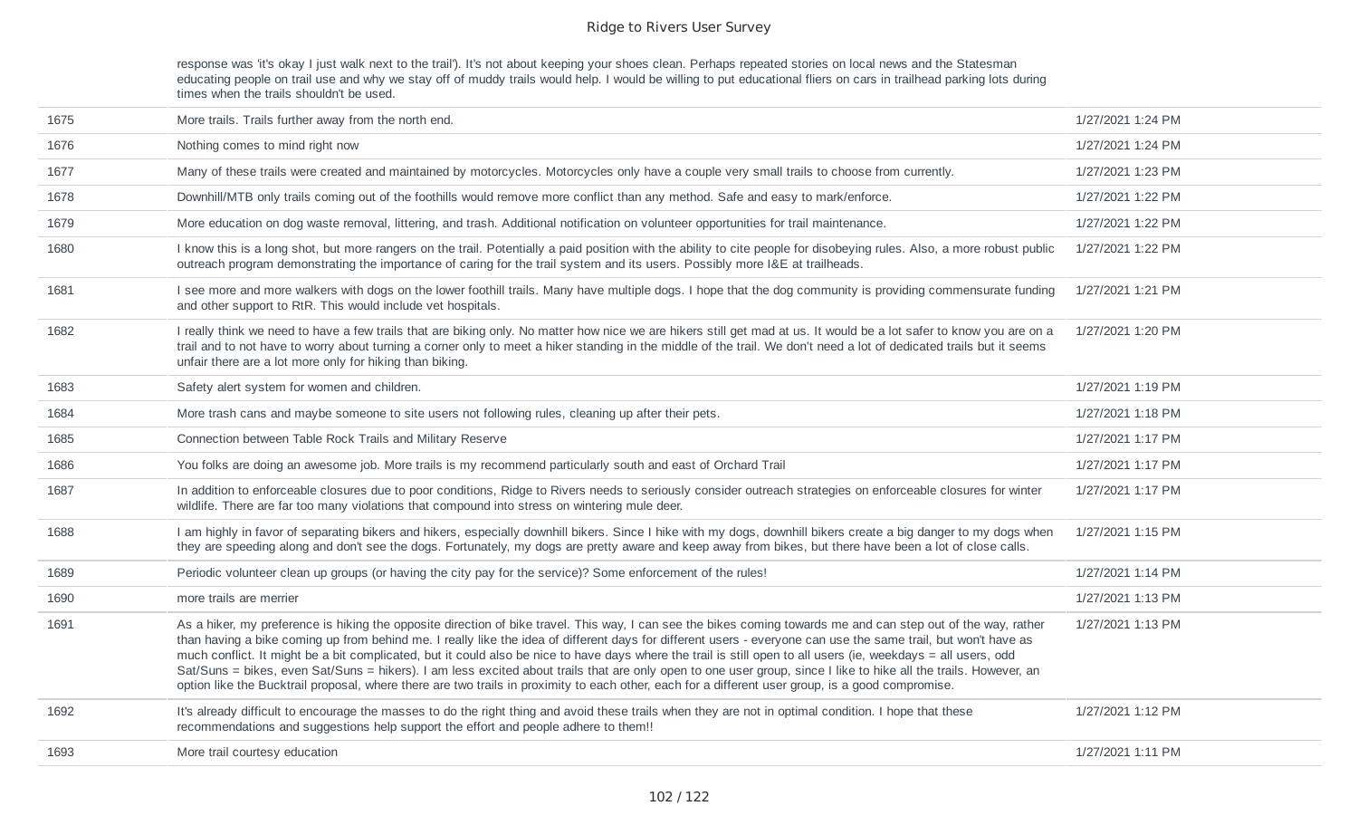| | | |
|---|---|---|
| | response was 'it's okay I just walk next to the trail'). It's not about keeping your shoes clean. Perhaps repeated stories on local news and the Statesman educating people on trail use and why we stay off of muddy trails would help. I would be willing to put educational fliers on cars in trailhead parking lots during times when the trails shouldn't be used. | |
| 1675 | More trails. Trails further away from the north end. | 1/27/2021 1:24 PM |
| 1676 | Nothing comes to mind right now | 1/27/2021 1:24 PM |
| 1677 | Many of these trails were created and maintained by motorcycles. Motorcycles only have a couple very small trails to choose from currently. | 1/27/2021 1:23 PM |
| 1678 | Downhill/MTB only trails coming out of the foothills would remove more conflict than any method. Safe and easy to mark/enforce. | 1/27/2021 1:22 PM |
| 1679 | More education on dog waste removal, littering, and trash. Additional notification on volunteer opportunities for trail maintenance. | 1/27/2021 1:22 PM |
| 1680 | I know this is a long shot, but more rangers on the trail. Potentially a paid position with the ability to cite people for disobeying rules. Also, a more robust public outreach program demonstrating the importance of caring for the trail system and its users. Possibly more I&E at trailheads. | 1/27/2021 1:22 PM |
| 1681 | I see more and more walkers with dogs on the lower foothill trails. Many have multiple dogs. I hope that the dog community is providing commensurate funding and other support to RtR. This would include vet hospitals. | 1/27/2021 1:21 PM |
| 1682 | I really think we need to have a few trails that are biking only. No matter how nice we are hikers still get mad at us. It would be a lot safer to know you are on a trail and to not have to worry about turning a corner only to meet a hiker standing in the middle of the trail. We don't need a lot of dedicated trails but it seems unfair there are a lot more only for hiking than biking. | 1/27/2021 1:20 PM |
| 1683 | Safety alert system for women and children. | 1/27/2021 1:19 PM |
| 1684 | More trash cans and maybe someone to site users not following rules, cleaning up after their pets. | 1/27/2021 1:18 PM |
| 1685 | Connection between Table Rock Trails and Military Reserve | 1/27/2021 1:17 PM |
| 1686 | You folks are doing an awesome job. More trails is my recommend particularly south and east of Orchard Trail | 1/27/2021 1:17 PM |
| 1687 | In addition to enforceable closures due to poor conditions, Ridge to Rivers needs to seriously consider outreach strategies on enforceable closures for winter wildlife. There are far too many violations that compound into stress on wintering mule deer. | 1/27/2021 1:17 PM |
| 1688 | I am highly in favor of separating bikers and hikers, especially downhill bikers. Since I hike with my dogs, downhill bikers create a big danger to my dogs when they are speeding along and don't see the dogs. Fortunately, my dogs are pretty aware and keep away from bikes, but there have been a lot of close calls. | 1/27/2021 1:15 PM |
| 1689 | Periodic volunteer clean up groups (or having the city pay for the service)? Some enforcement of the rules! | 1/27/2021 1:14 PM |
| 1690 | more trails are merrier | 1/27/2021 1:13 PM |
| 1691 | As a hiker, my preference is hiking the opposite direction of bike travel. This way, I can see the bikes coming towards me and can step out of the way, rather than having a bike coming up from behind me. I really like the idea of different days for different users - everyone can use the same trail, but won't have as much conflict. It might be a bit complicated, but it could also be nice to have days where the trail is still open to all users (ie, weekdays = all users, odd Sat/Suns = bikes, even Sat/Suns = hikers). I am less excited about trails that are only open to one user group, since I like to hike all the trails. However, an option like the Bucktrail proposal, where there are two trails in proximity to each other, each for a different user group, is a good compromise. | 1/27/2021 1:13 PM |
| 1692 | It's already difficult to encourage the masses to do the right thing and avoid these trails when they are not in optimal condition. I hope that these recommendations and suggestions help support the effort and people adhere to them!! | 1/27/2021 1:12 PM |
| 1693 | More trail courtesy education | 1/27/2021 1:11 PM |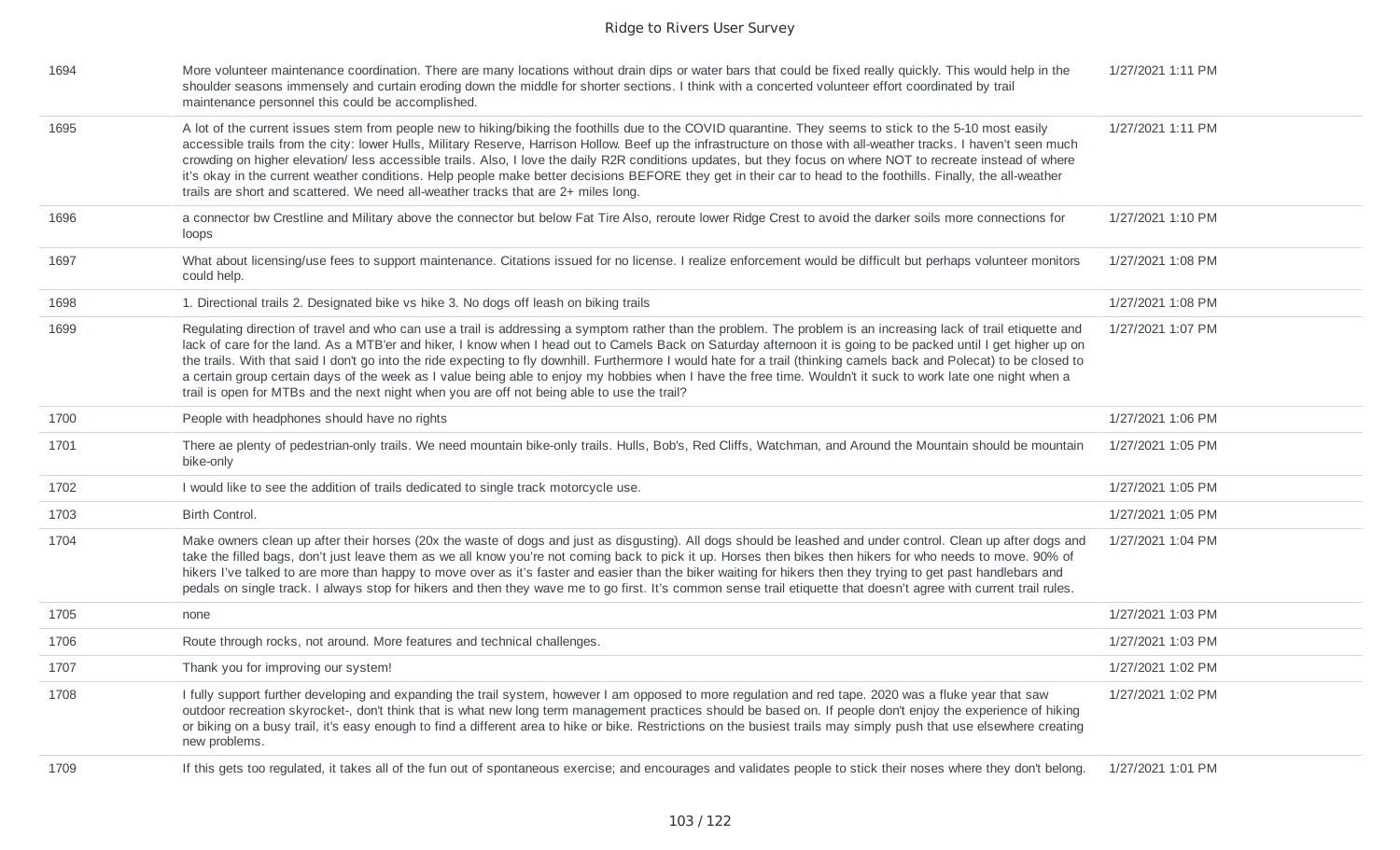| | | |
|---|---|---|
| 1694 | More volunteer maintenance coordination. There are many locations without drain dips or water bars that could be fixed really quickly. This would help in the shoulder seasons immensely and curtain eroding down the middle for shorter sections. I think with a concerted volunteer effort coordinated by trail maintenance personnel this could be accomplished. | 1/27/2021 1:11 PM |
| 1695 | A lot of the current issues stem from people new to hiking/biking the foothills due to the COVID quarantine. They seems to stick to the 5-10 most easily accessible trails from the city: lower Hulls, Military Reserve, Harrison Hollow. Beef up the infrastructure on those with all-weather tracks. I haven't seen much crowding on higher elevation/ less accessible trails. Also, I love the daily R2R conditions updates, but they focus on where NOT to recreate instead of where it's okay in the current weather conditions. Help people make better decisions BEFORE they get in their car to head to the foothills. Finally, the all-weather trails are short and scattered. We need all-weather tracks that are 2+ miles long. | 1/27/2021 1:11 PM |
| 1696 | a connector bw Crestline and Military above the connector but below Fat Tire Also, reroute lower Ridge Crest to avoid the darker soils more connections for loops | 1/27/2021 1:10 PM |
| 1697 | What about licensing/use fees to support maintenance. Citations issued for no license. I realize enforcement would be difficult but perhaps volunteer monitors could help. | 1/27/2021 1:08 PM |
| 1698 | 1. Directional trails 2. Designated bike vs hike 3. No dogs off leash on biking trails | 1/27/2021 1:08 PM |
| 1699 | Regulating direction of travel and who can use a trail is addressing a symptom rather than the problem. The problem is an increasing lack of trail etiquette and lack of care for the land. As a MTB'er and hiker, I know when I head out to Camels Back on Saturday afternoon it is going to be packed until I get higher up on the trails. With that said I don't go into the ride expecting to fly downhill. Furthermore I would hate for a trail (thinking camels back and Polecat) to be closed to a certain group certain days of the week as I value being able to enjoy my hobbies when I have the free time. Wouldn't it suck to work late one night when a trail is open for MTBs and the next night when you are off not being able to use the trail? | 1/27/2021 1:07 PM |
| 1700 | People with headphones should have no rights | 1/27/2021 1:06 PM |
| 1701 | There ae plenty of pedestrian-only trails. We need mountain bike-only trails. Hulls, Bob's, Red Cliffs, Watchman, and Around the Mountain should be mountain bike-only | 1/27/2021 1:05 PM |
| 1702 | I would like to see the addition of trails dedicated to single track motorcycle use. | 1/27/2021 1:05 PM |
| 1703 | Birth Control. | 1/27/2021 1:05 PM |
| 1704 | Make owners clean up after their horses (20x the waste of dogs and just as disgusting). All dogs should be leashed and under control. Clean up after dogs and take the filled bags, don't just leave them as we all know you're not coming back to pick it up. Horses then bikes then hikers for who needs to move. 90% of hikers I've talked to are more than happy to move over as it's faster and easier than the biker waiting for hikers then they trying to get past handlebars and pedals on single track. I always stop for hikers and then they wave me to go first. It's common sense trail etiquette that doesn't agree with current trail rules. | 1/27/2021 1:04 PM |
| 1705 | none | 1/27/2021 1:03 PM |
| 1706 | Route through rocks, not around. More features and technical challenges. | 1/27/2021 1:03 PM |
| 1707 | Thank you for improving our system! | 1/27/2021 1:02 PM |
| 1708 | I fully support further developing and expanding the trail system, however I am opposed to more regulation and red tape. 2020 was a fluke year that saw outdoor recreation skyrocket-, don't think that is what new long term management practices should be based on. If people don't enjoy the experience of hiking or biking on a busy trail, it's easy enough to find a different area to hike or bike. Restrictions on the busiest trails may simply push that use elsewhere creating new problems. | 1/27/2021 1:02 PM |
| 1709 | If this gets too regulated, it takes all of the fun out of spontaneous exercise; and encourages and validates people to stick their noses where they don't belong. | 1/27/2021 1:01 PM |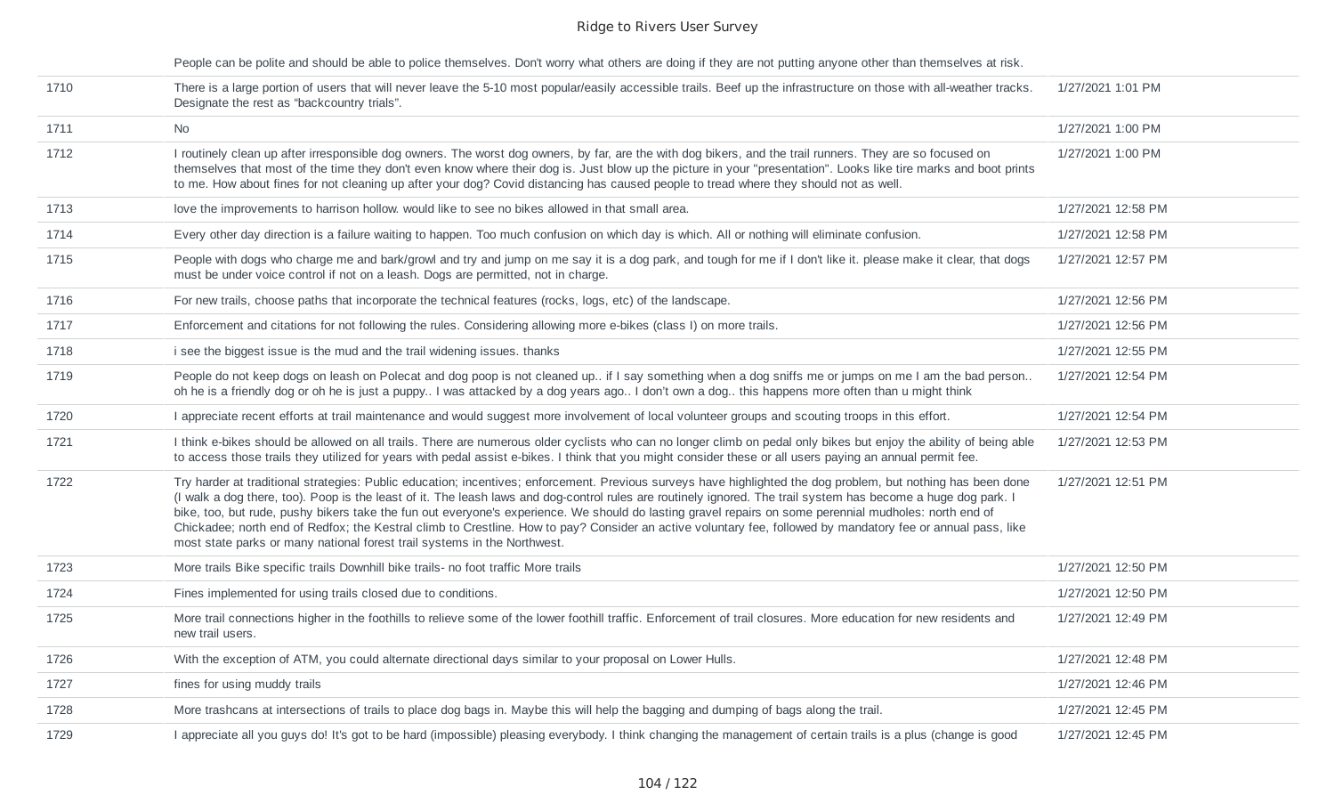| | | |
|---|---|---|
| | People can be polite and should be able to police themselves. Don't worry what others are doing if they are not putting anyone other than themselves at risk. | |
| 1710 | There is a large portion of users that will never leave the 5-10 most popular/easily accessible trails. Beef up the infrastructure on those with all-weather tracks. Designate the rest as "backcountry trials". | 1/27/2021 1:01 PM |
| 1711 | No | 1/27/2021 1:00 PM |
| 1712 | I routinely clean up after irresponsible dog owners. The worst dog owners, by far, are the with dog bikers, and the trail runners. They are so focused on themselves that most of the time they don't even know where their dog is. Just blow up the picture in your "presentation". Looks like tire marks and boot prints to me. How about fines for not cleaning up after your dog? Covid distancing has caused people to tread where they should not as well. | 1/27/2021 1:00 PM |
| 1713 | love the improvements to harrison hollow. would like to see no bikes allowed in that small area. | 1/27/2021 12:58 PM |
| 1714 | Every other day direction is a failure waiting to happen. Too much confusion on which day is which. All or nothing will eliminate confusion. | 1/27/2021 12:58 PM |
| 1715 | People with dogs who charge me and bark/growl and try and jump on me say it is a dog park, and tough for me if I don't like it. please make it clear, that dogs must be under voice control if not on a leash. Dogs are permitted, not in charge. | 1/27/2021 12:57 PM |
| 1716 | For new trails, choose paths that incorporate the technical features (rocks, logs, etc) of the landscape. | 1/27/2021 12:56 PM |
| 1717 | Enforcement and citations for not following the rules. Considering allowing more e-bikes (class I) on more trails. | 1/27/2021 12:56 PM |
| 1718 | i see the biggest issue is the mud and the trail widening issues. thanks | 1/27/2021 12:55 PM |
| 1719 | People do not keep dogs on leash on Polecat and dog poop is not cleaned up.. if I say something when a dog sniffs me or jumps on me I am the bad person.. oh he is a friendly dog or oh he is just a puppy.. I was attacked by a dog years ago.. I don't own a dog.. this happens more often than u might think | 1/27/2021 12:54 PM |
| 1720 | I appreciate recent efforts at trail maintenance and would suggest more involvement of local volunteer groups and scouting troops in this effort. | 1/27/2021 12:54 PM |
| 1721 | I think e-bikes should be allowed on all trails. There are numerous older cyclists who can no longer climb on pedal only bikes but enjoy the ability of being able to access those trails they utilized for years with pedal assist e-bikes. I think that you might consider these or all users paying an annual permit fee. | 1/27/2021 12:53 PM |
| 1722 | Try harder at traditional strategies: Public education; incentives; enforcement. Previous surveys have highlighted the dog problem, but nothing has been done (I walk a dog there, too). Poop is the least of it. The leash laws and dog-control rules are routinely ignored. The trail system has become a huge dog park. I bike, too, but rude, pushy bikers take the fun out everyone's experience. We should do lasting gravel repairs on some perennial mudholes: north end of Chickadee; north end of Redfox; the Kestral climb to Crestline. How to pay? Consider an active voluntary fee, followed by mandatory fee or annual pass, like most state parks or many national forest trail systems in the Northwest. | 1/27/2021 12:51 PM |
| 1723 | More trails Bike specific trails Downhill bike trails- no foot traffic More trails | 1/27/2021 12:50 PM |
| 1724 | Fines implemented for using trails closed due to conditions. | 1/27/2021 12:50 PM |
| 1725 | More trail connections higher in the foothills to relieve some of the lower foothill traffic. Enforcement of trail closures. More education for new residents and new trail users. | 1/27/2021 12:49 PM |
| 1726 | With the exception of ATM, you could alternate directional days similar to your proposal on Lower Hulls. | 1/27/2021 12:48 PM |
| 1727 | fines for using muddy trails | 1/27/2021 12:46 PM |
| 1728 | More trashcans at intersections of trails to place dog bags in. Maybe this will help the bagging and dumping of bags along the trail. | 1/27/2021 12:45 PM |
| 1729 | I appreciate all you guys do! It's got to be hard (impossible) pleasing everybody. I think changing the management of certain trails is a plus (change is good | 1/27/2021 12:45 PM |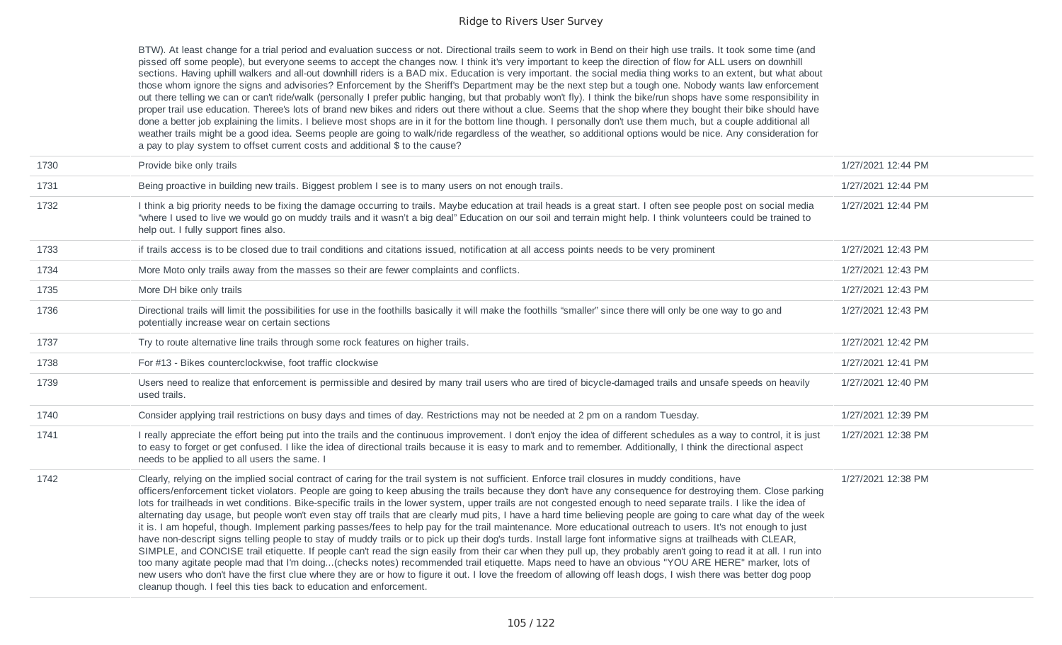| | | |
|---|---|---|
| | BTW). At least change for a trial period and evaluation success or not. Directional trails seem to work in Bend on their high use trails. It took some time (and pissed off some people), but everyone seems to accept the changes now. I think it's very important to keep the direction of flow for ALL users on downhill sections. Having uphill walkers and all-out downhill riders is a BAD mix. Education is very important. the social media thing works to an extent, but what about those whom ignore the signs and advisories? Enforcement by the Sheriff's Department may be the next step but a tough one. Nobody wants law enforcement out there telling we can or can't ride/walk (personally I prefer public hanging, but that probably won't fly). I think the bike/run shops have some responsibility in proper trail use education. Theree's lots of brand new bikes and riders out there without a clue. Seems that the shop where they bought their bike should have done a better job explaining the limits. I believe most shops are in it for the bottom line though. I personally don't use them much, but a couple additional all weather trails might be a good idea. Seems people are going to walk/ride regardless of the weather, so additional options would be nice. Any consideration for a pay to play system to offset current costs and additional $ to the cause? | |
| 1730 | Provide bike only trails | 1/27/2021 12:44 PM |
| 1731 | Being proactive in building new trails. Biggest problem I see is to many users on not enough trails. | 1/27/2021 12:44 PM |
| 1732 | I think a big priority needs to be fixing the damage occurring to trails. Maybe education at trail heads is a great start. I often see people post on social media "where I used to live we would go on muddy trails and it wasn't a big deal" Education on our soil and terrain might help. I think volunteers could be trained to help out. I fully support fines also. | 1/27/2021 12:44 PM |
| 1733 | if trails access is to be closed due to trail conditions and citations issued, notification at all access points needs to be very prominent | 1/27/2021 12:43 PM |
| 1734 | More Moto only trails away from the masses so their are fewer complaints and conflicts. | 1/27/2021 12:43 PM |
| 1735 | More DH bike only trails | 1/27/2021 12:43 PM |
| 1736 | Directional trails will limit the possibilities for use in the foothills basically it will make the foothills "smaller" since there will only be one way to go and potentially increase wear on certain sections | 1/27/2021 12:43 PM |
| 1737 | Try to route alternative line trails through some rock features on higher trails. | 1/27/2021 12:42 PM |
| 1738 | For #13 - Bikes counterclockwise, foot traffic clockwise | 1/27/2021 12:41 PM |
| 1739 | Users need to realize that enforcement is permissible and desired by many trail users who are tired of bicycle-damaged trails and unsafe speeds on heavily used trails. | 1/27/2021 12:40 PM |
| 1740 | Consider applying trail restrictions on busy days and times of day. Restrictions may not be needed at 2 pm on a random Tuesday. | 1/27/2021 12:39 PM |
| 1741 | I really appreciate the effort being put into the trails and the continuous improvement. I don't enjoy the idea of different schedules as a way to control, it is just to easy to forget or get confused. I like the idea of directional trails because it is easy to mark and to remember. Additionally, I think the directional aspect needs to be applied to all users the same. I | 1/27/2021 12:38 PM |
| 1742 | Clearly, relying on the implied social contract of caring for the trail system is not sufficient. Enforce trail closures in muddy conditions, have officers/enforcement ticket violators. People are going to keep abusing the trails because they don't have any consequence for destroying them. Close parking lots for trailheads in wet conditions. Bike-specific trails in the lower system, upper trails are not congested enough to need separate trails. I like the idea of alternating day usage, but people won't even stay off trails that are clearly mud pits, I have a hard time believing people are going to care what day of the week it is. I am hopeful, though. Implement parking passes/fees to help pay for the trail maintenance. More educational outreach to users. It's not enough to just have non-descript signs telling people to stay of muddy trails or to pick up their dog's turds. Install large font informative signs at trailheads with CLEAR, SIMPLE, and CONCISE trail etiquette. If people can't read the sign easily from their car when they pull up, they probably aren't going to read it at all. I run into too many agitate people mad that I'm doing...(checks notes) recommended trail etiquette. Maps need to have an obvious "YOU ARE HERE" marker, lots of new users who don't have the first clue where they are or how to figure it out. I love the freedom of allowing off leash dogs, I wish there was better dog poop cleanup though. I feel this ties back to education and enforcement. | 1/27/2021 12:38 PM |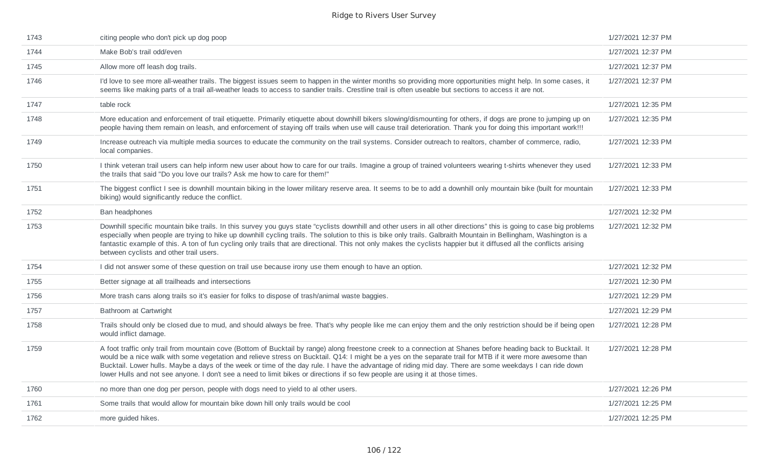| | | |
|---|---|---|
| 1743 | citing people who don't pick up dog poop | 1/27/2021 12:37 PM |
| 1744 | Make Bob's trail odd/even | 1/27/2021 12:37 PM |
| 1745 | Allow more off leash dog trails. | 1/27/2021 12:37 PM |
| 1746 | I'd love to see more all-weather trails. The biggest issues seem to happen in the winter months so providing more opportunities might help. In some cases, it seems like making parts of a trail all-weather leads to access to sandier trails. Crestline trail is often useable but sections to access it are not. | 1/27/2021 12:37 PM |
| 1747 | table rock | 1/27/2021 12:35 PM |
| 1748 | More education and enforcement of trail etiquette. Primarily etiquette about downhill bikers slowing/dismounting for others, if dogs are prone to jumping up on people having them remain on leash, and enforcement of staying off trails when use will cause trail deterioration. Thank you for doing this important work!!! | 1/27/2021 12:35 PM |
| 1749 | Increase outreach via multiple media sources to educate the community on the trail systems. Consider outreach to realtors, chamber of commerce, radio, local companies. | 1/27/2021 12:33 PM |
| 1750 | I think veteran trail users can help inform new user about how to care for our trails. Imagine a group of trained volunteers wearing t-shirts whenever they used the trails that said "Do you love our trails? Ask me how to care for them!" | 1/27/2021 12:33 PM |
| 1751 | The biggest conflict I see is downhill mountain biking in the lower military reserve area. It seems to be to add a downhill only mountain bike (built for mountain biking) would significantly reduce the conflict. | 1/27/2021 12:33 PM |
| 1752 | Ban headphones | 1/27/2021 12:32 PM |
| 1753 | Downhill specific mountain bike trails. In this survey you guys state "cyclists downhill and other users in all other directions" this is going to case big problems especially when people are trying to hike up downhill cycling trails. The solution to this is bike only trails. Galbraith Mountain in Bellingham, Washington is a fantastic example of this. A ton of fun cycling only trails that are directional. This not only makes the cyclists happier but it diffused all the conflicts arising between cyclists and other trail users. | 1/27/2021 12:32 PM |
| 1754 | I did not answer some of these question on trail use because irony use them enough to have an option. | 1/27/2021 12:32 PM |
| 1755 | Better signage at all trailheads and intersections | 1/27/2021 12:30 PM |
| 1756 | More trash cans along trails so it's easier for folks to dispose of trash/animal waste baggies. | 1/27/2021 12:29 PM |
| 1757 | Bathroom at Cartwright | 1/27/2021 12:29 PM |
| 1758 | Trails should only be closed due to mud, and should always be free. That's why people like me can enjoy them and the only restriction should be if being open would inflict damage. | 1/27/2021 12:28 PM |
| 1759 | A foot traffic only trail from mountain cove (Bottom of Bucktail by range) along freestone creek to a connection at Shanes before heading back to Bucktail. It would be a nice walk with some vegetation and relieve stress on Bucktail. Q14: I might be a yes on the separate trail for MTB if it were more awesome than Bucktail. Lower hulls. Maybe a days of the week or time of the day rule. I have the advantage of riding mid day. There are some weekdays I can ride down lower Hulls and not see anyone. I don't see a need to limit bikes or directions if so few people are using it at those times. | 1/27/2021 12:28 PM |
| 1760 | no more than one dog per person, people with dogs need to yield to al other users. | 1/27/2021 12:26 PM |
| 1761 | Some trails that would allow for mountain bike down hill only trails would be cool | 1/27/2021 12:25 PM |
| 1762 | more guided hikes. | 1/27/2021 12:25 PM |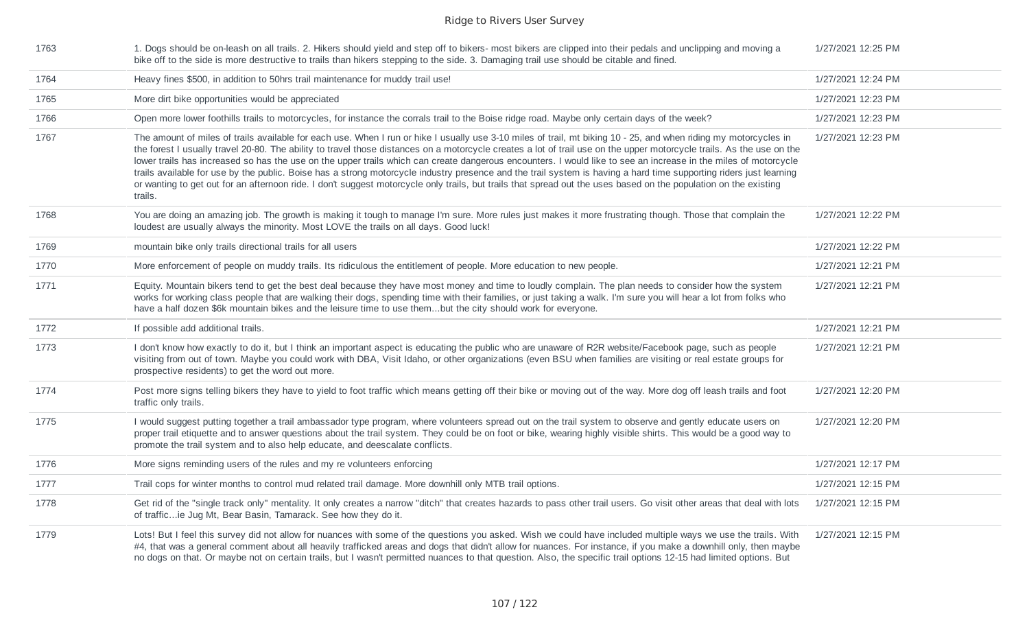| | | |
|---|---|---|
| 1763 | 1. Dogs should be on-leash on all trails. 2. Hikers should yield and step off to bikers- most bikers are clipped into their pedals and unclipping and moving a bike off to the side is more destructive to trails than hikers stepping to the side. 3. Damaging trail use should be citable and fined. | 1/27/2021 12:25 PM |
| 1764 | Heavy fines $500, in addition to 50hrs trail maintenance for muddy trail use! | 1/27/2021 12:24 PM |
| 1765 | More dirt bike opportunities would be appreciated | 1/27/2021 12:23 PM |
| 1766 | Open more lower foothills trails to motorcycles, for instance the corrals trail to the Boise ridge road. Maybe only certain days of the week? | 1/27/2021 12:23 PM |
| 1767 | The amount of miles of trails available for each use. When I run or hike I usually use 3-10 miles of trail, mt biking 10 - 25, and when riding my motorcycles in the forest I usually travel 20-80. The ability to travel those distances on a motorcycle creates a lot of trail use on the upper motorcycle trails. As the use on the lower trails has increased so has the use on the upper trails which can create dangerous encounters. I would like to see an increase in the miles of motorcycle trails available for use by the public. Boise has a strong motorcycle industry presence and the trail system is having a hard time supporting riders just learning or wanting to get out for an afternoon ride. I don't suggest motorcycle only trails, but trails that spread out the uses based on the population on the existing trails. | 1/27/2021 12:23 PM |
| 1768 | You are doing an amazing job. The growth is making it tough to manage I'm sure. More rules just makes it more frustrating though. Those that complain the loudest are usually always the minority. Most LOVE the trails on all days. Good luck! | 1/27/2021 12:22 PM |
| 1769 | mountain bike only trails directional trails for all users | 1/27/2021 12:22 PM |
| 1770 | More enforcement of people on muddy trails. Its ridiculous the entitlement of people. More education to new people. | 1/27/2021 12:21 PM |
| 1771 | Equity. Mountain bikers tend to get the best deal because they have most money and time to loudly complain. The plan needs to consider how the system works for working class people that are walking their dogs, spending time with their families, or just taking a walk. I'm sure you will hear a lot from folks who have a half dozen $6k mountain bikes and the leisure time to use them...but the city should work for everyone. | 1/27/2021 12:21 PM |
| 1772 | If possible add additional trails. | 1/27/2021 12:21 PM |
| 1773 | I don't know how exactly to do it, but I think an important aspect is educating the public who are unaware of R2R website/Facebook page, such as people visiting from out of town. Maybe you could work with DBA, Visit Idaho, or other organizations (even BSU when families are visiting or real estate groups for prospective residents) to get the word out more. | 1/27/2021 12:21 PM |
| 1774 | Post more signs telling bikers they have to yield to foot traffic which means getting off their bike or moving out of the way. More dog off leash trails and foot traffic only trails. | 1/27/2021 12:20 PM |
| 1775 | I would suggest putting together a trail ambassador type program, where volunteers spread out on the trail system to observe and gently educate users on proper trail etiquette and to answer questions about the trail system. They could be on foot or bike, wearing highly visible shirts. This would be a good way to promote the trail system and to also help educate, and deescalate conflicts. | 1/27/2021 12:20 PM |
| 1776 | More signs reminding users of the rules and my re volunteers enforcing | 1/27/2021 12:17 PM |
| 1777 | Trail cops for winter months to control mud related trail damage. More downhill only MTB trail options. | 1/27/2021 12:15 PM |
| 1778 | Get rid of the "single track only" mentality. It only creates a narrow "ditch" that creates hazards to pass other trail users. Go visit other areas that deal with lots of traffic...ie Jug Mt, Bear Basin, Tamarack. See how they do it. | 1/27/2021 12:15 PM |
| 1779 | Lots! But I feel this survey did not allow for nuances with some of the questions you asked. Wish we could have included multiple ways we use the trails. With #4, that was a general comment about all heavily trafficked areas and dogs that didn't allow for nuances. For instance, if you make a downhill only, then maybe no dogs on that. Or maybe not on certain trails, but I wasn't permitted nuances to that question. Also, the specific trail options 12-15 had limited options. But | 1/27/2021 12:15 PM |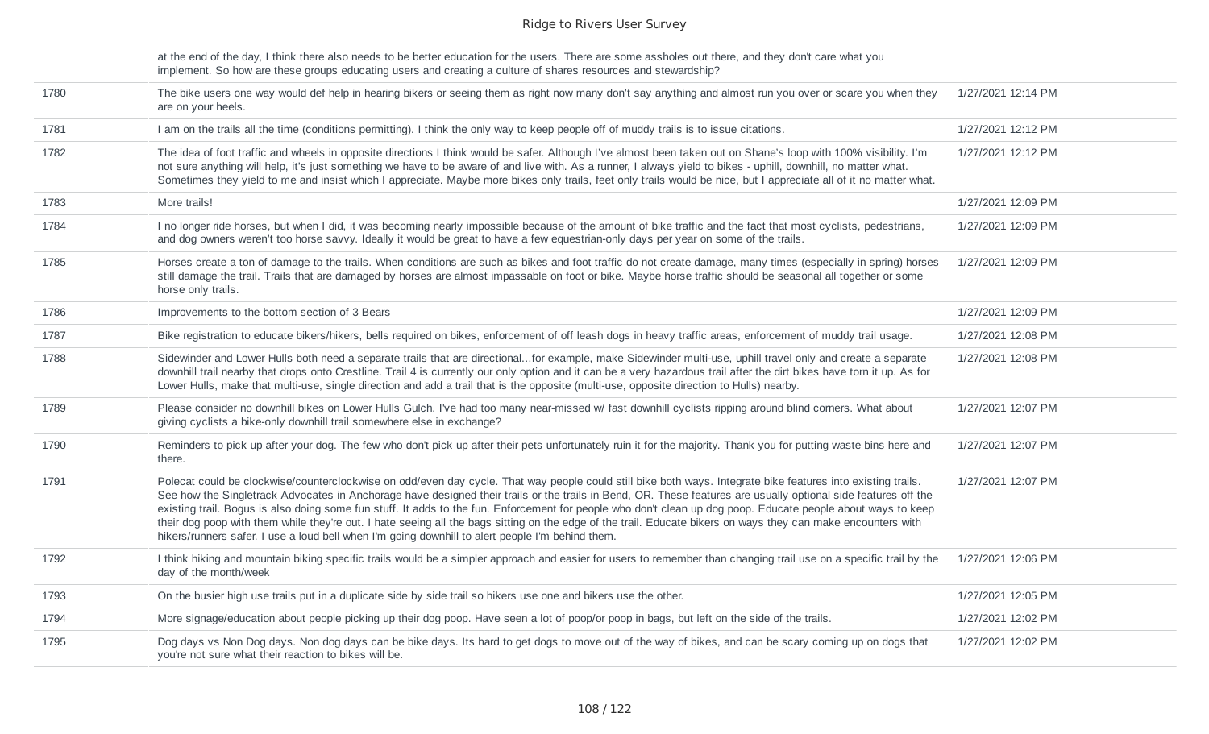| | | |
|---|---|---|
| | at the end of the day, I think there also needs to be better education for the users. There are some assholes out there, and they don't care what you implement. So how are these groups educating users and creating a culture of shares resources and stewardship? | |
| 1780 | The bike users one way would def help in hearing bikers or seeing them as right now many don't say anything and almost run you over or scare you when they are on your heels. | 1/27/2021 12:14 PM |
| 1781 | I am on the trails all the time (conditions permitting). I think the only way to keep people off of muddy trails is to issue citations. | 1/27/2021 12:12 PM |
| 1782 | The idea of foot traffic and wheels in opposite directions I think would be safer. Although I've almost been taken out on Shane's loop with 100% visibility. I'm not sure anything will help, it's just something we have to be aware of and live with. As a runner, I always yield to bikes - uphill, downhill, no matter what. Sometimes they yield to me and insist which I appreciate. Maybe more bikes only trails, feet only trails would be nice, but I appreciate all of it no matter what. | 1/27/2021 12:12 PM |
| 1783 | More trails! | 1/27/2021 12:09 PM |
| 1784 | I no longer ride horses, but when I did, it was becoming nearly impossible because of the amount of bike traffic and the fact that most cyclists, pedestrians, and dog owners weren't too horse savvy. Ideally it would be great to have a few equestrian-only days per year on some of the trails. | 1/27/2021 12:09 PM |
| 1785 | Horses create a ton of damage to the trails. When conditions are such as bikes and foot traffic do not create damage, many times (especially in spring) horses still damage the trail. Trails that are damaged by horses are almost impassable on foot or bike. Maybe horse traffic should be seasonal all together or some horse only trails. | 1/27/2021 12:09 PM |
| 1786 | Improvements to the bottom section of 3 Bears | 1/27/2021 12:09 PM |
| 1787 | Bike registration to educate bikers/hikers, bells required on bikes, enforcement of off leash dogs in heavy traffic areas, enforcement of muddy trail usage. | 1/27/2021 12:08 PM |
| 1788 | Sidewinder and Lower Hulls both need a separate trails that are directional...for example, make Sidewinder multi-use, uphill travel only and create a separate downhill trail nearby that drops onto Crestline. Trail 4 is currently our only option and it can be a very hazardous trail after the dirt bikes have torn it up. As for Lower Hulls, make that multi-use, single direction and add a trail that is the opposite (multi-use, opposite direction to Hulls) nearby. | 1/27/2021 12:08 PM |
| 1789 | Please consider no downhill bikes on Lower Hulls Gulch. I've had too many near-missed w/ fast downhill cyclists ripping around blind corners. What about giving cyclists a bike-only downhill trail somewhere else in exchange? | 1/27/2021 12:07 PM |
| 1790 | Reminders to pick up after your dog. The few who don't pick up after their pets unfortunately ruin it for the majority. Thank you for putting waste bins here and there. | 1/27/2021 12:07 PM |
| 1791 | Polecat could be clockwise/counterclockwise on odd/even day cycle. That way people could still bike both ways. Integrate bike features into existing trails. See how the Singletrack Advocates in Anchorage have designed their trails or the trails in Bend, OR. These features are usually optional side features off the existing trail. Bogus is also doing some fun stuff. It adds to the fun. Enforcement for people who don't clean up dog poop. Educate people about ways to keep their dog poop with them while they're out. I hate seeing all the bags sitting on the edge of the trail. Educate bikers on ways they can make encounters with hikers/runners safer. I use a loud bell when I'm going downhill to alert people I'm behind them. | 1/27/2021 12:07 PM |
| 1792 | I think hiking and mountain biking specific trails would be a simpler approach and easier for users to remember than changing trail use on a specific trail by the day of the month/week | 1/27/2021 12:06 PM |
| 1793 | On the busier high use trails put in a duplicate side by side trail so hikers use one and bikers use the other. | 1/27/2021 12:05 PM |
| 1794 | More signage/education about people picking up their dog poop. Have seen a lot of poop/or poop in bags, but left on the side of the trails. | 1/27/2021 12:02 PM |
| 1795 | Dog days vs Non Dog days. Non dog days can be bike days. Its hard to get dogs to move out of the way of bikes, and can be scary coming up on dogs that you're not sure what their reaction to bikes will be. | 1/27/2021 12:02 PM |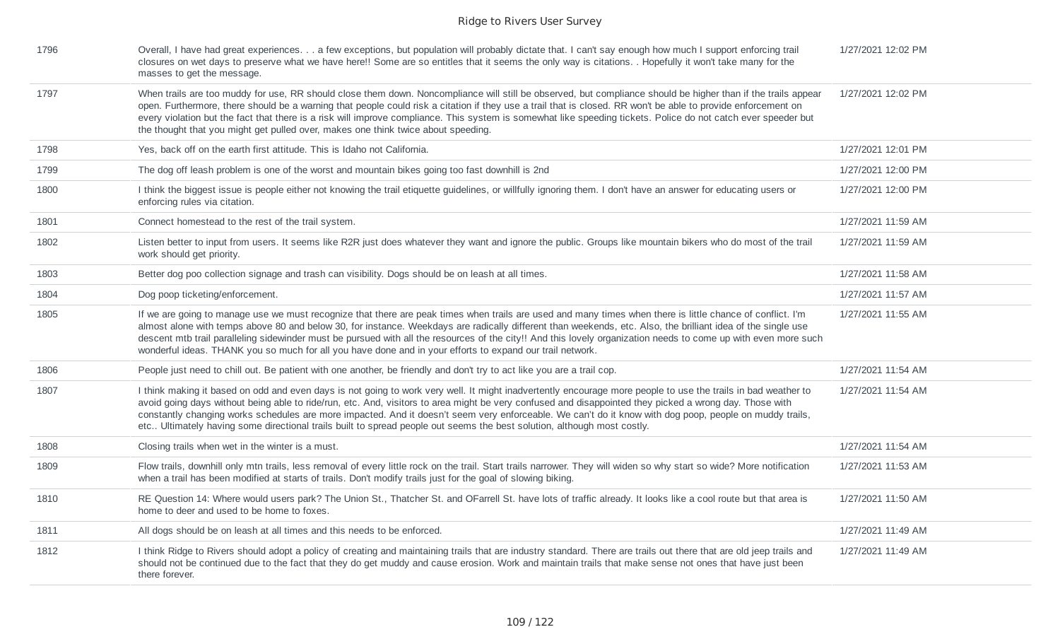| | | |
|---|---|---|
| 1796 | Overall, I have had great experiences. . . a few exceptions, but population will probably dictate that. I can't say enough how much I support enforcing trail closures on wet days to preserve what we have here!! Some are so entitles that it seems the only way is citations. . Hopefully it won't take many for the masses to get the message. | 1/27/2021 12:02 PM |
| 1797 | When trails are too muddy for use, RR should close them down. Noncompliance will still be observed, but compliance should be higher than if the trails appear open. Furthermore, there should be a warning that people could risk a citation if they use a trail that is closed. RR won't be able to provide enforcement on every violation but the fact that there is a risk will improve compliance. This system is somewhat like speeding tickets. Police do not catch ever speeder but the thought that you might get pulled over, makes one think twice about speeding. | 1/27/2021 12:02 PM |
| 1798 | Yes, back off on the earth first attitude. This is Idaho not California. | 1/27/2021 12:01 PM |
| 1799 | The dog off leash problem is one of the worst and mountain bikes going too fast downhill is 2nd | 1/27/2021 12:00 PM |
| 1800 | I think the biggest issue is people either not knowing the trail etiquette guidelines, or willfully ignoring them. I don't have an answer for educating users or enforcing rules via citation. | 1/27/2021 12:00 PM |
| 1801 | Connect homestead to the rest of the trail system. | 1/27/2021 11:59 AM |
| 1802 | Listen better to input from users. It seems like R2R just does whatever they want and ignore the public. Groups like mountain bikers who do most of the trail work should get priority. | 1/27/2021 11:59 AM |
| 1803 | Better dog poo collection signage and trash can visibility. Dogs should be on leash at all times. | 1/27/2021 11:58 AM |
| 1804 | Dog poop ticketing/enforcement. | 1/27/2021 11:57 AM |
| 1805 | If we are going to manage use we must recognize that there are peak times when trails are used and many times when there is little chance of conflict. I'm almost alone with temps above 80 and below 30, for instance. Weekdays are radically different than weekends, etc. Also, the brilliant idea of the single use descent mtb trail paralleling sidewinder must be pursued with all the resources of the city!! And this lovely organization needs to come up with even more such wonderful ideas. THANK you so much for all you have done and in your efforts to expand our trail network. | 1/27/2021 11:55 AM |
| 1806 | People just need to chill out. Be patient with one another, be friendly and don't try to act like you are a trail cop. | 1/27/2021 11:54 AM |
| 1807 | I think making it based on odd and even days is not going to work very well. It might inadvertently encourage more people to use the trails in bad weather to avoid going days without being able to ride/run, etc. And, visitors to area might be very confused and disappointed they picked a wrong day. Those with constantly changing works schedules are more impacted. And it doesn't seem very enforceable. We can't do it know with dog poop, people on muddy trails, etc.. Ultimately having some directional trails built to spread people out seems the best solution, although most costly. | 1/27/2021 11:54 AM |
| 1808 | Closing trails when wet in the winter is a must. | 1/27/2021 11:54 AM |
| 1809 | Flow trails, downhill only mtn trails, less removal of every little rock on the trail. Start trails narrower. They will widen so why start so wide? More notification when a trail has been modified at starts of trails. Don't modify trails just for the goal of slowing biking. | 1/27/2021 11:53 AM |
| 1810 | RE Question 14: Where would users park? The Union St., Thatcher St. and OFarrell St. have lots of traffic already. It looks like a cool route but that area is home to deer and used to be home to foxes. | 1/27/2021 11:50 AM |
| 1811 | All dogs should be on leash at all times and this needs to be enforced. | 1/27/2021 11:49 AM |
| 1812 | I think Ridge to Rivers should adopt a policy of creating and maintaining trails that are industry standard. There are trails out there that are old jeep trails and should not be continued due to the fact that they do get muddy and cause erosion. Work and maintain trails that make sense not ones that have just been there forever. | 1/27/2021 11:49 AM |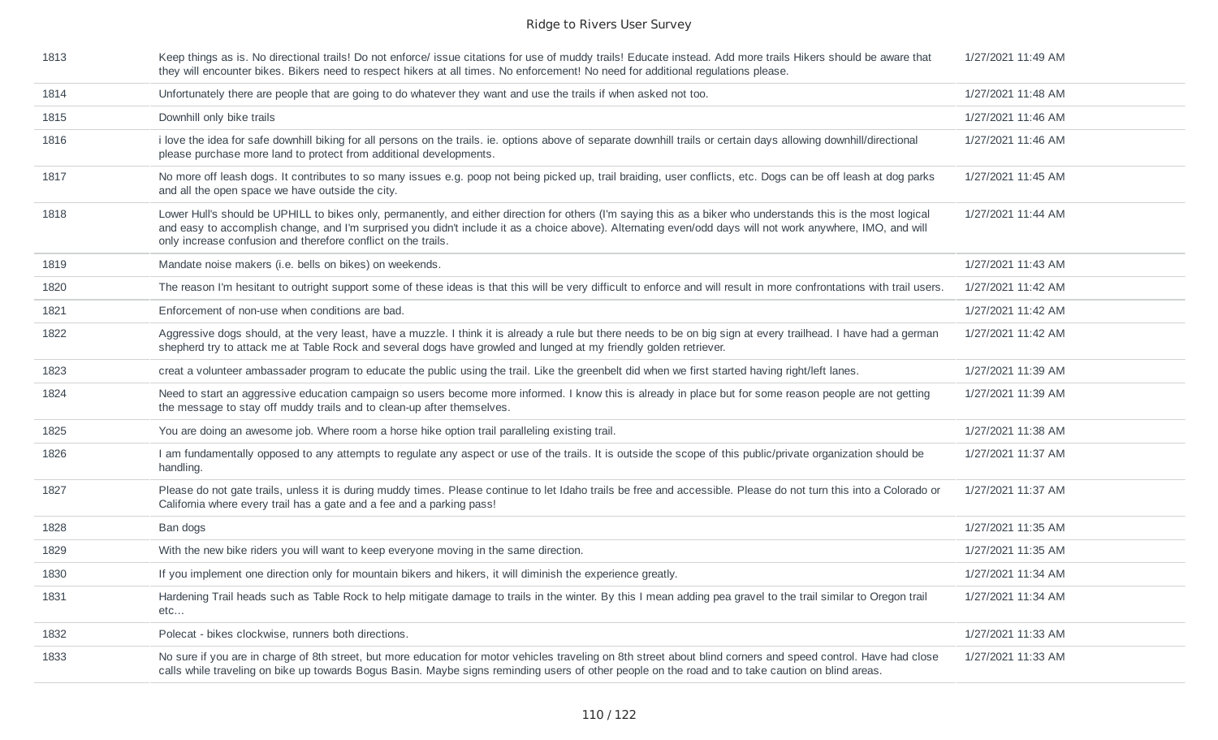| | | |
|---|---|---|
| 1813 | Keep things as is. No directional trails! Do not enforce/ issue citations for use of muddy trails! Educate instead. Add more trails Hikers should be aware that they will encounter bikes. Bikers need to respect hikers at all times. No enforcement! No need for additional regulations please. | 1/27/2021 11:49 AM |
| 1814 | Unfortunately there are people that are going to do whatever they want and use the trails if when asked not too. | 1/27/2021 11:48 AM |
| 1815 | Downhill only bike trails | 1/27/2021 11:46 AM |
| 1816 | i love the idea for safe downhill biking for all persons on the trails. ie. options above of separate downhill trails or certain days allowing downhill/directional please purchase more land to protect from additional developments. | 1/27/2021 11:46 AM |
| 1817 | No more off leash dogs. It contributes to so many issues e.g. poop not being picked up, trail braiding, user conflicts, etc. Dogs can be off leash at dog parks and all the open space we have outside the city. | 1/27/2021 11:45 AM |
| 1818 | Lower Hull's should be UPHILL to bikes only, permanently, and either direction for others (I'm saying this as a biker who understands this is the most logical and easy to accomplish change, and I'm surprised you didn't include it as a choice above). Alternating even/odd days will not work anywhere, IMO, and will only increase confusion and therefore conflict on the trails. | 1/27/2021 11:44 AM |
| 1819 | Mandate noise makers (i.e. bells on bikes) on weekends. | 1/27/2021 11:43 AM |
| 1820 | The reason I'm hesitant to outright support some of these ideas is that this will be very difficult to enforce and will result in more confrontations with trail users. | 1/27/2021 11:42 AM |
| 1821 | Enforcement of non-use when conditions are bad. | 1/27/2021 11:42 AM |
| 1822 | Aggressive dogs should, at the very least, have a muzzle. I think it is already a rule but there needs to be on big sign at every trailhead. I have had a german shepherd try to attack me at Table Rock and several dogs have growled and lunged at my friendly golden retriever. | 1/27/2021 11:42 AM |
| 1823 | creat a volunteer ambassader program to educate the public using the trail. Like the greenbelt did when we first started having right/left lanes. | 1/27/2021 11:39 AM |
| 1824 | Need to start an aggressive education campaign so users become more informed. I know this is already in place but for some reason people are not getting the message to stay off muddy trails and to clean-up after themselves. | 1/27/2021 11:39 AM |
| 1825 | You are doing an awesome job. Where room a horse hike option trail paralleling existing trail. | 1/27/2021 11:38 AM |
| 1826 | I am fundamentally opposed to any attempts to regulate any aspect or use of the trails. It is outside the scope of this public/private organization should be handling. | 1/27/2021 11:37 AM |
| 1827 | Please do not gate trails, unless it is during muddy times. Please continue to let Idaho trails be free and accessible. Please do not turn this into a Colorado or California where every trail has a gate and a fee and a parking pass! | 1/27/2021 11:37 AM |
| 1828 | Ban dogs | 1/27/2021 11:35 AM |
| 1829 | With the new bike riders you will want to keep everyone moving in the same direction. | 1/27/2021 11:35 AM |
| 1830 | If you implement one direction only for mountain bikers and hikers, it will diminish the experience greatly. | 1/27/2021 11:34 AM |
| 1831 | Hardening Trail heads such as Table Rock to help mitigate damage to trails in the winter. By this I mean adding pea gravel to the trail similar to Oregon trail etc... | 1/27/2021 11:34 AM |
| 1832 | Polecat - bikes clockwise, runners both directions. | 1/27/2021 11:33 AM |
| 1833 | No sure if you are in charge of 8th street, but more education for motor vehicles traveling on 8th street about blind corners and speed control. Have had close calls while traveling on bike up towards Bogus Basin. Maybe signs reminding users of other people on the road and to take caution on blind areas. | 1/27/2021 11:33 AM |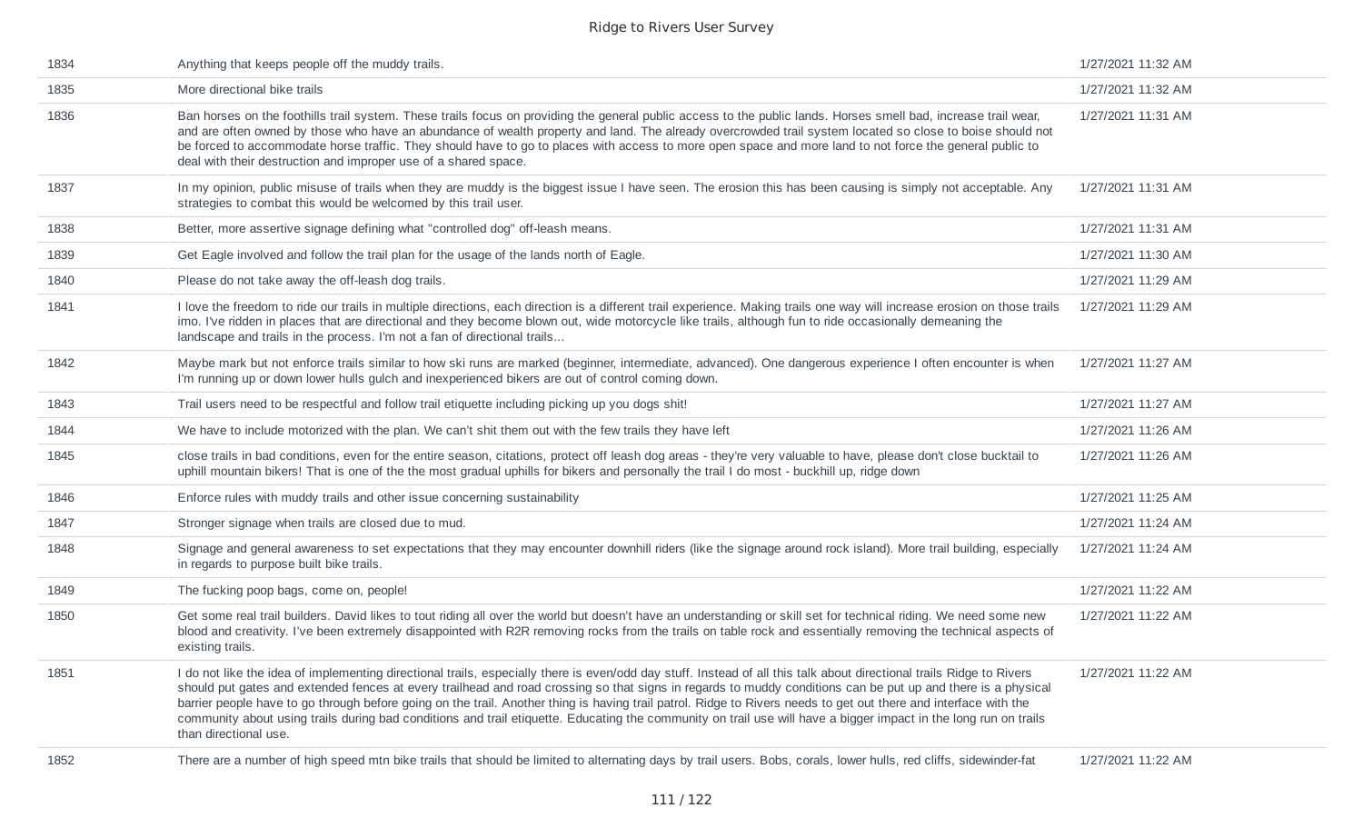| | | |
|---|---|---|
| 1834 | Anything that keeps people off the muddy trails. | 1/27/2021 11:32 AM |
| 1835 | More directional bike trails | 1/27/2021 11:32 AM |
| 1836 | Ban horses on the foothills trail system. These trails focus on providing the general public access to the public lands. Horses smell bad, increase trail wear, and are often owned by those who have an abundance of wealth property and land. The already overcrowded trail system located so close to boise should not be forced to accommodate horse traffic. They should have to go to places with access to more open space and more land to not force the general public to deal with their destruction and improper use of a shared space. | 1/27/2021 11:31 AM |
| 1837 | In my opinion, public misuse of trails when they are muddy is the biggest issue I have seen. The erosion this has been causing is simply not acceptable. Any strategies to combat this would be welcomed by this trail user. | 1/27/2021 11:31 AM |
| 1838 | Better, more assertive signage defining what "controlled dog" off-leash means. | 1/27/2021 11:31 AM |
| 1839 | Get Eagle involved and follow the trail plan for the usage of the lands north of Eagle. | 1/27/2021 11:30 AM |
| 1840 | Please do not take away the off-leash dog trails. | 1/27/2021 11:29 AM |
| 1841 | I love the freedom to ride our trails in multiple directions, each direction is a different trail experience. Making trails one way will increase erosion on those trails imo. I've ridden in places that are directional and they become blown out, wide motorcycle like trails, although fun to ride occasionally demeaning the landscape and trails in the process. I'm not a fan of directional trails... | 1/27/2021 11:29 AM |
| 1842 | Maybe mark but not enforce trails similar to how ski runs are marked (beginner, intermediate, advanced). One dangerous experience I often encounter is when I'm running up or down lower hulls gulch and inexperienced bikers are out of control coming down. | 1/27/2021 11:27 AM |
| 1843 | Trail users need to be respectful and follow trail etiquette including picking up you dogs shit! | 1/27/2021 11:27 AM |
| 1844 | We have to include motorized with the plan. We can't shit them out with the few trails they have left | 1/27/2021 11:26 AM |
| 1845 | close trails in bad conditions, even for the entire season, citations, protect off leash dog areas - they're very valuable to have, please don't close bucktail to uphill mountain bikers! That is one of the the most gradual uphills for bikers and personally the trail I do most - buckhill up, ridge down | 1/27/2021 11:26 AM |
| 1846 | Enforce rules with muddy trails and other issue concerning sustainability | 1/27/2021 11:25 AM |
| 1847 | Stronger signage when trails are closed due to mud. | 1/27/2021 11:24 AM |
| 1848 | Signage and general awareness to set expectations that they may encounter downhill riders (like the signage around rock island). More trail building, especially in regards to purpose built bike trails. | 1/27/2021 11:24 AM |
| 1849 | The fucking poop bags, come on, people! | 1/27/2021 11:22 AM |
| 1850 | Get some real trail builders. David likes to tout riding all over the world but doesn't have an understanding or skill set for technical riding. We need some new blood and creativity. I've been extremely disappointed with R2R removing rocks from the trails on table rock and essentially removing the technical aspects of existing trails. | 1/27/2021 11:22 AM |
| 1851 | I do not like the idea of implementing directional trails, especially there is even/odd day stuff. Instead of all this talk about directional trails Ridge to Rivers should put gates and extended fences at every trailhead and road crossing so that signs in regards to muddy conditions can be put up and there is a physical barrier people have to go through before going on the trail. Another thing is having trail patrol. Ridge to Rivers needs to get out there and interface with the community about using trails during bad conditions and trail etiquette. Educating the community on trail use will have a bigger impact in the long run on trails than directional use. | 1/27/2021 11:22 AM |
| 1852 | There are a number of high speed mtn bike trails that should be limited to alternating days by trail users. Bobs, corals, lower hulls, red cliffs, sidewinder-fat | 1/27/2021 11:22 AM |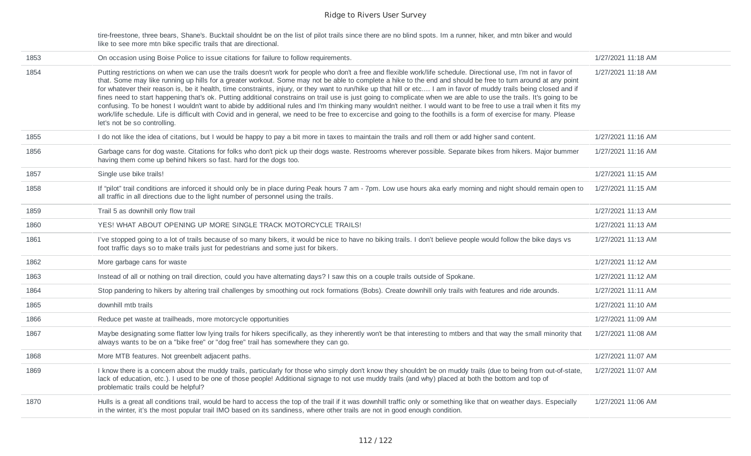| | | |
|---|---|---|
| | tire-freestone, three bears, Shane's. Bucktail shouldnt be on the list of pilot trails since there are no blind spots. Im a runner, hiker, and mtn biker and would like to see more mtn bike specific trails that are directional. | |
| 1853 | On occasion using Boise Police to issue citations for failure to follow requirements. | 1/27/2021 11:18 AM |
| 1854 | Putting restrictions on when we can use the trails doesn't work for people who don't a free and flexible work/life schedule. Directional use, I'm not in favor of that. Some may like running up hills for a greater workout. Some may not be able to complete a hike to the end and should be free to turn around at any point for whatever their reason is, be it health, time constraints, injury, or they want to run/hike up that hill or etc.... I am in favor of muddy trails being closed and if fines need to start happening that's ok. Putting additional constrains on trail use is just going to complicate when we are able to use the trails. It's going to be confusing. To be honest I wouldn't want to abide by additional rules and I'm thinking many wouldn't neither. I would want to be free to use a trail when it fits my work/life schedule. Life is difficult with Covid and in general, we need to be free to excercise and going to the foothills is a form of exercise for many. Please let's not be so controlling. | 1/27/2021 11:18 AM |
| 1855 | I do not like the idea of citations, but I would be happy to pay a bit more in taxes to maintain the trails and roll them or add higher sand content. | 1/27/2021 11:16 AM |
| 1856 | Garbage cans for dog waste. Citations for folks who don't pick up their dogs waste. Restrooms wherever possible. Separate bikes from hikers. Major bummer having them come up behind hikers so fast. hard for the dogs too. | 1/27/2021 11:16 AM |
| 1857 | Single use bike trails! | 1/27/2021 11:15 AM |
| 1858 | If "pilot" trail conditions are inforced it should only be in place during Peak hours 7 am - 7pm. Low use hours aka early morning and night should remain open to all traffic in all directions due to the light number of personnel using the trails. | 1/27/2021 11:15 AM |
| 1859 | Trail 5 as downhill only flow trail | 1/27/2021 11:13 AM |
| 1860 | YES! WHAT ABOUT OPENING UP MORE SINGLE TRACK MOTORCYCLE TRAILS! | 1/27/2021 11:13 AM |
| 1861 | I've stopped going to a lot of trails because of so many bikers, it would be nice to have no biking trails. I don't believe people would follow the bike days vs foot traffic days so to make trails just for pedestrians and some just for bikers. | 1/27/2021 11:13 AM |
| 1862 | More garbage cans for waste | 1/27/2021 11:12 AM |
| 1863 | Instead of all or nothing on trail direction, could you have alternating days? I saw this on a couple trails outside of Spokane. | 1/27/2021 11:12 AM |
| 1864 | Stop pandering to hikers by altering trail challenges by smoothing out rock formations (Bobs). Create downhill only trails with features and ride arounds. | 1/27/2021 11:11 AM |
| 1865 | downhill mtb trails | 1/27/2021 11:10 AM |
| 1866 | Reduce pet waste at trailheads, more motorcycle opportunities | 1/27/2021 11:09 AM |
| 1867 | Maybe designating some flatter low lying trails for hikers specifically, as they inherently won't be that interesting to mtbers and that way the small minority that always wants to be on a "bike free" or "dog free" trail has somewhere they can go. | 1/27/2021 11:08 AM |
| 1868 | More MTB features. Not greenbelt adjacent paths. | 1/27/2021 11:07 AM |
| 1869 | I know there is a concern about the muddy trails, particularly for those who simply don't know they shouldn't be on muddy trails (due to being from out-of-state, lack of education, etc.). I used to be one of those people! Additional signage to not use muddy trails (and why) placed at both the bottom and top of problematic trails could be helpful? | 1/27/2021 11:07 AM |
| 1870 | Hulls is a great all conditions trail, would be hard to access the top of the trail if it was downhill traffic only or something like that on weather days. Especially in the winter, it's the most popular trail IMO based on its sandiness, where other trails are not in good enough condition. | 1/27/2021 11:06 AM |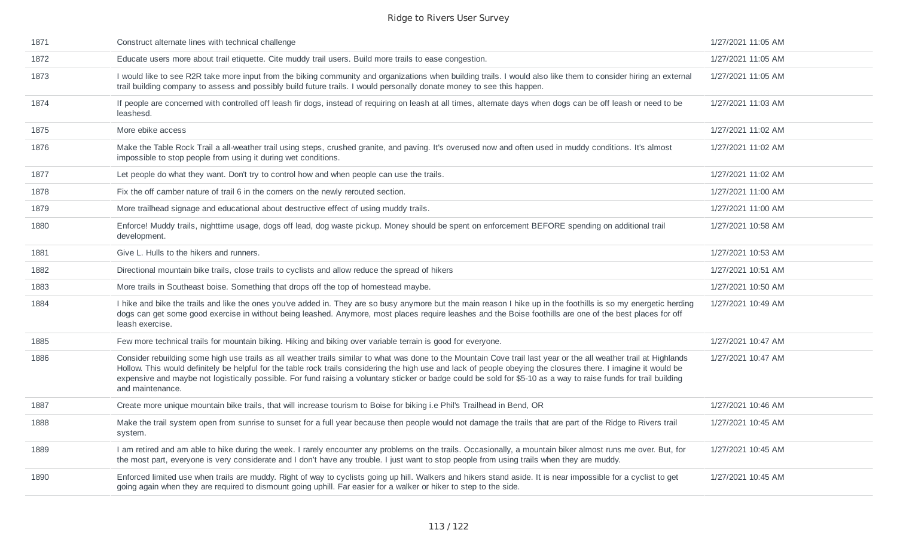| | | |
|---|---|---|
| 1871 | Construct alternate lines with technical challenge | 1/27/2021 11:05 AM |
| 1872 | Educate users more about trail etiquette. Cite muddy trail users. Build more trails to ease congestion. | 1/27/2021 11:05 AM |
| 1873 | I would like to see R2R take more input from the biking community and organizations when building trails. I would also like them to consider hiring an external trail building company to assess and possibly build future trails. I would personally donate money to see this happen. | 1/27/2021 11:05 AM |
| 1874 | If people are concerned with controlled off leash fir dogs, instead of requiring on leash at all times, alternate days when dogs can be off leash or need to be leashesd. | 1/27/2021 11:03 AM |
| 1875 | More ebike access | 1/27/2021 11:02 AM |
| 1876 | Make the Table Rock Trail a all-weather trail using steps, crushed granite, and paving. It's overused now and often used in muddy conditions. It's almost impossible to stop people from using it during wet conditions. | 1/27/2021 11:02 AM |
| 1877 | Let people do what they want. Don't try to control how and when people can use the trails. | 1/27/2021 11:02 AM |
| 1878 | Fix the off camber nature of trail 6 in the corners on the newly rerouted section. | 1/27/2021 11:00 AM |
| 1879 | More trailhead signage and educational about destructive effect of using muddy trails. | 1/27/2021 11:00 AM |
| 1880 | Enforce! Muddy trails, nighttime usage, dogs off lead, dog waste pickup. Money should be spent on enforcement BEFORE spending on additional trail development. | 1/27/2021 10:58 AM |
| 1881 | Give L. Hulls to the hikers and runners. | 1/27/2021 10:53 AM |
| 1882 | Directional mountain bike trails, close trails to cyclists and allow reduce the spread of hikers | 1/27/2021 10:51 AM |
| 1883 | More trails in Southeast boise. Something that drops off the top of homestead maybe. | 1/27/2021 10:50 AM |
| 1884 | I hike and bike the trails and like the ones you've added in. They are so busy anymore but the main reason I hike up in the foothills is so my energetic herding dogs can get some good exercise in without being leashed. Anymore, most places require leashes and the Boise foothills are one of the best places for off leash exercise. | 1/27/2021 10:49 AM |
| 1885 | Few more technical trails for mountain biking. Hiking and biking over variable terrain is good for everyone. | 1/27/2021 10:47 AM |
| 1886 | Consider rebuilding some high use trails as all weather trails similar to what was done to the Mountain Cove trail last year or the all weather trail at Highlands Hollow. This would definitely be helpful for the table rock trails considering the high use and lack of people obeying the closures there. I imagine it would be expensive and maybe not logistically possible. For fund raising a voluntary sticker or badge could be sold for $5-10 as a way to raise funds for trail building and maintenance. | 1/27/2021 10:47 AM |
| 1887 | Create more unique mountain bike trails, that will increase tourism to Boise for biking i.e Phil's Trailhead in Bend, OR | 1/27/2021 10:46 AM |
| 1888 | Make the trail system open from sunrise to sunset for a full year because then people would not damage the trails that are part of the Ridge to Rivers trail system. | 1/27/2021 10:45 AM |
| 1889 | I am retired and am able to hike during the week. I rarely encounter any problems on the trails. Occasionally, a mountain biker almost runs me over. But, for the most part, everyone is very considerate and I don't have any trouble. I just want to stop people from using trails when they are muddy. | 1/27/2021 10:45 AM |
| 1890 | Enforced limited use when trails are muddy. Right of way to cyclists going up hill. Walkers and hikers stand aside. It is near impossible for a cyclist to get going again when they are required to dismount going uphill. Far easier for a walker or hiker to step to the side. | 1/27/2021 10:45 AM |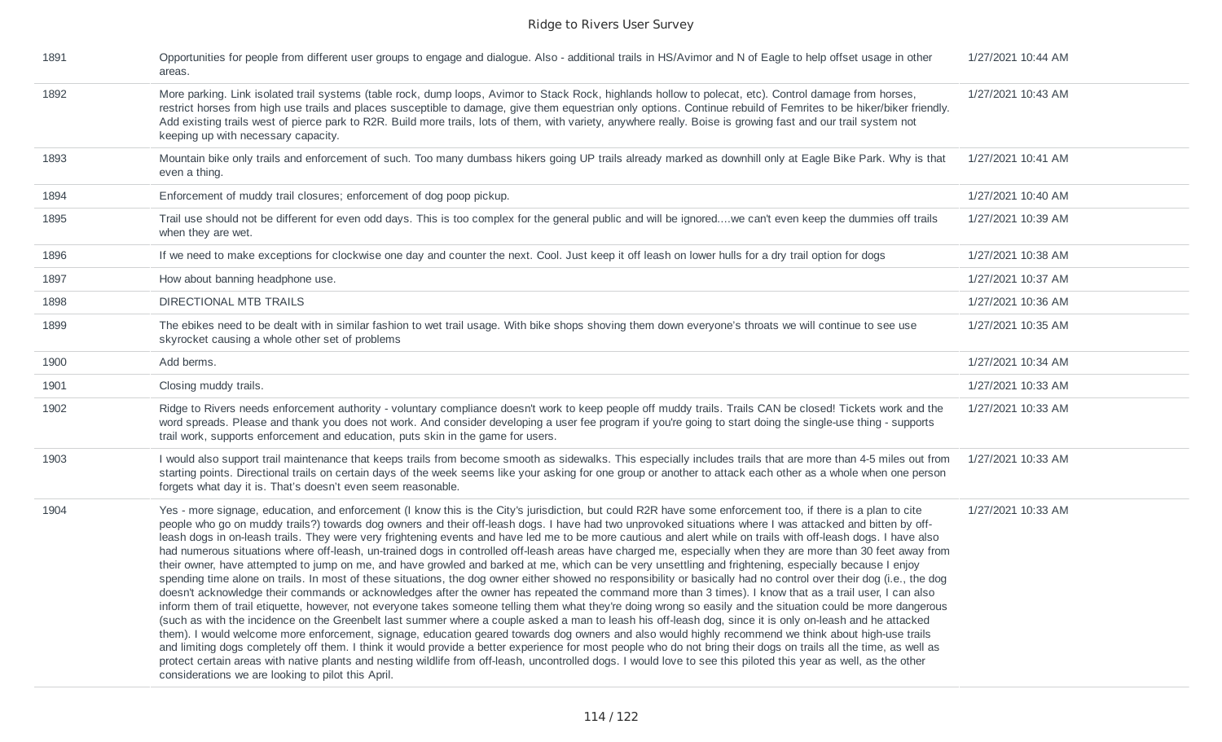| | | |
|---|---|---|
| 1891 | Opportunities for people from different user groups to engage and dialogue. Also - additional trails in HS/Avimor and N of Eagle to help offset usage in other areas. | 1/27/2021 10:44 AM |
| 1892 | More parking. Link isolated trail systems (table rock, dump loops, Avimor to Stack Rock, highlands hollow to polecat, etc). Control damage from horses, restrict horses from high use trails and places susceptible to damage, give them equestrian only options. Continue rebuild of Femrites to be hiker/biker friendly. Add existing trails west of pierce park to R2R. Build more trails, lots of them, with variety, anywhere really. Boise is growing fast and our trail system not keeping up with necessary capacity. | 1/27/2021 10:43 AM |
| 1893 | Mountain bike only trails and enforcement of such. Too many dumbass hikers going UP trails already marked as downhill only at Eagle Bike Park. Why is that even a thing. | 1/27/2021 10:41 AM |
| 1894 | Enforcement of muddy trail closures; enforcement of dog poop pickup. | 1/27/2021 10:40 AM |
| 1895 | Trail use should not be different for even odd days. This is too complex for the general public and will be ignored....we can't even keep the dummies off trails when they are wet. | 1/27/2021 10:39 AM |
| 1896 | If we need to make exceptions for clockwise one day and counter the next. Cool. Just keep it off leash on lower hulls for a dry trail option for dogs | 1/27/2021 10:38 AM |
| 1897 | How about banning headphone use. | 1/27/2021 10:37 AM |
| 1898 | DIRECTIONAL MTB TRAILS | 1/27/2021 10:36 AM |
| 1899 | The ebikes need to be dealt with in similar fashion to wet trail usage. With bike shops shoving them down everyone's throats we will continue to see use skyrocket causing a whole other set of problems | 1/27/2021 10:35 AM |
| 1900 | Add berms. | 1/27/2021 10:34 AM |
| 1901 | Closing muddy trails. | 1/27/2021 10:33 AM |
| 1902 | Ridge to Rivers needs enforcement authority - voluntary compliance doesn't work to keep people off muddy trails. Trails CAN be closed! Tickets work and the word spreads. Please and thank you does not work. And consider developing a user fee program if you're going to start doing the single-use thing - supports trail work, supports enforcement and education, puts skin in the game for users. | 1/27/2021 10:33 AM |
| 1903 | I would also support trail maintenance that keeps trails from become smooth as sidewalks. This especially includes trails that are more than 4-5 miles out from starting points. Directional trails on certain days of the week seems like your asking for one group or another to attack each other as a whole when one person forgets what day it is. That's doesn't even seem reasonable. | 1/27/2021 10:33 AM |
| 1904 | Yes - more signage, education, and enforcement (I know this is the City's jurisdiction, but could R2R have some enforcement too, if there is a plan to cite people who go on muddy trails?) towards dog owners and their off-leash dogs. I have had two unprovoked situations where I was attacked and bitten by off-leash dogs in on-leash trails. They were very frightening events and have led me to be more cautious and alert while on trails with off-leash dogs. I have also had numerous situations where off-leash, un-trained dogs in controlled off-leash areas have charged me, especially when they are more than 30 feet away from their owner, have attempted to jump on me, and have growled and barked at me, which can be very unsettling and frightening, especially because I enjoy spending time alone on trails. In most of these situations, the dog owner either showed no responsibility or basically had no control over their dog (i.e., the dog doesn't acknowledge their commands or acknowledges after the owner has repeated the command more than 3 times). I know that as a trail user, I can also inform them of trail etiquette, however, not everyone takes someone telling them what they're doing wrong so easily and the situation could be more dangerous (such as with the incidence on the Greenbelt last summer where a couple asked a man to leash his off-leash dog, since it is only on-leash and he attacked them). I would welcome more enforcement, signage, education geared towards dog owners and also would highly recommend we think about high-use trails and limiting dogs completely off them. I think it would provide a better experience for most people who do not bring their dogs on trails all the time, as well as protect certain areas with native plants and nesting wildlife from off-leash, uncontrolled dogs. I would love to see this piloted this year as well, as the other considerations we are looking to pilot this April. | 1/27/2021 10:33 AM |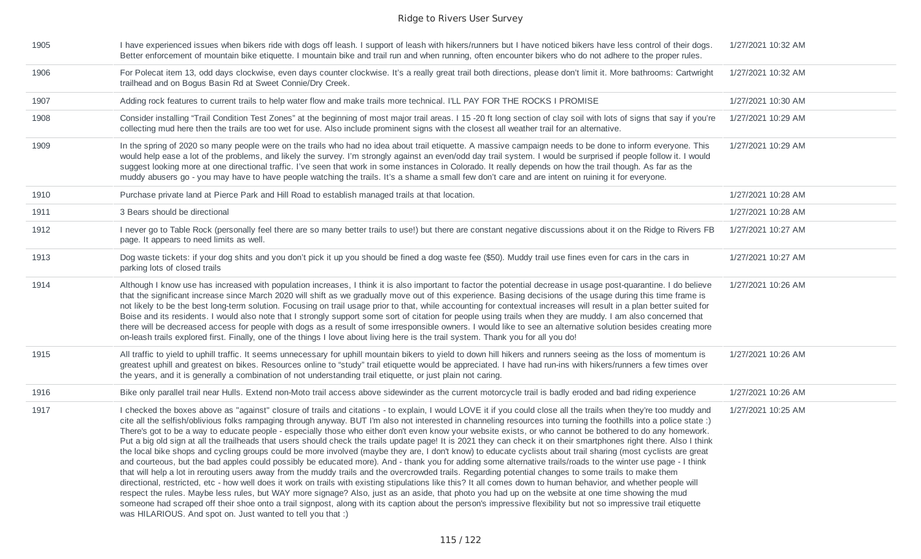| | | |
|---|---|---|
| 1905 | I have experienced issues when bikers ride with dogs off leash. I support of leash with hikers/runners but I have noticed bikers have less control of their dogs. Better enforcement of mountain bike etiquette. I mountain bike and trail run and when running, often encounter bikers who do not adhere to the proper rules. | 1/27/2021 10:32 AM |
| 1906 | For Polecat item 13, odd days clockwise, even days counter clockwise. It's a really great trail both directions, please don't limit it. More bathrooms: Cartwright trailhead and on Bogus Basin Rd at Sweet Connie/Dry Creek. | 1/27/2021 10:32 AM |
| 1907 | Adding rock features to current trails to help water flow and make trails more technical. I'LL PAY FOR THE ROCKS I PROMISE | 1/27/2021 10:30 AM |
| 1908 | Consider installing "Trail Condition Test Zones" at the beginning of most major trail areas. I 15 -20 ft long section of clay soil with lots of signs that say if you're collecting mud here then the trails are too wet for use. Also include prominent signs with the closest all weather trail for an alternative. | 1/27/2021 10:29 AM |
| 1909 | In the spring of 2020 so many people were on the trails who had no idea about trail etiquette. A massive campaign needs to be done to inform everyone. This would help ease a lot of the problems, and likely the survey. I'm strongly against an even/odd day trail system. I would be surprised if people follow it. I would suggest looking more at one directional traffic. I've seen that work in some instances in Colorado. It really depends on how the trail though. As far as the muddy abusers go - you may have to have people watching the trails. It's a shame a small few don't care and are intent on ruining it for everyone. | 1/27/2021 10:29 AM |
| 1910 | Purchase private land at Pierce Park and Hill Road to establish managed trails at that location. | 1/27/2021 10:28 AM |
| 1911 | 3 Bears should be directional | 1/27/2021 10:28 AM |
| 1912 | I never go to Table Rock (personally feel there are so many better trails to use!) but there are constant negative discussions about it on the Ridge to Rivers FB page. It appears to need limits as well. | 1/27/2021 10:27 AM |
| 1913 | Dog waste tickets: if your dog shits and you don't pick it up you should be fined a dog waste fee ($50). Muddy trail use fines even for cars in the cars in parking lots of closed trails | 1/27/2021 10:27 AM |
| 1914 | Although I know use has increased with population increases, I think it is also important to factor the potential decrease in usage post-quarantine. I do believe that the significant increase since March 2020 will shift as we gradually move out of this experience. Basing decisions of the usage during this time frame is not likely to be the best long-term solution. Focusing on trail usage prior to that, while accounting for contextual increases will result in a plan better suited for Boise and its residents. I would also note that I strongly support some sort of citation for people using trails when they are muddy. I am also concerned that there will be decreased access for people with dogs as a result of some irresponsible owners. I would like to see an alternative solution besides creating more on-leash trails explored first. Finally, one of the things I love about living here is the trail system. Thank you for all you do! | 1/27/2021 10:26 AM |
| 1915 | All traffic to yield to uphill traffic. It seems unnecessary for uphill mountain bikers to yield to down hill hikers and runners seeing as the loss of momentum is greatest uphill and greatest on bikes. Resources online to "study" trail etiquette would be appreciated. I have had run-ins with hikers/runners a few times over the years, and it is generally a combination of not understanding trail etiquette, or just plain not caring. | 1/27/2021 10:26 AM |
| 1916 | Bike only parallel trail near Hulls. Extend non-Moto trail access above sidewinder as the current motorcycle trail is badly eroded and bad riding experience | 1/27/2021 10:26 AM |
| 1917 | I checked the boxes above as "against" closure of trails and citations - to explain, I would LOVE it if you could close all the trails when they're too muddy and cite all the selfish/oblivious folks rampaging through anyway. BUT I'm also not interested in channeling resources into turning the foothills into a police state :) There's got to be a way to educate people - especially those who either don't even know your website exists, or who cannot be bothered to do any homework. Put a big old sign at all the trailheads that users should check the trails update page! It is 2021 they can check it on their smartphones right there. Also I think the local bike shops and cycling groups could be more involved (maybe they are, I don't know) to educate cyclists about trail sharing (most cyclists are great and courteous, but the bad apples could possibly be educated more). And - thank you for adding some alternative trails/roads to the winter use page - I think that will help a lot in rerouting users away from the muddy trails and the overcrowded trails. Regarding potential changes to some trails to make them directional, restricted, etc - how well does it work on trails with existing stipulations like this? It all comes down to human behavior, and whether people will respect the rules. Maybe less rules, but WAY more signage? Also, just as an aside, that photo you had up on the website at one time showing the mud someone had scraped off their shoe onto a trail signpost, along with its caption about the person's impressive flexibility but not so impressive trail etiquette was HILARIOUS. And spot on. Just wanted to tell you that :) | 1/27/2021 10:25 AM |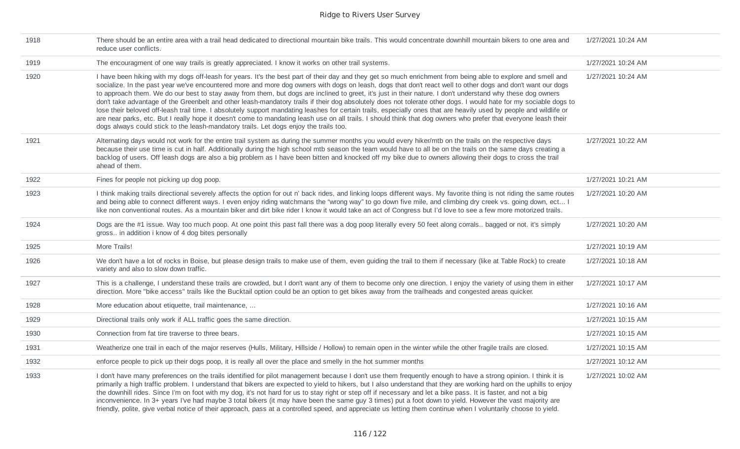| | | |
|---|---|---|
| 1918 | There should be an entire area with a trail head dedicated to directional mountain bike trails. This would concentrate downhill mountain bikers to one area and reduce user conflicts. | 1/27/2021 10:24 AM |
| 1919 | The encouragment of one way trails is greatly appreciated. I know it works on other trail systems. | 1/27/2021 10:24 AM |
| 1920 | I have been hiking with my dogs off-leash for years. It's the best part of their day and they get so much enrichment from being able to explore and smell and socialize. In the past year we've encountered more and more dog owners with dogs on leash, dogs that don't react well to other dogs and don't want our dogs to approach them. We do our best to stay away from them, but dogs are inclined to greet, it's just in their nature. I don't understand why these dog owners don't take advantage of the Greenbelt and other leash-mandatory trails if their dog absolutely does not tolerate other dogs. I would hate for my sociable dogs to lose their beloved off-leash trail time. I absolutely support mandating leashes for certain trails, especially ones that are heavily used by people and wildlife or are near parks, etc. But I really hope it doesn't come to mandating leash use on all trails. I should think that dog owners who prefer that everyone leash their dogs always could stick to the leash-mandatory trails. Let dogs enjoy the trails too. | 1/27/2021 10:24 AM |
| 1921 | Alternating days would not work for the entire trail system as during the summer months you would every hiker/mtb on the trails on the respective days because their use time is cut in half. Additionally during the high school mtb season the team would have to all be on the trails on the same days creating a backlog of users. Off leash dogs are also a big problem as I have been bitten and knocked off my bike due to owners allowing their dogs to cross the trail ahead of them. | 1/27/2021 10:22 AM |
| 1922 | Fines for people not picking up dog poop. | 1/27/2021 10:21 AM |
| 1923 | I think making trails directional severely affects the option for out n' back rides, and linking loops different ways. My favorite thing is not riding the same routes and being able to connect different ways. I even enjoy riding watchmans the "wrong way" to go down five mile, and climbing dry creek vs. going down, ect... I like non conventional routes. As a mountain biker and dirt bike rider I know it would take an act of Congress but I'd love to see a few more motorized trails. | 1/27/2021 10:20 AM |
| 1924 | Dogs are the #1 issue. Way too much poop. At one point this past fall there was a dog poop literally every 50 feet along corrals.. bagged or not. it's simply gross.. in addition i know of 4 dog bites personally | 1/27/2021 10:20 AM |
| 1925 | More Trails! | 1/27/2021 10:19 AM |
| 1926 | We don't have a lot of rocks in Boise, but please design trails to make use of them, even guiding the trail to them if necessary (like at Table Rock) to create variety and also to slow down traffic. | 1/27/2021 10:18 AM |
| 1927 | This is a challenge, I understand these trails are crowded, but I don't want any of them to become only one direction. I enjoy the variety of using them in either direction. More "bike access" trails like the Bucktail option could be an option to get bikes away from the trailheads and congested areas quicker. | 1/27/2021 10:17 AM |
| 1928 | More education about etiquette, trail maintenance, ... | 1/27/2021 10:16 AM |
| 1929 | Directional trails only work if ALL traffic goes the same direction. | 1/27/2021 10:15 AM |
| 1930 | Connection from fat tire traverse to three bears. | 1/27/2021 10:15 AM |
| 1931 | Weatherize one trail in each of the major reserves (Hulls, Military, Hillside / Hollow) to remain open in the winter while the other fragile trails are closed. | 1/27/2021 10:15 AM |
| 1932 | enforce people to pick up their dogs poop, it is really all over the place and smelly in the hot summer months | 1/27/2021 10:12 AM |
| 1933 | I don't have many preferences on the trails identified for pilot management because I don't use them frequently enough to have a strong opinion. I think it is primarily a high traffic problem. I understand that bikers are expected to yield to hikers, but I also understand that they are working hard on the uphills to enjoy the downhill rides. Since I'm on foot with my dog, it's not hard for us to stay right or step off if necessary and let a bike pass. It is faster, and not a big inconvenience. In 3+ years I've had maybe 3 total bikers (it may have been the same guy 3 times) put a foot down to yield. However the vast majority are friendly, polite, give verbal notice of their approach, pass at a controlled speed, and appreciate us letting them continue when I voluntarily choose to yield. | 1/27/2021 10:02 AM |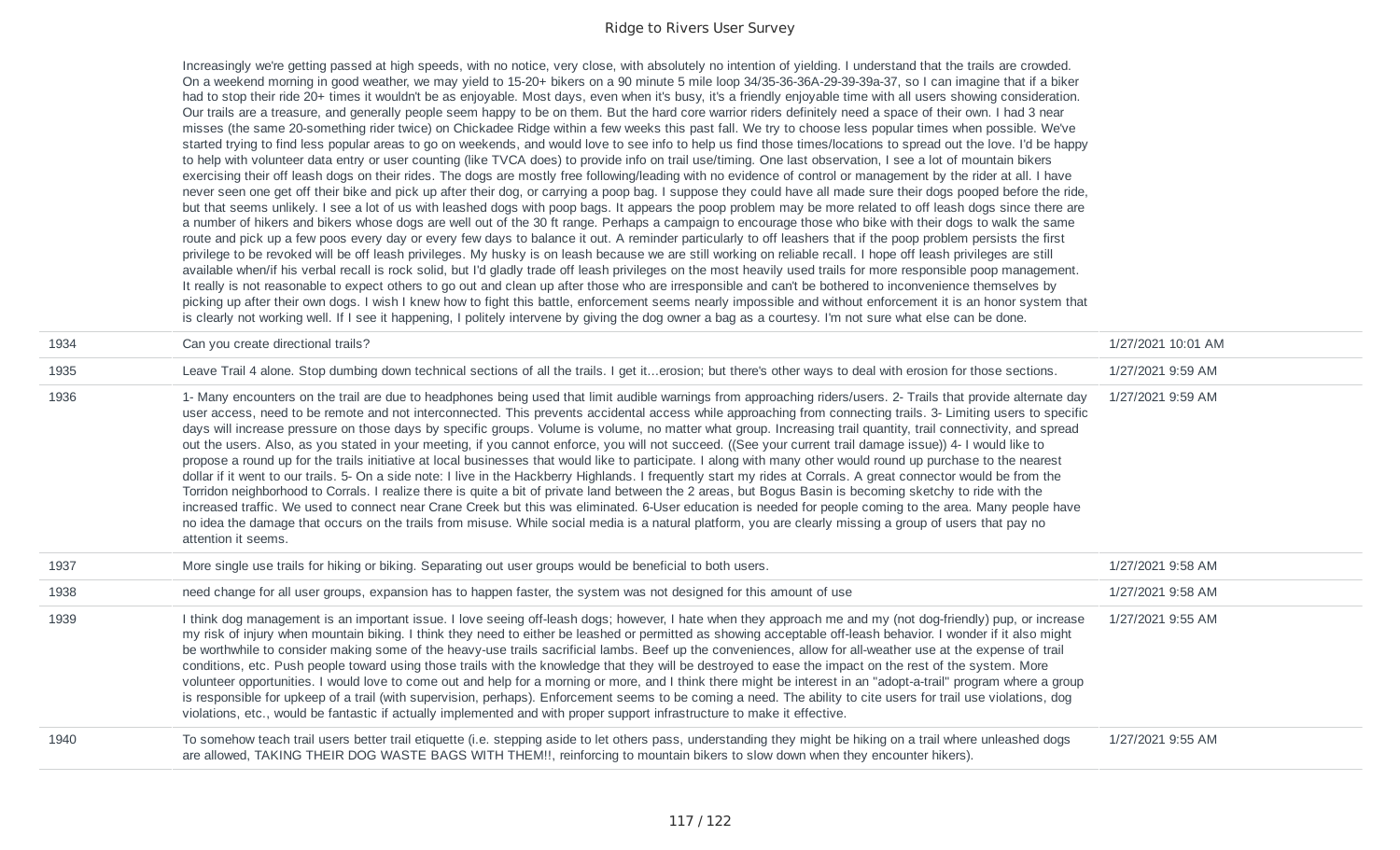| | | |
|---|---|---|
| | Increasingly we're getting passed at high speeds, with no notice, very close, with absolutely no intention of yielding. I understand that the trails are crowded. On a weekend morning in good weather, we may yield to 15-20+ bikers on a 90 minute 5 mile loop 34/35-36-36A-29-39-39a-37, so I can imagine that if a biker had to stop their ride 20+ times it wouldn't be as enjoyable. Most days, even when it's busy, it's a friendly enjoyable time with all users showing consideration. Our trails are a treasure, and generally people seem happy to be on them. But the hard core warrior riders definitely need a space of their own. I had 3 near misses (the same 20-something rider twice) on Chickadee Ridge within a few weeks this past fall. We try to choose less popular times when possible. We've started trying to find less popular areas to go on weekends, and would love to see info to help us find those times/locations to spread out the love. I'd be happy to help with volunteer data entry or user counting (like TVCA does) to provide info on trail use/timing. One last observation, I see a lot of mountain bikers exercising their off leash dogs on their rides. The dogs are mostly free following/leading with no evidence of control or management by the rider at all. I have never seen one get off their bike and pick up after their dog, or carrying a poop bag. I suppose they could have all made sure their dogs pooped before the ride, but that seems unlikely. I see a lot of us with leashed dogs with poop bags. It appears the poop problem may be more related to off leash dogs since there are a number of hikers and bikers whose dogs are well out of the 30 ft range. Perhaps a campaign to encourage those who bike with their dogs to walk the same route and pick up a few poos every day or every few days to balance it out. A reminder particularly to off leashers that if the poop problem persists the first privilege to be revoked will be off leash privileges. My husky is on leash because we are still working on reliable recall. I hope off leash privileges are still available when/if his verbal recall is rock solid, but I'd gladly trade off leash privileges on the most heavily used trails for more responsible poop management. It really is not reasonable to expect others to go out and clean up after those who are irresponsible and can't be bothered to inconvenience themselves by picking up after their own dogs. I wish I knew how to fight this battle, enforcement seems nearly impossible and without enforcement it is an honor system that is clearly not working well. If I see it happening, I politely intervene by giving the dog owner a bag as a courtesy. I'm not sure what else can be done. | |
| 1934 | Can you create directional trails? | 1/27/2021 10:01 AM |
| 1935 | Leave Trail 4 alone. Stop dumbing down technical sections of all the trails. I get it...erosion; but there's other ways to deal with erosion for those sections. | 1/27/2021 9:59 AM |
| 1936 | 1- Many encounters on the trail are due to headphones being used that limit audible warnings from approaching riders/users. 2- Trails that provide alternate day user access, need to be remote and not interconnected. This prevents accidental access while approaching from connecting trails. 3- Limiting users to specific days will increase pressure on those days by specific groups. Volume is volume, no matter what group. Increasing trail quantity, trail connectivity, and spread out the users. Also, as you stated in your meeting, if you cannot enforce, you will not succeed. ((See your current trail damage issue)) 4- I would like to propose a round up for the trails initiative at local businesses that would like to participate. I along with many other would round up purchase to the nearest dollar if it went to our trails. 5- On a side note: I live in the Hackberry Highlands. I frequently start my rides at Corrals. A great connector would be from the Torridon neighborhood to Corrals. I realize there is quite a bit of private land between the 2 areas, but Bogus Basin is becoming sketchy to ride with the increased traffic. We used to connect near Crane Creek but this was eliminated. 6-User education is needed for people coming to the area. Many people have no idea the damage that occurs on the trails from misuse. While social media is a natural platform, you are clearly missing a group of users that pay no attention it seems. | 1/27/2021 9:59 AM |
| 1937 | More single use trails for hiking or biking. Separating out user groups would be beneficial to both users. | 1/27/2021 9:58 AM |
| 1938 | need change for all user groups, expansion has to happen faster, the system was not designed for this amount of use | 1/27/2021 9:58 AM |
| 1939 | I think dog management is an important issue. I love seeing off-leash dogs; however, I hate when they approach me and my (not dog-friendly) pup, or increase my risk of injury when mountain biking. I think they need to either be leashed or permitted as showing acceptable off-leash behavior. I wonder if it also might be worthwhile to consider making some of the heavy-use trails sacrificial lambs. Beef up the conveniences, allow for all-weather use at the expense of trail conditions, etc. Push people toward using those trails with the knowledge that they will be destroyed to ease the impact on the rest of the system. More volunteer opportunities. I would love to come out and help for a morning or more, and I think there might be interest in an "adopt-a-trail" program where a group is responsible for upkeep of a trail (with supervision, perhaps). Enforcement seems to be coming a need. The ability to cite users for trail use violations, dog violations, etc., would be fantastic if actually implemented and with proper support infrastructure to make it effective. | 1/27/2021 9:55 AM |
| 1940 | To somehow teach trail users better trail etiquette (i.e. stepping aside to let others pass, understanding they might be hiking on a trail where unleashed dogs are allowed, TAKING THEIR DOG WASTE BAGS WITH THEM!!, reinforcing to mountain bikers to slow down when they encounter hikers). | 1/27/2021 9:55 AM |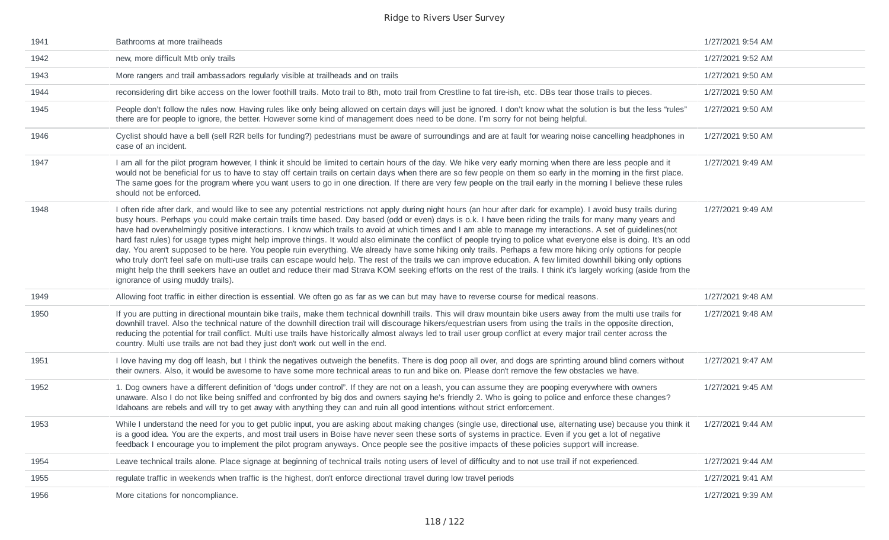| | | |
|---|---|---|
| 1941 | Bathrooms at more trailheads | 1/27/2021 9:54 AM |
| 1942 | new, more difficult Mtb only trails | 1/27/2021 9:52 AM |
| 1943 | More rangers and trail ambassadors regularly visible at trailheads and on trails | 1/27/2021 9:50 AM |
| 1944 | reconsidering dirt bike access on the lower foothill trails. Moto trail to 8th, moto trail from Crestline to fat tire-ish, etc. DBs tear those trails to pieces. | 1/27/2021 9:50 AM |
| 1945 | People don't follow the rules now. Having rules like only being allowed on certain days will just be ignored. I don't know what the solution is but the less "rules" there are for people to ignore, the better. However some kind of management does need to be done. I'm sorry for not being helpful. | 1/27/2021 9:50 AM |
| 1946 | Cyclist should have a bell (sell R2R bells for funding?) pedestrians must be aware of surroundings and are at fault for wearing noise cancelling headphones in case of an incident. | 1/27/2021 9:50 AM |
| 1947 | I am all for the pilot program however, I think it should be limited to certain hours of the day. We hike very early morning when there are less people and it would not be beneficial for us to have to stay off certain trails on certain days when there are so few people on them so early in the morning in the first place. The same goes for the program where you want users to go in one direction. If there are very few people on the trail early in the morning I believe these rules should not be enforced. | 1/27/2021 9:49 AM |
| 1948 | I often ride after dark, and would like to see any potential restrictions not apply during night hours (an hour after dark for example). I avoid busy trails during busy hours. Perhaps you could make certain trails time based. Day based (odd or even) days is o.k. I have been riding the trails for many many years and have had overwhelmingly positive interactions. I know which trails to avoid at which times and I am able to manage my interactions. A set of guidelines(not hard fast rules) for usage types might help improve things. It would also eliminate the conflict of people trying to police what everyone else is doing. It's an odd day. You aren't supposed to be here. You people ruin everything. We already have some hiking only trails. Perhaps a few more hiking only options for people who truly don't feel safe on multi-use trails can escape would help. The rest of the trails we can improve education. A few limited downhill biking only options might help the thrill seekers have an outlet and reduce their mad Strava KOM seeking efforts on the rest of the trails. I think it's largely working (aside from the ignorance of using muddy trails). | 1/27/2021 9:49 AM |
| 1949 | Allowing foot traffic in either direction is essential. We often go as far as we can but may have to reverse course for medical reasons. | 1/27/2021 9:48 AM |
| 1950 | If you are putting in directional mountain bike trails, make them technical downhill trails. This will draw mountain bike users away from the multi use trails for downhill travel. Also the technical nature of the downhill direction trail will discourage hikers/equestrian users from using the trails in the opposite direction, reducing the potential for trail conflict. Multi use trails have historically almost always led to trail user group conflict at every major trail center across the country. Multi use trails are not bad they just don't work out well in the end. | 1/27/2021 9:48 AM |
| 1951 | I love having my dog off leash, but I think the negatives outweigh the benefits. There is dog poop all over, and dogs are sprinting around blind corners without their owners. Also, it would be awesome to have some more technical areas to run and bike on. Please don't remove the few obstacles we have. | 1/27/2021 9:47 AM |
| 1952 | 1. Dog owners have a different definition of "dogs under control". If they are not on a leash, you can assume they are pooping everywhere with owners unaware. Also I do not like being sniffed and confronted by big dos and owners saying he's friendly 2. Who is going to police and enforce these changes? Idahoans are rebels and will try to get away with anything they can and ruin all good intentions without strict enforcement. | 1/27/2021 9:45 AM |
| 1953 | While I understand the need for you to get public input, you are asking about making changes (single use, directional use, alternating use) because you think it is a good idea. You are the experts, and most trail users in Boise have never seen these sorts of systems in practice. Even if you get a lot of negative feedback I encourage you to implement the pilot program anyways. Once people see the positive impacts of these policies support will increase. | 1/27/2021 9:44 AM |
| 1954 | Leave technical trails alone. Place signage at beginning of technical trails noting users of level of difficulty and to not use trail if not experienced. | 1/27/2021 9:44 AM |
| 1955 | regulate traffic in weekends when traffic is the highest, don't enforce directional travel during low travel periods | 1/27/2021 9:41 AM |
| 1956 | More citations for noncompliance. | 1/27/2021 9:39 AM |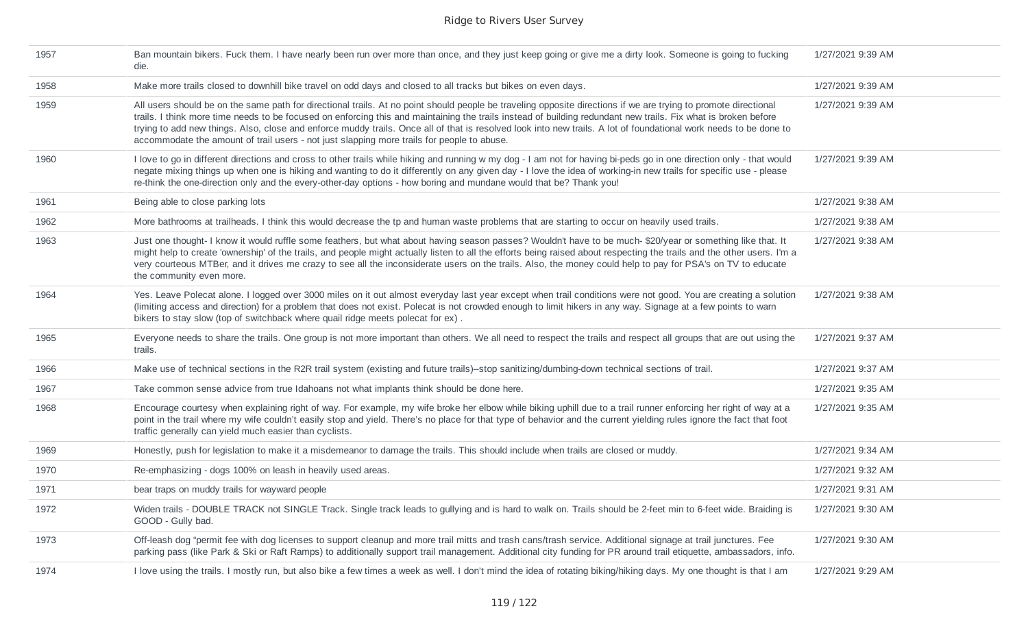| | | |
|---|---|---|
| 1957 | Ban mountain bikers. Fuck them. I have nearly been run over more than once, and they just keep going or give me a dirty look. Someone is going to fucking die. | 1/27/2021 9:39 AM |
| 1958 | Make more trails closed to downhill bike travel on odd days and closed to all tracks but bikes on even days. | 1/27/2021 9:39 AM |
| 1959 | All users should be on the same path for directional trails. At no point should people be traveling opposite directions if we are trying to promote directional trails. I think more time needs to be focused on enforcing this and maintaining the trails instead of building redundant new trails. Fix what is broken before trying to add new things. Also, close and enforce muddy trails. Once all of that is resolved look into new trails. A lot of foundational work needs to be done to accommodate the amount of trail users - not just slapping more trails for people to abuse. | 1/27/2021 9:39 AM |
| 1960 | I love to go in different directions and cross to other trails while hiking and running w my dog - I am not for having bi-peds go in one direction only - that would negate mixing things up when one is hiking and wanting to do it differently on any given day - I love the idea of working-in new trails for specific use - please re-think the one-direction only and the every-other-day options - how boring and mundane would that be? Thank you! | 1/27/2021 9:39 AM |
| 1961 | Being able to close parking lots | 1/27/2021 9:38 AM |
| 1962 | More bathrooms at trailheads. I think this would decrease the tp and human waste problems that are starting to occur on heavily used trails. | 1/27/2021 9:38 AM |
| 1963 | Just one thought- I know it would ruffle some feathers, but what about having season passes? Wouldn't have to be much- $20/year or something like that. It might help to create 'ownership' of the trails, and people might actually listen to all the efforts being raised about respecting the trails and the other users. I'm a very courteous MTBer, and it drives me crazy to see all the inconsiderate users on the trails. Also, the money could help to pay for PSA's on TV to educate the community even more. | 1/27/2021 9:38 AM |
| 1964 | Yes. Leave Polecat alone. I logged over 3000 miles on it out almost everyday last year except when trail conditions were not good. You are creating a solution (limiting access and direction) for a problem that does not exist. Polecat is not crowded enough to limit hikers in any way. Signage at a few points to warn bikers to stay slow (top of switchback where quail ridge meets polecat for ex) . | 1/27/2021 9:38 AM |
| 1965 | Everyone needs to share the trails. One group is not more important than others. We all need to respect the trails and respect all groups that are out using the trails. | 1/27/2021 9:37 AM |
| 1966 | Make use of technical sections in the R2R trail system (existing and future trails)--stop sanitizing/dumbing-down technical sections of trail. | 1/27/2021 9:37 AM |
| 1967 | Take common sense advice from true Idahoans not what implants think should be done here. | 1/27/2021 9:35 AM |
| 1968 | Encourage courtesy when explaining right of way. For example, my wife broke her elbow while biking uphill due to a trail runner enforcing her right of way at a point in the trail where my wife couldn't easily stop and yield. There's no place for that type of behavior and the current yielding rules ignore the fact that foot traffic generally can yield much easier than cyclists. | 1/27/2021 9:35 AM |
| 1969 | Honestly, push for legislation to make it a misdemeanor to damage the trails. This should include when trails are closed or muddy. | 1/27/2021 9:34 AM |
| 1970 | Re-emphasizing - dogs 100% on leash in heavily used areas. | 1/27/2021 9:32 AM |
| 1971 | bear traps on muddy trails for wayward people | 1/27/2021 9:31 AM |
| 1972 | Widen trails - DOUBLE TRACK not SINGLE Track. Single track leads to gullying and is hard to walk on. Trails should be 2-feet min to 6-feet wide. Braiding is GOOD - Gully bad. | 1/27/2021 9:30 AM |
| 1973 | Off-leash dog "permit fee with dog licenses to support cleanup and more trail mitts and trash cans/trash service. Additional signage at trail junctures. Fee parking pass (like Park & Ski or Raft Ramps) to additionally support trail management. Additional city funding for PR around trail etiquette, ambassadors, info. | 1/27/2021 9:30 AM |
| 1974 | I love using the trails. I mostly run, but also bike a few times a week as well. I don't mind the idea of rotating biking/hiking days. My one thought is that I am | 1/27/2021 9:29 AM |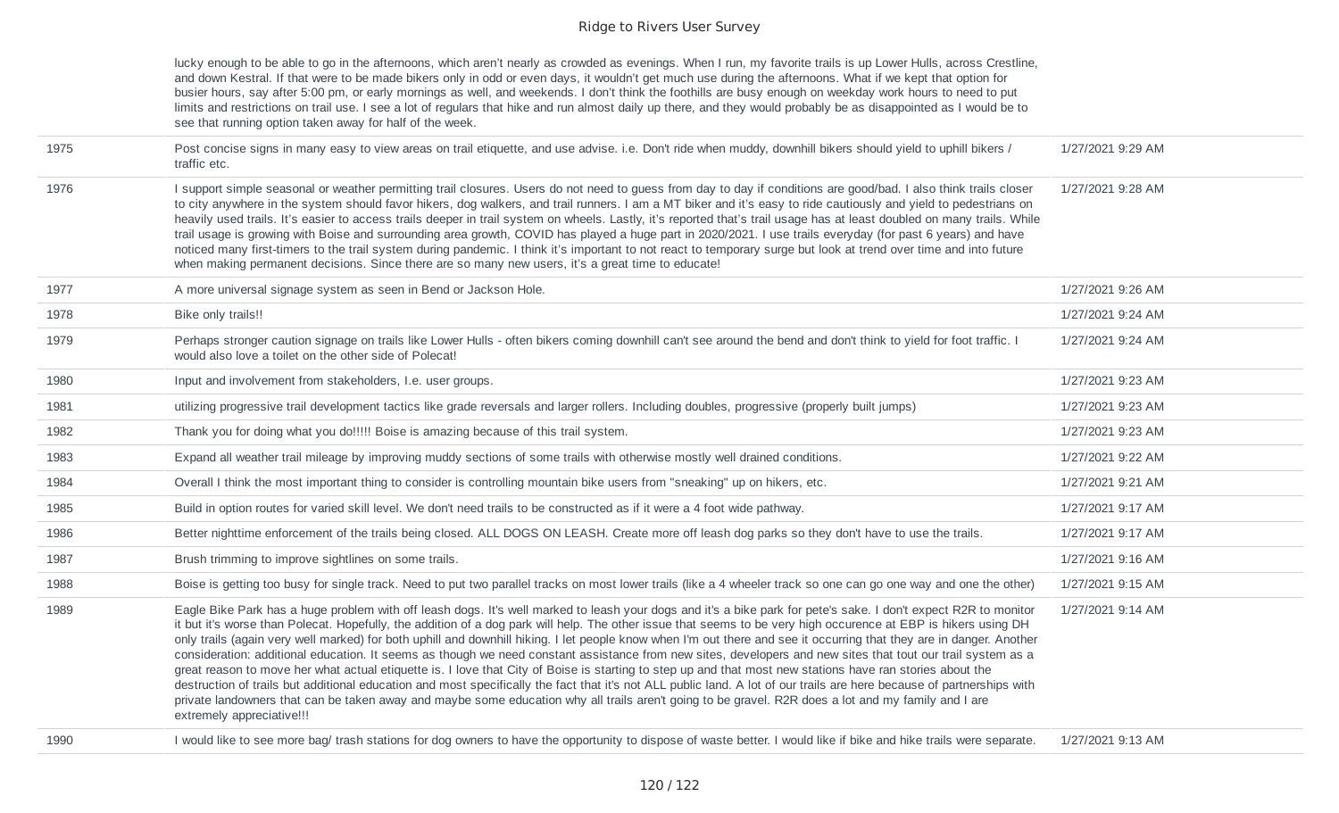| | | |
|---|---|---|
| | lucky enough to be able to go in the afternoons, which aren't nearly as crowded as evenings. When I run, my favorite trails is up Lower Hulls, across Crestline, and down Kestral. If that were to be made bikers only in odd or even days, it wouldn't get much use during the afternoons. What if we kept that option for busier hours, say after 5:00 pm, or early mornings as well, and weekends. I don't think the foothills are busy enough on weekday work hours to need to put limits and restrictions on trail use. I see a lot of regulars that hike and run almost daily up there, and they would probably be as disappointed as I would be to see that running option taken away for half of the week. | |
| 1975 | Post concise signs in many easy to view areas on trail etiquette, and use advise. i.e. Don't ride when muddy, downhill bikers should yield to uphill bikers / traffic etc. | 1/27/2021 9:29 AM |
| 1976 | I support simple seasonal or weather permitting trail closures. Users do not need to guess from day to day if conditions are good/bad. I also think trails closer to city anywhere in the system should favor hikers, dog walkers, and trail runners. I am a MT biker and it's easy to ride cautiously and yield to pedestrians on heavily used trails. It's easier to access trails deeper in trail system on wheels. Lastly, it's reported that's trail usage has at least doubled on many trails. While trail usage is growing with Boise and surrounding area growth, COVID has played a huge part in 2020/2021. I use trails everyday (for past 6 years) and have noticed many first-timers to the trail system during pandemic. I think it's important to not react to temporary surge but look at trend over time and into future when making permanent decisions. Since there are so many new users, it's a great time to educate! | 1/27/2021 9:28 AM |
| 1977 | A more universal signage system as seen in Bend or Jackson Hole. | 1/27/2021 9:26 AM |
| 1978 | Bike only trails!! | 1/27/2021 9:24 AM |
| 1979 | Perhaps stronger caution signage on trails like Lower Hulls - often bikers coming downhill can't see around the bend and don't think to yield for foot traffic. I would also love a toilet on the other side of Polecat! | 1/27/2021 9:24 AM |
| 1980 | Input and involvement from stakeholders, I.e. user groups. | 1/27/2021 9:23 AM |
| 1981 | utilizing progressive trail development tactics like grade reversals and larger rollers. Including doubles, progressive (properly built jumps) | 1/27/2021 9:23 AM |
| 1982 | Thank you for doing what you do!!!!! Boise is amazing because of this trail system. | 1/27/2021 9:23 AM |
| 1983 | Expand all weather trail mileage by improving muddy sections of some trails with otherwise mostly well drained conditions. | 1/27/2021 9:22 AM |
| 1984 | Overall I think the most important thing to consider is controlling mountain bike users from "sneaking" up on hikers, etc. | 1/27/2021 9:21 AM |
| 1985 | Build in option routes for varied skill level. We don't need trails to be constructed as if it were a 4 foot wide pathway. | 1/27/2021 9:17 AM |
| 1986 | Better nighttime enforcement of the trails being closed. ALL DOGS ON LEASH. Create more off leash dog parks so they don't have to use the trails. | 1/27/2021 9:17 AM |
| 1987 | Brush trimming to improve sightlines on some trails. | 1/27/2021 9:16 AM |
| 1988 | Boise is getting too busy for single track. Need to put two parallel tracks on most lower trails (like a 4 wheeler track so one can go one way and one the other) | 1/27/2021 9:15 AM |
| 1989 | Eagle Bike Park has a huge problem with off leash dogs. It's well marked to leash your dogs and it's a bike park for pete's sake. I don't expect R2R to monitor it but it's worse than Polecat. Hopefully, the addition of a dog park will help. The other issue that seems to be very high occurence at EBP is hikers using DH only trails (again very well marked) for both uphill and downhill hiking. I let people know when I'm out there and see it occurring that they are in danger. Another consideration: additional education. It seems as though we need constant assistance from new sites, developers and new sites that tout our trail system as a great reason to move her what actual etiquette is. I love that City of Boise is starting to step up and that most new stations have ran stories about the destruction of trails but additional education and most specifically the fact that it's not ALL public land. A lot of our trails are here because of partnerships with private landowners that can be taken away and maybe some education why all trails aren't going to be gravel. R2R does a lot and my family and I are extremely appreciative!!! | 1/27/2021 9:14 AM |
| 1990 | I would like to see more bag/ trash stations for dog owners to have the opportunity to dispose of waste better. I would like if bike and hike trails were separate. | 1/27/2021 9:13 AM |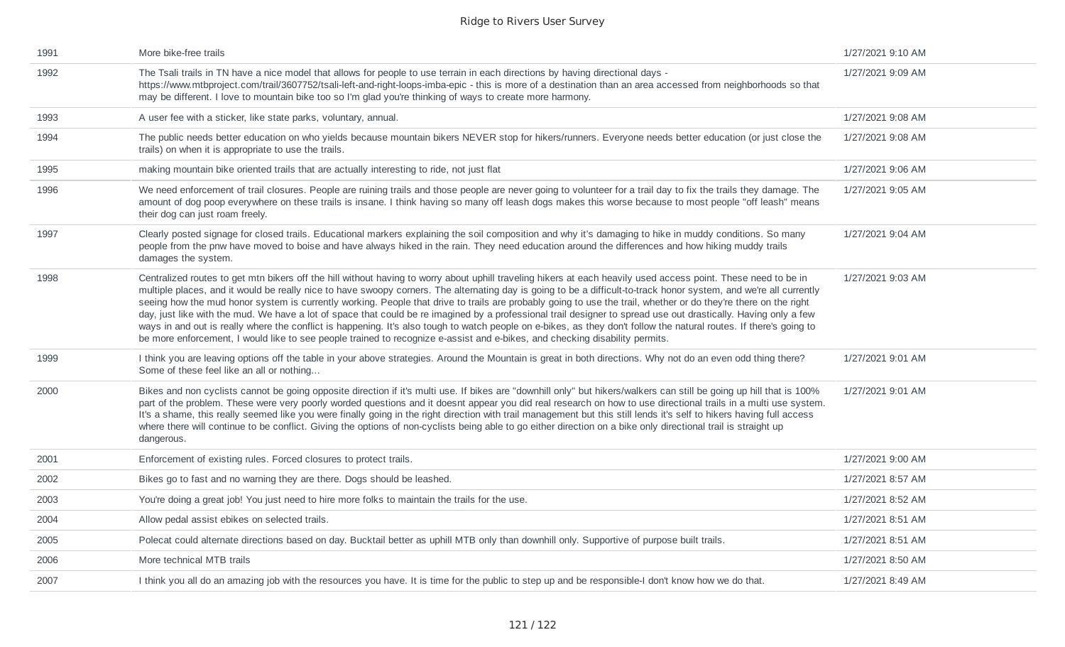| | | |
|---|---|---|
| 1991 | More bike-free trails | 1/27/2021 9:10 AM |
| 1992 | The Tsali trails in TN have a nice model that allows for people to use terrain in each directions by having directional days - https://www.mtbproject.com/trail/3607752/tsali-left-and-right-loops-imba-epic - this is more of a destination than an area accessed from neighborhoods so that may be different. I love to mountain bike too so I'm glad you're thinking of ways to create more harmony. | 1/27/2021 9:09 AM |
| 1993 | A user fee with a sticker, like state parks, voluntary, annual. | 1/27/2021 9:08 AM |
| 1994 | The public needs better education on who yields because mountain bikers NEVER stop for hikers/runners. Everyone needs better education (or just close the trails) on when it is appropriate to use the trails. | 1/27/2021 9:08 AM |
| 1995 | making mountain bike oriented trails that are actually interesting to ride, not just flat | 1/27/2021 9:06 AM |
| 1996 | We need enforcement of trail closures. People are ruining trails and those people are never going to volunteer for a trail day to fix the trails they damage. The amount of dog poop everywhere on these trails is insane. I think having so many off leash dogs makes this worse because to most people "off leash" means their dog can just roam freely. | 1/27/2021 9:05 AM |
| 1997 | Clearly posted signage for closed trails. Educational markers explaining the soil composition and why it's damaging to hike in muddy conditions. So many people from the pnw have moved to boise and have always hiked in the rain. They need education around the differences and how hiking muddy trails damages the system. | 1/27/2021 9:04 AM |
| 1998 | Centralized routes to get mtn bikers off the hill without having to worry about uphill traveling hikers at each heavily used access point. These need to be in multiple places, and it would be really nice to have swoopy corners. The alternating day is going to be a difficult-to-track honor system, and we're all currently seeing how the mud honor system is currently working. People that drive to trails are probably going to use the trail, whether or do they're there on the right day, just like with the mud. We have a lot of space that could be re imagined by a professional trail designer to spread use out drastically. Having only a few ways in and out is really where the conflict is happening. It's also tough to watch people on e-bikes, as they don't follow the natural routes. If there's going to be more enforcement, I would like to see people trained to recognize e-assist and e-bikes, and checking disability permits. | 1/27/2021 9:03 AM |
| 1999 | I think you are leaving options off the table in your above strategies. Around the Mountain is great in both directions. Why not do an even odd thing there? Some of these feel like an all or nothing... | 1/27/2021 9:01 AM |
| 2000 | Bikes and non cyclists cannot be going opposite direction if it's multi use. If bikes are "downhill only" but hikers/walkers can still be going up hill that is 100% part of the problem. These were very poorly worded questions and it doesnt appear you did real research on how to use directional trails in a multi use system. It's a shame, this really seemed like you were finally going in the right direction with trail management but this still lends it's self to hikers having full access where there will continue to be conflict. Giving the options of non-cyclists being able to go either direction on a bike only directional trail is straight up dangerous. | 1/27/2021 9:01 AM |
| 2001 | Enforcement of existing rules. Forced closures to protect trails. | 1/27/2021 9:00 AM |
| 2002 | Bikes go to fast and no warning they are there. Dogs should be leashed. | 1/27/2021 8:57 AM |
| 2003 | You're doing a great job! You just need to hire more folks to maintain the trails for the use. | 1/27/2021 8:52 AM |
| 2004 | Allow pedal assist ebikes on selected trails. | 1/27/2021 8:51 AM |
| 2005 | Polecat could alternate directions based on day. Bucktail better as uphill MTB only than downhill only. Supportive of purpose built trails. | 1/27/2021 8:51 AM |
| 2006 | More technical MTB trails | 1/27/2021 8:50 AM |
| 2007 | I think you all do an amazing job with the resources you have. It is time for the public to step up and be responsible-I don't know how we do that. | 1/27/2021 8:49 AM |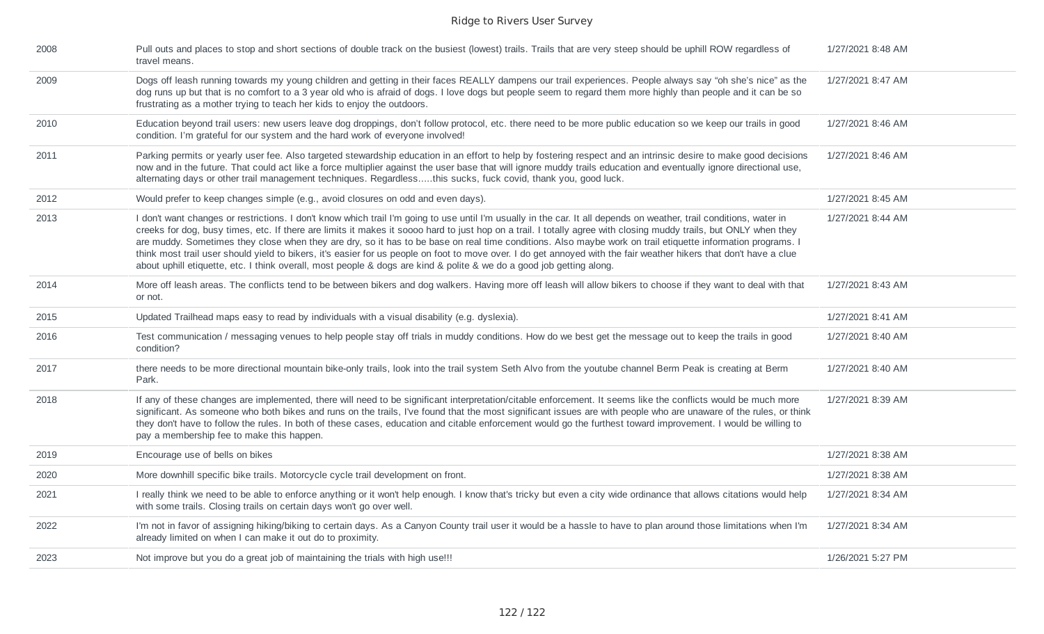| | | |
|---|---|---|
| 2008 | Pull outs and places to stop and short sections of double track on the busiest (lowest) trails. Trails that are very steep should be uphill ROW regardless of travel means. | 1/27/2021 8:48 AM |
| 2009 | Dogs off leash running towards my young children and getting in their faces REALLY dampens our trail experiences. People always say "oh she's nice" as the dog runs up but that is no comfort to a 3 year old who is afraid of dogs. I love dogs but people seem to regard them more highly than people and it can be so frustrating as a mother trying to teach her kids to enjoy the outdoors. | 1/27/2021 8:47 AM |
| 2010 | Education beyond trail users: new users leave dog droppings, don't follow protocol, etc. there need to be more public education so we keep our trails in good condition. I'm grateful for our system and the hard work of everyone involved! | 1/27/2021 8:46 AM |
| 2011 | Parking permits or yearly user fee. Also targeted stewardship education in an effort to help by fostering respect and an intrinsic desire to make good decisions now and in the future. That could act like a force multiplier against the user base that will ignore muddy trails education and eventually ignore directional use, alternating days or other trail management techniques. Regardless.....this sucks, fuck covid, thank you, good luck. | 1/27/2021 8:46 AM |
| 2012 | Would prefer to keep changes simple (e.g., avoid closures on odd and even days). | 1/27/2021 8:45 AM |
| 2013 | I don't want changes or restrictions. I don't know which trail I'm going to use until I'm usually in the car. It all depends on weather, trail conditions, water in creeks for dog, busy times, etc. If there are limits it makes it soooo hard to just hop on a trail. I totally agree with closing muddy trails, but ONLY when they are muddy. Sometimes they close when they are dry, so it has to be base on real time conditions. Also maybe work on trail etiquette information programs. I think most trail user should yield to bikers, it's easier for us people on foot to move over. I do get annoyed with the fair weather hikers that don't have a clue about uphill etiquette, etc. I think overall, most people & dogs are kind & polite & we do a good job getting along. | 1/27/2021 8:44 AM |
| 2014 | More off leash areas. The conflicts tend to be between bikers and dog walkers. Having more off leash will allow bikers to choose if they want to deal with that or not. | 1/27/2021 8:43 AM |
| 2015 | Updated Trailhead maps easy to read by individuals with a visual disability (e.g. dyslexia). | 1/27/2021 8:41 AM |
| 2016 | Test communication / messaging venues to help people stay off trials in muddy conditions. How do we best get the message out to keep the trails in good condition? | 1/27/2021 8:40 AM |
| 2017 | there needs to be more directional mountain bike-only trails, look into the trail system Seth Alvo from the youtube channel Berm Peak is creating at Berm Park. | 1/27/2021 8:40 AM |
| 2018 | If any of these changes are implemented, there will need to be significant interpretation/citable enforcement. It seems like the conflicts would be much more significant. As someone who both bikes and runs on the trails, I've found that the most significant issues are with people who are unaware of the rules, or think they don't have to follow the rules. In both of these cases, education and citable enforcement would go the furthest toward improvement. I would be willing to pay a membership fee to make this happen. | 1/27/2021 8:39 AM |
| 2019 | Encourage use of bells on bikes | 1/27/2021 8:38 AM |
| 2020 | More downhill specific bike trails. Motorcycle cycle trail development on front. | 1/27/2021 8:38 AM |
| 2021 | I really think we need to be able to enforce anything or it won't help enough. I know that's tricky but even a city wide ordinance that allows citations would help with some trails. Closing trails on certain days won't go over well. | 1/27/2021 8:34 AM |
| 2022 | I'm not in favor of assigning hiking/biking to certain days. As a Canyon County trail user it would be a hassle to have to plan around those limitations when I'm already limited on when I can make it out do to proximity. | 1/27/2021 8:34 AM |
| 2023 | Not improve but you do a great job of maintaining the trials with high use!!! | 1/26/2021 5:27 PM |